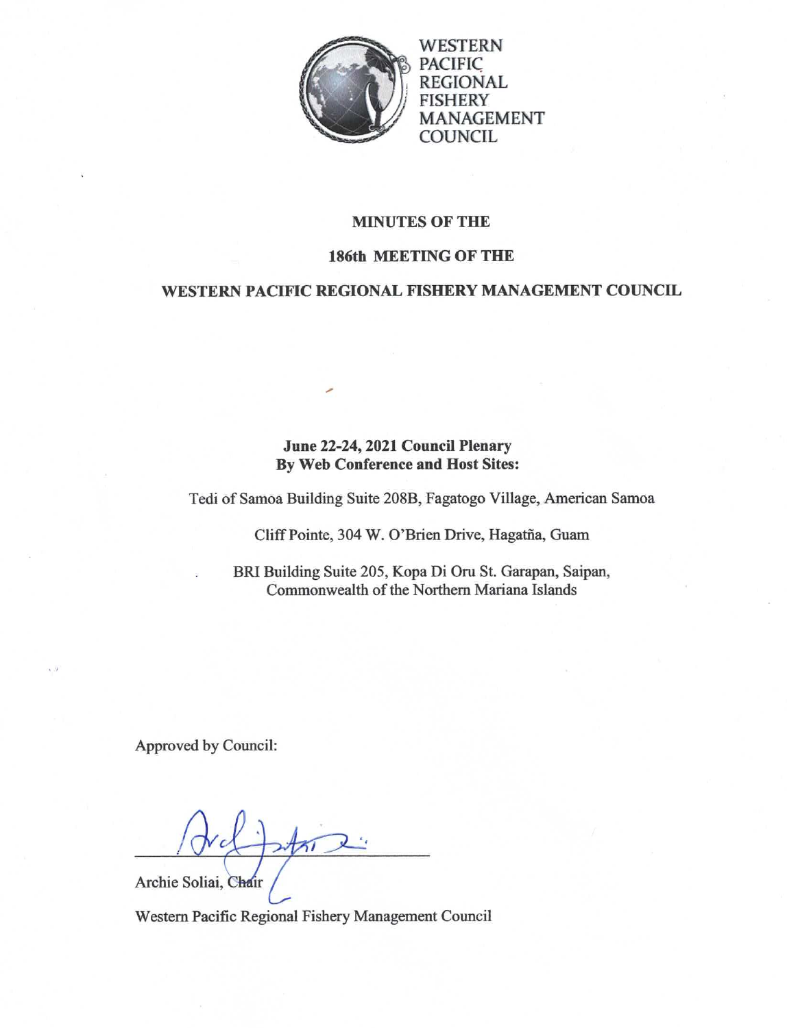WESTERN PACIFIC REGIONAL FISHERY MANAGEMENT COUNCIL

# MINUTES OF THE

# 186th MEETING OF THE

# WESTERN PACIFIC REGIONAL FISHERY MANAGEMENT COUNCIL

**June 22-24, 2021 Council Plenary**
**By Web Conference and Host Sites:**

Tedi of Samoa Building Suite 208B, Fagatogo Village, American Samoa

Cliff Pointe, 304 W. O'Brien Drive, Hagatña, Guam

BRI Building Suite 205, Kopa Di Oru St. Garapan, Saipan, Commonwealth of the Northern Mariana Islands

Approved by Council:

Archie Soliai, Chair

Western Pacific Regional Fishery Management Council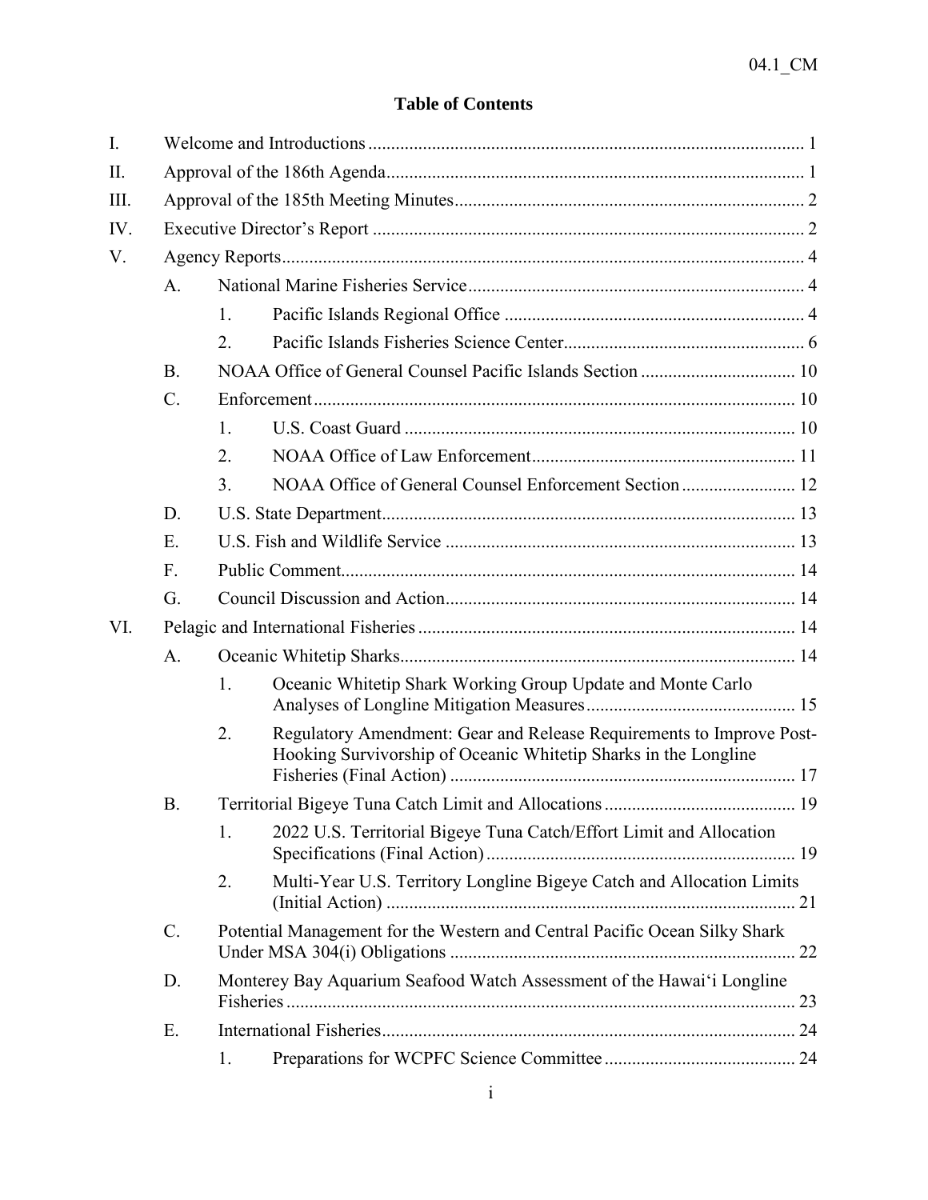04.1_CM

# Table of Contents

- I. Welcome and Introductions ... 1
- II. Approval of the 186th Agenda ... 1
- III. Approval of the 185th Meeting Minutes ... 2
- IV. Executive Director's Report ... 2
- V. Agency Reports ... 4
  - A. National Marine Fisheries Service ... 4
    - 1. Pacific Islands Regional Office ... 4
    - 2. Pacific Islands Fisheries Science Center ... 6
  - B. NOAA Office of General Counsel Pacific Islands Section ... 10
  - C. Enforcement ... 10
    - 1. U.S. Coast Guard ... 10
    - 2. NOAA Office of Law Enforcement ... 11
    - 3. NOAA Office of General Counsel Enforcement Section ... 12
  - D. U.S. State Department ... 13
  - E. U.S. Fish and Wildlife Service ... 13
  - F. Public Comment ... 14
  - G. Council Discussion and Action ... 14
- VI. Pelagic and International Fisheries ... 14
  - A. Oceanic Whitetip Sharks ... 14
    - 1. Oceanic Whitetip Shark Working Group Update and Monte Carlo Analyses of Longline Mitigation Measures ... 15
    - 2. Regulatory Amendment: Gear and Release Requirements to Improve Post-Hooking Survivorship of Oceanic Whitetip Sharks in the Longline Fisheries (Final Action) ... 17
  - B. Territorial Bigeye Tuna Catch Limit and Allocations ... 19
    - 1. 2022 U.S. Territorial Bigeye Tuna Catch/Effort Limit and Allocation Specifications (Final Action) ... 19
    - 2. Multi-Year U.S. Territory Longline Bigeye Catch and Allocation Limits (Initial Action) ... 21
  - C. Potential Management for the Western and Central Pacific Ocean Silky Shark Under MSA 304(i) Obligations ... 22
  - D. Monterey Bay Aquarium Seafood Watch Assessment of the Hawai'i Longline Fisheries ... 23
  - E. International Fisheries ... 24
    - 1. Preparations for WCPFC Science Committee ... 24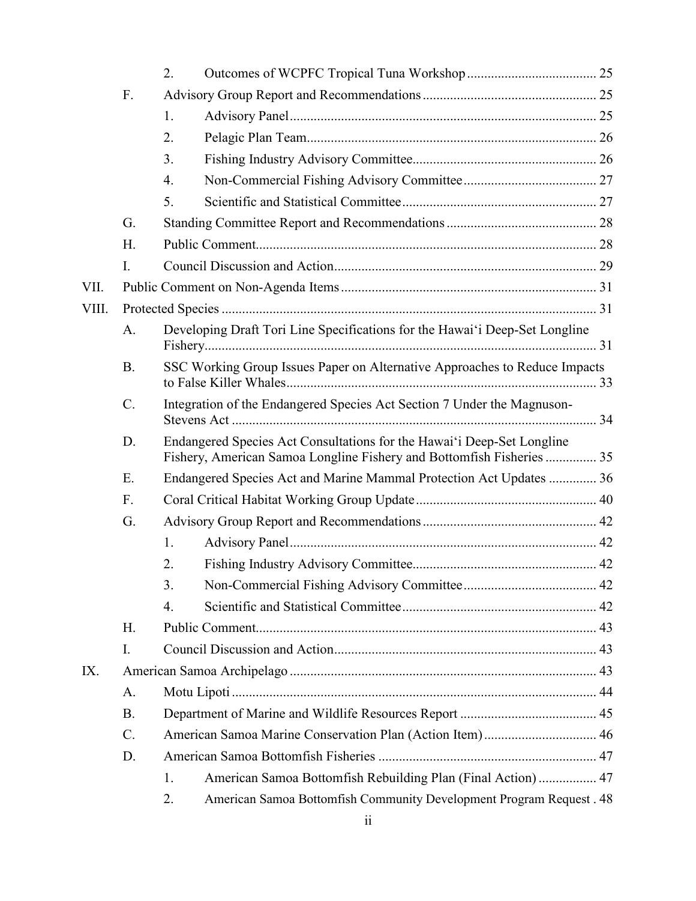2. Outcomes of WCPFC Tropical Tuna Workshop ..................................... 25

F. Advisory Group Report and Recommendations .................................................. 25

1. Advisory Panel ......................................................................................... 25
2. Pelagic Plan Team.................................................................................... 26
3. Fishing Industry Advisory Committee..................................................... 26
4. Non-Commercial Fishing Advisory Committee ....................................... 27
5. Scientific and Statistical Committee ......................................................... 27

G. Standing Committee Report and Recommendations ............................................ 28

H. Public Comment.................................................................................................... 28

I. Council Discussion and Action............................................................................. 29

VII. Public Comment on Non-Agenda Items ........................................................................... 31

VIII. Protected Species ............................................................................................................. 31

A. Developing Draft Tori Line Specifications for the Hawaiʻi Deep-Set Longline Fishery.................................................................................................................. 31

B. SSC Working Group Issues Paper on Alternative Approaches to Reduce Impacts to False Killer Whales.......................................................................................... 33

C. Integration of the Endangered Species Act Section 7 Under the Magnuson-Stevens Act .......................................................................................................... 34

D. Endangered Species Act Consultations for the Hawaiʻi Deep-Set Longline Fishery, American Samoa Longline Fishery and Bottomfish Fisheries ............... 35

E. Endangered Species Act and Marine Mammal Protection Act Updates .............. 36

F. Coral Critical Habitat Working Group Update ..................................................... 40

G. Advisory Group Report and Recommendations .................................................. 42

1. Advisory Panel ......................................................................................... 42
2. Fishing Industry Advisory Committee..................................................... 42
3. Non-Commercial Fishing Advisory Committee ....................................... 42
4. Scientific and Statistical Committee ......................................................... 42

H. Public Comment.................................................................................................... 43

I. Council Discussion and Action............................................................................. 43

IX. American Samoa Archipelago ......................................................................................... 43

A. Motu Lipoti .......................................................................................................... 44

B. Department of Marine and Wildlife Resources Report ........................................ 45

C. American Samoa Marine Conservation Plan (Action Item) ................................. 46

D. American Samoa Bottomfish Fisheries ................................................................ 47

1. American Samoa Bottomfish Rebuilding Plan (Final Action) ................. 47
2. American Samoa Bottomfish Community Development Program Request . 48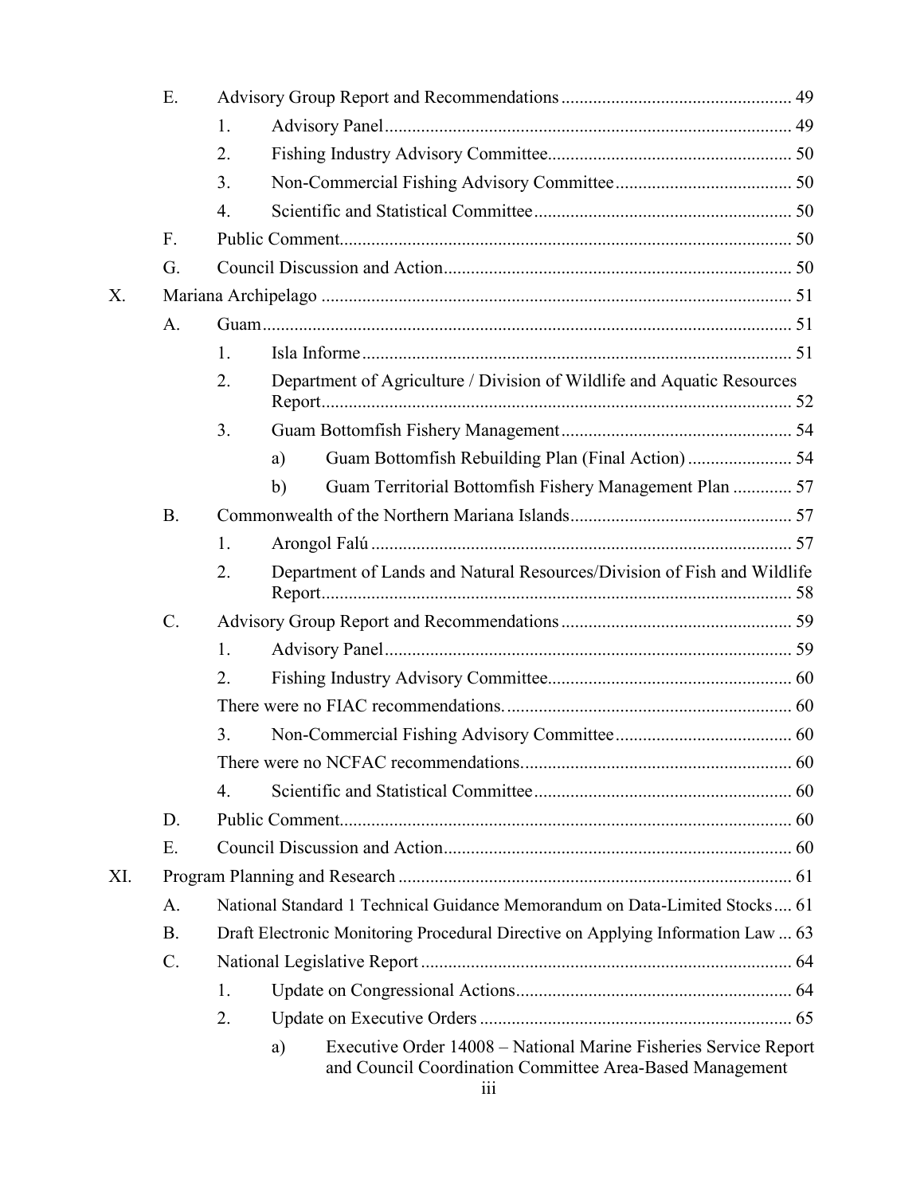- E. Advisory Group Report and Recommendations ... 49
  - 1. Advisory Panel ... 49
  - 2. Fishing Industry Advisory Committee ... 50
  - 3. Non-Commercial Fishing Advisory Committee ... 50
  - 4. Scientific and Statistical Committee ... 50
- F. Public Comment ... 50
- G. Council Discussion and Action ... 50

X. Mariana Archipelago ... 51

- A. Guam ... 51
  - 1. Isla Informe ... 51
  - 2. Department of Agriculture / Division of Wildlife and Aquatic Resources Report ... 52
  - 3. Guam Bottomfish Fishery Management ... 54
    - a) Guam Bottomfish Rebuilding Plan (Final Action) ... 54
    - b) Guam Territorial Bottomfish Fishery Management Plan ... 57
- B. Commonwealth of the Northern Mariana Islands ... 57
  - 1. Arongol Falú ... 57
  - 2. Department of Lands and Natural Resources/Division of Fish and Wildlife Report ... 58
- C. Advisory Group Report and Recommendations ... 59
  - 1. Advisory Panel ... 59
  - 2. Fishing Industry Advisory Committee ... 60
  - There were no FIAC recommendations. ... 60
  - 3. Non-Commercial Fishing Advisory Committee ... 60
  - There were no NCFAC recommendations. ... 60
  - 4. Scientific and Statistical Committee ... 60
- D. Public Comment ... 60
- E. Council Discussion and Action ... 60

XI. Program Planning and Research ... 61

- A. National Standard 1 Technical Guidance Memorandum on Data-Limited Stocks ... 61
- B. Draft Electronic Monitoring Procedural Directive on Applying Information Law ... 63
- C. National Legislative Report ... 64
  - 1. Update on Congressional Actions ... 64
  - 2. Update on Executive Orders ... 65
    - a) Executive Order 14008 – National Marine Fisheries Service Report and Council Coordination Committee Area-Based Management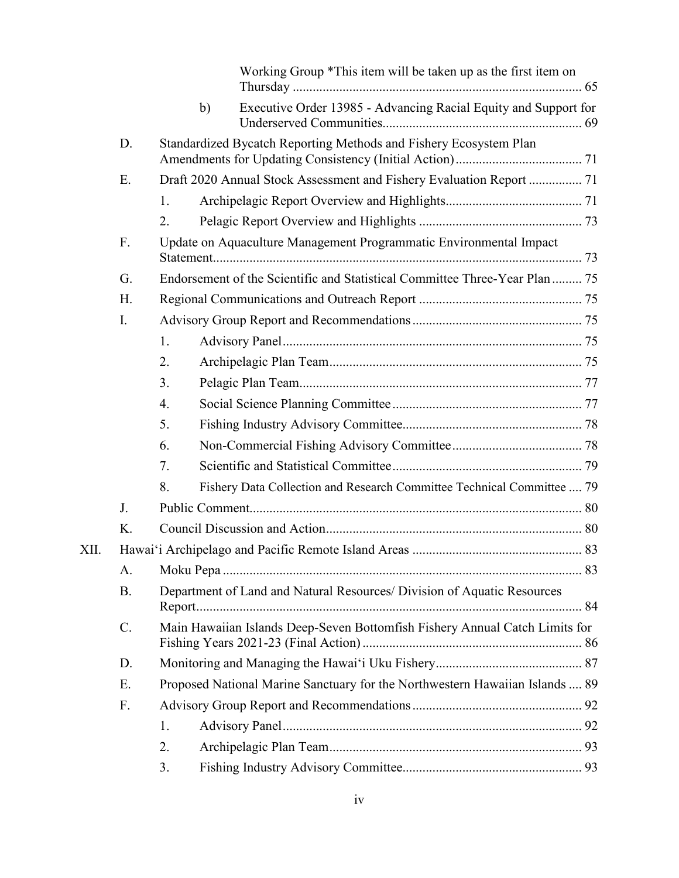Working Group *This item will be taken up as the first item on Thursday ....... 65

b) Executive Order 13985 - Advancing Racial Equity and Support for Underserved Communities....... 69

D. Standardized Bycatch Reporting Methods and Fishery Ecosystem Plan Amendments for Updating Consistency (Initial Action)....... 71

E. Draft 2020 Annual Stock Assessment and Fishery Evaluation Report ....... 71

1. Archipelagic Report Overview and Highlights....... 71
2. Pelagic Report Overview and Highlights ....... 73

F. Update on Aquaculture Management Programmatic Environmental Impact Statement....... 73

G. Endorsement of the Scientific and Statistical Committee Three-Year Plan....... 75

H. Regional Communications and Outreach Report ....... 75

I. Advisory Group Report and Recommendations....... 75

1. Advisory Panel....... 75
2. Archipelagic Plan Team....... 75
3. Pelagic Plan Team....... 77
4. Social Science Planning Committee....... 77
5. Fishing Industry Advisory Committee....... 78
6. Non-Commercial Fishing Advisory Committee....... 78
7. Scientific and Statistical Committee....... 79
8. Fishery Data Collection and Research Committee Technical Committee ....... 79

J. Public Comment....... 80

K. Council Discussion and Action....... 80

XII. Hawai'i Archipelago and Pacific Remote Island Areas ....... 83

A. Moku Pepa ....... 83

B. Department of Land and Natural Resources/ Division of Aquatic Resources Report....... 84

C. Main Hawaiian Islands Deep-Seven Bottomfish Fishery Annual Catch Limits for Fishing Years 2021-23 (Final Action) ....... 86

D. Monitoring and Managing the Hawai'i Uku Fishery....... 87

E. Proposed National Marine Sanctuary for the Northwestern Hawaiian Islands ....... 89

F. Advisory Group Report and Recommendations....... 92

1. Advisory Panel....... 92
2. Archipelagic Plan Team....... 93
3. Fishing Industry Advisory Committee....... 93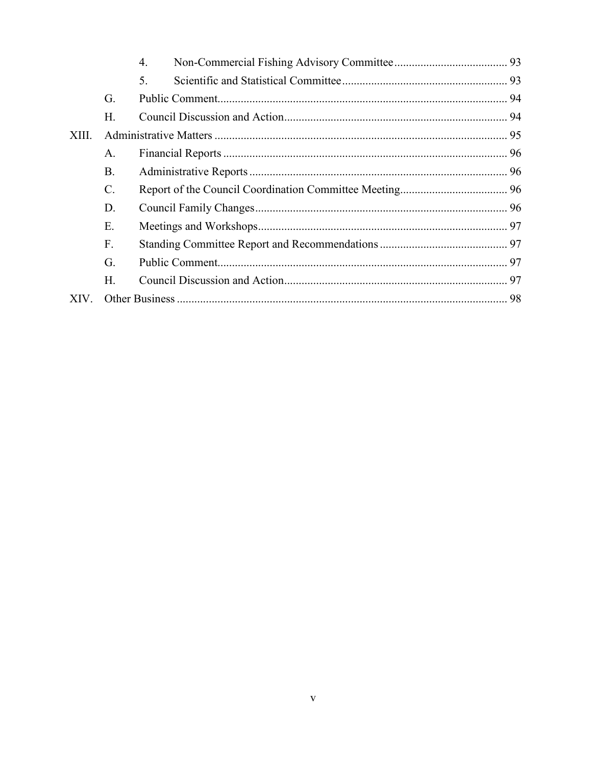4. Non-Commercial Fishing Advisory Committee ...................................... 93
5. Scientific and Statistical Committee ........................................................ 93

G. Public Comment.................................................................................................. 94

H. Council Discussion and Action............................................................................ 94

XIII. Administrative Matters ..................................................................................................... 95

A. Financial Reports ................................................................................................. 96

B. Administrative Reports ........................................................................................ 96

C. Report of the Council Coordination Committee Meeting.................................... 96

D. Council Family Changes...................................................................................... 96

E. Meetings and Workshops..................................................................................... 97

F. Standing Committee Report and Recommendations ............................................ 97

G. Public Comment.................................................................................................. 97

H. Council Discussion and Action............................................................................ 97

XIV. Other Business ................................................................................................................. 98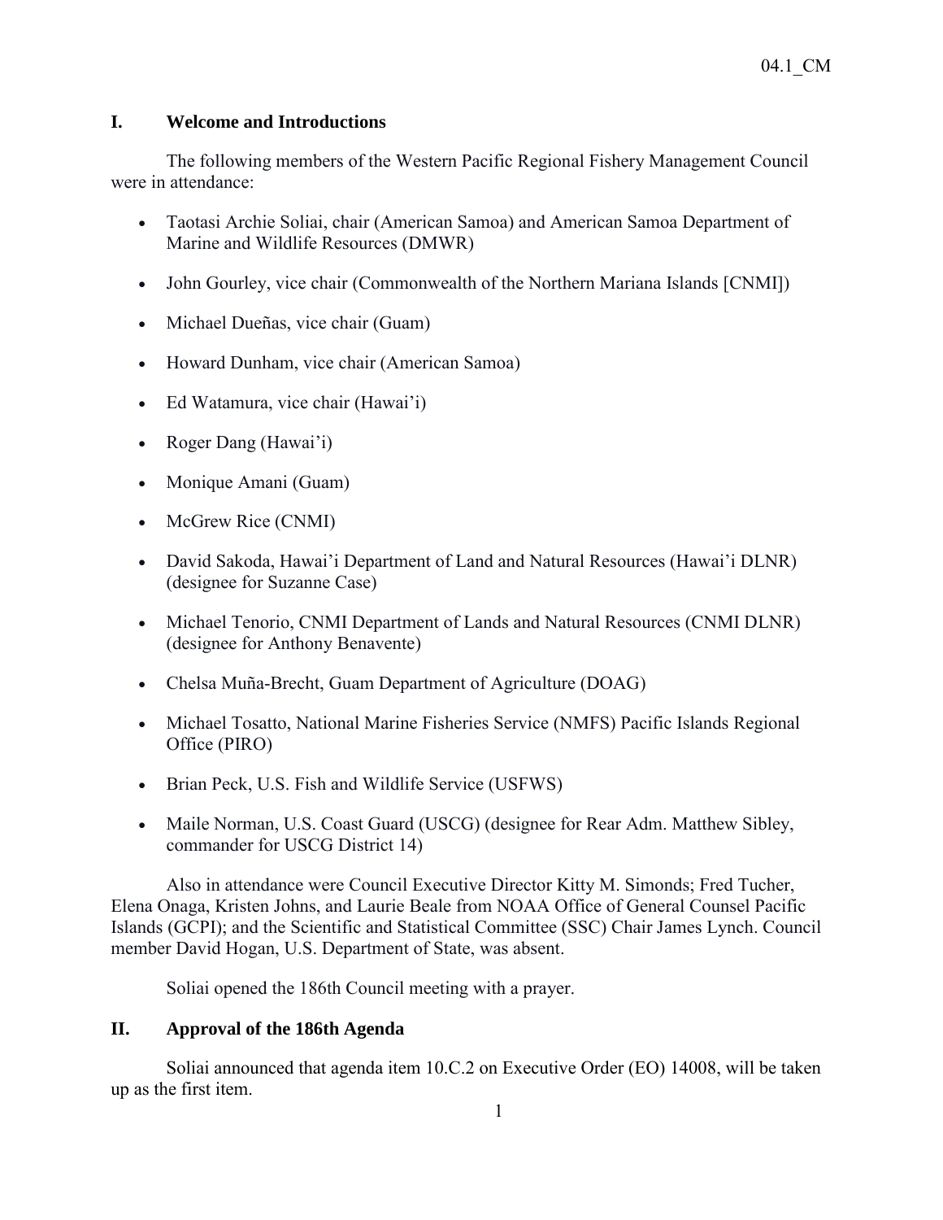04.1_CM

## I. Welcome and Introductions

The following members of the Western Pacific Regional Fishery Management Council were in attendance:

- Taotasi Archie Soliai, chair (American Samoa) and American Samoa Department of Marine and Wildlife Resources (DMWR)
- John Gourley, vice chair (Commonwealth of the Northern Mariana Islands [CNMI])
- Michael Dueñas, vice chair (Guam)
- Howard Dunham, vice chair (American Samoa)
- Ed Watamura, vice chair (Hawai'i)
- Roger Dang (Hawai'i)
- Monique Amani (Guam)
- McGrew Rice (CNMI)
- David Sakoda, Hawai'i Department of Land and Natural Resources (Hawai'i DLNR) (designee for Suzanne Case)
- Michael Tenorio, CNMI Department of Lands and Natural Resources (CNMI DLNR) (designee for Anthony Benavente)
- Chelsa Muña-Brecht, Guam Department of Agriculture (DOAG)
- Michael Tosatto, National Marine Fisheries Service (NMFS) Pacific Islands Regional Office (PIRO)
- Brian Peck, U.S. Fish and Wildlife Service (USFWS)
- Maile Norman, U.S. Coast Guard (USCG) (designee for Rear Adm. Matthew Sibley, commander for USCG District 14)

Also in attendance were Council Executive Director Kitty M. Simonds; Fred Tucher, Elena Onaga, Kristen Johns, and Laurie Beale from NOAA Office of General Counsel Pacific Islands (GCPI); and the Scientific and Statistical Committee (SSC) Chair James Lynch. Council member David Hogan, U.S. Department of State, was absent.

Soliai opened the 186th Council meeting with a prayer.

## II. Approval of the 186th Agenda

Soliai announced that agenda item 10.C.2 on Executive Order (EO) 14008, will be taken up as the first item.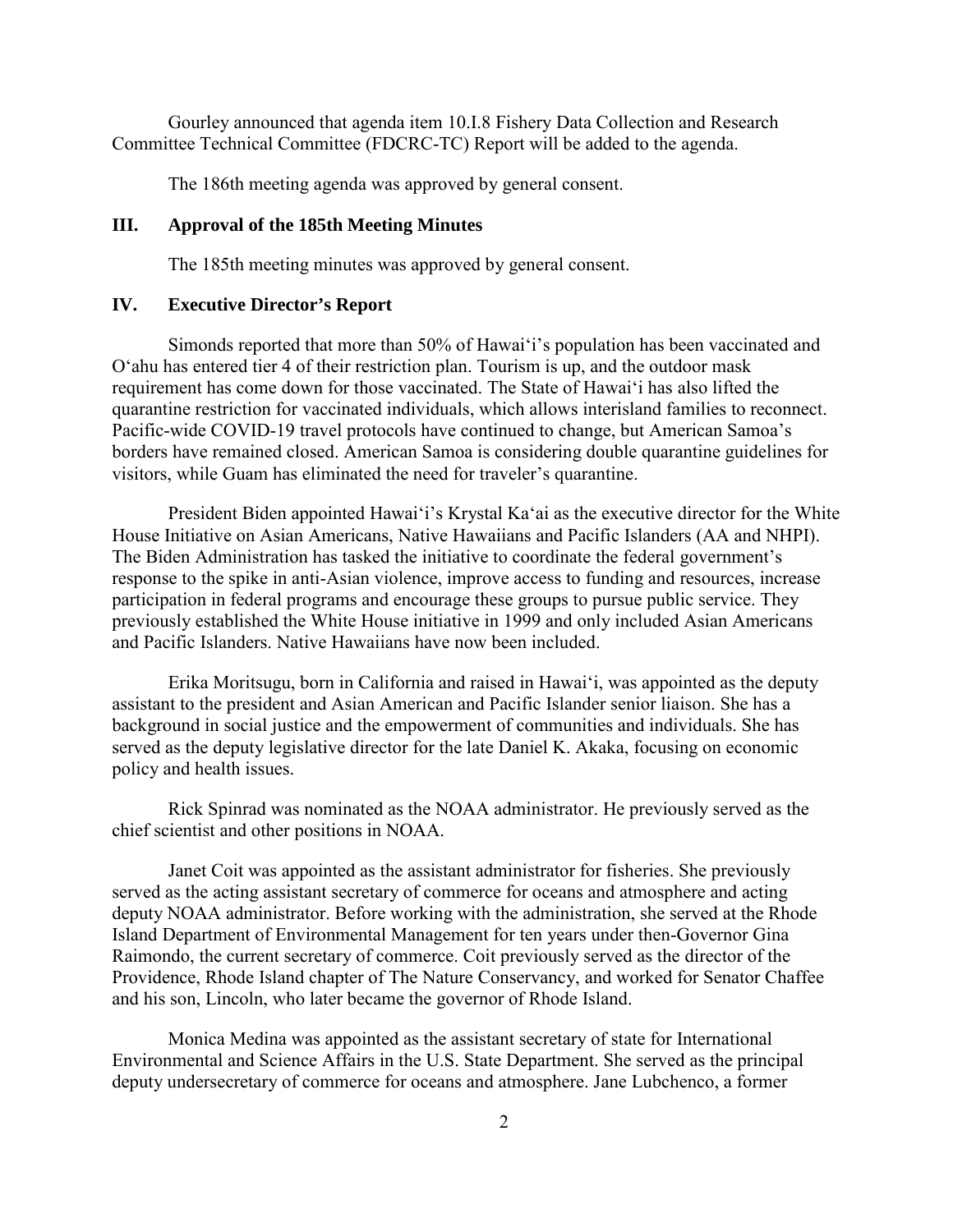Gourley announced that agenda item 10.I.8 Fishery Data Collection and Research Committee Technical Committee (FDCRC-TC) Report will be added to the agenda.

The 186th meeting agenda was approved by general consent.

## III. Approval of the 185th Meeting Minutes

The 185th meeting minutes was approved by general consent.

## IV. Executive Director's Report

Simonds reported that more than 50% of Hawai'i's population has been vaccinated and O'ahu has entered tier 4 of their restriction plan. Tourism is up, and the outdoor mask requirement has come down for those vaccinated. The State of Hawai'i has also lifted the quarantine restriction for vaccinated individuals, which allows interisland families to reconnect. Pacific-wide COVID-19 travel protocols have continued to change, but American Samoa's borders have remained closed. American Samoa is considering double quarantine guidelines for visitors, while Guam has eliminated the need for traveler's quarantine.

President Biden appointed Hawai'i's Krystal Ka'ai as the executive director for the White House Initiative on Asian Americans, Native Hawaiians and Pacific Islanders (AA and NHPI). The Biden Administration has tasked the initiative to coordinate the federal government's response to the spike in anti-Asian violence, improve access to funding and resources, increase participation in federal programs and encourage these groups to pursue public service. They previously established the White House initiative in 1999 and only included Asian Americans and Pacific Islanders. Native Hawaiians have now been included.

Erika Moritsugu, born in California and raised in Hawai'i, was appointed as the deputy assistant to the president and Asian American and Pacific Islander senior liaison. She has a background in social justice and the empowerment of communities and individuals. She has served as the deputy legislative director for the late Daniel K. Akaka, focusing on economic policy and health issues.

Rick Spinrad was nominated as the NOAA administrator. He previously served as the chief scientist and other positions in NOAA.

Janet Coit was appointed as the assistant administrator for fisheries. She previously served as the acting assistant secretary of commerce for oceans and atmosphere and acting deputy NOAA administrator. Before working with the administration, she served at the Rhode Island Department of Environmental Management for ten years under then-Governor Gina Raimondo, the current secretary of commerce. Coit previously served as the director of the Providence, Rhode Island chapter of The Nature Conservancy, and worked for Senator Chaffee and his son, Lincoln, who later became the governor of Rhode Island.

Monica Medina was appointed as the assistant secretary of state for International Environmental and Science Affairs in the U.S. State Department. She served as the principal deputy undersecretary of commerce for oceans and atmosphere. Jane Lubchenco, a former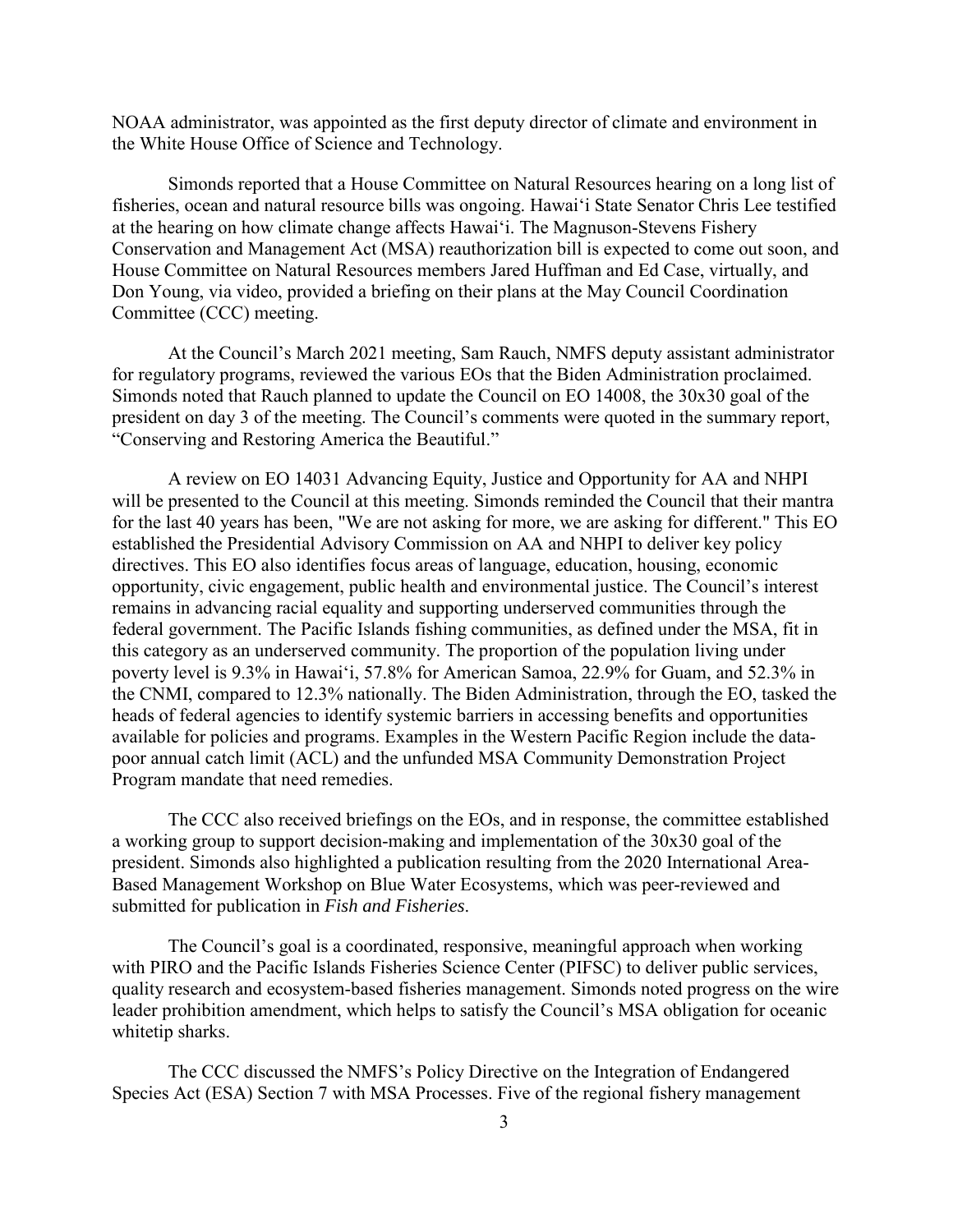NOAA administrator, was appointed as the first deputy director of climate and environment in the White House Office of Science and Technology.

Simonds reported that a House Committee on Natural Resources hearing on a long list of fisheries, ocean and natural resource bills was ongoing. Hawai'i State Senator Chris Lee testified at the hearing on how climate change affects Hawai'i. The Magnuson-Stevens Fishery Conservation and Management Act (MSA) reauthorization bill is expected to come out soon, and House Committee on Natural Resources members Jared Huffman and Ed Case, virtually, and Don Young, via video, provided a briefing on their plans at the May Council Coordination Committee (CCC) meeting.

At the Council's March 2021 meeting, Sam Rauch, NMFS deputy assistant administrator for regulatory programs, reviewed the various EOs that the Biden Administration proclaimed. Simonds noted that Rauch planned to update the Council on EO 14008, the 30x30 goal of the president on day 3 of the meeting. The Council's comments were quoted in the summary report, "Conserving and Restoring America the Beautiful."

A review on EO 14031 Advancing Equity, Justice and Opportunity for AA and NHPI will be presented to the Council at this meeting. Simonds reminded the Council that their mantra for the last 40 years has been, "We are not asking for more, we are asking for different." This EO established the Presidential Advisory Commission on AA and NHPI to deliver key policy directives. This EO also identifies focus areas of language, education, housing, economic opportunity, civic engagement, public health and environmental justice. The Council's interest remains in advancing racial equality and supporting underserved communities through the federal government. The Pacific Islands fishing communities, as defined under the MSA, fit in this category as an underserved community. The proportion of the population living under poverty level is 9.3% in Hawai'i, 57.8% for American Samoa, 22.9% for Guam, and 52.3% in the CNMI, compared to 12.3% nationally. The Biden Administration, through the EO, tasked the heads of federal agencies to identify systemic barriers in accessing benefits and opportunities available for policies and programs. Examples in the Western Pacific Region include the data-poor annual catch limit (ACL) and the unfunded MSA Community Demonstration Project Program mandate that need remedies.

The CCC also received briefings on the EOs, and in response, the committee established a working group to support decision-making and implementation of the 30x30 goal of the president. Simonds also highlighted a publication resulting from the 2020 International Area-Based Management Workshop on Blue Water Ecosystems, which was peer-reviewed and submitted for publication in *Fish and Fisheries*.

The Council's goal is a coordinated, responsive, meaningful approach when working with PIRO and the Pacific Islands Fisheries Science Center (PIFSC) to deliver public services, quality research and ecosystem-based fisheries management. Simonds noted progress on the wire leader prohibition amendment, which helps to satisfy the Council's MSA obligation for oceanic whitetip sharks.

The CCC discussed the NMFS's Policy Directive on the Integration of Endangered Species Act (ESA) Section 7 with MSA Processes. Five of the regional fishery management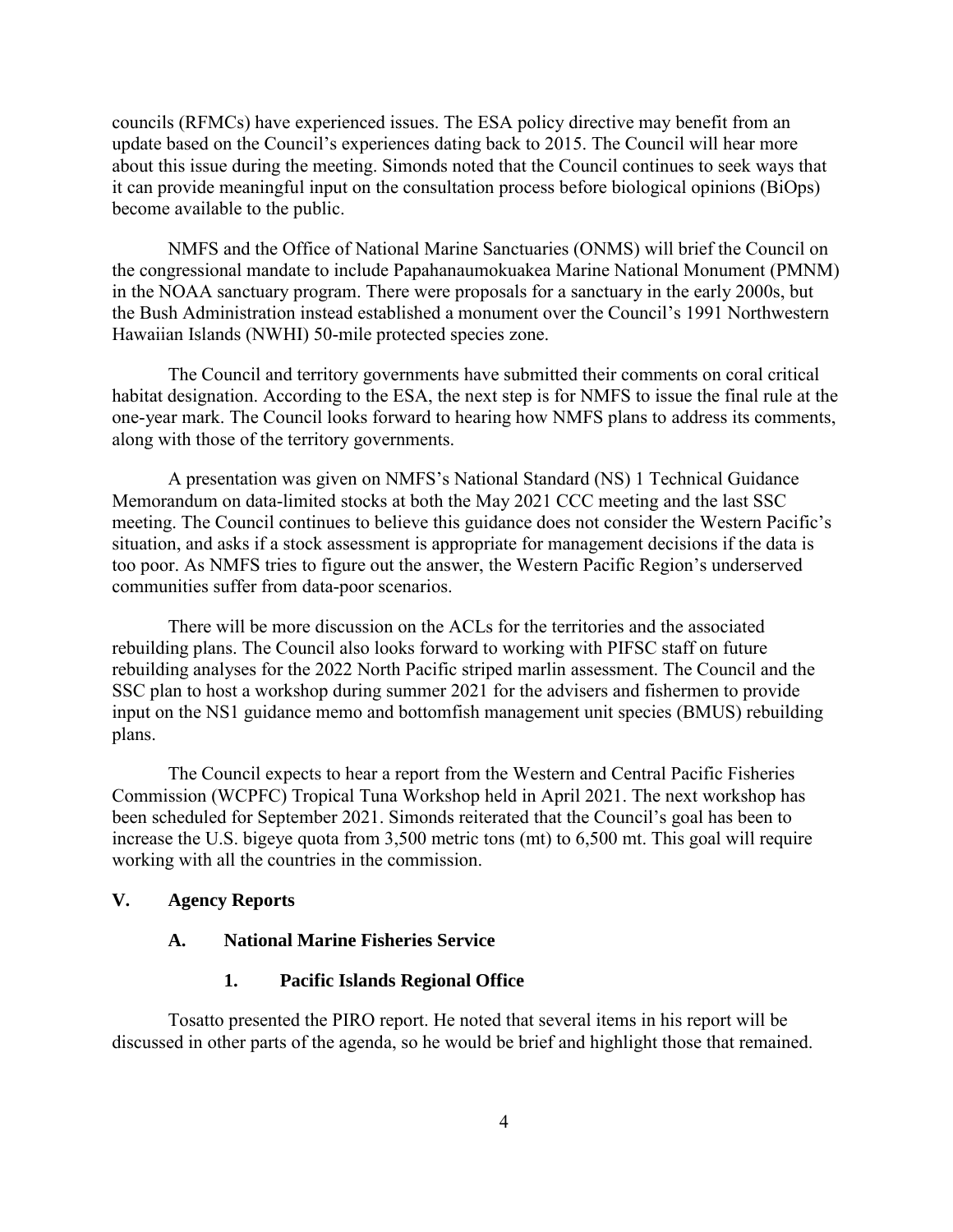councils (RFMCs) have experienced issues. The ESA policy directive may benefit from an update based on the Council's experiences dating back to 2015. The Council will hear more about this issue during the meeting. Simonds noted that the Council continues to seek ways that it can provide meaningful input on the consultation process before biological opinions (BiOps) become available to the public.

NMFS and the Office of National Marine Sanctuaries (ONMS) will brief the Council on the congressional mandate to include Papahanaumokuakea Marine National Monument (PMNM) in the NOAA sanctuary program. There were proposals for a sanctuary in the early 2000s, but the Bush Administration instead established a monument over the Council's 1991 Northwestern Hawaiian Islands (NWHI) 50-mile protected species zone.

The Council and territory governments have submitted their comments on coral critical habitat designation. According to the ESA, the next step is for NMFS to issue the final rule at the one-year mark. The Council looks forward to hearing how NMFS plans to address its comments, along with those of the territory governments.

A presentation was given on NMFS's National Standard (NS) 1 Technical Guidance Memorandum on data-limited stocks at both the May 2021 CCC meeting and the last SSC meeting. The Council continues to believe this guidance does not consider the Western Pacific's situation, and asks if a stock assessment is appropriate for management decisions if the data is too poor. As NMFS tries to figure out the answer, the Western Pacific Region's underserved communities suffer from data-poor scenarios.

There will be more discussion on the ACLs for the territories and the associated rebuilding plans. The Council also looks forward to working with PIFSC staff on future rebuilding analyses for the 2022 North Pacific striped marlin assessment. The Council and the SSC plan to host a workshop during summer 2021 for the advisers and fishermen to provide input on the NS1 guidance memo and bottomfish management unit species (BMUS) rebuilding plans.

The Council expects to hear a report from the Western and Central Pacific Fisheries Commission (WCPFC) Tropical Tuna Workshop held in April 2021. The next workshop has been scheduled for September 2021. Simonds reiterated that the Council's goal has been to increase the U.S. bigeye quota from 3,500 metric tons (mt) to 6,500 mt. This goal will require working with all the countries in the commission.

## V. Agency Reports

### A. National Marine Fisheries Service

#### 1. Pacific Islands Regional Office

Tosatto presented the PIRO report. He noted that several items in his report will be discussed in other parts of the agenda, so he would be brief and highlight those that remained.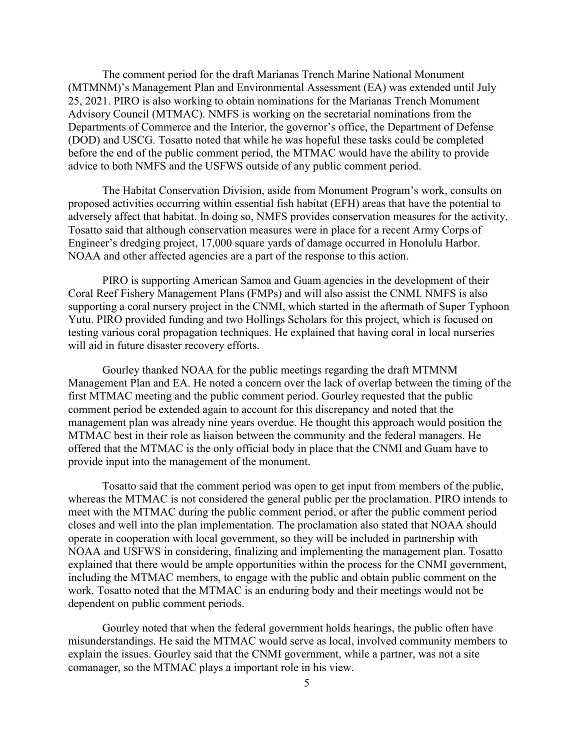The comment period for the draft Marianas Trench Marine National Monument (MTMNM)'s Management Plan and Environmental Assessment (EA) was extended until July 25, 2021. PIRO is also working to obtain nominations for the Marianas Trench Monument Advisory Council (MTMAC). NMFS is working on the secretarial nominations from the Departments of Commerce and the Interior, the governor's office, the Department of Defense (DOD) and USCG. Tosatto noted that while he was hopeful these tasks could be completed before the end of the public comment period, the MTMAC would have the ability to provide advice to both NMFS and the USFWS outside of any public comment period.

The Habitat Conservation Division, aside from Monument Program's work, consults on proposed activities occurring within essential fish habitat (EFH) areas that have the potential to adversely affect that habitat. In doing so, NMFS provides conservation measures for the activity. Tosatto said that although conservation measures were in place for a recent Army Corps of Engineer's dredging project, 17,000 square yards of damage occurred in Honolulu Harbor. NOAA and other affected agencies are a part of the response to this action.

PIRO is supporting American Samoa and Guam agencies in the development of their Coral Reef Fishery Management Plans (FMPs) and will also assist the CNMI. NMFS is also supporting a coral nursery project in the CNMI, which started in the aftermath of Super Typhoon Yutu. PIRO provided funding and two Hollings Scholars for this project, which is focused on testing various coral propagation techniques. He explained that having coral in local nurseries will aid in future disaster recovery efforts.

Gourley thanked NOAA for the public meetings regarding the draft MTMNM Management Plan and EA. He noted a concern over the lack of overlap between the timing of the first MTMAC meeting and the public comment period. Gourley requested that the public comment period be extended again to account for this discrepancy and noted that the management plan was already nine years overdue. He thought this approach would position the MTMAC best in their role as liaison between the community and the federal managers. He offered that the MTMAC is the only official body in place that the CNMI and Guam have to provide input into the management of the monument.

Tosatto said that the comment period was open to get input from members of the public, whereas the MTMAC is not considered the general public per the proclamation. PIRO intends to meet with the MTMAC during the public comment period, or after the public comment period closes and well into the plan implementation. The proclamation also stated that NOAA should operate in cooperation with local government, so they will be included in partnership with NOAA and USFWS in considering, finalizing and implementing the management plan. Tosatto explained that there would be ample opportunities within the process for the CNMI government, including the MTMAC members, to engage with the public and obtain public comment on the work. Tosatto noted that the MTMAC is an enduring body and their meetings would not be dependent on public comment periods.

Gourley noted that when the federal government holds hearings, the public often have misunderstandings. He said the MTMAC would serve as local, involved community members to explain the issues. Gourley said that the CNMI government, while a partner, was not a site comanager, so the MTMAC plays a important role in his view.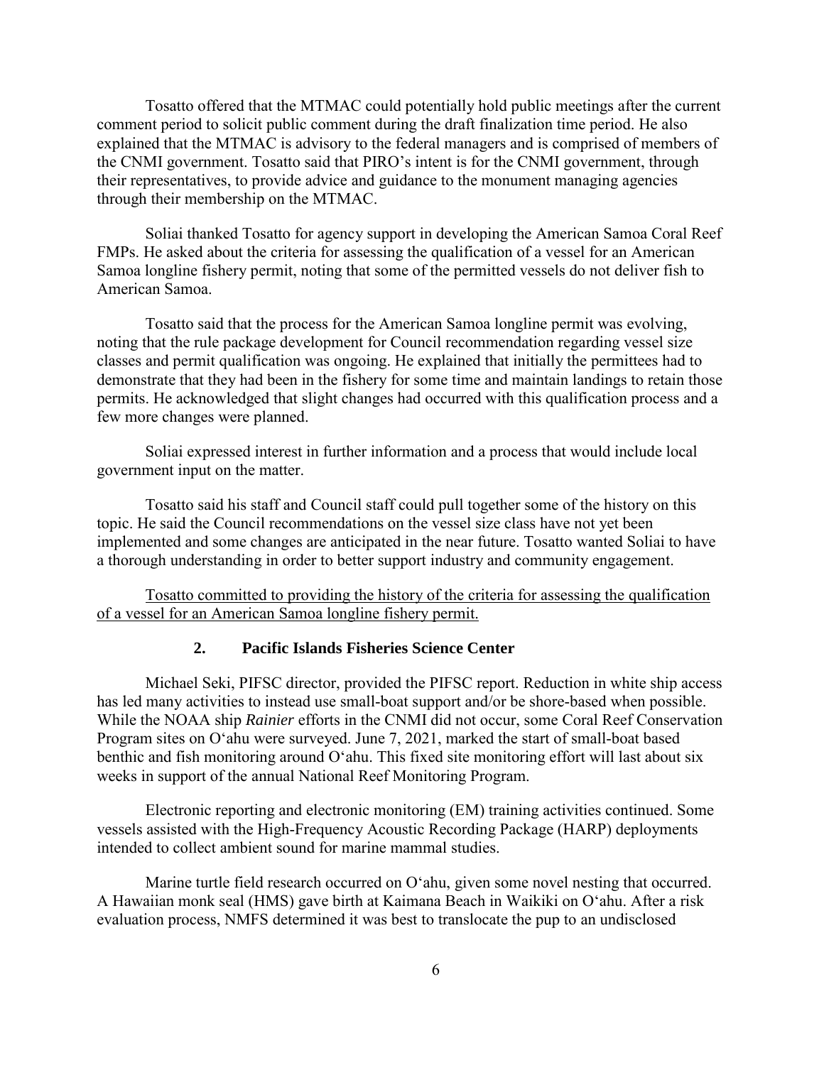Tosatto offered that the MTMAC could potentially hold public meetings after the current comment period to solicit public comment during the draft finalization time period. He also explained that the MTMAC is advisory to the federal managers and is comprised of members of the CNMI government. Tosatto said that PIRO's intent is for the CNMI government, through their representatives, to provide advice and guidance to the monument managing agencies through their membership on the MTMAC.

Soliai thanked Tosatto for agency support in developing the American Samoa Coral Reef FMPs. He asked about the criteria for assessing the qualification of a vessel for an American Samoa longline fishery permit, noting that some of the permitted vessels do not deliver fish to American Samoa.

Tosatto said that the process for the American Samoa longline permit was evolving, noting that the rule package development for Council recommendation regarding vessel size classes and permit qualification was ongoing. He explained that initially the permittees had to demonstrate that they had been in the fishery for some time and maintain landings to retain those permits. He acknowledged that slight changes had occurred with this qualification process and a few more changes were planned.

Soliai expressed interest in further information and a process that would include local government input on the matter.

Tosatto said his staff and Council staff could pull together some of the history on this topic. He said the Council recommendations on the vessel size class have not yet been implemented and some changes are anticipated in the near future. Tosatto wanted Soliai to have a thorough understanding in order to better support industry and community engagement.

<u>Tosatto committed to providing the history of the criteria for assessing the qualification of a vessel for an American Samoa longline fishery permit.</u>

### 2. Pacific Islands Fisheries Science Center

Michael Seki, PIFSC director, provided the PIFSC report. Reduction in white ship access has led many activities to instead use small-boat support and/or be shore-based when possible. While the NOAA ship *Rainier* efforts in the CNMI did not occur, some Coral Reef Conservation Program sites on O‘ahu were surveyed. June 7, 2021, marked the start of small-boat based benthic and fish monitoring around O‘ahu. This fixed site monitoring effort will last about six weeks in support of the annual National Reef Monitoring Program.

Electronic reporting and electronic monitoring (EM) training activities continued. Some vessels assisted with the High-Frequency Acoustic Recording Package (HARP) deployments intended to collect ambient sound for marine mammal studies.

Marine turtle field research occurred on O‘ahu, given some novel nesting that occurred. A Hawaiian monk seal (HMS) gave birth at Kaimana Beach in Waikiki on O‘ahu. After a risk evaluation process, NMFS determined it was best to translocate the pup to an undisclosed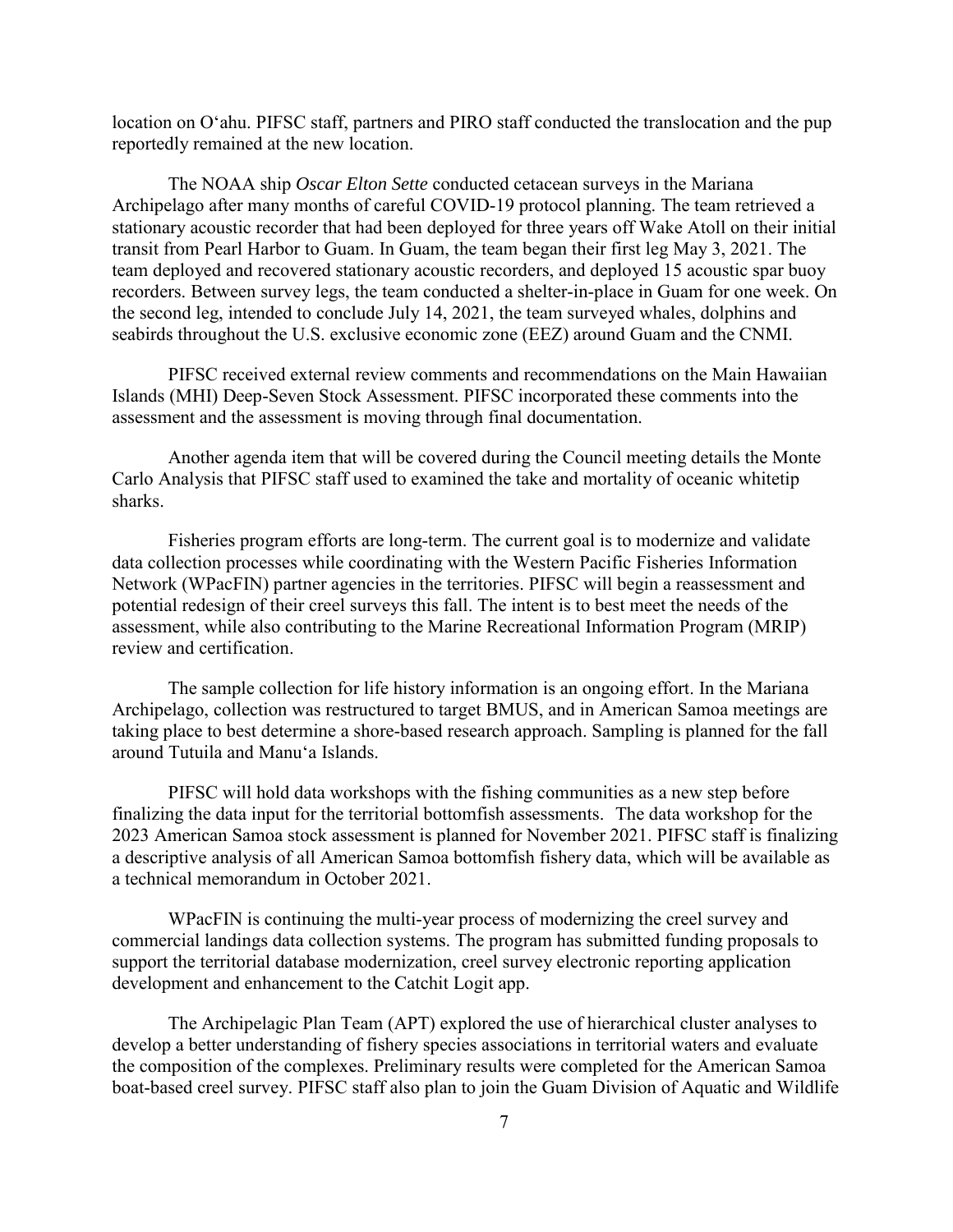location on O'ahu. PIFSC staff, partners and PIRO staff conducted the translocation and the pup reportedly remained at the new location.

The NOAA ship *Oscar Elton Sette* conducted cetacean surveys in the Mariana Archipelago after many months of careful COVID-19 protocol planning. The team retrieved a stationary acoustic recorder that had been deployed for three years off Wake Atoll on their initial transit from Pearl Harbor to Guam. In Guam, the team began their first leg May 3, 2021. The team deployed and recovered stationary acoustic recorders, and deployed 15 acoustic spar buoy recorders. Between survey legs, the team conducted a shelter-in-place in Guam for one week. On the second leg, intended to conclude July 14, 2021, the team surveyed whales, dolphins and seabirds throughout the U.S. exclusive economic zone (EEZ) around Guam and the CNMI.

PIFSC received external review comments and recommendations on the Main Hawaiian Islands (MHI) Deep-Seven Stock Assessment. PIFSC incorporated these comments into the assessment and the assessment is moving through final documentation.

Another agenda item that will be covered during the Council meeting details the Monte Carlo Analysis that PIFSC staff used to examined the take and mortality of oceanic whitetip sharks.

Fisheries program efforts are long-term. The current goal is to modernize and validate data collection processes while coordinating with the Western Pacific Fisheries Information Network (WPacFIN) partner agencies in the territories. PIFSC will begin a reassessment and potential redesign of their creel surveys this fall. The intent is to best meet the needs of the assessment, while also contributing to the Marine Recreational Information Program (MRIP) review and certification.

The sample collection for life history information is an ongoing effort. In the Mariana Archipelago, collection was restructured to target BMUS, and in American Samoa meetings are taking place to best determine a shore-based research approach. Sampling is planned for the fall around Tutuila and Manu'a Islands.

PIFSC will hold data workshops with the fishing communities as a new step before finalizing the data input for the territorial bottomfish assessments. The data workshop for the 2023 American Samoa stock assessment is planned for November 2021. PIFSC staff is finalizing a descriptive analysis of all American Samoa bottomfish fishery data, which will be available as a technical memorandum in October 2021.

WPacFIN is continuing the multi-year process of modernizing the creel survey and commercial landings data collection systems. The program has submitted funding proposals to support the territorial database modernization, creel survey electronic reporting application development and enhancement to the Catchit Logit app.

The Archipelagic Plan Team (APT) explored the use of hierarchical cluster analyses to develop a better understanding of fishery species associations in territorial waters and evaluate the composition of the complexes. Preliminary results were completed for the American Samoa boat-based creel survey. PIFSC staff also plan to join the Guam Division of Aquatic and Wildlife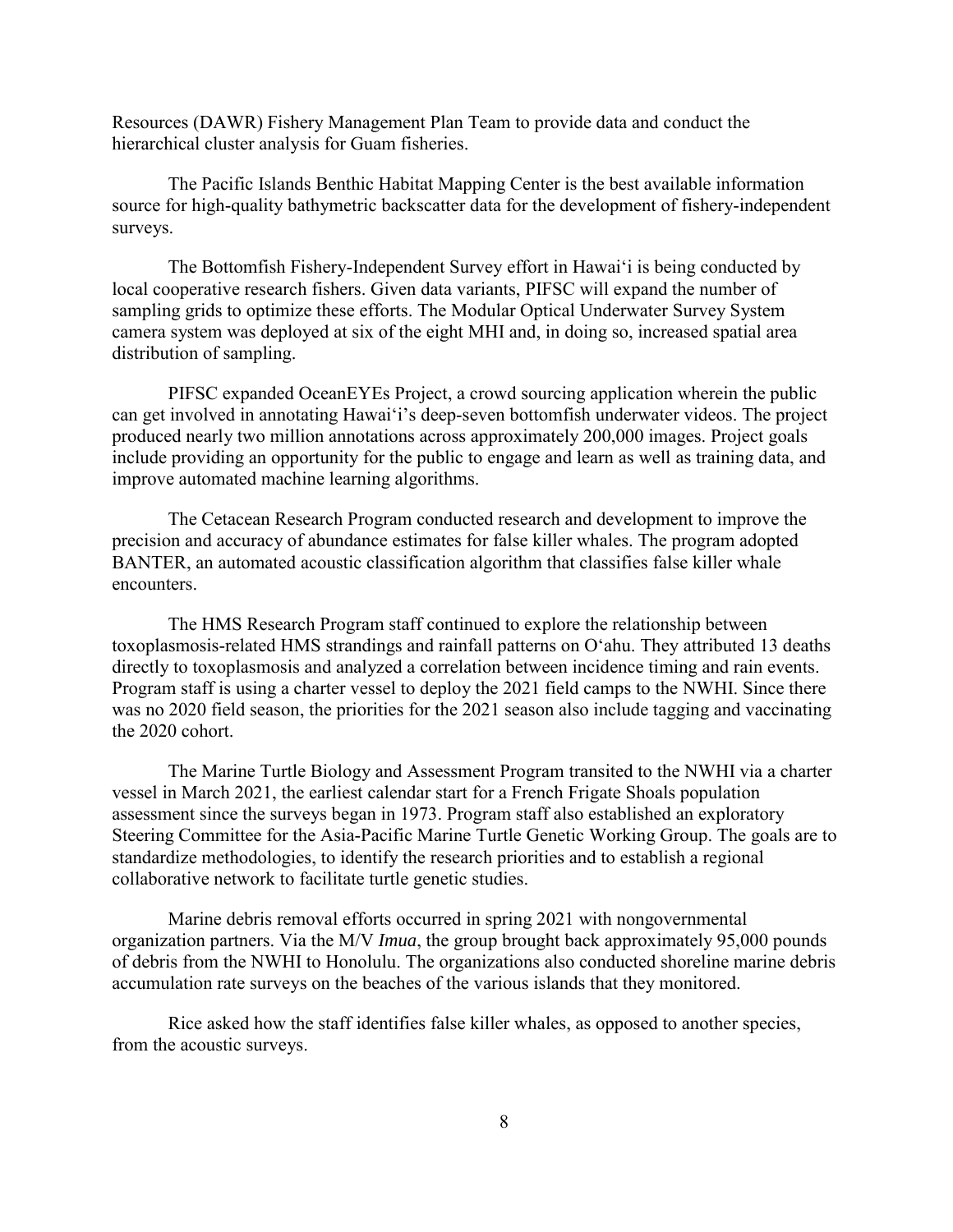Resources (DAWR) Fishery Management Plan Team to provide data and conduct the hierarchical cluster analysis for Guam fisheries.

The Pacific Islands Benthic Habitat Mapping Center is the best available information source for high-quality bathymetric backscatter data for the development of fishery-independent surveys.

The Bottomfish Fishery-Independent Survey effort in Hawai'i is being conducted by local cooperative research fishers. Given data variants, PIFSC will expand the number of sampling grids to optimize these efforts. The Modular Optical Underwater Survey System camera system was deployed at six of the eight MHI and, in doing so, increased spatial area distribution of sampling.

PIFSC expanded OceanEYEs Project, a crowd sourcing application wherein the public can get involved in annotating Hawai'i's deep-seven bottomfish underwater videos. The project produced nearly two million annotations across approximately 200,000 images. Project goals include providing an opportunity for the public to engage and learn as well as training data, and improve automated machine learning algorithms.

The Cetacean Research Program conducted research and development to improve the precision and accuracy of abundance estimates for false killer whales. The program adopted BANTER, an automated acoustic classification algorithm that classifies false killer whale encounters.

The HMS Research Program staff continued to explore the relationship between toxoplasmosis-related HMS strandings and rainfall patterns on O'ahu. They attributed 13 deaths directly to toxoplasmosis and analyzed a correlation between incidence timing and rain events. Program staff is using a charter vessel to deploy the 2021 field camps to the NWHI. Since there was no 2020 field season, the priorities for the 2021 season also include tagging and vaccinating the 2020 cohort.

The Marine Turtle Biology and Assessment Program transited to the NWHI via a charter vessel in March 2021, the earliest calendar start for a French Frigate Shoals population assessment since the surveys began in 1973. Program staff also established an exploratory Steering Committee for the Asia-Pacific Marine Turtle Genetic Working Group. The goals are to standardize methodologies, to identify the research priorities and to establish a regional collaborative network to facilitate turtle genetic studies.

Marine debris removal efforts occurred in spring 2021 with nongovernmental organization partners. Via the M/V *Imua*, the group brought back approximately 95,000 pounds of debris from the NWHI to Honolulu. The organizations also conducted shoreline marine debris accumulation rate surveys on the beaches of the various islands that they monitored.

Rice asked how the staff identifies false killer whales, as opposed to another species, from the acoustic surveys.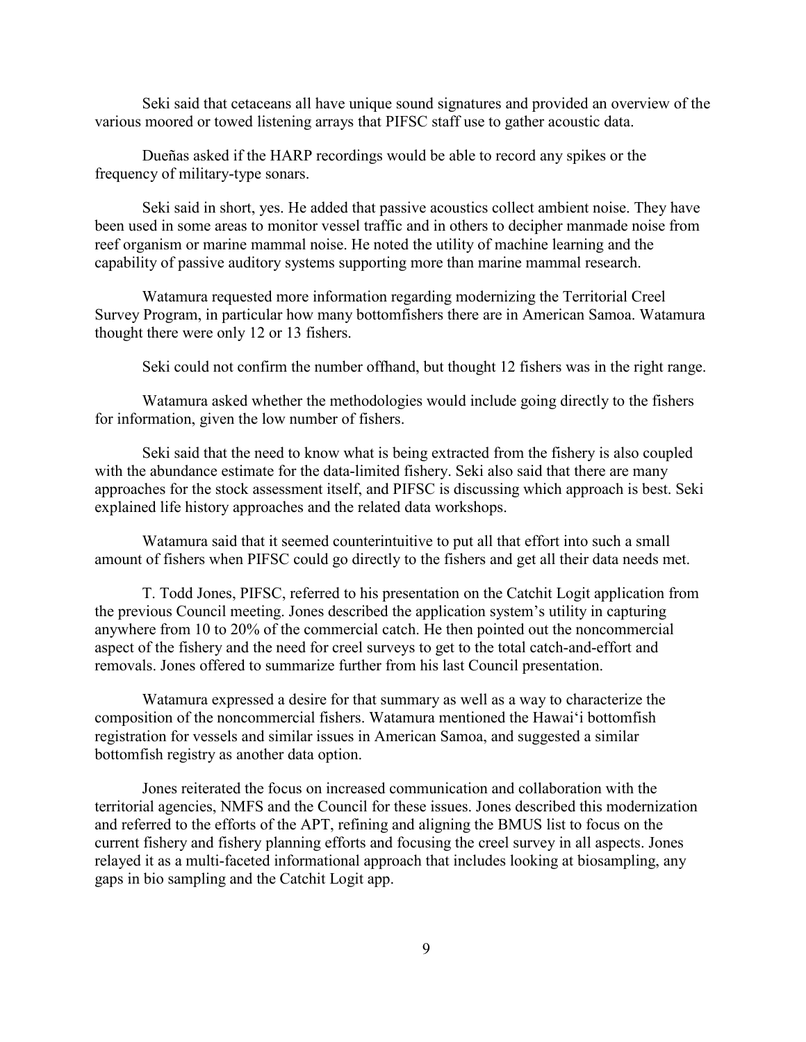Seki said that cetaceans all have unique sound signatures and provided an overview of the various moored or towed listening arrays that PIFSC staff use to gather acoustic data.

Dueñas asked if the HARP recordings would be able to record any spikes or the frequency of military-type sonars.

Seki said in short, yes. He added that passive acoustics collect ambient noise. They have been used in some areas to monitor vessel traffic and in others to decipher manmade noise from reef organism or marine mammal noise. He noted the utility of machine learning and the capability of passive auditory systems supporting more than marine mammal research.

Watamura requested more information regarding modernizing the Territorial Creel Survey Program, in particular how many bottomfishers there are in American Samoa. Watamura thought there were only 12 or 13 fishers.

Seki could not confirm the number offhand, but thought 12 fishers was in the right range.

Watamura asked whether the methodologies would include going directly to the fishers for information, given the low number of fishers.

Seki said that the need to know what is being extracted from the fishery is also coupled with the abundance estimate for the data-limited fishery. Seki also said that there are many approaches for the stock assessment itself, and PIFSC is discussing which approach is best. Seki explained life history approaches and the related data workshops.

Watamura said that it seemed counterintuitive to put all that effort into such a small amount of fishers when PIFSC could go directly to the fishers and get all their data needs met.

T. Todd Jones, PIFSC, referred to his presentation on the Catchit Logit application from the previous Council meeting. Jones described the application system's utility in capturing anywhere from 10 to 20% of the commercial catch. He then pointed out the noncommercial aspect of the fishery and the need for creel surveys to get to the total catch-and-effort and removals. Jones offered to summarize further from his last Council presentation.

Watamura expressed a desire for that summary as well as a way to characterize the composition of the noncommercial fishers. Watamura mentioned the Hawaiʻi bottomfish registration for vessels and similar issues in American Samoa, and suggested a similar bottomfish registry as another data option.

Jones reiterated the focus on increased communication and collaboration with the territorial agencies, NMFS and the Council for these issues. Jones described this modernization and referred to the efforts of the APT, refining and aligning the BMUS list to focus on the current fishery and fishery planning efforts and focusing the creel survey in all aspects. Jones relayed it as a multi-faceted informational approach that includes looking at biosampling, any gaps in bio sampling and the Catchit Logit app.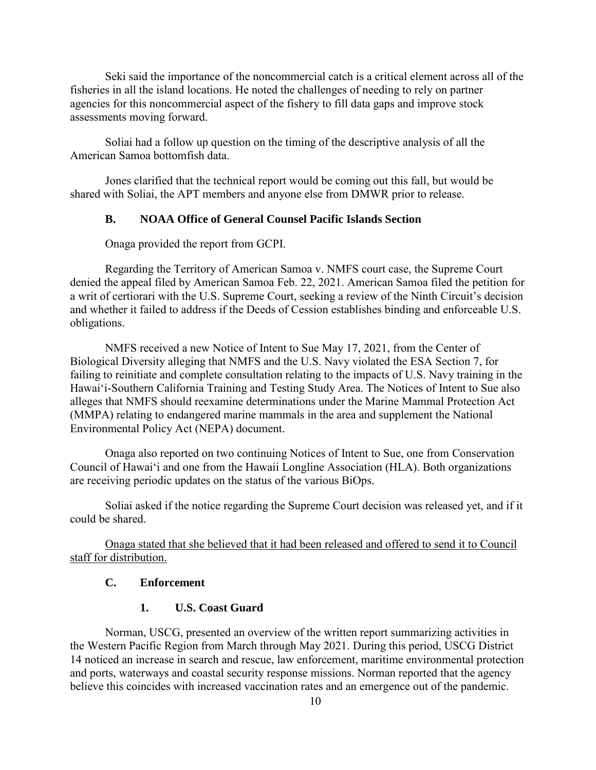Seki said the importance of the noncommercial catch is a critical element across all of the fisheries in all the island locations. He noted the challenges of needing to rely on partner agencies for this noncommercial aspect of the fishery to fill data gaps and improve stock assessments moving forward.

Soliai had a follow up question on the timing of the descriptive analysis of all the American Samoa bottomfish data.

Jones clarified that the technical report would be coming out this fall, but would be shared with Soliai, the APT members and anyone else from DMWR prior to release.

### B. NOAA Office of General Counsel Pacific Islands Section

Onaga provided the report from GCPI.

Regarding the Territory of American Samoa v. NMFS court case, the Supreme Court denied the appeal filed by American Samoa Feb. 22, 2021. American Samoa filed the petition for a writ of certiorari with the U.S. Supreme Court, seeking a review of the Ninth Circuit's decision and whether it failed to address if the Deeds of Cession establishes binding and enforceable U.S. obligations.

NMFS received a new Notice of Intent to Sue May 17, 2021, from the Center of Biological Diversity alleging that NMFS and the U.S. Navy violated the ESA Section 7, for failing to reinitiate and complete consultation relating to the impacts of U.S. Navy training in the Hawai'i-Southern California Training and Testing Study Area. The Notices of Intent to Sue also alleges that NMFS should reexamine determinations under the Marine Mammal Protection Act (MMPA) relating to endangered marine mammals in the area and supplement the National Environmental Policy Act (NEPA) document.

Onaga also reported on two continuing Notices of Intent to Sue, one from Conservation Council of Hawai'i and one from the Hawaii Longline Association (HLA). Both organizations are receiving periodic updates on the status of the various BiOps.

Soliai asked if the notice regarding the Supreme Court decision was released yet, and if it could be shared.

<u>Onaga stated that she believed that it had been released and offered to send it to Council staff for distribution.</u>

### C. Enforcement

#### 1. U.S. Coast Guard

Norman, USCG, presented an overview of the written report summarizing activities in the Western Pacific Region from March through May 2021. During this period, USCG District 14 noticed an increase in search and rescue, law enforcement, maritime environmental protection and ports, waterways and coastal security response missions. Norman reported that the agency believe this coincides with increased vaccination rates and an emergence out of the pandemic.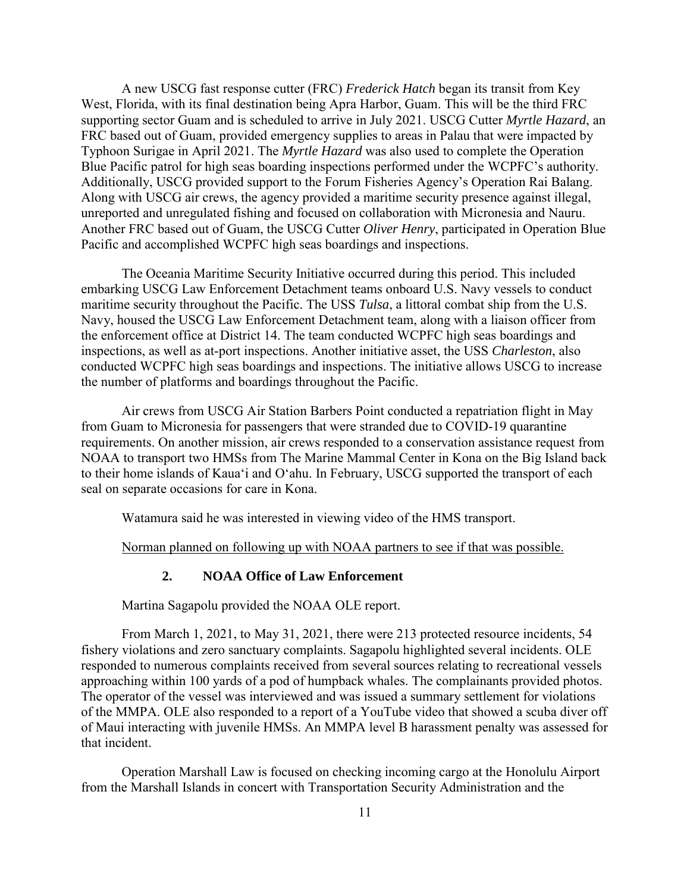A new USCG fast response cutter (FRC) *Frederick Hatch* began its transit from Key West, Florida, with its final destination being Apra Harbor, Guam. This will be the third FRC supporting sector Guam and is scheduled to arrive in July 2021. USCG Cutter *Myrtle Hazard*, an FRC based out of Guam, provided emergency supplies to areas in Palau that were impacted by Typhoon Surigae in April 2021. The *Myrtle Hazard* was also used to complete the Operation Blue Pacific patrol for high seas boarding inspections performed under the WCPFC's authority. Additionally, USCG provided support to the Forum Fisheries Agency's Operation Rai Balang. Along with USCG air crews, the agency provided a maritime security presence against illegal, unreported and unregulated fishing and focused on collaboration with Micronesia and Nauru. Another FRC based out of Guam, the USCG Cutter *Oliver Henry*, participated in Operation Blue Pacific and accomplished WCPFC high seas boardings and inspections.

The Oceania Maritime Security Initiative occurred during this period. This included embarking USCG Law Enforcement Detachment teams onboard U.S. Navy vessels to conduct maritime security throughout the Pacific. The USS *Tulsa*, a littoral combat ship from the U.S. Navy, housed the USCG Law Enforcement Detachment team, along with a liaison officer from the enforcement office at District 14. The team conducted WCPFC high seas boardings and inspections, as well as at-port inspections. Another initiative asset, the USS *Charleston*, also conducted WCPFC high seas boardings and inspections. The initiative allows USCG to increase the number of platforms and boardings throughout the Pacific.

Air crews from USCG Air Station Barbers Point conducted a repatriation flight in May from Guam to Micronesia for passengers that were stranded due to COVID-19 quarantine requirements. On another mission, air crews responded to a conservation assistance request from NOAA to transport two HMSs from The Marine Mammal Center in Kona on the Big Island back to their home islands of Kaua'i and O'ahu. In February, USCG supported the transport of each seal on separate occasions for care in Kona.

Watamura said he was interested in viewing video of the HMS transport.

<u>Norman planned on following up with NOAA partners to see if that was possible.</u>

### 2. NOAA Office of Law Enforcement

Martina Sagapolu provided the NOAA OLE report.

From March 1, 2021, to May 31, 2021, there were 213 protected resource incidents, 54 fishery violations and zero sanctuary complaints. Sagapolu highlighted several incidents. OLE responded to numerous complaints received from several sources relating to recreational vessels approaching within 100 yards of a pod of humpback whales. The complainants provided photos. The operator of the vessel was interviewed and was issued a summary settlement for violations of the MMPA. OLE also responded to a report of a YouTube video that showed a scuba diver off of Maui interacting with juvenile HMSs. An MMPA level B harassment penalty was assessed for that incident.

Operation Marshall Law is focused on checking incoming cargo at the Honolulu Airport from the Marshall Islands in concert with Transportation Security Administration and the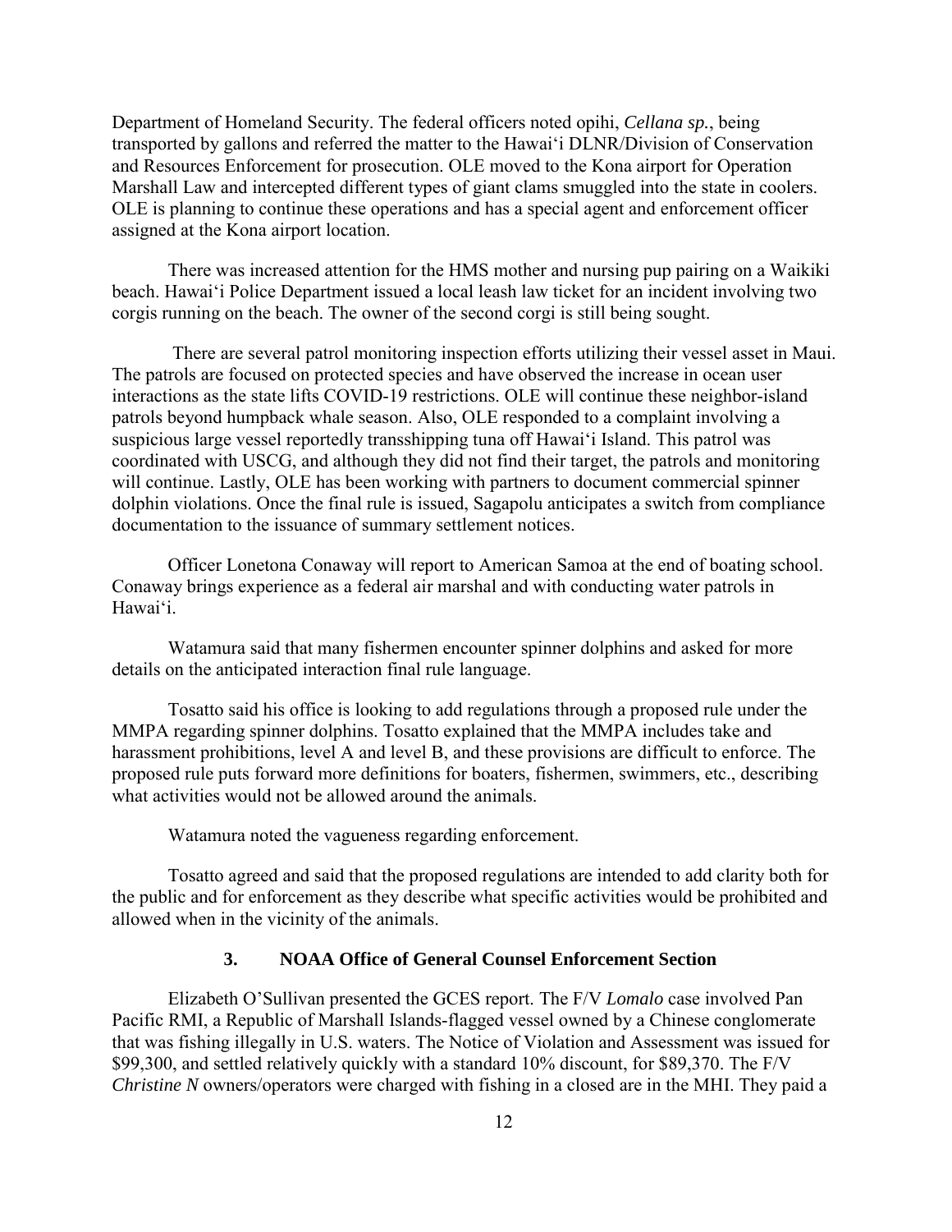Department of Homeland Security. The federal officers noted opihi, *Cellana sp.*, being transported by gallons and referred the matter to the Hawaiʻi DLNR/Division of Conservation and Resources Enforcement for prosecution. OLE moved to the Kona airport for Operation Marshall Law and intercepted different types of giant clams smuggled into the state in coolers. OLE is planning to continue these operations and has a special agent and enforcement officer assigned at the Kona airport location.

There was increased attention for the HMS mother and nursing pup pairing on a Waikiki beach. Hawaiʻi Police Department issued a local leash law ticket for an incident involving two corgis running on the beach. The owner of the second corgi is still being sought.

There are several patrol monitoring inspection efforts utilizing their vessel asset in Maui. The patrols are focused on protected species and have observed the increase in ocean user interactions as the state lifts COVID-19 restrictions. OLE will continue these neighbor-island patrols beyond humpback whale season. Also, OLE responded to a complaint involving a suspicious large vessel reportedly transshipping tuna off Hawaiʻi Island. This patrol was coordinated with USCG, and although they did not find their target, the patrols and monitoring will continue. Lastly, OLE has been working with partners to document commercial spinner dolphin violations. Once the final rule is issued, Sagapolu anticipates a switch from compliance documentation to the issuance of summary settlement notices.

Officer Lonetona Conaway will report to American Samoa at the end of boating school. Conaway brings experience as a federal air marshal and with conducting water patrols in Hawaiʻi.

Watamura said that many fishermen encounter spinner dolphins and asked for more details on the anticipated interaction final rule language.

Tosatto said his office is looking to add regulations through a proposed rule under the MMPA regarding spinner dolphins. Tosatto explained that the MMPA includes take and harassment prohibitions, level A and level B, and these provisions are difficult to enforce. The proposed rule puts forward more definitions for boaters, fishermen, swimmers, etc., describing what activities would not be allowed around the animals.

Watamura noted the vagueness regarding enforcement.

Tosatto agreed and said that the proposed regulations are intended to add clarity both for the public and for enforcement as they describe what specific activities would be prohibited and allowed when in the vicinity of the animals.

### 3. NOAA Office of General Counsel Enforcement Section

Elizabeth O'Sullivan presented the GCES report. The F/V *Lomalo* case involved Pan Pacific RMI, a Republic of Marshall Islands-flagged vessel owned by a Chinese conglomerate that was fishing illegally in U.S. waters. The Notice of Violation and Assessment was issued for $99,300, and settled relatively quickly with a standard 10% discount, for $89,370. The F/V *Christine N* owners/operators were charged with fishing in a closed are in the MHI. They paid a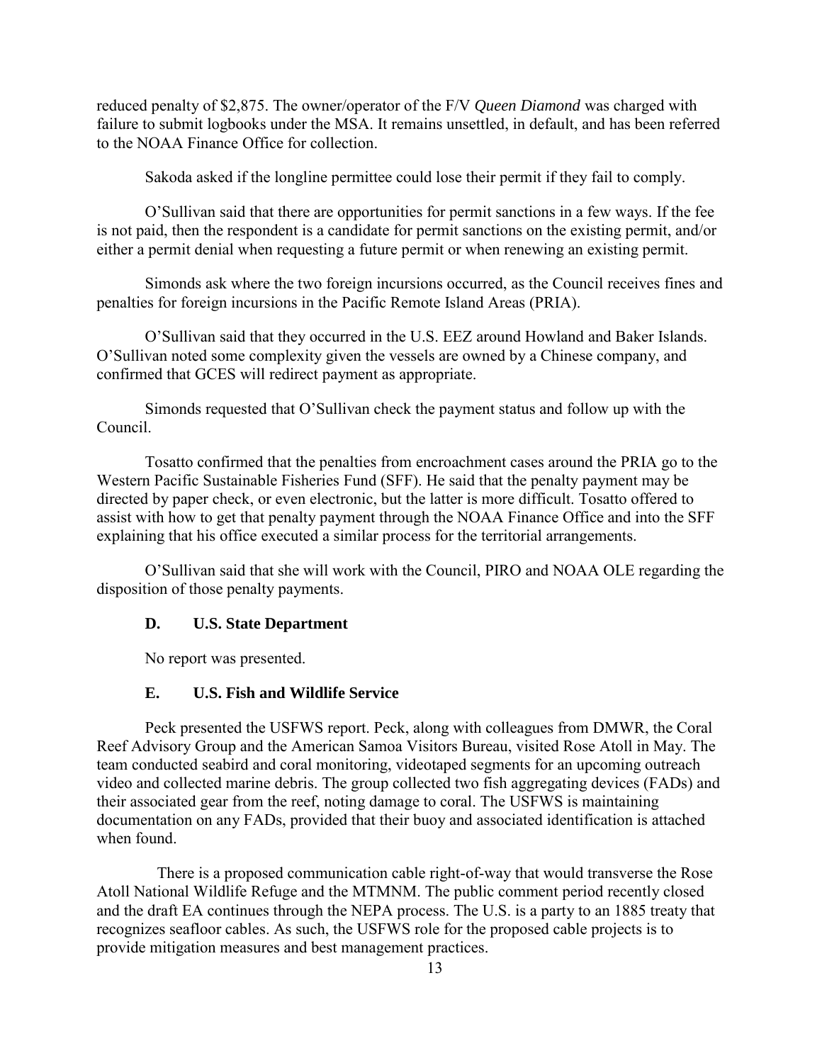reduced penalty of $2,875. The owner/operator of the F/V *Queen Diamond* was charged with failure to submit logbooks under the MSA. It remains unsettled, in default, and has been referred to the NOAA Finance Office for collection.

Sakoda asked if the longline permittee could lose their permit if they fail to comply.

O'Sullivan said that there are opportunities for permit sanctions in a few ways. If the fee is not paid, then the respondent is a candidate for permit sanctions on the existing permit, and/or either a permit denial when requesting a future permit or when renewing an existing permit.

Simonds ask where the two foreign incursions occurred, as the Council receives fines and penalties for foreign incursions in the Pacific Remote Island Areas (PRIA).

O'Sullivan said that they occurred in the U.S. EEZ around Howland and Baker Islands. O'Sullivan noted some complexity given the vessels are owned by a Chinese company, and confirmed that GCES will redirect payment as appropriate.

Simonds requested that O'Sullivan check the payment status and follow up with the Council.

Tosatto confirmed that the penalties from encroachment cases around the PRIA go to the Western Pacific Sustainable Fisheries Fund (SFF). He said that the penalty payment may be directed by paper check, or even electronic, but the latter is more difficult. Tosatto offered to assist with how to get that penalty payment through the NOAA Finance Office and into the SFF explaining that his office executed a similar process for the territorial arrangements.

O'Sullivan said that she will work with the Council, PIRO and NOAA OLE regarding the disposition of those penalty payments.

### D. U.S. State Department

No report was presented.

### E. U.S. Fish and Wildlife Service

Peck presented the USFWS report. Peck, along with colleagues from DMWR, the Coral Reef Advisory Group and the American Samoa Visitors Bureau, visited Rose Atoll in May. The team conducted seabird and coral monitoring, videotaped segments for an upcoming outreach video and collected marine debris. The group collected two fish aggregating devices (FADs) and their associated gear from the reef, noting damage to coral. The USFWS is maintaining documentation on any FADs, provided that their buoy and associated identification is attached when found.

There is a proposed communication cable right-of-way that would transverse the Rose Atoll National Wildlife Refuge and the MTMNM. The public comment period recently closed and the draft EA continues through the NEPA process. The U.S. is a party to an 1885 treaty that recognizes seafloor cables. As such, the USFWS role for the proposed cable projects is to provide mitigation measures and best management practices.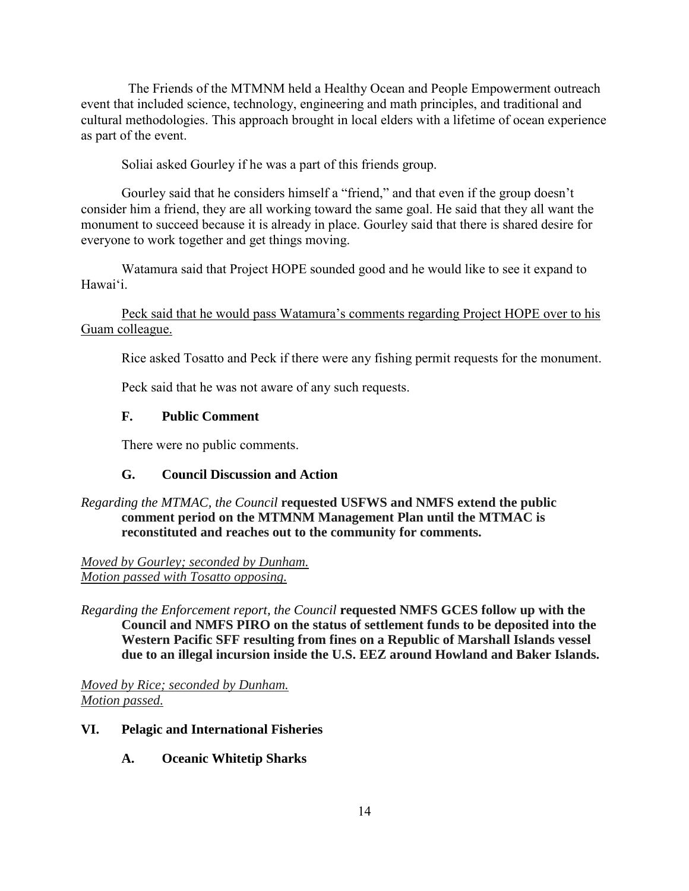The Friends of the MTMNM held a Healthy Ocean and People Empowerment outreach event that included science, technology, engineering and math principles, and traditional and cultural methodologies. This approach brought in local elders with a lifetime of ocean experience as part of the event.

Soliai asked Gourley if he was a part of this friends group.

Gourley said that he considers himself a "friend," and that even if the group doesn't consider him a friend, they are all working toward the same goal. He said that they all want the monument to succeed because it is already in place. Gourley said that there is shared desire for everyone to work together and get things moving.

Watamura said that Project HOPE sounded good and he would like to see it expand to Hawai'i.

<u>Peck said that he would pass Watamura's comments regarding Project HOPE over to his Guam colleague.</u>

Rice asked Tosatto and Peck if there were any fishing permit requests for the monument.

Peck said that he was not aware of any such requests.

### F. Public Comment

There were no public comments.

### G. Council Discussion and Action

*Regarding the MTMAC, the Council* **requested USFWS and NMFS extend the public comment period on the MTMNM Management Plan until the MTMAC is reconstituted and reaches out to the community for comments.**

*<u>Moved by Gourley; seconded by Dunham.</u>*
*<u>Motion passed with Tosatto opposing.</u>*

*Regarding the Enforcement report, the Council* **requested NMFS GCES follow up with the Council and NMFS PIRO on the status of settlement funds to be deposited into the Western Pacific SFF resulting from fines on a Republic of Marshall Islands vessel due to an illegal incursion inside the U.S. EEZ around Howland and Baker Islands.**

*<u>Moved by Rice; seconded by Dunham.</u>*
*<u>Motion passed.</u>*

## VI. Pelagic and International Fisheries

### A. Oceanic Whitetip Sharks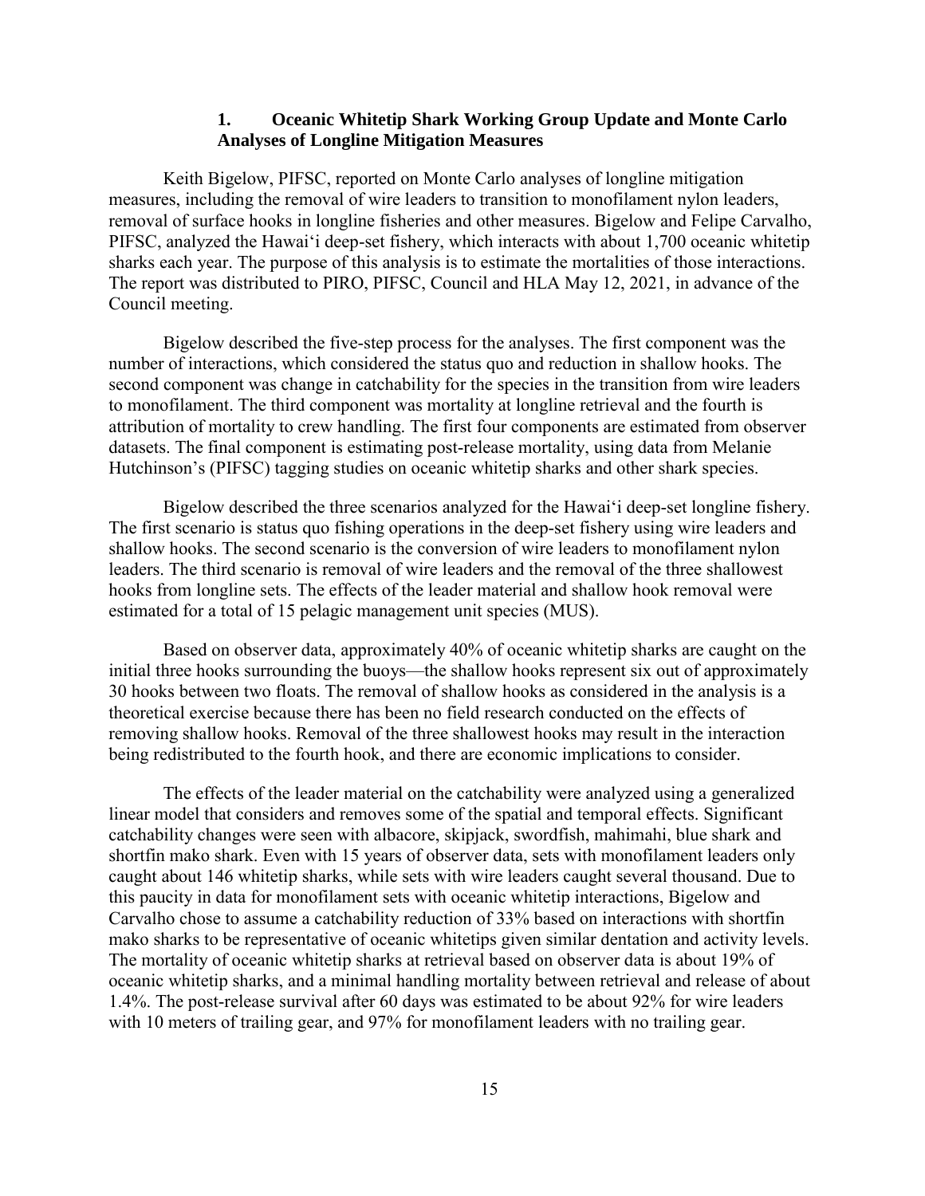### 1. Oceanic Whitetip Shark Working Group Update and Monte Carlo Analyses of Longline Mitigation Measures

Keith Bigelow, PIFSC, reported on Monte Carlo analyses of longline mitigation measures, including the removal of wire leaders to transition to monofilament nylon leaders, removal of surface hooks in longline fisheries and other measures. Bigelow and Felipe Carvalho, PIFSC, analyzed the Hawai'i deep-set fishery, which interacts with about 1,700 oceanic whitetip sharks each year. The purpose of this analysis is to estimate the mortalities of those interactions. The report was distributed to PIRO, PIFSC, Council and HLA May 12, 2021, in advance of the Council meeting.

Bigelow described the five-step process for the analyses. The first component was the number of interactions, which considered the status quo and reduction in shallow hooks. The second component was change in catchability for the species in the transition from wire leaders to monofilament. The third component was mortality at longline retrieval and the fourth is attribution of mortality to crew handling. The first four components are estimated from observer datasets. The final component is estimating post-release mortality, using data from Melanie Hutchinson's (PIFSC) tagging studies on oceanic whitetip sharks and other shark species.

Bigelow described the three scenarios analyzed for the Hawai'i deep-set longline fishery. The first scenario is status quo fishing operations in the deep-set fishery using wire leaders and shallow hooks. The second scenario is the conversion of wire leaders to monofilament nylon leaders. The third scenario is removal of wire leaders and the removal of the three shallowest hooks from longline sets. The effects of the leader material and shallow hook removal were estimated for a total of 15 pelagic management unit species (MUS).

Based on observer data, approximately 40% of oceanic whitetip sharks are caught on the initial three hooks surrounding the buoys—the shallow hooks represent six out of approximately 30 hooks between two floats. The removal of shallow hooks as considered in the analysis is a theoretical exercise because there has been no field research conducted on the effects of removing shallow hooks. Removal of the three shallowest hooks may result in the interaction being redistributed to the fourth hook, and there are economic implications to consider.

The effects of the leader material on the catchability were analyzed using a generalized linear model that considers and removes some of the spatial and temporal effects. Significant catchability changes were seen with albacore, skipjack, swordfish, mahimahi, blue shark and shortfin mako shark. Even with 15 years of observer data, sets with monofilament leaders only caught about 146 whitetip sharks, while sets with wire leaders caught several thousand. Due to this paucity in data for monofilament sets with oceanic whitetip interactions, Bigelow and Carvalho chose to assume a catchability reduction of 33% based on interactions with shortfin mako sharks to be representative of oceanic whitetips given similar dentation and activity levels. The mortality of oceanic whitetip sharks at retrieval based on observer data is about 19% of oceanic whitetip sharks, and a minimal handling mortality between retrieval and release of about 1.4%. The post-release survival after 60 days was estimated to be about 92% for wire leaders with 10 meters of trailing gear, and 97% for monofilament leaders with no trailing gear.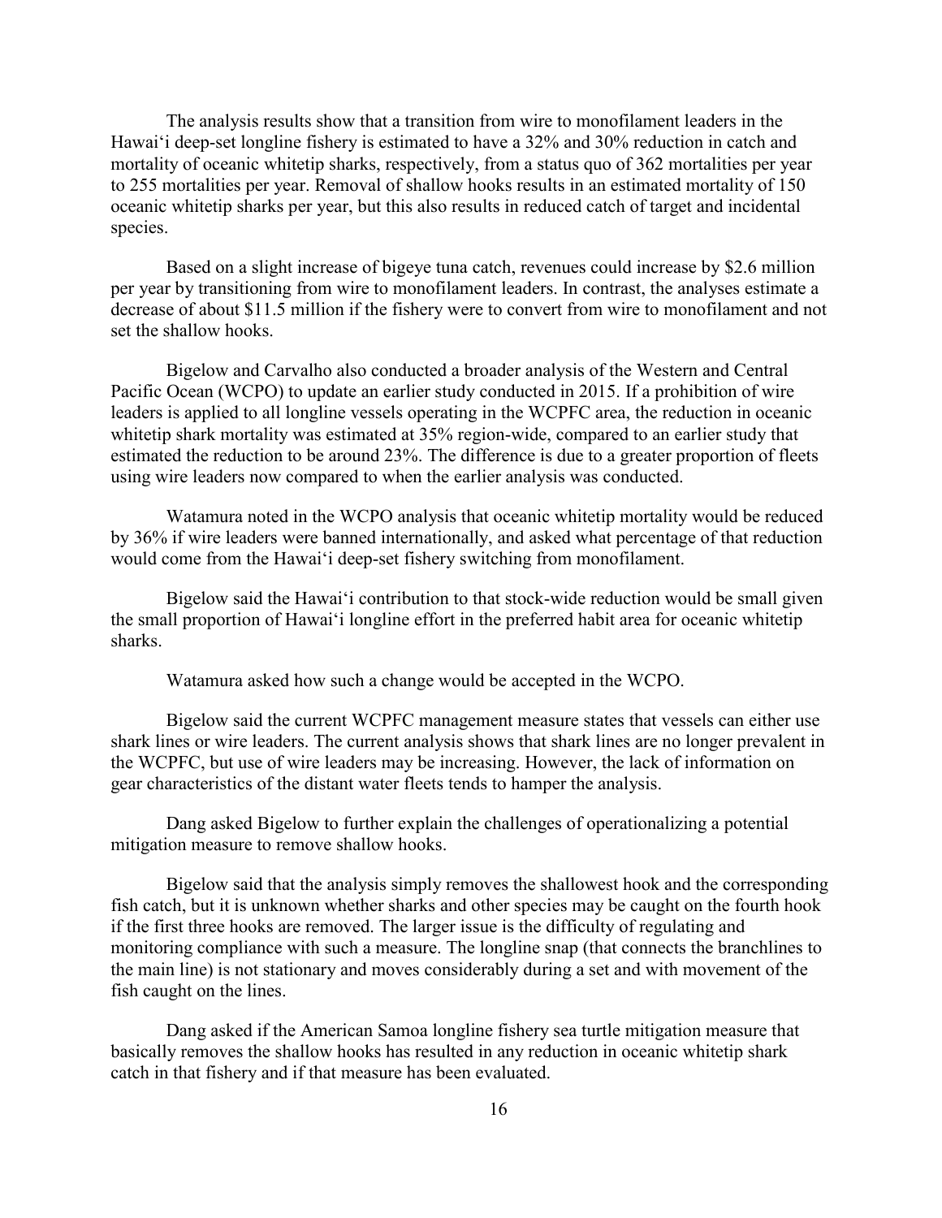The analysis results show that a transition from wire to monofilament leaders in the Hawai'i deep-set longline fishery is estimated to have a 32% and 30% reduction in catch and mortality of oceanic whitetip sharks, respectively, from a status quo of 362 mortalities per year to 255 mortalities per year. Removal of shallow hooks results in an estimated mortality of 150 oceanic whitetip sharks per year, but this also results in reduced catch of target and incidental species.

Based on a slight increase of bigeye tuna catch, revenues could increase by $2.6 million per year by transitioning from wire to monofilament leaders. In contrast, the analyses estimate a decrease of about $11.5 million if the fishery were to convert from wire to monofilament and not set the shallow hooks.

Bigelow and Carvalho also conducted a broader analysis of the Western and Central Pacific Ocean (WCPO) to update an earlier study conducted in 2015. If a prohibition of wire leaders is applied to all longline vessels operating in the WCPFC area, the reduction in oceanic whitetip shark mortality was estimated at 35% region-wide, compared to an earlier study that estimated the reduction to be around 23%. The difference is due to a greater proportion of fleets using wire leaders now compared to when the earlier analysis was conducted.

Watamura noted in the WCPO analysis that oceanic whitetip mortality would be reduced by 36% if wire leaders were banned internationally, and asked what percentage of that reduction would come from the Hawai'i deep-set fishery switching from monofilament.

Bigelow said the Hawai'i contribution to that stock-wide reduction would be small given the small proportion of Hawai'i longline effort in the preferred habit area for oceanic whitetip sharks.

Watamura asked how such a change would be accepted in the WCPO.

Bigelow said the current WCPFC management measure states that vessels can either use shark lines or wire leaders. The current analysis shows that shark lines are no longer prevalent in the WCPFC, but use of wire leaders may be increasing. However, the lack of information on gear characteristics of the distant water fleets tends to hamper the analysis.

Dang asked Bigelow to further explain the challenges of operationalizing a potential mitigation measure to remove shallow hooks.

Bigelow said that the analysis simply removes the shallowest hook and the corresponding fish catch, but it is unknown whether sharks and other species may be caught on the fourth hook if the first three hooks are removed. The larger issue is the difficulty of regulating and monitoring compliance with such a measure. The longline snap (that connects the branchlines to the main line) is not stationary and moves considerably during a set and with movement of the fish caught on the lines.

Dang asked if the American Samoa longline fishery sea turtle mitigation measure that basically removes the shallow hooks has resulted in any reduction in oceanic whitetip shark catch in that fishery and if that measure has been evaluated.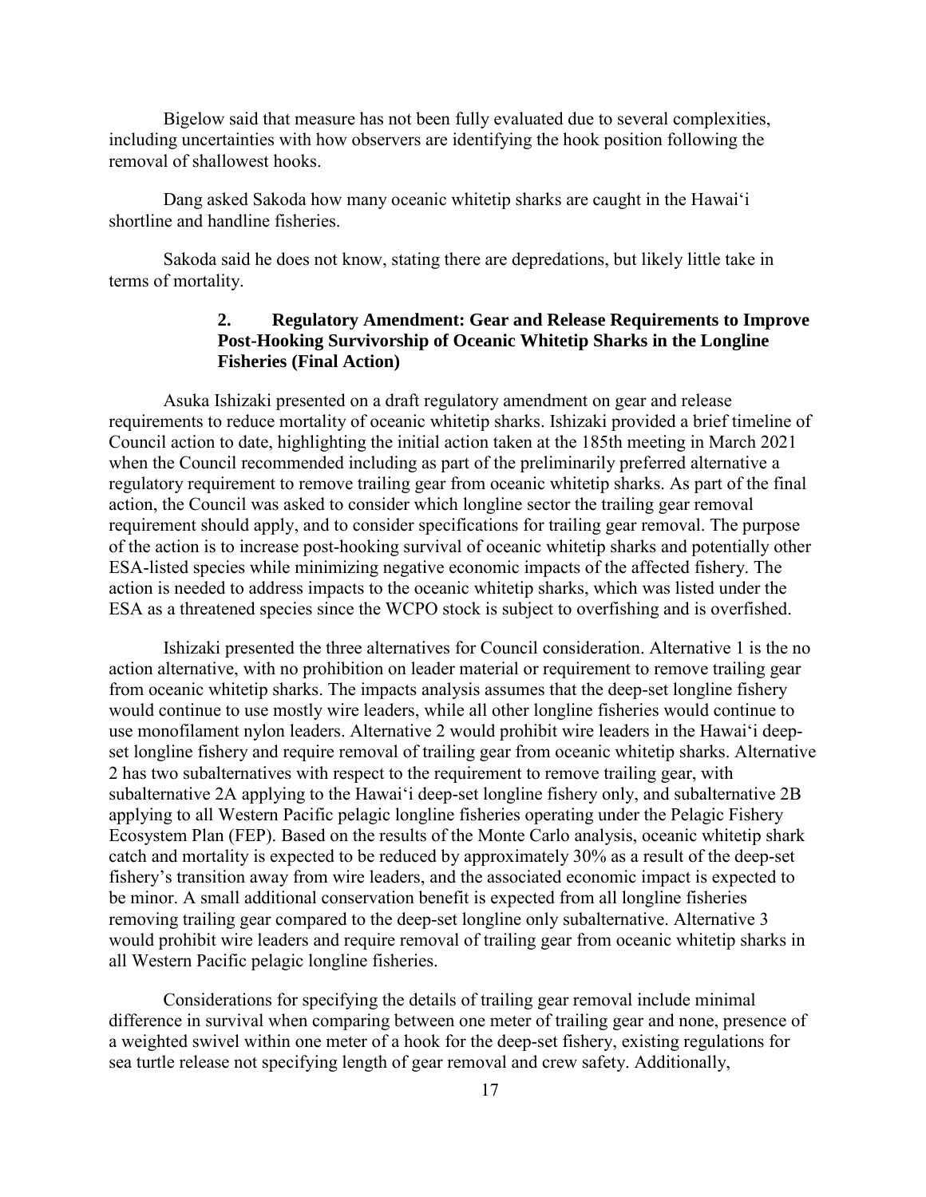Bigelow said that measure has not been fully evaluated due to several complexities, including uncertainties with how observers are identifying the hook position following the removal of shallowest hooks.

Dang asked Sakoda how many oceanic whitetip sharks are caught in the Hawai'i shortline and handline fisheries.

Sakoda said he does not know, stating there are depredations, but likely little take in terms of mortality.

### 2. Regulatory Amendment: Gear and Release Requirements to Improve Post-Hooking Survivorship of Oceanic Whitetip Sharks in the Longline Fisheries (Final Action)

Asuka Ishizaki presented on a draft regulatory amendment on gear and release requirements to reduce mortality of oceanic whitetip sharks. Ishizaki provided a brief timeline of Council action to date, highlighting the initial action taken at the 185th meeting in March 2021 when the Council recommended including as part of the preliminarily preferred alternative a regulatory requirement to remove trailing gear from oceanic whitetip sharks. As part of the final action, the Council was asked to consider which longline sector the trailing gear removal requirement should apply, and to consider specifications for trailing gear removal. The purpose of the action is to increase post-hooking survival of oceanic whitetip sharks and potentially other ESA-listed species while minimizing negative economic impacts of the affected fishery. The action is needed to address impacts to the oceanic whitetip sharks, which was listed under the ESA as a threatened species since the WCPO stock is subject to overfishing and is overfished.

Ishizaki presented the three alternatives for Council consideration. Alternative 1 is the no action alternative, with no prohibition on leader material or requirement to remove trailing gear from oceanic whitetip sharks. The impacts analysis assumes that the deep-set longline fishery would continue to use mostly wire leaders, while all other longline fisheries would continue to use monofilament nylon leaders. Alternative 2 would prohibit wire leaders in the Hawai'i deep-set longline fishery and require removal of trailing gear from oceanic whitetip sharks. Alternative 2 has two subalternatives with respect to the requirement to remove trailing gear, with subalternative 2A applying to the Hawai'i deep-set longline fishery only, and subalternative 2B applying to all Western Pacific pelagic longline fisheries operating under the Pelagic Fishery Ecosystem Plan (FEP). Based on the results of the Monte Carlo analysis, oceanic whitetip shark catch and mortality is expected to be reduced by approximately 30% as a result of the deep-set fishery's transition away from wire leaders, and the associated economic impact is expected to be minor. A small additional conservation benefit is expected from all longline fisheries removing trailing gear compared to the deep-set longline only subalternative. Alternative 3 would prohibit wire leaders and require removal of trailing gear from oceanic whitetip sharks in all Western Pacific pelagic longline fisheries.

Considerations for specifying the details of trailing gear removal include minimal difference in survival when comparing between one meter of trailing gear and none, presence of a weighted swivel within one meter of a hook for the deep-set fishery, existing regulations for sea turtle release not specifying length of gear removal and crew safety. Additionally,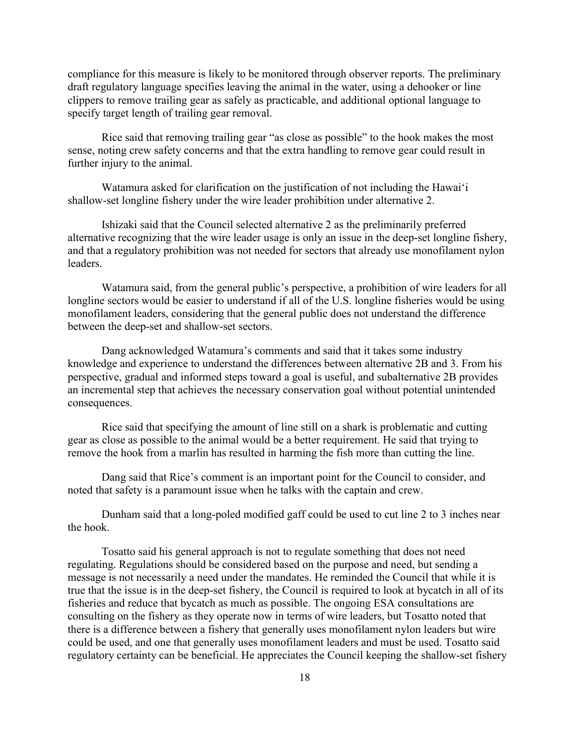compliance for this measure is likely to be monitored through observer reports. The preliminary draft regulatory language specifies leaving the animal in the water, using a dehooker or line clippers to remove trailing gear as safely as practicable, and additional optional language to specify target length of trailing gear removal.

Rice said that removing trailing gear "as close as possible" to the hook makes the most sense, noting crew safety concerns and that the extra handling to remove gear could result in further injury to the animal.

Watamura asked for clarification on the justification of not including the Hawai'i shallow-set longline fishery under the wire leader prohibition under alternative 2.

Ishizaki said that the Council selected alternative 2 as the preliminarily preferred alternative recognizing that the wire leader usage is only an issue in the deep-set longline fishery, and that a regulatory prohibition was not needed for sectors that already use monofilament nylon leaders.

Watamura said, from the general public's perspective, a prohibition of wire leaders for all longline sectors would be easier to understand if all of the U.S. longline fisheries would be using monofilament leaders, considering that the general public does not understand the difference between the deep-set and shallow-set sectors.

Dang acknowledged Watamura's comments and said that it takes some industry knowledge and experience to understand the differences between alternative 2B and 3. From his perspective, gradual and informed steps toward a goal is useful, and subalternative 2B provides an incremental step that achieves the necessary conservation goal without potential unintended consequences.

Rice said that specifying the amount of line still on a shark is problematic and cutting gear as close as possible to the animal would be a better requirement. He said that trying to remove the hook from a marlin has resulted in harming the fish more than cutting the line.

Dang said that Rice's comment is an important point for the Council to consider, and noted that safety is a paramount issue when he talks with the captain and crew.

Dunham said that a long-poled modified gaff could be used to cut line 2 to 3 inches near the hook.

Tosatto said his general approach is not to regulate something that does not need regulating. Regulations should be considered based on the purpose and need, but sending a message is not necessarily a need under the mandates. He reminded the Council that while it is true that the issue is in the deep-set fishery, the Council is required to look at bycatch in all of its fisheries and reduce that bycatch as much as possible. The ongoing ESA consultations are consulting on the fishery as they operate now in terms of wire leaders, but Tosatto noted that there is a difference between a fishery that generally uses monofilament nylon leaders but wire could be used, and one that generally uses monofilament leaders and must be used. Tosatto said regulatory certainty can be beneficial. He appreciates the Council keeping the shallow-set fishery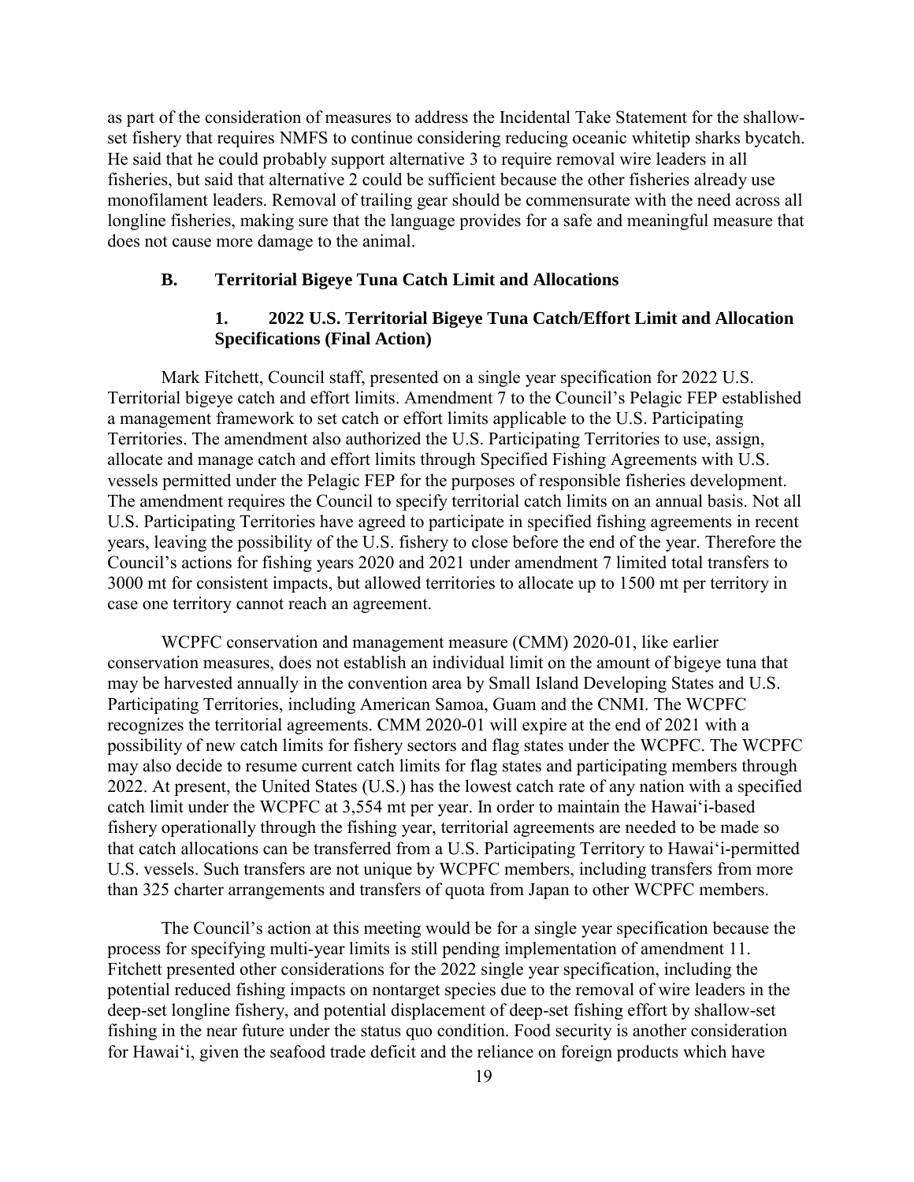as part of the consideration of measures to address the Incidental Take Statement for the shallow-set fishery that requires NMFS to continue considering reducing oceanic whitetip sharks bycatch. He said that he could probably support alternative 3 to require removal wire leaders in all fisheries, but said that alternative 2 could be sufficient because the other fisheries already use monofilament leaders. Removal of trailing gear should be commensurate with the need across all longline fisheries, making sure that the language provides for a safe and meaningful measure that does not cause more damage to the animal.

### B. Territorial Bigeye Tuna Catch Limit and Allocations

#### 1. 2022 U.S. Territorial Bigeye Tuna Catch/Effort Limit and Allocation Specifications (Final Action)

Mark Fitchett, Council staff, presented on a single year specification for 2022 U.S. Territorial bigeye catch and effort limits. Amendment 7 to the Council's Pelagic FEP established a management framework to set catch or effort limits applicable to the U.S. Participating Territories. The amendment also authorized the U.S. Participating Territories to use, assign, allocate and manage catch and effort limits through Specified Fishing Agreements with U.S. vessels permitted under the Pelagic FEP for the purposes of responsible fisheries development. The amendment requires the Council to specify territorial catch limits on an annual basis. Not all U.S. Participating Territories have agreed to participate in specified fishing agreements in recent years, leaving the possibility of the U.S. fishery to close before the end of the year. Therefore the Council's actions for fishing years 2020 and 2021 under amendment 7 limited total transfers to 3000 mt for consistent impacts, but allowed territories to allocate up to 1500 mt per territory in case one territory cannot reach an agreement.

WCPFC conservation and management measure (CMM) 2020-01, like earlier conservation measures, does not establish an individual limit on the amount of bigeye tuna that may be harvested annually in the convention area by Small Island Developing States and U.S. Participating Territories, including American Samoa, Guam and the CNMI. The WCPFC recognizes the territorial agreements. CMM 2020-01 will expire at the end of 2021 with a possibility of new catch limits for fishery sectors and flag states under the WCPFC. The WCPFC may also decide to resume current catch limits for flag states and participating members through 2022. At present, the United States (U.S.) has the lowest catch rate of any nation with a specified catch limit under the WCPFC at 3,554 mt per year. In order to maintain the Hawai'i-based fishery operationally through the fishing year, territorial agreements are needed to be made so that catch allocations can be transferred from a U.S. Participating Territory to Hawai'i-permitted U.S. vessels. Such transfers are not unique by WCPFC members, including transfers from more than 325 charter arrangements and transfers of quota from Japan to other WCPFC members.

The Council's action at this meeting would be for a single year specification because the process for specifying multi-year limits is still pending implementation of amendment 11. Fitchett presented other considerations for the 2022 single year specification, including the potential reduced fishing impacts on nontarget species due to the removal of wire leaders in the deep-set longline fishery, and potential displacement of deep-set fishing effort by shallow-set fishing in the near future under the status quo condition. Food security is another consideration for Hawai'i, given the seafood trade deficit and the reliance on foreign products which have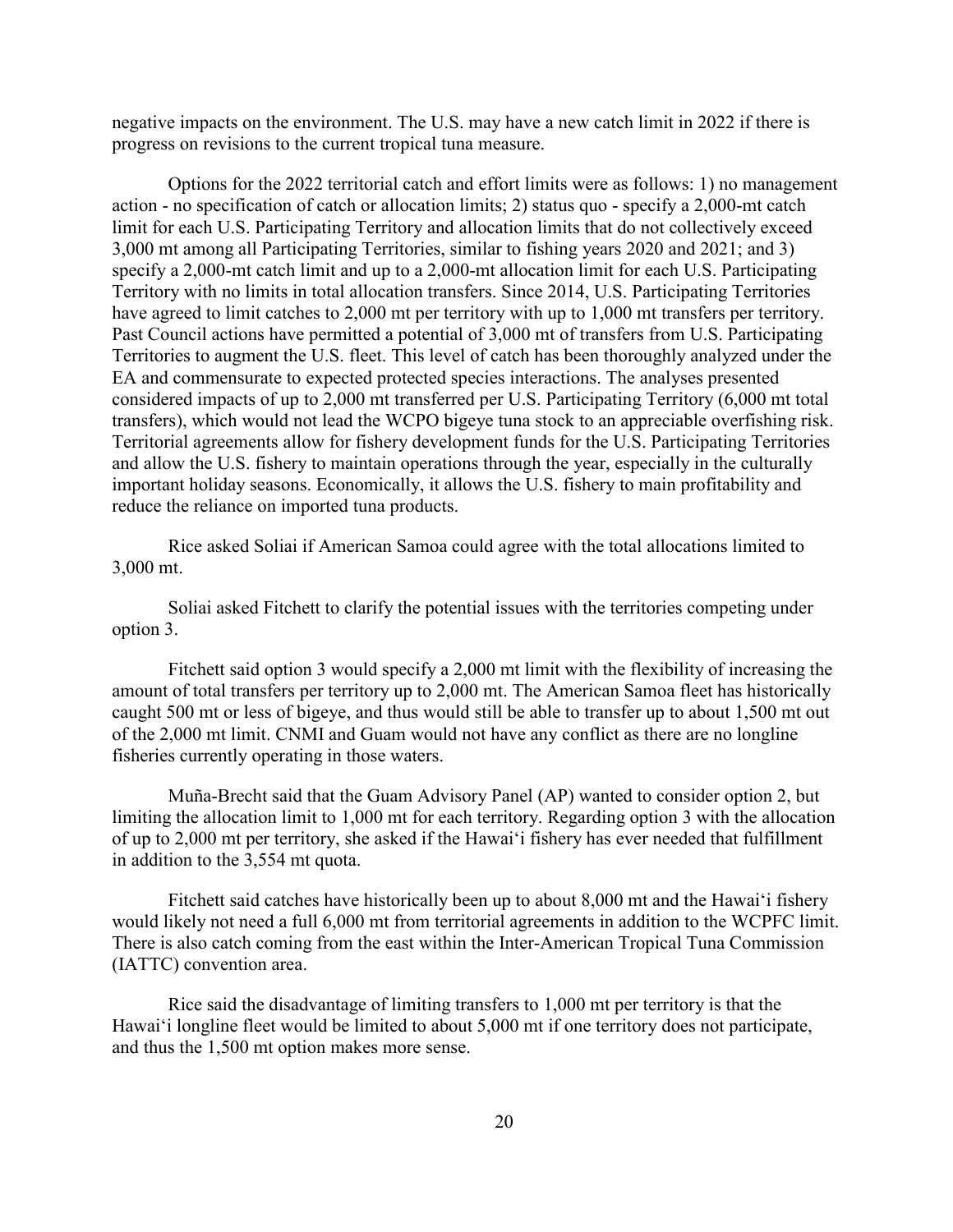negative impacts on the environment. The U.S. may have a new catch limit in 2022 if there is progress on revisions to the current tropical tuna measure.

Options for the 2022 territorial catch and effort limits were as follows: 1) no management action - no specification of catch or allocation limits; 2) status quo - specify a 2,000-mt catch limit for each U.S. Participating Territory and allocation limits that do not collectively exceed 3,000 mt among all Participating Territories, similar to fishing years 2020 and 2021; and 3) specify a 2,000-mt catch limit and up to a 2,000-mt allocation limit for each U.S. Participating Territory with no limits in total allocation transfers. Since 2014, U.S. Participating Territories have agreed to limit catches to 2,000 mt per territory with up to 1,000 mt transfers per territory. Past Council actions have permitted a potential of 3,000 mt of transfers from U.S. Participating Territories to augment the U.S. fleet. This level of catch has been thoroughly analyzed under the EA and commensurate to expected protected species interactions. The analyses presented considered impacts of up to 2,000 mt transferred per U.S. Participating Territory (6,000 mt total transfers), which would not lead the WCPO bigeye tuna stock to an appreciable overfishing risk. Territorial agreements allow for fishery development funds for the U.S. Participating Territories and allow the U.S. fishery to maintain operations through the year, especially in the culturally important holiday seasons. Economically, it allows the U.S. fishery to main profitability and reduce the reliance on imported tuna products.

Rice asked Soliai if American Samoa could agree with the total allocations limited to 3,000 mt.

Soliai asked Fitchett to clarify the potential issues with the territories competing under option 3.

Fitchett said option 3 would specify a 2,000 mt limit with the flexibility of increasing the amount of total transfers per territory up to 2,000 mt. The American Samoa fleet has historically caught 500 mt or less of bigeye, and thus would still be able to transfer up to about 1,500 mt out of the 2,000 mt limit. CNMI and Guam would not have any conflict as there are no longline fisheries currently operating in those waters.

Muña-Brecht said that the Guam Advisory Panel (AP) wanted to consider option 2, but limiting the allocation limit to 1,000 mt for each territory. Regarding option 3 with the allocation of up to 2,000 mt per territory, she asked if the Hawaiʻi fishery has ever needed that fulfillment in addition to the 3,554 mt quota.

Fitchett said catches have historically been up to about 8,000 mt and the Hawaiʻi fishery would likely not need a full 6,000 mt from territorial agreements in addition to the WCPFC limit. There is also catch coming from the east within the Inter-American Tropical Tuna Commission (IATTC) convention area.

Rice said the disadvantage of limiting transfers to 1,000 mt per territory is that the Hawaiʻi longline fleet would be limited to about 5,000 mt if one territory does not participate, and thus the 1,500 mt option makes more sense.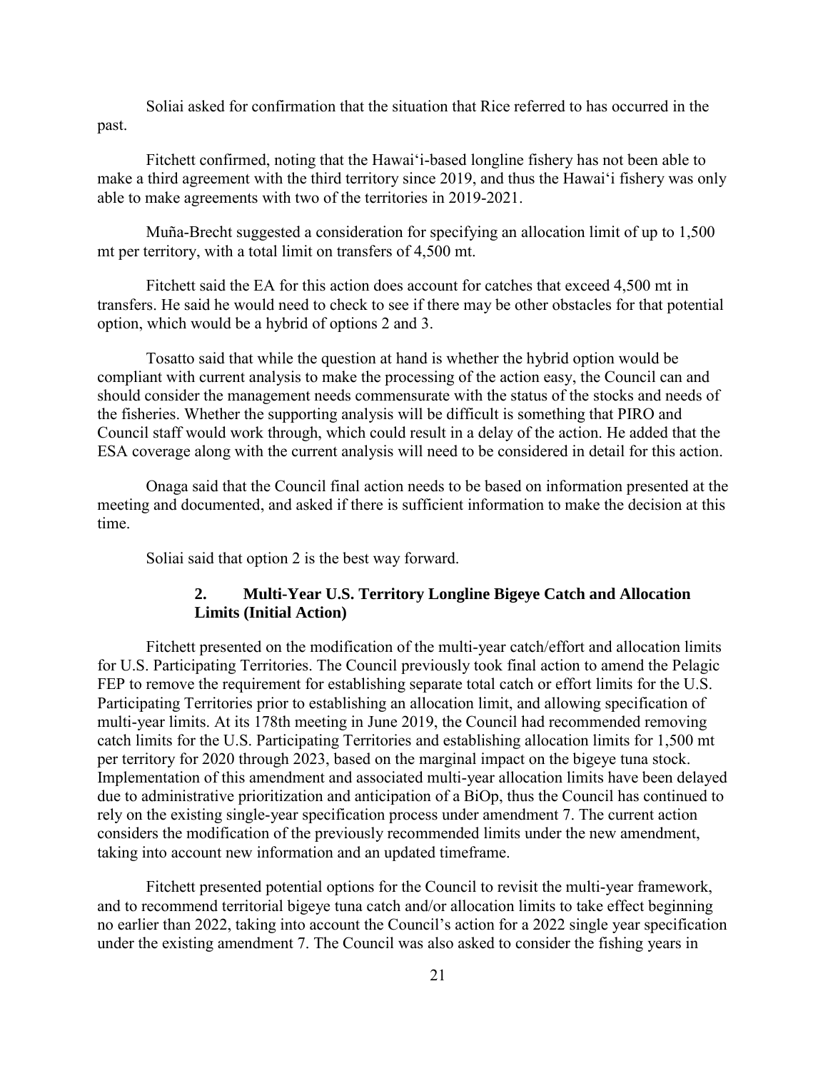Soliai asked for confirmation that the situation that Rice referred to has occurred in the past.

Fitchett confirmed, noting that the Hawaiʻi-based longline fishery has not been able to make a third agreement with the third territory since 2019, and thus the Hawaiʻi fishery was only able to make agreements with two of the territories in 2019-2021.

Muña-Brecht suggested a consideration for specifying an allocation limit of up to 1,500 mt per territory, with a total limit on transfers of 4,500 mt.

Fitchett said the EA for this action does account for catches that exceed 4,500 mt in transfers. He said he would need to check to see if there may be other obstacles for that potential option, which would be a hybrid of options 2 and 3.

Tosatto said that while the question at hand is whether the hybrid option would be compliant with current analysis to make the processing of the action easy, the Council can and should consider the management needs commensurate with the status of the stocks and needs of the fisheries. Whether the supporting analysis will be difficult is something that PIRO and Council staff would work through, which could result in a delay of the action. He added that the ESA coverage along with the current analysis will need to be considered in detail for this action.

Onaga said that the Council final action needs to be based on information presented at the meeting and documented, and asked if there is sufficient information to make the decision at this time.

Soliai said that option 2 is the best way forward.

### 2. Multi-Year U.S. Territory Longline Bigeye Catch and Allocation Limits (Initial Action)

Fitchett presented on the modification of the multi-year catch/effort and allocation limits for U.S. Participating Territories. The Council previously took final action to amend the Pelagic FEP to remove the requirement for establishing separate total catch or effort limits for the U.S. Participating Territories prior to establishing an allocation limit, and allowing specification of multi-year limits. At its 178th meeting in June 2019, the Council had recommended removing catch limits for the U.S. Participating Territories and establishing allocation limits for 1,500 mt per territory for 2020 through 2023, based on the marginal impact on the bigeye tuna stock. Implementation of this amendment and associated multi-year allocation limits have been delayed due to administrative prioritization and anticipation of a BiOp, thus the Council has continued to rely on the existing single-year specification process under amendment 7. The current action considers the modification of the previously recommended limits under the new amendment, taking into account new information and an updated timeframe.

Fitchett presented potential options for the Council to revisit the multi-year framework, and to recommend territorial bigeye tuna catch and/or allocation limits to take effect beginning no earlier than 2022, taking into account the Council's action for a 2022 single year specification under the existing amendment 7. The Council was also asked to consider the fishing years in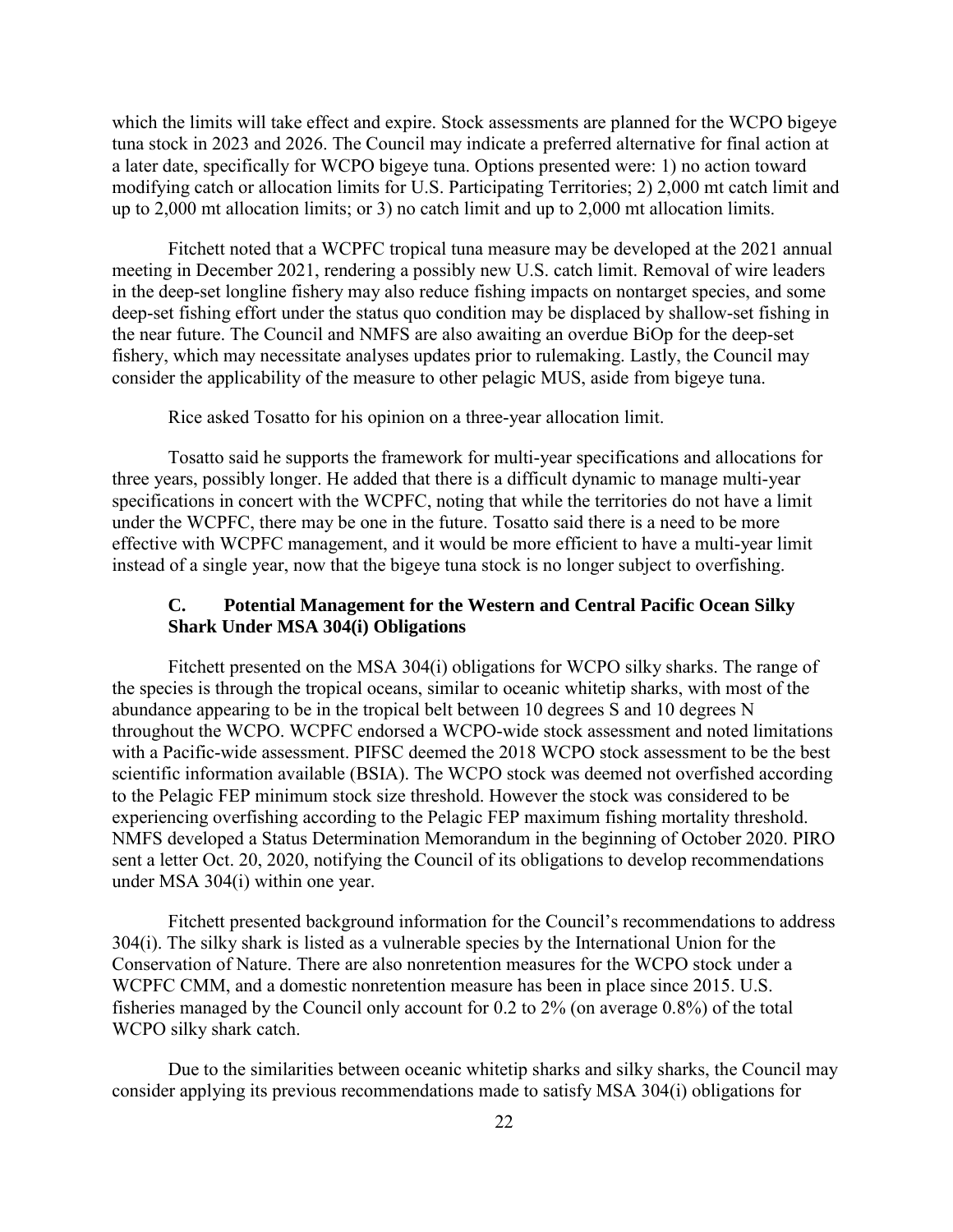which the limits will take effect and expire. Stock assessments are planned for the WCPO bigeye tuna stock in 2023 and 2026. The Council may indicate a preferred alternative for final action at a later date, specifically for WCPO bigeye tuna. Options presented were: 1) no action toward modifying catch or allocation limits for U.S. Participating Territories; 2) 2,000 mt catch limit and up to 2,000 mt allocation limits; or 3) no catch limit and up to 2,000 mt allocation limits.

Fitchett noted that a WCPFC tropical tuna measure may be developed at the 2021 annual meeting in December 2021, rendering a possibly new U.S. catch limit. Removal of wire leaders in the deep-set longline fishery may also reduce fishing impacts on nontarget species, and some deep-set fishing effort under the status quo condition may be displaced by shallow-set fishing in the near future. The Council and NMFS are also awaiting an overdue BiOp for the deep-set fishery, which may necessitate analyses updates prior to rulemaking. Lastly, the Council may consider the applicability of the measure to other pelagic MUS, aside from bigeye tuna.

Rice asked Tosatto for his opinion on a three-year allocation limit.

Tosatto said he supports the framework for multi-year specifications and allocations for three years, possibly longer. He added that there is a difficult dynamic to manage multi-year specifications in concert with the WCPFC, noting that while the territories do not have a limit under the WCPFC, there may be one in the future. Tosatto said there is a need to be more effective with WCPFC management, and it would be more efficient to have a multi-year limit instead of a single year, now that the bigeye tuna stock is no longer subject to overfishing.

### C. Potential Management for the Western and Central Pacific Ocean Silky Shark Under MSA 304(i) Obligations

Fitchett presented on the MSA 304(i) obligations for WCPO silky sharks. The range of the species is through the tropical oceans, similar to oceanic whitetip sharks, with most of the abundance appearing to be in the tropical belt between 10 degrees S and 10 degrees N throughout the WCPO. WCPFC endorsed a WCPO-wide stock assessment and noted limitations with a Pacific-wide assessment. PIFSC deemed the 2018 WCPO stock assessment to be the best scientific information available (BSIA). The WCPO stock was deemed not overfished according to the Pelagic FEP minimum stock size threshold. However the stock was considered to be experiencing overfishing according to the Pelagic FEP maximum fishing mortality threshold. NMFS developed a Status Determination Memorandum in the beginning of October 2020. PIRO sent a letter Oct. 20, 2020, notifying the Council of its obligations to develop recommendations under MSA 304(i) within one year.

Fitchett presented background information for the Council's recommendations to address 304(i). The silky shark is listed as a vulnerable species by the International Union for the Conservation of Nature. There are also nonretention measures for the WCPO stock under a WCPFC CMM, and a domestic nonretention measure has been in place since 2015. U.S. fisheries managed by the Council only account for 0.2 to 2% (on average 0.8%) of the total WCPO silky shark catch.

Due to the similarities between oceanic whitetip sharks and silky sharks, the Council may consider applying its previous recommendations made to satisfy MSA 304(i) obligations for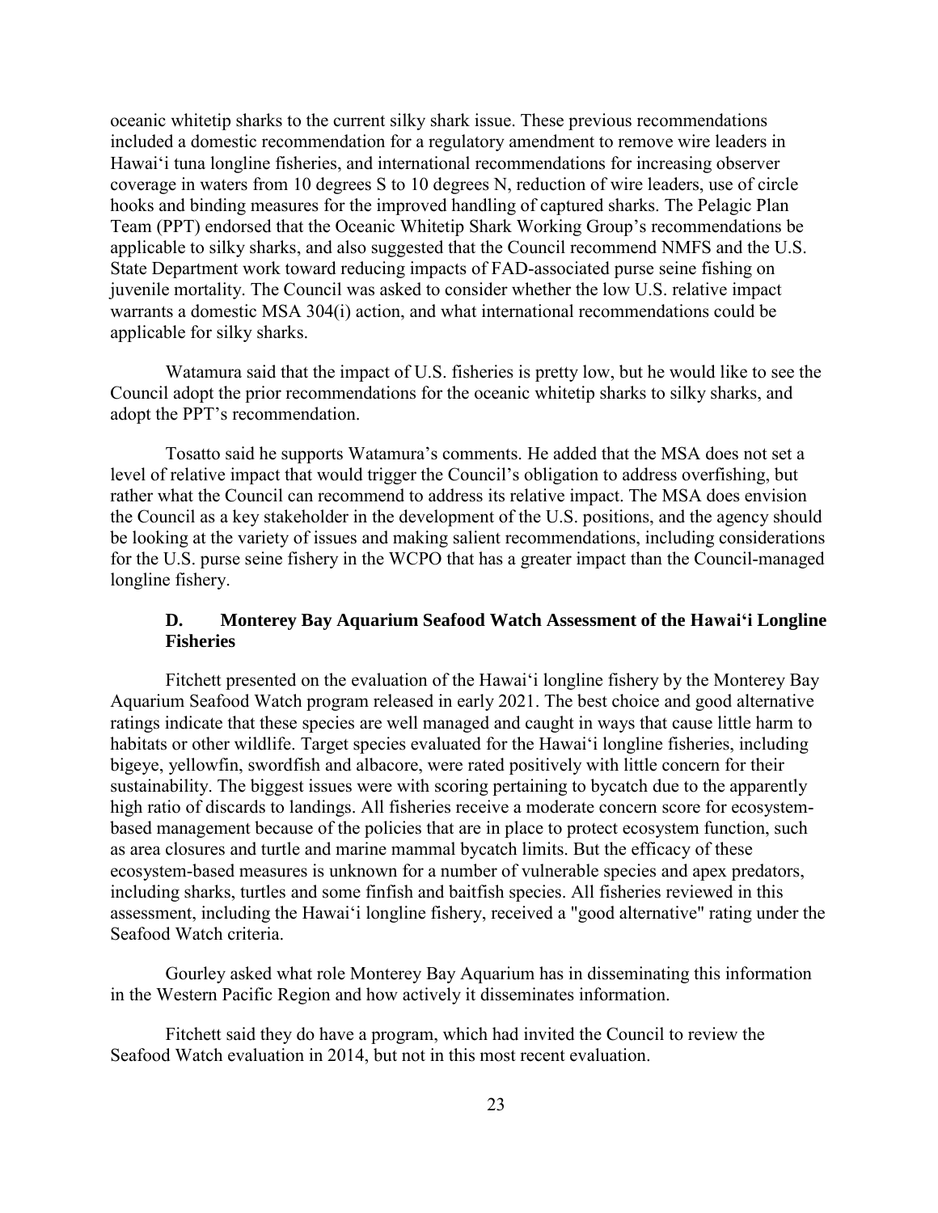oceanic whitetip sharks to the current silky shark issue. These previous recommendations included a domestic recommendation for a regulatory amendment to remove wire leaders in Hawai'i tuna longline fisheries, and international recommendations for increasing observer coverage in waters from 10 degrees S to 10 degrees N, reduction of wire leaders, use of circle hooks and binding measures for the improved handling of captured sharks. The Pelagic Plan Team (PPT) endorsed that the Oceanic Whitetip Shark Working Group's recommendations be applicable to silky sharks, and also suggested that the Council recommend NMFS and the U.S. State Department work toward reducing impacts of FAD-associated purse seine fishing on juvenile mortality. The Council was asked to consider whether the low U.S. relative impact warrants a domestic MSA 304(i) action, and what international recommendations could be applicable for silky sharks.

Watamura said that the impact of U.S. fisheries is pretty low, but he would like to see the Council adopt the prior recommendations for the oceanic whitetip sharks to silky sharks, and adopt the PPT's recommendation.

Tosatto said he supports Watamura's comments. He added that the MSA does not set a level of relative impact that would trigger the Council's obligation to address overfishing, but rather what the Council can recommend to address its relative impact. The MSA does envision the Council as a key stakeholder in the development of the U.S. positions, and the agency should be looking at the variety of issues and making salient recommendations, including considerations for the U.S. purse seine fishery in the WCPO that has a greater impact than the Council-managed longline fishery.

### D. Monterey Bay Aquarium Seafood Watch Assessment of the Hawai'i Longline Fisheries

Fitchett presented on the evaluation of the Hawai'i longline fishery by the Monterey Bay Aquarium Seafood Watch program released in early 2021. The best choice and good alternative ratings indicate that these species are well managed and caught in ways that cause little harm to habitats or other wildlife. Target species evaluated for the Hawai'i longline fisheries, including bigeye, yellowfin, swordfish and albacore, were rated positively with little concern for their sustainability. The biggest issues were with scoring pertaining to bycatch due to the apparently high ratio of discards to landings. All fisheries receive a moderate concern score for ecosystem-based management because of the policies that are in place to protect ecosystem function, such as area closures and turtle and marine mammal bycatch limits. But the efficacy of these ecosystem-based measures is unknown for a number of vulnerable species and apex predators, including sharks, turtles and some finfish and baitfish species. All fisheries reviewed in this assessment, including the Hawai'i longline fishery, received a "good alternative" rating under the Seafood Watch criteria.

Gourley asked what role Monterey Bay Aquarium has in disseminating this information in the Western Pacific Region and how actively it disseminates information.

Fitchett said they do have a program, which had invited the Council to review the Seafood Watch evaluation in 2014, but not in this most recent evaluation.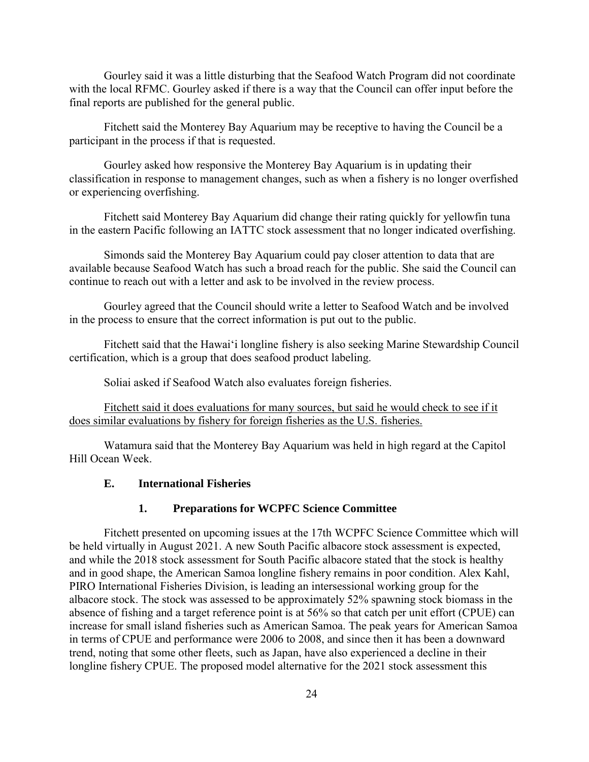Gourley said it was a little disturbing that the Seafood Watch Program did not coordinate with the local RFMC. Gourley asked if there is a way that the Council can offer input before the final reports are published for the general public.

Fitchett said the Monterey Bay Aquarium may be receptive to having the Council be a participant in the process if that is requested.

Gourley asked how responsive the Monterey Bay Aquarium is in updating their classification in response to management changes, such as when a fishery is no longer overfished or experiencing overfishing.

Fitchett said Monterey Bay Aquarium did change their rating quickly for yellowfin tuna in the eastern Pacific following an IATTC stock assessment that no longer indicated overfishing.

Simonds said the Monterey Bay Aquarium could pay closer attention to data that are available because Seafood Watch has such a broad reach for the public. She said the Council can continue to reach out with a letter and ask to be involved in the review process.

Gourley agreed that the Council should write a letter to Seafood Watch and be involved in the process to ensure that the correct information is put out to the public.

Fitchett said that the Hawai‘i longline fishery is also seeking Marine Stewardship Council certification, which is a group that does seafood product labeling.

Soliai asked if Seafood Watch also evaluates foreign fisheries.

<u>Fitchett said it does evaluations for many sources, but said he would check to see if it does similar evaluations by fishery for foreign fisheries as the U.S. fisheries.</u>

Watamura said that the Monterey Bay Aquarium was held in high regard at the Capitol Hill Ocean Week.

### E. International Fisheries

#### 1. Preparations for WCPFC Science Committee

Fitchett presented on upcoming issues at the 17th WCPFC Science Committee which will be held virtually in August 2021. A new South Pacific albacore stock assessment is expected, and while the 2018 stock assessment for South Pacific albacore stated that the stock is healthy and in good shape, the American Samoa longline fishery remains in poor condition. Alex Kahl, PIRO International Fisheries Division, is leading an intersessional working group for the albacore stock. The stock was assessed to be approximately 52% spawning stock biomass in the absence of fishing and a target reference point is at 56% so that catch per unit effort (CPUE) can increase for small island fisheries such as American Samoa. The peak years for American Samoa in terms of CPUE and performance were 2006 to 2008, and since then it has been a downward trend, noting that some other fleets, such as Japan, have also experienced a decline in their longline fishery CPUE. The proposed model alternative for the 2021 stock assessment this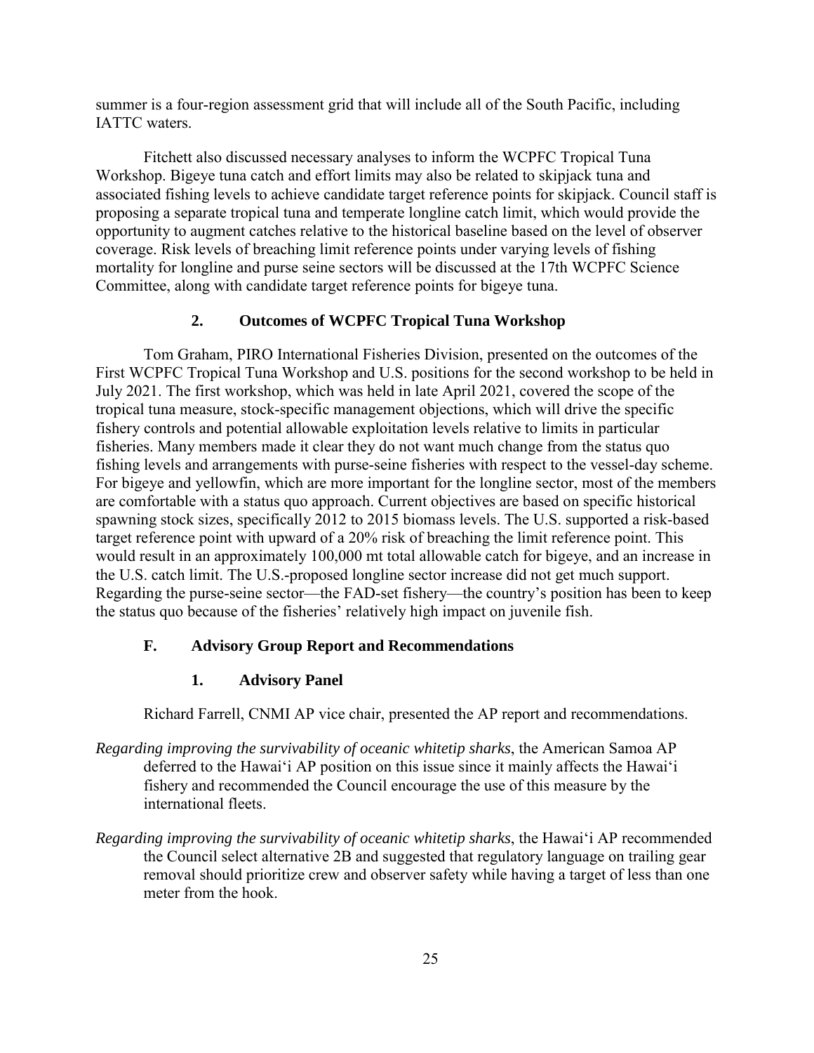summer is a four-region assessment grid that will include all of the South Pacific, including IATTC waters.

Fitchett also discussed necessary analyses to inform the WCPFC Tropical Tuna Workshop. Bigeye tuna catch and effort limits may also be related to skipjack tuna and associated fishing levels to achieve candidate target reference points for skipjack. Council staff is proposing a separate tropical tuna and temperate longline catch limit, which would provide the opportunity to augment catches relative to the historical baseline based on the level of observer coverage. Risk levels of breaching limit reference points under varying levels of fishing mortality for longline and purse seine sectors will be discussed at the 17th WCPFC Science Committee, along with candidate target reference points for bigeye tuna.

### 2. Outcomes of WCPFC Tropical Tuna Workshop

Tom Graham, PIRO International Fisheries Division, presented on the outcomes of the First WCPFC Tropical Tuna Workshop and U.S. positions for the second workshop to be held in July 2021. The first workshop, which was held in late April 2021, covered the scope of the tropical tuna measure, stock-specific management objections, which will drive the specific fishery controls and potential allowable exploitation levels relative to limits in particular fisheries. Many members made it clear they do not want much change from the status quo fishing levels and arrangements with purse-seine fisheries with respect to the vessel-day scheme. For bigeye and yellowfin, which are more important for the longline sector, most of the members are comfortable with a status quo approach. Current objectives are based on specific historical spawning stock sizes, specifically 2012 to 2015 biomass levels. The U.S. supported a risk-based target reference point with upward of a 20% risk of breaching the limit reference point. This would result in an approximately 100,000 mt total allowable catch for bigeye, and an increase in the U.S. catch limit. The U.S.-proposed longline sector increase did not get much support. Regarding the purse-seine sector—the FAD-set fishery—the country's position has been to keep the status quo because of the fisheries' relatively high impact on juvenile fish.

## F. Advisory Group Report and Recommendations

### 1. Advisory Panel

Richard Farrell, CNMI AP vice chair, presented the AP report and recommendations.

*Regarding improving the survivability of oceanic whitetip sharks*, the American Samoa AP deferred to the Hawai'i AP position on this issue since it mainly affects the Hawai'i fishery and recommended the Council encourage the use of this measure by the international fleets.

*Regarding improving the survivability of oceanic whitetip sharks*, the Hawai'i AP recommended the Council select alternative 2B and suggested that regulatory language on trailing gear removal should prioritize crew and observer safety while having a target of less than one meter from the hook.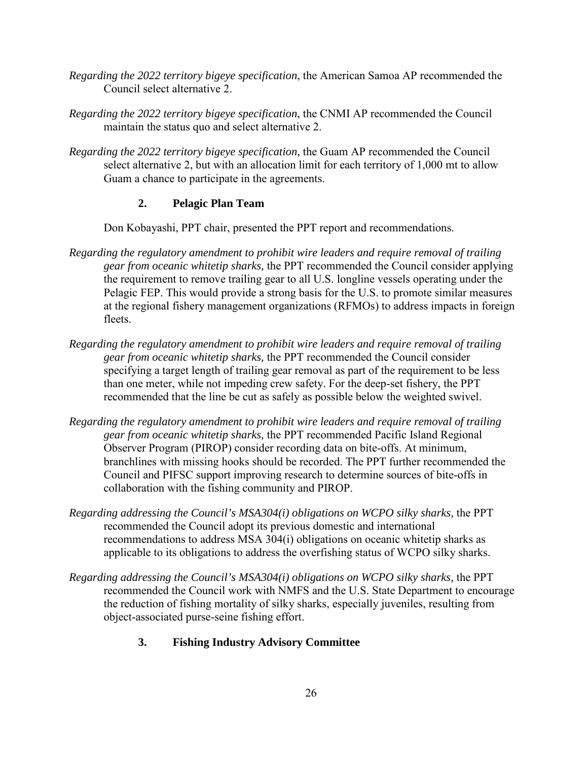*Regarding the 2022 territory bigeye specification*, the American Samoa AP recommended the Council select alternative 2.

*Regarding the 2022 territory bigeye specification*, the CNMI AP recommended the Council maintain the status quo and select alternative 2.

*Regarding the 2022 territory bigeye specification*, the Guam AP recommended the Council select alternative 2, but with an allocation limit for each territory of 1,000 mt to allow Guam a chance to participate in the agreements.

### 2. Pelagic Plan Team

Don Kobayashi, PPT chair, presented the PPT report and recommendations.

*Regarding the regulatory amendment to prohibit wire leaders and require removal of trailing gear from oceanic whitetip sharks,* the PPT recommended the Council consider applying the requirement to remove trailing gear to all U.S. longline vessels operating under the Pelagic FEP. This would provide a strong basis for the U.S. to promote similar measures at the regional fishery management organizations (RFMOs) to address impacts in foreign fleets.

*Regarding the regulatory amendment to prohibit wire leaders and require removal of trailing gear from oceanic whitetip sharks,* the PPT recommended the Council consider specifying a target length of trailing gear removal as part of the requirement to be less than one meter, while not impeding crew safety. For the deep-set fishery, the PPT recommended that the line be cut as safely as possible below the weighted swivel.

*Regarding the regulatory amendment to prohibit wire leaders and require removal of trailing gear from oceanic whitetip sharks,* the PPT recommended Pacific Island Regional Observer Program (PIROP) consider recording data on bite-offs. At minimum, branchlines with missing hooks should be recorded. The PPT further recommended the Council and PIFSC support improving research to determine sources of bite-offs in collaboration with the fishing community and PIROP.

*Regarding addressing the Council's MSA304(i) obligations on WCPO silky sharks,* the PPT recommended the Council adopt its previous domestic and international recommendations to address MSA 304(i) obligations on oceanic whitetip sharks as applicable to its obligations to address the overfishing status of WCPO silky sharks.

*Regarding addressing the Council's MSA304(i) obligations on WCPO silky sharks,* the PPT recommended the Council work with NMFS and the U.S. State Department to encourage the reduction of fishing mortality of silky sharks, especially juveniles, resulting from object-associated purse-seine fishing effort.

### 3. Fishing Industry Advisory Committee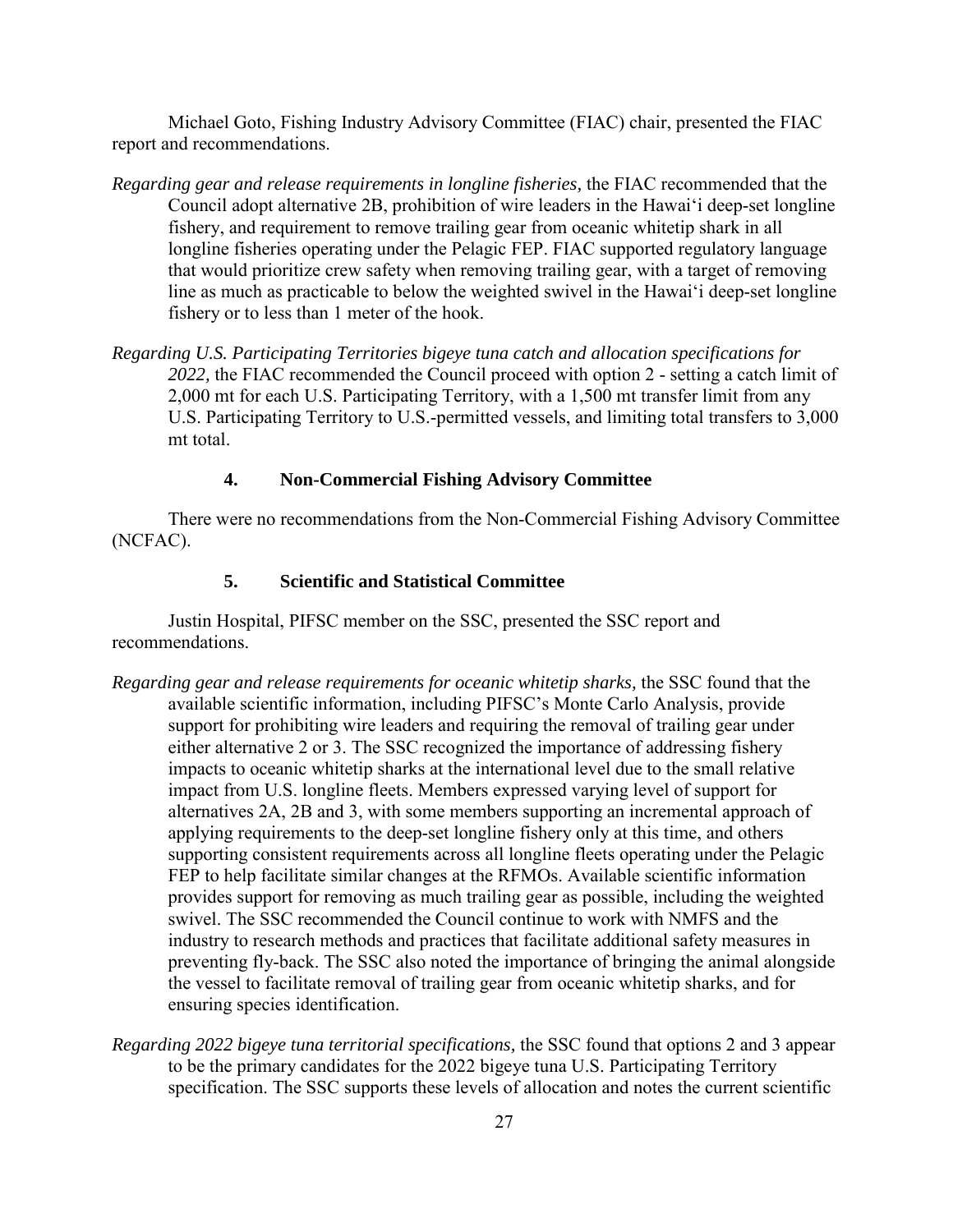Michael Goto, Fishing Industry Advisory Committee (FIAC) chair, presented the FIAC report and recommendations.

*Regarding gear and release requirements in longline fisheries,* the FIAC recommended that the Council adopt alternative 2B, prohibition of wire leaders in the Hawai‘i deep-set longline fishery, and requirement to remove trailing gear from oceanic whitetip shark in all longline fisheries operating under the Pelagic FEP. FIAC supported regulatory language that would prioritize crew safety when removing trailing gear, with a target of removing line as much as practicable to below the weighted swivel in the Hawai‘i deep-set longline fishery or to less than 1 meter of the hook.

*Regarding U.S. Participating Territories bigeye tuna catch and allocation specifications for 2022,* the FIAC recommended the Council proceed with option 2 - setting a catch limit of 2,000 mt for each U.S. Participating Territory, with a 1,500 mt transfer limit from any U.S. Participating Territory to U.S.-permitted vessels, and limiting total transfers to 3,000 mt total.

#### 4. Non-Commercial Fishing Advisory Committee

There were no recommendations from the Non-Commercial Fishing Advisory Committee (NCFAC).

#### 5. Scientific and Statistical Committee

Justin Hospital, PIFSC member on the SSC, presented the SSC report and recommendations.

*Regarding gear and release requirements for oceanic whitetip sharks,* the SSC found that the available scientific information, including PIFSC's Monte Carlo Analysis, provide support for prohibiting wire leaders and requiring the removal of trailing gear under either alternative 2 or 3. The SSC recognized the importance of addressing fishery impacts to oceanic whitetip sharks at the international level due to the small relative impact from U.S. longline fleets. Members expressed varying level of support for alternatives 2A, 2B and 3, with some members supporting an incremental approach of applying requirements to the deep-set longline fishery only at this time, and others supporting consistent requirements across all longline fleets operating under the Pelagic FEP to help facilitate similar changes at the RFMOs. Available scientific information provides support for removing as much trailing gear as possible, including the weighted swivel. The SSC recommended the Council continue to work with NMFS and the industry to research methods and practices that facilitate additional safety measures in preventing fly-back. The SSC also noted the importance of bringing the animal alongside the vessel to facilitate removal of trailing gear from oceanic whitetip sharks, and for ensuring species identification.

*Regarding 2022 bigeye tuna territorial specifications,* the SSC found that options 2 and 3 appear to be the primary candidates for the 2022 bigeye tuna U.S. Participating Territory specification. The SSC supports these levels of allocation and notes the current scientific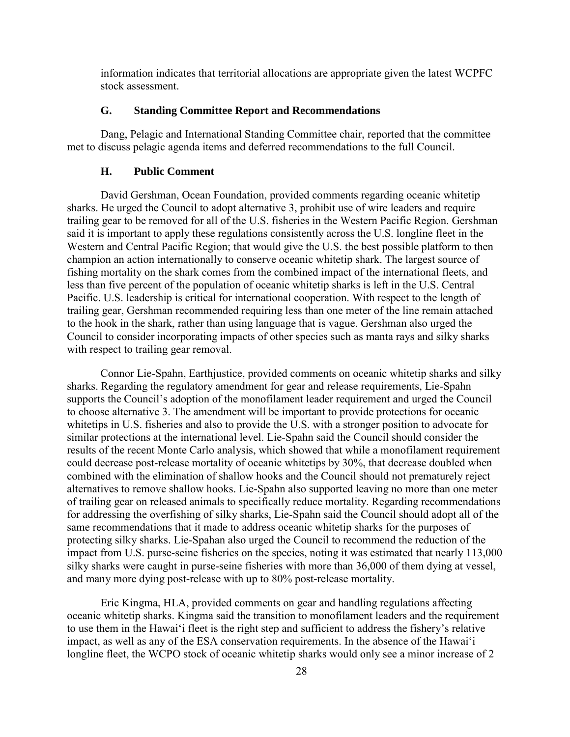information indicates that territorial allocations are appropriate given the latest WCPFC stock assessment.

### G. Standing Committee Report and Recommendations

Dang, Pelagic and International Standing Committee chair, reported that the committee met to discuss pelagic agenda items and deferred recommendations to the full Council.

### H. Public Comment

David Gershman, Ocean Foundation, provided comments regarding oceanic whitetip sharks. He urged the Council to adopt alternative 3, prohibit use of wire leaders and require trailing gear to be removed for all of the U.S. fisheries in the Western Pacific Region. Gershman said it is important to apply these regulations consistently across the U.S. longline fleet in the Western and Central Pacific Region; that would give the U.S. the best possible platform to then champion an action internationally to conserve oceanic whitetip shark. The largest source of fishing mortality on the shark comes from the combined impact of the international fleets, and less than five percent of the population of oceanic whitetip sharks is left in the U.S. Central Pacific. U.S. leadership is critical for international cooperation. With respect to the length of trailing gear, Gershman recommended requiring less than one meter of the line remain attached to the hook in the shark, rather than using language that is vague. Gershman also urged the Council to consider incorporating impacts of other species such as manta rays and silky sharks with respect to trailing gear removal.

Connor Lie-Spahn, Earthjustice, provided comments on oceanic whitetip sharks and silky sharks. Regarding the regulatory amendment for gear and release requirements, Lie-Spahn supports the Council's adoption of the monofilament leader requirement and urged the Council to choose alternative 3. The amendment will be important to provide protections for oceanic whitetips in U.S. fisheries and also to provide the U.S. with a stronger position to advocate for similar protections at the international level. Lie-Spahn said the Council should consider the results of the recent Monte Carlo analysis, which showed that while a monofilament requirement could decrease post-release mortality of oceanic whitetips by 30%, that decrease doubled when combined with the elimination of shallow hooks and the Council should not prematurely reject alternatives to remove shallow hooks. Lie-Spahn also supported leaving no more than one meter of trailing gear on released animals to specifically reduce mortality. Regarding recommendations for addressing the overfishing of silky sharks, Lie-Spahn said the Council should adopt all of the same recommendations that it made to address oceanic whitetip sharks for the purposes of protecting silky sharks. Lie-Spahan also urged the Council to recommend the reduction of the impact from U.S. purse-seine fisheries on the species, noting it was estimated that nearly 113,000 silky sharks were caught in purse-seine fisheries with more than 36,000 of them dying at vessel, and many more dying post-release with up to 80% post-release mortality.

Eric Kingma, HLA, provided comments on gear and handling regulations affecting oceanic whitetip sharks. Kingma said the transition to monofilament leaders and the requirement to use them in the Hawai'i fleet is the right step and sufficient to address the fishery's relative impact, as well as any of the ESA conservation requirements. In the absence of the Hawai'i longline fleet, the WCPO stock of oceanic whitetip sharks would only see a minor increase of 2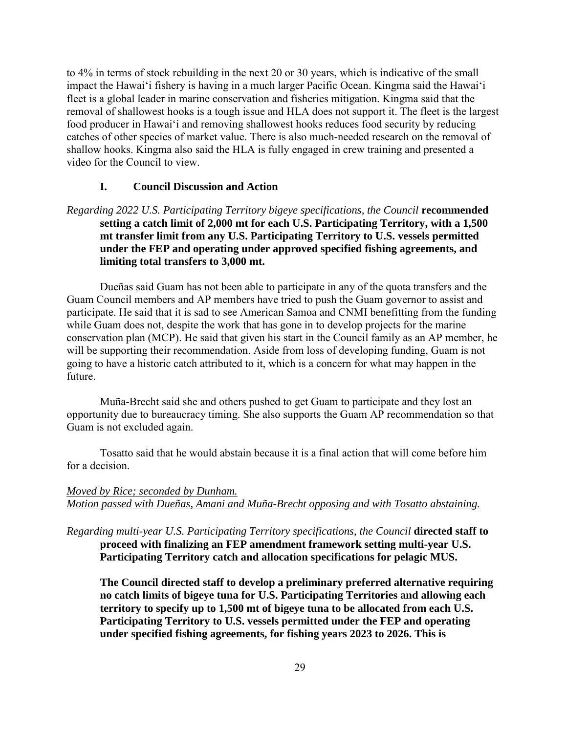to 4% in terms of stock rebuilding in the next 20 or 30 years, which is indicative of the small impact the Hawai'i fishery is having in a much larger Pacific Ocean. Kingma said the Hawai'i fleet is a global leader in marine conservation and fisheries mitigation. Kingma said that the removal of shallowest hooks is a tough issue and HLA does not support it. The fleet is the largest food producer in Hawai'i and removing shallowest hooks reduces food security by reducing catches of other species of market value. There is also much-needed research on the removal of shallow hooks. Kingma also said the HLA is fully engaged in crew training and presented a video for the Council to view.

### I. Council Discussion and Action

*Regarding 2022 U.S. Participating Territory bigeye specifications, the Council* **recommended setting a catch limit of 2,000 mt for each U.S. Participating Territory, with a 1,500 mt transfer limit from any U.S. Participating Territory to U.S. vessels permitted under the FEP and operating under approved specified fishing agreements, and limiting total transfers to 3,000 mt.**

Dueñas said Guam has not been able to participate in any of the quota transfers and the Guam Council members and AP members have tried to push the Guam governor to assist and participate. He said that it is sad to see American Samoa and CNMI benefitting from the funding while Guam does not, despite the work that has gone in to develop projects for the marine conservation plan (MCP). He said that given his start in the Council family as an AP member, he will be supporting their recommendation. Aside from loss of developing funding, Guam is not going to have a historic catch attributed to it, which is a concern for what may happen in the future.

Muña-Brecht said she and others pushed to get Guam to participate and they lost an opportunity due to bureaucracy timing. She also supports the Guam AP recommendation so that Guam is not excluded again.

Tosatto said that he would abstain because it is a final action that will come before him for a decision.

*Moved by Rice; seconded by Dunham.*
*Motion passed with Dueñas, Amani and Muña-Brecht opposing and with Tosatto abstaining.*

*Regarding multi-year U.S. Participating Territory specifications, the Council* **directed staff to proceed with finalizing an FEP amendment framework setting multi-year U.S. Participating Territory catch and allocation specifications for pelagic MUS.**

**The Council directed staff to develop a preliminary preferred alternative requiring no catch limits of bigeye tuna for U.S. Participating Territories and allowing each territory to specify up to 1,500 mt of bigeye tuna to be allocated from each U.S. Participating Territory to U.S. vessels permitted under the FEP and operating under specified fishing agreements, for fishing years 2023 to 2026. This is**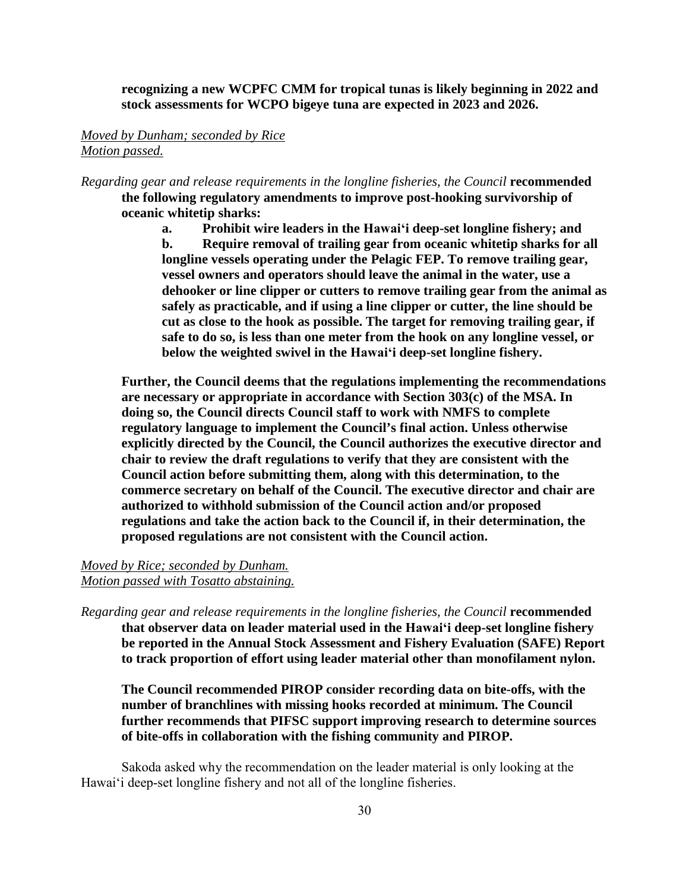**recognizing a new WCPFC CMM for tropical tunas is likely beginning in 2022 and stock assessments for WCPO bigeye tuna are expected in 2023 and 2026.**

*Moved by Dunham; seconded by Rice*
*Motion passed.*

*Regarding gear and release requirements in the longline fisheries, the Council* **recommended the following regulatory amendments to improve post-hooking survivorship of oceanic whitetip sharks:**

**a. Prohibit wire leaders in the Hawai'i deep-set longline fishery; and**

**b. Require removal of trailing gear from oceanic whitetip sharks for all longline vessels operating under the Pelagic FEP. To remove trailing gear, vessel owners and operators should leave the animal in the water, use a dehooker or line clipper or cutters to remove trailing gear from the animal as safely as practicable, and if using a line clipper or cutter, the line should be cut as close to the hook as possible. The target for removing trailing gear, if safe to do so, is less than one meter from the hook on any longline vessel, or below the weighted swivel in the Hawai'i deep-set longline fishery.**

**Further, the Council deems that the regulations implementing the recommendations are necessary or appropriate in accordance with Section 303(c) of the MSA. In doing so, the Council directs Council staff to work with NMFS to complete regulatory language to implement the Council's final action. Unless otherwise explicitly directed by the Council, the Council authorizes the executive director and chair to review the draft regulations to verify that they are consistent with the Council action before submitting them, along with this determination, to the commerce secretary on behalf of the Council. The executive director and chair are authorized to withhold submission of the Council action and/or proposed regulations and take the action back to the Council if, in their determination, the proposed regulations are not consistent with the Council action.**

*Moved by Rice; seconded by Dunham.*
*Motion passed with Tosatto abstaining.*

*Regarding gear and release requirements in the longline fisheries, the Council* **recommended that observer data on leader material used in the Hawai'i deep-set longline fishery be reported in the Annual Stock Assessment and Fishery Evaluation (SAFE) Report to track proportion of effort using leader material other than monofilament nylon.**

**The Council recommended PIROP consider recording data on bite-offs, with the number of branchlines with missing hooks recorded at minimum. The Council further recommends that PIFSC support improving research to determine sources of bite-offs in collaboration with the fishing community and PIROP.**

Sakoda asked why the recommendation on the leader material is only looking at the Hawai'i deep-set longline fishery and not all of the longline fisheries.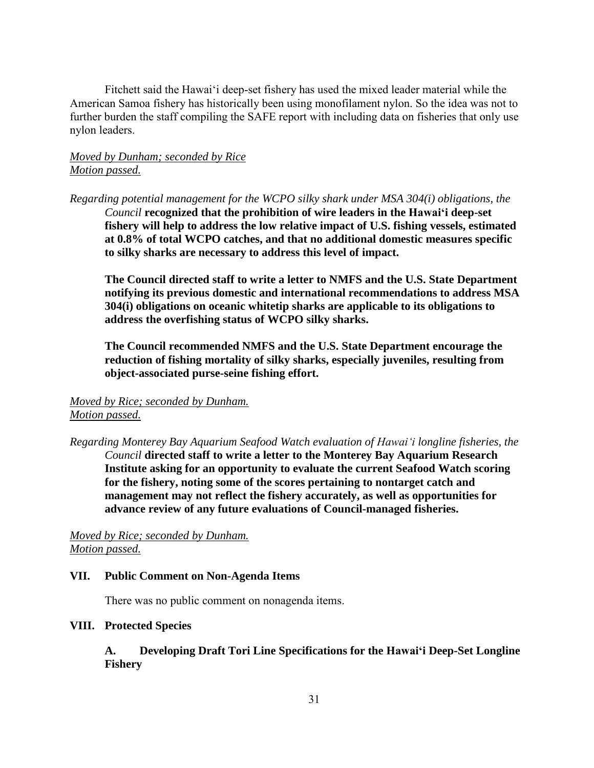Fitchett said the Hawaiʻi deep-set fishery has used the mixed leader material while the American Samoa fishery has historically been using monofilament nylon. So the idea was not to further burden the staff compiling the SAFE report with including data on fisheries that only use nylon leaders.

*Moved by Dunham; seconded by Rice*
*Motion passed.*

*Regarding potential management for the WCPO silky shark under MSA 304(i) obligations, the Council* **recognized that the prohibition of wire leaders in the Hawai'i deep-set fishery will help to address the low relative impact of U.S. fishing vessels, estimated at 0.8% of total WCPO catches, and that no additional domestic measures specific to silky sharks are necessary to address this level of impact.**

**The Council directed staff to write a letter to NMFS and the U.S. State Department notifying its previous domestic and international recommendations to address MSA 304(i) obligations on oceanic whitetip sharks are applicable to its obligations to address the overfishing status of WCPO silky sharks.**

**The Council recommended NMFS and the U.S. State Department encourage the reduction of fishing mortality of silky sharks, especially juveniles, resulting from object-associated purse-seine fishing effort.**

*Moved by Rice; seconded by Dunham.*
*Motion passed.*

*Regarding Monterey Bay Aquarium Seafood Watch evaluation of Hawaiʻi longline fisheries, the Council* **directed staff to write a letter to the Monterey Bay Aquarium Research Institute asking for an opportunity to evaluate the current Seafood Watch scoring for the fishery, noting some of the scores pertaining to nontarget catch and management may not reflect the fishery accurately, as well as opportunities for advance review of any future evaluations of Council-managed fisheries.**

*Moved by Rice; seconded by Dunham.*
*Motion passed.*

## VII. Public Comment on Non-Agenda Items

There was no public comment on nonagenda items.

## VIII. Protected Species

### A. Developing Draft Tori Line Specifications for the Hawai'i Deep-Set Longline Fishery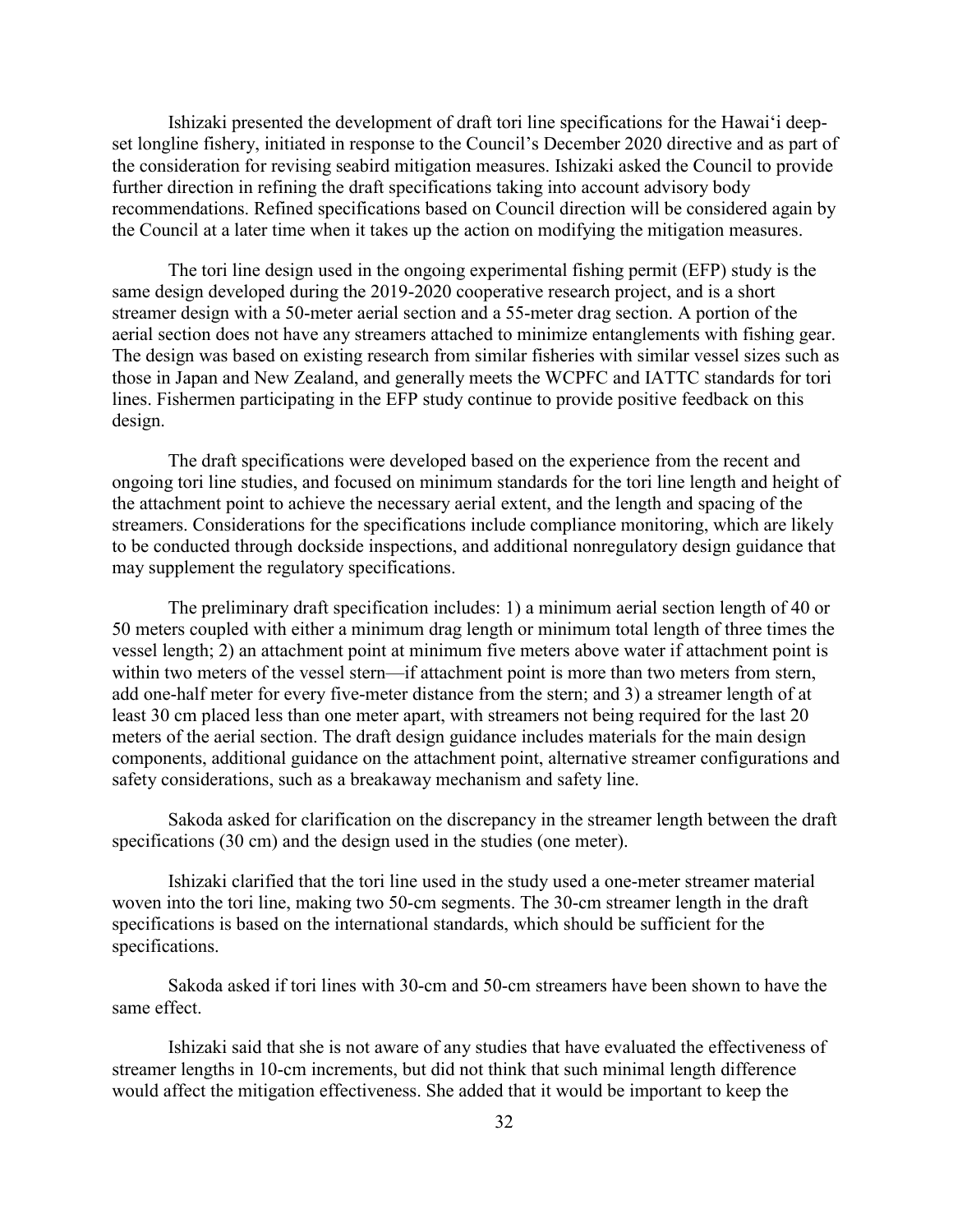Ishizaki presented the development of draft tori line specifications for the Hawai'i deep-set longline fishery, initiated in response to the Council's December 2020 directive and as part of the consideration for revising seabird mitigation measures. Ishizaki asked the Council to provide further direction in refining the draft specifications taking into account advisory body recommendations. Refined specifications based on Council direction will be considered again by the Council at a later time when it takes up the action on modifying the mitigation measures.

The tori line design used in the ongoing experimental fishing permit (EFP) study is the same design developed during the 2019-2020 cooperative research project, and is a short streamer design with a 50-meter aerial section and a 55-meter drag section. A portion of the aerial section does not have any streamers attached to minimize entanglements with fishing gear. The design was based on existing research from similar fisheries with similar vessel sizes such as those in Japan and New Zealand, and generally meets the WCPFC and IATTC standards for tori lines. Fishermen participating in the EFP study continue to provide positive feedback on this design.

The draft specifications were developed based on the experience from the recent and ongoing tori line studies, and focused on minimum standards for the tori line length and height of the attachment point to achieve the necessary aerial extent, and the length and spacing of the streamers. Considerations for the specifications include compliance monitoring, which are likely to be conducted through dockside inspections, and additional nonregulatory design guidance that may supplement the regulatory specifications.

The preliminary draft specification includes: 1) a minimum aerial section length of 40 or 50 meters coupled with either a minimum drag length or minimum total length of three times the vessel length; 2) an attachment point at minimum five meters above water if attachment point is within two meters of the vessel stern—if attachment point is more than two meters from stern, add one-half meter for every five-meter distance from the stern; and 3) a streamer length of at least 30 cm placed less than one meter apart, with streamers not being required for the last 20 meters of the aerial section. The draft design guidance includes materials for the main design components, additional guidance on the attachment point, alternative streamer configurations and safety considerations, such as a breakaway mechanism and safety line.

Sakoda asked for clarification on the discrepancy in the streamer length between the draft specifications (30 cm) and the design used in the studies (one meter).

Ishizaki clarified that the tori line used in the study used a one-meter streamer material woven into the tori line, making two 50-cm segments. The 30-cm streamer length in the draft specifications is based on the international standards, which should be sufficient for the specifications.

Sakoda asked if tori lines with 30-cm and 50-cm streamers have been shown to have the same effect.

Ishizaki said that she is not aware of any studies that have evaluated the effectiveness of streamer lengths in 10-cm increments, but did not think that such minimal length difference would affect the mitigation effectiveness. She added that it would be important to keep the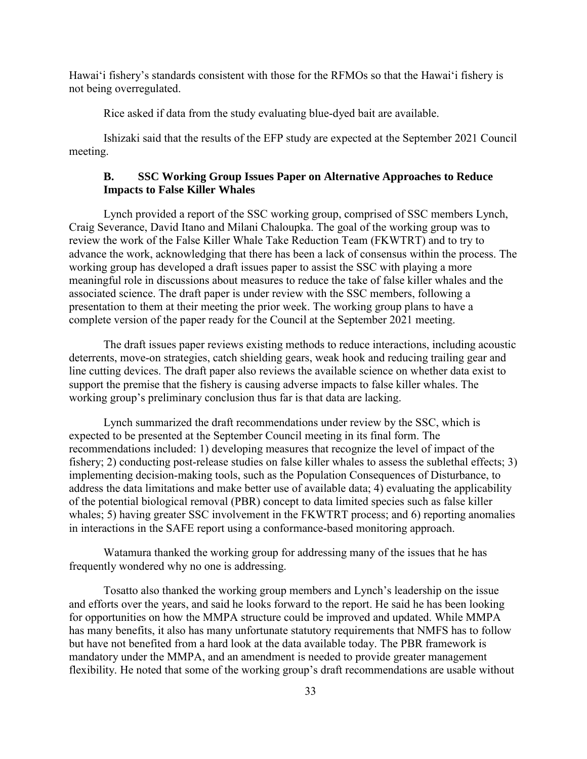Hawaiʻi fishery's standards consistent with those for the RFMOs so that the Hawaiʻi fishery is not being overregulated.

Rice asked if data from the study evaluating blue-dyed bait are available.

Ishizaki said that the results of the EFP study are expected at the September 2021 Council meeting.

### B. SSC Working Group Issues Paper on Alternative Approaches to Reduce Impacts to False Killer Whales

Lynch provided a report of the SSC working group, comprised of SSC members Lynch, Craig Severance, David Itano and Milani Chaloupka. The goal of the working group was to review the work of the False Killer Whale Take Reduction Team (FKWTRT) and to try to advance the work, acknowledging that there has been a lack of consensus within the process. The working group has developed a draft issues paper to assist the SSC with playing a more meaningful role in discussions about measures to reduce the take of false killer whales and the associated science. The draft paper is under review with the SSC members, following a presentation to them at their meeting the prior week. The working group plans to have a complete version of the paper ready for the Council at the September 2021 meeting.

The draft issues paper reviews existing methods to reduce interactions, including acoustic deterrents, move-on strategies, catch shielding gears, weak hook and reducing trailing gear and line cutting devices. The draft paper also reviews the available science on whether data exist to support the premise that the fishery is causing adverse impacts to false killer whales. The working group's preliminary conclusion thus far is that data are lacking.

Lynch summarized the draft recommendations under review by the SSC, which is expected to be presented at the September Council meeting in its final form. The recommendations included: 1) developing measures that recognize the level of impact of the fishery; 2) conducting post-release studies on false killer whales to assess the sublethal effects; 3) implementing decision-making tools, such as the Population Consequences of Disturbance, to address the data limitations and make better use of available data; 4) evaluating the applicability of the potential biological removal (PBR) concept to data limited species such as false killer whales; 5) having greater SSC involvement in the FKWTRT process; and 6) reporting anomalies in interactions in the SAFE report using a conformance-based monitoring approach.

Watamura thanked the working group for addressing many of the issues that he has frequently wondered why no one is addressing.

Tosatto also thanked the working group members and Lynch's leadership on the issue and efforts over the years, and said he looks forward to the report. He said he has been looking for opportunities on how the MMPA structure could be improved and updated. While MMPA has many benefits, it also has many unfortunate statutory requirements that NMFS has to follow but have not benefited from a hard look at the data available today. The PBR framework is mandatory under the MMPA, and an amendment is needed to provide greater management flexibility. He noted that some of the working group's draft recommendations are usable without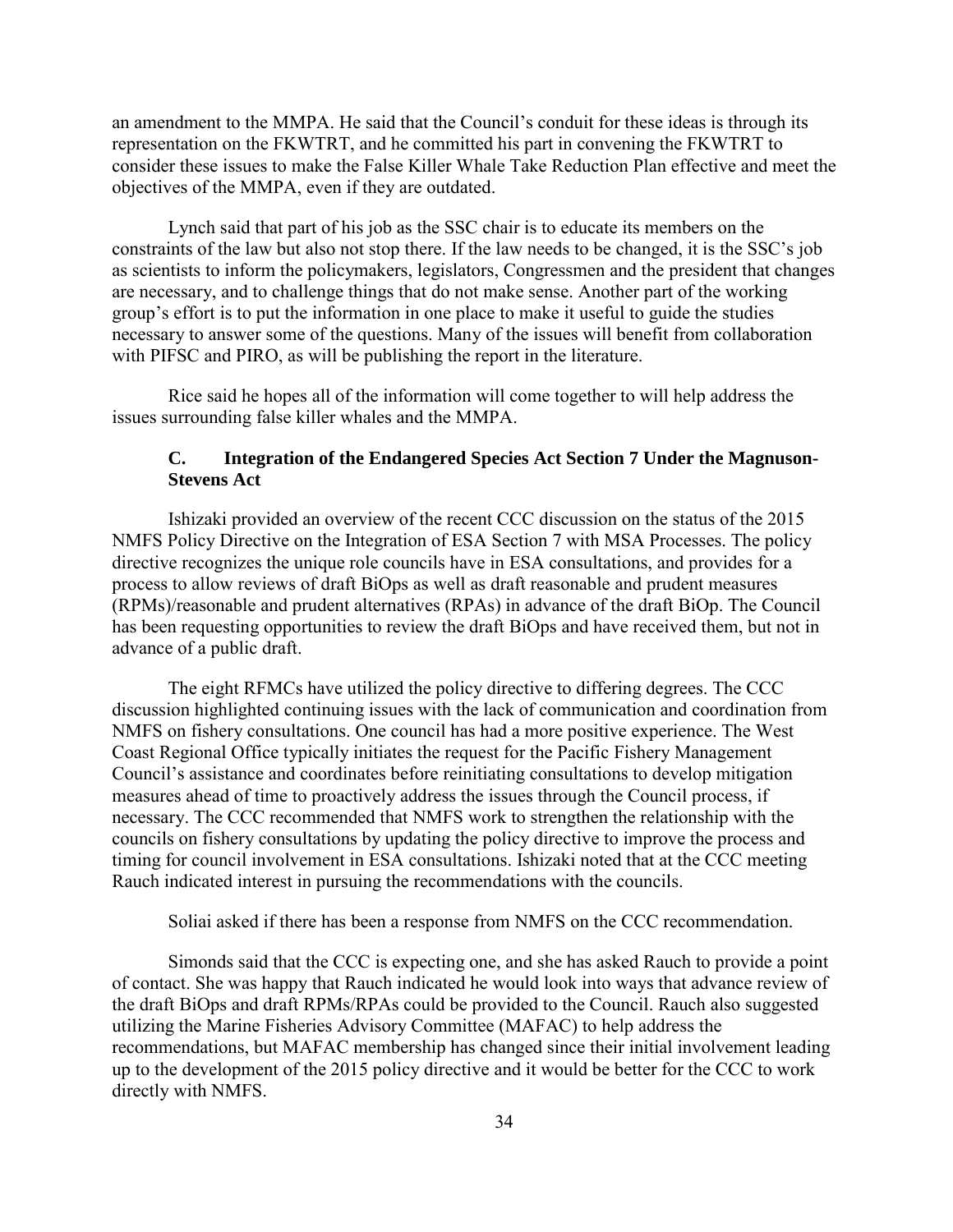an amendment to the MMPA. He said that the Council's conduit for these ideas is through its representation on the FKWTRT, and he committed his part in convening the FKWTRT to consider these issues to make the False Killer Whale Take Reduction Plan effective and meet the objectives of the MMPA, even if they are outdated.

Lynch said that part of his job as the SSC chair is to educate its members on the constraints of the law but also not stop there. If the law needs to be changed, it is the SSC's job as scientists to inform the policymakers, legislators, Congressmen and the president that changes are necessary, and to challenge things that do not make sense. Another part of the working group's effort is to put the information in one place to make it useful to guide the studies necessary to answer some of the questions. Many of the issues will benefit from collaboration with PIFSC and PIRO, as will be publishing the report in the literature.

Rice said he hopes all of the information will come together to will help address the issues surrounding false killer whales and the MMPA.

### C. Integration of the Endangered Species Act Section 7 Under the Magnuson-Stevens Act

Ishizaki provided an overview of the recent CCC discussion on the status of the 2015 NMFS Policy Directive on the Integration of ESA Section 7 with MSA Processes. The policy directive recognizes the unique role councils have in ESA consultations, and provides for a process to allow reviews of draft BiOps as well as draft reasonable and prudent measures (RPMs)/reasonable and prudent alternatives (RPAs) in advance of the draft BiOp. The Council has been requesting opportunities to review the draft BiOps and have received them, but not in advance of a public draft.

The eight RFMCs have utilized the policy directive to differing degrees. The CCC discussion highlighted continuing issues with the lack of communication and coordination from NMFS on fishery consultations. One council has had a more positive experience. The West Coast Regional Office typically initiates the request for the Pacific Fishery Management Council's assistance and coordinates before reinitiating consultations to develop mitigation measures ahead of time to proactively address the issues through the Council process, if necessary. The CCC recommended that NMFS work to strengthen the relationship with the councils on fishery consultations by updating the policy directive to improve the process and timing for council involvement in ESA consultations. Ishizaki noted that at the CCC meeting Rauch indicated interest in pursuing the recommendations with the councils.

Soliai asked if there has been a response from NMFS on the CCC recommendation.

Simonds said that the CCC is expecting one, and she has asked Rauch to provide a point of contact. She was happy that Rauch indicated he would look into ways that advance review of the draft BiOps and draft RPMs/RPAs could be provided to the Council. Rauch also suggested utilizing the Marine Fisheries Advisory Committee (MAFAC) to help address the recommendations, but MAFAC membership has changed since their initial involvement leading up to the development of the 2015 policy directive and it would be better for the CCC to work directly with NMFS.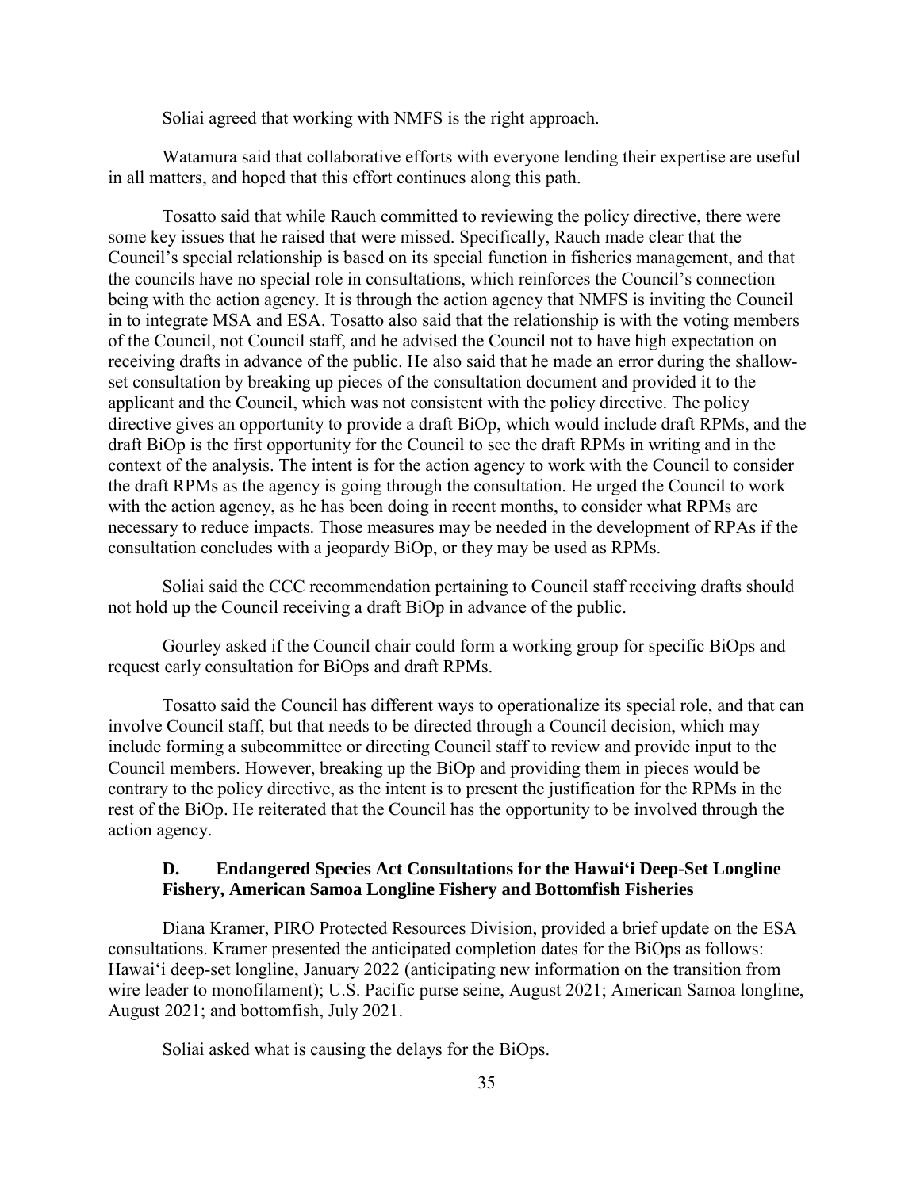Soliai agreed that working with NMFS is the right approach.

Watamura said that collaborative efforts with everyone lending their expertise are useful in all matters, and hoped that this effort continues along this path.

Tosatto said that while Rauch committed to reviewing the policy directive, there were some key issues that he raised that were missed. Specifically, Rauch made clear that the Council's special relationship is based on its special function in fisheries management, and that the councils have no special role in consultations, which reinforces the Council's connection being with the action agency. It is through the action agency that NMFS is inviting the Council in to integrate MSA and ESA. Tosatto also said that the relationship is with the voting members of the Council, not Council staff, and he advised the Council not to have high expectation on receiving drafts in advance of the public. He also said that he made an error during the shallow-set consultation by breaking up pieces of the consultation document and provided it to the applicant and the Council, which was not consistent with the policy directive. The policy directive gives an opportunity to provide a draft BiOp, which would include draft RPMs, and the draft BiOp is the first opportunity for the Council to see the draft RPMs in writing and in the context of the analysis. The intent is for the action agency to work with the Council to consider the draft RPMs as the agency is going through the consultation. He urged the Council to work with the action agency, as he has been doing in recent months, to consider what RPMs are necessary to reduce impacts. Those measures may be needed in the development of RPAs if the consultation concludes with a jeopardy BiOp, or they may be used as RPMs.

Soliai said the CCC recommendation pertaining to Council staff receiving drafts should not hold up the Council receiving a draft BiOp in advance of the public.

Gourley asked if the Council chair could form a working group for specific BiOps and request early consultation for BiOps and draft RPMs.

Tosatto said the Council has different ways to operationalize its special role, and that can involve Council staff, but that needs to be directed through a Council decision, which may include forming a subcommittee or directing Council staff to review and provide input to the Council members. However, breaking up the BiOp and providing them in pieces would be contrary to the policy directive, as the intent is to present the justification for the RPMs in the rest of the BiOp. He reiterated that the Council has the opportunity to be involved through the action agency.

### D. Endangered Species Act Consultations for the Hawai'i Deep-Set Longline Fishery, American Samoa Longline Fishery and Bottomfish Fisheries

Diana Kramer, PIRO Protected Resources Division, provided a brief update on the ESA consultations. Kramer presented the anticipated completion dates for the BiOps as follows: Hawai'i deep-set longline, January 2022 (anticipating new information on the transition from wire leader to monofilament); U.S. Pacific purse seine, August 2021; American Samoa longline, August 2021; and bottomfish, July 2021.

Soliai asked what is causing the delays for the BiOps.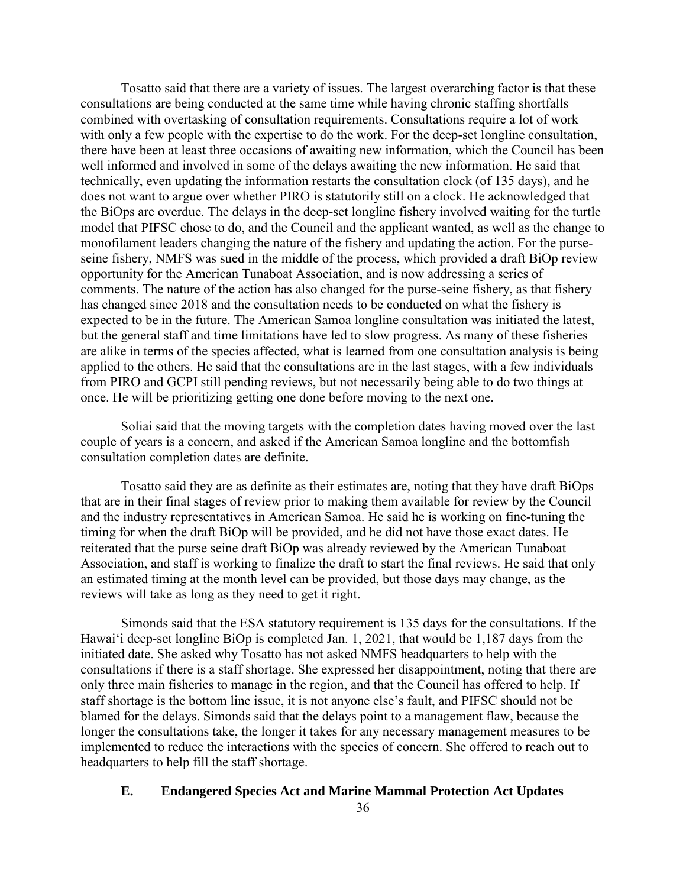Tosatto said that there are a variety of issues. The largest overarching factor is that these consultations are being conducted at the same time while having chronic staffing shortfalls combined with overtasking of consultation requirements. Consultations require a lot of work with only a few people with the expertise to do the work. For the deep-set longline consultation, there have been at least three occasions of awaiting new information, which the Council has been well informed and involved in some of the delays awaiting the new information. He said that technically, even updating the information restarts the consultation clock (of 135 days), and he does not want to argue over whether PIRO is statutorily still on a clock. He acknowledged that the BiOps are overdue. The delays in the deep-set longline fishery involved waiting for the turtle model that PIFSC chose to do, and the Council and the applicant wanted, as well as the change to monofilament leaders changing the nature of the fishery and updating the action. For the purse-seine fishery, NMFS was sued in the middle of the process, which provided a draft BiOp review opportunity for the American Tunaboat Association, and is now addressing a series of comments. The nature of the action has also changed for the purse-seine fishery, as that fishery has changed since 2018 and the consultation needs to be conducted on what the fishery is expected to be in the future. The American Samoa longline consultation was initiated the latest, but the general staff and time limitations have led to slow progress. As many of these fisheries are alike in terms of the species affected, what is learned from one consultation analysis is being applied to the others. He said that the consultations are in the last stages, with a few individuals from PIRO and GCPI still pending reviews, but not necessarily being able to do two things at once. He will be prioritizing getting one done before moving to the next one.

Soliai said that the moving targets with the completion dates having moved over the last couple of years is a concern, and asked if the American Samoa longline and the bottomfish consultation completion dates are definite.

Tosatto said they are as definite as their estimates are, noting that they have draft BiOps that are in their final stages of review prior to making them available for review by the Council and the industry representatives in American Samoa. He said he is working on fine-tuning the timing for when the draft BiOp will be provided, and he did not have those exact dates. He reiterated that the purse seine draft BiOp was already reviewed by the American Tunaboat Association, and staff is working to finalize the draft to start the final reviews. He said that only an estimated timing at the month level can be provided, but those days may change, as the reviews will take as long as they need to get it right.

Simonds said that the ESA statutory requirement is 135 days for the consultations. If the Hawaiʻi deep-set longline BiOp is completed Jan. 1, 2021, that would be 1,187 days from the initiated date. She asked why Tosatto has not asked NMFS headquarters to help with the consultations if there is a staff shortage. She expressed her disappointment, noting that there are only three main fisheries to manage in the region, and that the Council has offered to help. If staff shortage is the bottom line issue, it is not anyone else's fault, and PIFSC should not be blamed for the delays. Simonds said that the delays point to a management flaw, because the longer the consultations take, the longer it takes for any necessary management measures to be implemented to reduce the interactions with the species of concern. She offered to reach out to headquarters to help fill the staff shortage.

### E. Endangered Species Act and Marine Mammal Protection Act Updates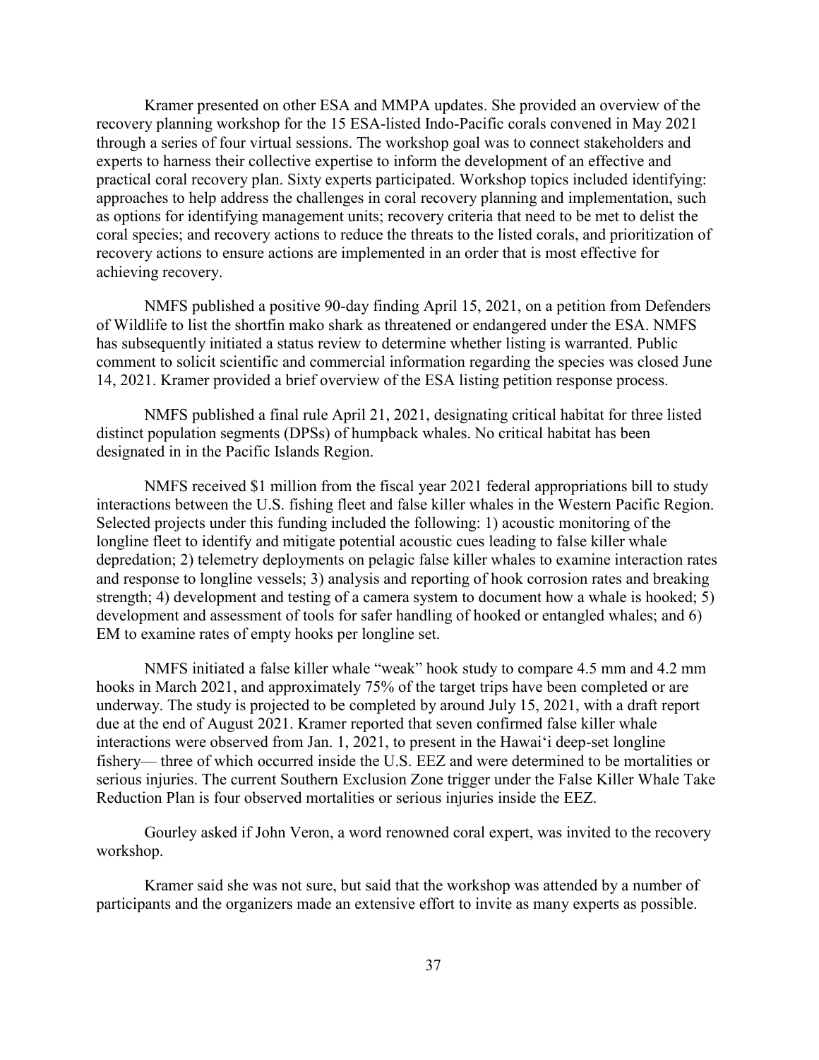Kramer presented on other ESA and MMPA updates. She provided an overview of the recovery planning workshop for the 15 ESA-listed Indo-Pacific corals convened in May 2021 through a series of four virtual sessions. The workshop goal was to connect stakeholders and experts to harness their collective expertise to inform the development of an effective and practical coral recovery plan. Sixty experts participated. Workshop topics included identifying: approaches to help address the challenges in coral recovery planning and implementation, such as options for identifying management units; recovery criteria that need to be met to delist the coral species; and recovery actions to reduce the threats to the listed corals, and prioritization of recovery actions to ensure actions are implemented in an order that is most effective for achieving recovery.

NMFS published a positive 90-day finding April 15, 2021, on a petition from Defenders of Wildlife to list the shortfin mako shark as threatened or endangered under the ESA. NMFS has subsequently initiated a status review to determine whether listing is warranted. Public comment to solicit scientific and commercial information regarding the species was closed June 14, 2021. Kramer provided a brief overview of the ESA listing petition response process.

NMFS published a final rule April 21, 2021, designating critical habitat for three listed distinct population segments (DPSs) of humpback whales. No critical habitat has been designated in in the Pacific Islands Region.

NMFS received $1 million from the fiscal year 2021 federal appropriations bill to study interactions between the U.S. fishing fleet and false killer whales in the Western Pacific Region. Selected projects under this funding included the following: 1) acoustic monitoring of the longline fleet to identify and mitigate potential acoustic cues leading to false killer whale depredation; 2) telemetry deployments on pelagic false killer whales to examine interaction rates and response to longline vessels; 3) analysis and reporting of hook corrosion rates and breaking strength; 4) development and testing of a camera system to document how a whale is hooked; 5) development and assessment of tools for safer handling of hooked or entangled whales; and 6) EM to examine rates of empty hooks per longline set.

NMFS initiated a false killer whale "weak" hook study to compare 4.5 mm and 4.2 mm hooks in March 2021, and approximately 75% of the target trips have been completed or are underway. The study is projected to be completed by around July 15, 2021, with a draft report due at the end of August 2021. Kramer reported that seven confirmed false killer whale interactions were observed from Jan. 1, 2021, to present in the Hawai'i deep-set longline fishery— three of which occurred inside the U.S. EEZ and were determined to be mortalities or serious injuries. The current Southern Exclusion Zone trigger under the False Killer Whale Take Reduction Plan is four observed mortalities or serious injuries inside the EEZ.

Gourley asked if John Veron, a word renowned coral expert, was invited to the recovery workshop.

Kramer said she was not sure, but said that the workshop was attended by a number of participants and the organizers made an extensive effort to invite as many experts as possible.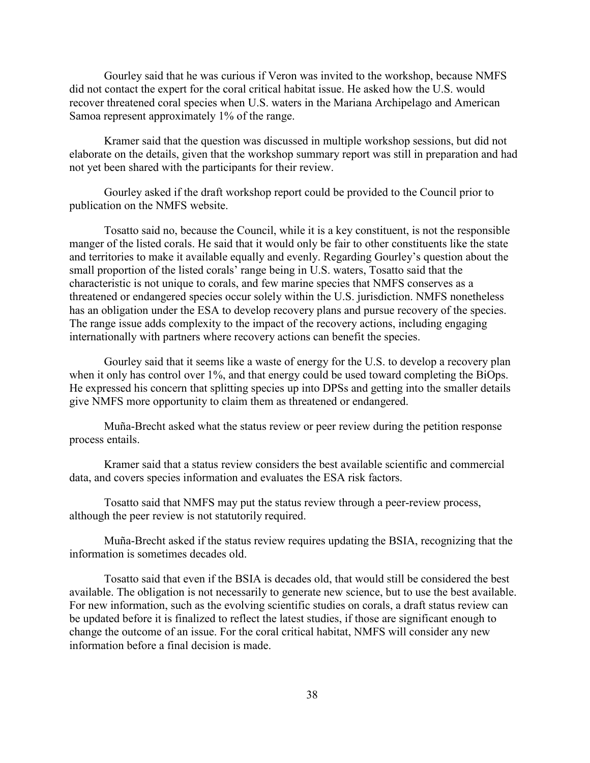Gourley said that he was curious if Veron was invited to the workshop, because NMFS did not contact the expert for the coral critical habitat issue. He asked how the U.S. would recover threatened coral species when U.S. waters in the Mariana Archipelago and American Samoa represent approximately 1% of the range.

Kramer said that the question was discussed in multiple workshop sessions, but did not elaborate on the details, given that the workshop summary report was still in preparation and had not yet been shared with the participants for their review.

Gourley asked if the draft workshop report could be provided to the Council prior to publication on the NMFS website.

Tosatto said no, because the Council, while it is a key constituent, is not the responsible manger of the listed corals. He said that it would only be fair to other constituents like the state and territories to make it available equally and evenly. Regarding Gourley's question about the small proportion of the listed corals' range being in U.S. waters, Tosatto said that the characteristic is not unique to corals, and few marine species that NMFS conserves as a threatened or endangered species occur solely within the U.S. jurisdiction. NMFS nonetheless has an obligation under the ESA to develop recovery plans and pursue recovery of the species. The range issue adds complexity to the impact of the recovery actions, including engaging internationally with partners where recovery actions can benefit the species.

Gourley said that it seems like a waste of energy for the U.S. to develop a recovery plan when it only has control over 1%, and that energy could be used toward completing the BiOps. He expressed his concern that splitting species up into DPSs and getting into the smaller details give NMFS more opportunity to claim them as threatened or endangered.

Muña-Brecht asked what the status review or peer review during the petition response process entails.

Kramer said that a status review considers the best available scientific and commercial data, and covers species information and evaluates the ESA risk factors.

Tosatto said that NMFS may put the status review through a peer-review process, although the peer review is not statutorily required.

Muña-Brecht asked if the status review requires updating the BSIA, recognizing that the information is sometimes decades old.

Tosatto said that even if the BSIA is decades old, that would still be considered the best available. The obligation is not necessarily to generate new science, but to use the best available. For new information, such as the evolving scientific studies on corals, a draft status review can be updated before it is finalized to reflect the latest studies, if those are significant enough to change the outcome of an issue. For the coral critical habitat, NMFS will consider any new information before a final decision is made.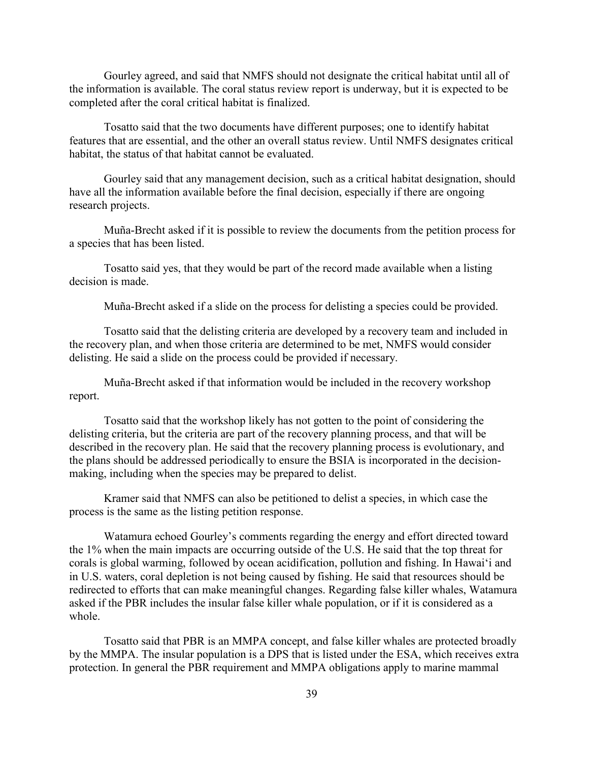Gourley agreed, and said that NMFS should not designate the critical habitat until all of the information is available. The coral status review report is underway, but it is expected to be completed after the coral critical habitat is finalized.

Tosatto said that the two documents have different purposes; one to identify habitat features that are essential, and the other an overall status review. Until NMFS designates critical habitat, the status of that habitat cannot be evaluated.

Gourley said that any management decision, such as a critical habitat designation, should have all the information available before the final decision, especially if there are ongoing research projects.

Muña-Brecht asked if it is possible to review the documents from the petition process for a species that has been listed.

Tosatto said yes, that they would be part of the record made available when a listing decision is made.

Muña-Brecht asked if a slide on the process for delisting a species could be provided.

Tosatto said that the delisting criteria are developed by a recovery team and included in the recovery plan, and when those criteria are determined to be met, NMFS would consider delisting. He said a slide on the process could be provided if necessary.

Muña-Brecht asked if that information would be included in the recovery workshop report.

Tosatto said that the workshop likely has not gotten to the point of considering the delisting criteria, but the criteria are part of the recovery planning process, and that will be described in the recovery plan. He said that the recovery planning process is evolutionary, and the plans should be addressed periodically to ensure the BSIA is incorporated in the decision-making, including when the species may be prepared to delist.

Kramer said that NMFS can also be petitioned to delist a species, in which case the process is the same as the listing petition response.

Watamura echoed Gourley's comments regarding the energy and effort directed toward the 1% when the main impacts are occurring outside of the U.S. He said that the top threat for corals is global warming, followed by ocean acidification, pollution and fishing. In Hawai'i and in U.S. waters, coral depletion is not being caused by fishing. He said that resources should be redirected to efforts that can make meaningful changes. Regarding false killer whales, Watamura asked if the PBR includes the insular false killer whale population, or if it is considered as a whole.

Tosatto said that PBR is an MMPA concept, and false killer whales are protected broadly by the MMPA. The insular population is a DPS that is listed under the ESA, which receives extra protection. In general the PBR requirement and MMPA obligations apply to marine mammal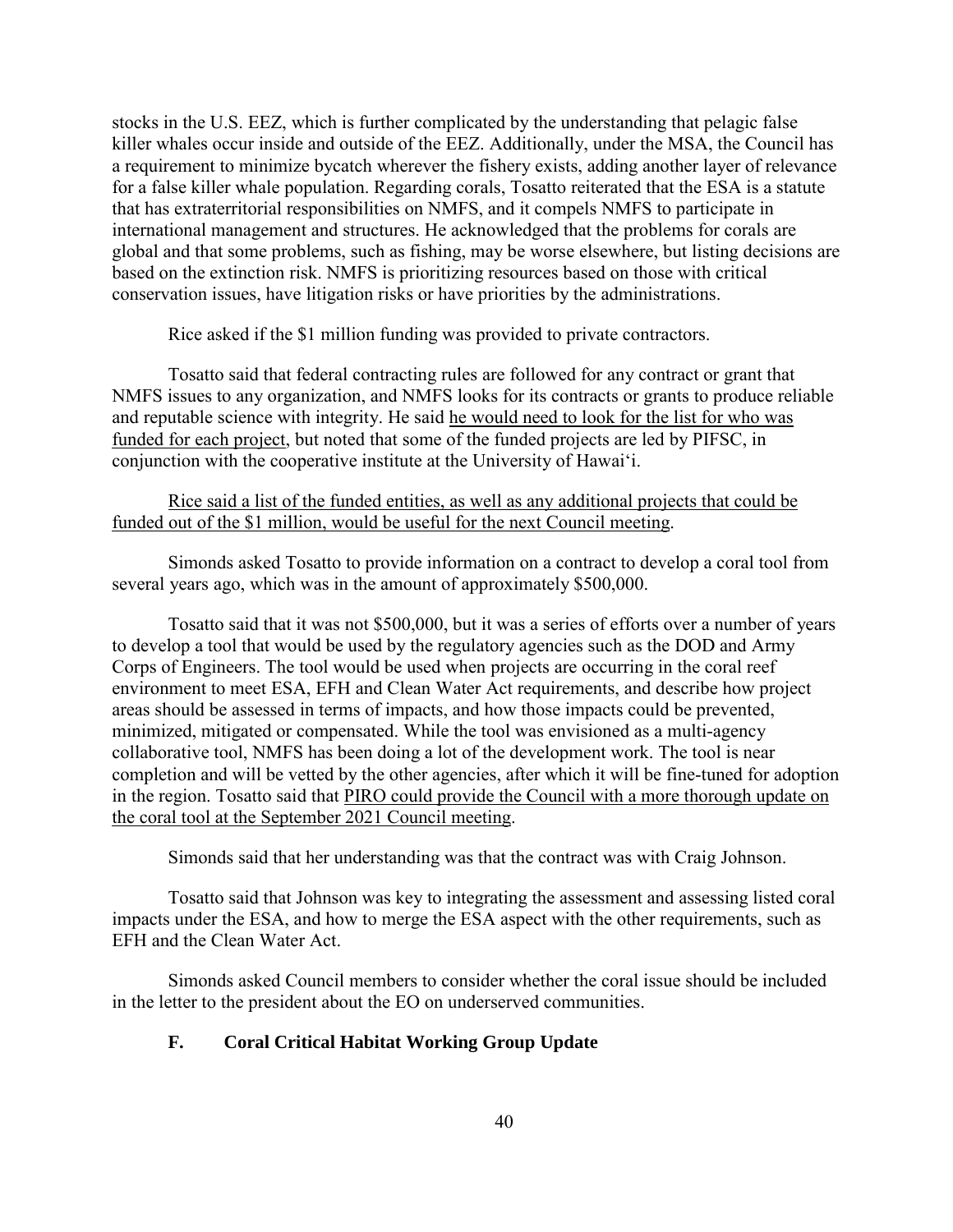stocks in the U.S. EEZ, which is further complicated by the understanding that pelagic false killer whales occur inside and outside of the EEZ. Additionally, under the MSA, the Council has a requirement to minimize bycatch wherever the fishery exists, adding another layer of relevance for a false killer whale population. Regarding corals, Tosatto reiterated that the ESA is a statute that has extraterritorial responsibilities on NMFS, and it compels NMFS to participate in international management and structures. He acknowledged that the problems for corals are global and that some problems, such as fishing, may be worse elsewhere, but listing decisions are based on the extinction risk. NMFS is prioritizing resources based on those with critical conservation issues, have litigation risks or have priorities by the administrations.

Rice asked if the $1 million funding was provided to private contractors.

Tosatto said that federal contracting rules are followed for any contract or grant that NMFS issues to any organization, and NMFS looks for its contracts or grants to produce reliable and reputable science with integrity. He said he would need to look for the list for who was funded for each project, but noted that some of the funded projects are led by PIFSC, in conjunction with the cooperative institute at the University of Hawai'i.

Rice said a list of the funded entities, as well as any additional projects that could be funded out of the $1 million, would be useful for the next Council meeting.

Simonds asked Tosatto to provide information on a contract to develop a coral tool from several years ago, which was in the amount of approximately $500,000.

Tosatto said that it was not $500,000, but it was a series of efforts over a number of years to develop a tool that would be used by the regulatory agencies such as the DOD and Army Corps of Engineers. The tool would be used when projects are occurring in the coral reef environment to meet ESA, EFH and Clean Water Act requirements, and describe how project areas should be assessed in terms of impacts, and how those impacts could be prevented, minimized, mitigated or compensated. While the tool was envisioned as a multi-agency collaborative tool, NMFS has been doing a lot of the development work. The tool is near completion and will be vetted by the other agencies, after which it will be fine-tuned for adoption in the region. Tosatto said that PIRO could provide the Council with a more thorough update on the coral tool at the September 2021 Council meeting.

Simonds said that her understanding was that the contract was with Craig Johnson.

Tosatto said that Johnson was key to integrating the assessment and assessing listed coral impacts under the ESA, and how to merge the ESA aspect with the other requirements, such as EFH and the Clean Water Act.

Simonds asked Council members to consider whether the coral issue should be included in the letter to the president about the EO on underserved communities.

### F. Coral Critical Habitat Working Group Update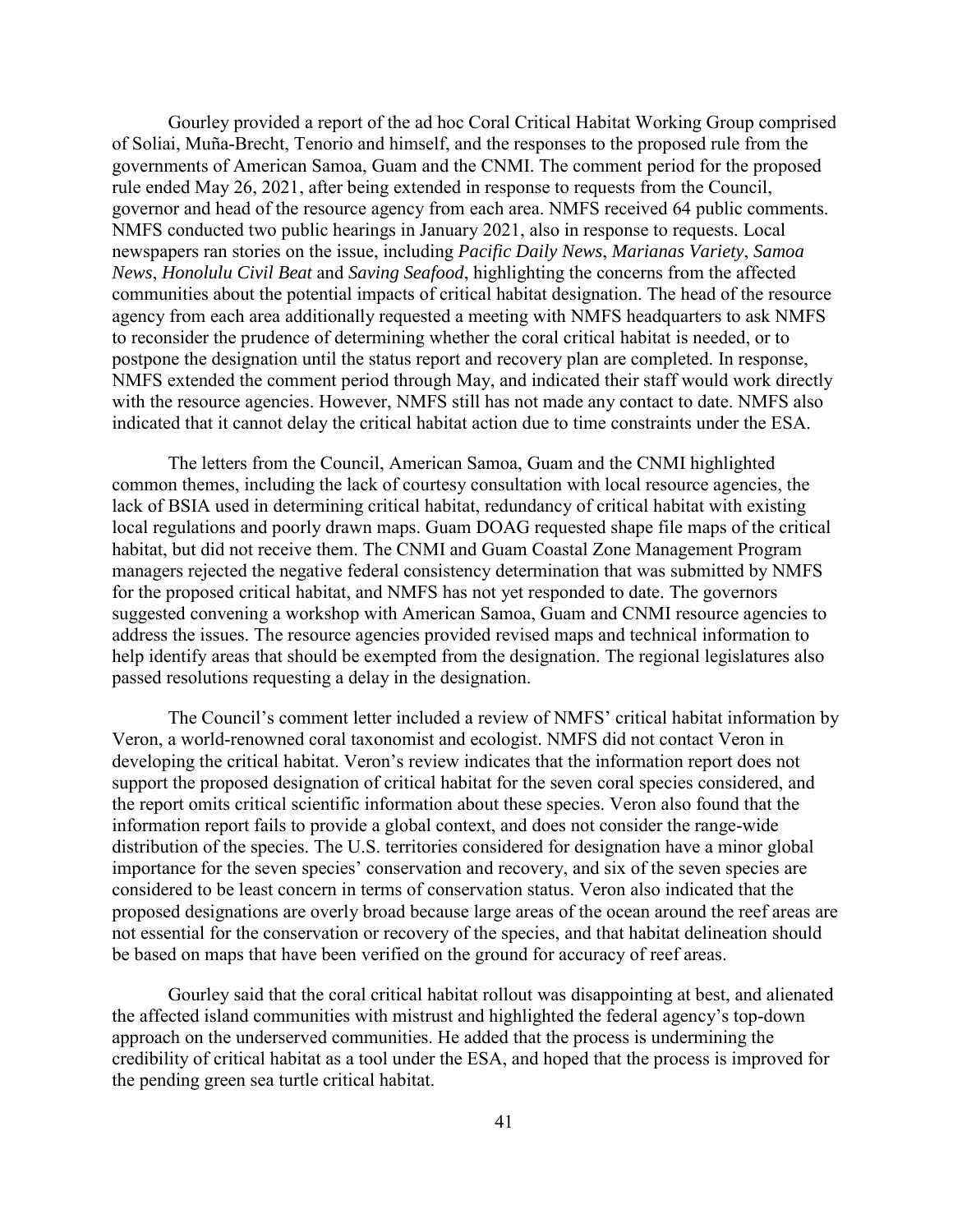Gourley provided a report of the ad hoc Coral Critical Habitat Working Group comprised of Soliai, Muña-Brecht, Tenorio and himself, and the responses to the proposed rule from the governments of American Samoa, Guam and the CNMI. The comment period for the proposed rule ended May 26, 2021, after being extended in response to requests from the Council, governor and head of the resource agency from each area. NMFS received 64 public comments. NMFS conducted two public hearings in January 2021, also in response to requests. Local newspapers ran stories on the issue, including *Pacific Daily News*, *Marianas Variety*, *Samoa News*, *Honolulu Civil Beat* and *Saving Seafood*, highlighting the concerns from the affected communities about the potential impacts of critical habitat designation. The head of the resource agency from each area additionally requested a meeting with NMFS headquarters to ask NMFS to reconsider the prudence of determining whether the coral critical habitat is needed, or to postpone the designation until the status report and recovery plan are completed. In response, NMFS extended the comment period through May, and indicated their staff would work directly with the resource agencies. However, NMFS still has not made any contact to date. NMFS also indicated that it cannot delay the critical habitat action due to time constraints under the ESA.

The letters from the Council, American Samoa, Guam and the CNMI highlighted common themes, including the lack of courtesy consultation with local resource agencies, the lack of BSIA used in determining critical habitat, redundancy of critical habitat with existing local regulations and poorly drawn maps. Guam DOAG requested shape file maps of the critical habitat, but did not receive them. The CNMI and Guam Coastal Zone Management Program managers rejected the negative federal consistency determination that was submitted by NMFS for the proposed critical habitat, and NMFS has not yet responded to date. The governors suggested convening a workshop with American Samoa, Guam and CNMI resource agencies to address the issues. The resource agencies provided revised maps and technical information to help identify areas that should be exempted from the designation. The regional legislatures also passed resolutions requesting a delay in the designation.

The Council's comment letter included a review of NMFS' critical habitat information by Veron, a world-renowned coral taxonomist and ecologist. NMFS did not contact Veron in developing the critical habitat. Veron's review indicates that the information report does not support the proposed designation of critical habitat for the seven coral species considered, and the report omits critical scientific information about these species. Veron also found that the information report fails to provide a global context, and does not consider the range-wide distribution of the species. The U.S. territories considered for designation have a minor global importance for the seven species' conservation and recovery, and six of the seven species are considered to be least concern in terms of conservation status. Veron also indicated that the proposed designations are overly broad because large areas of the ocean around the reef areas are not essential for the conservation or recovery of the species, and that habitat delineation should be based on maps that have been verified on the ground for accuracy of reef areas.

Gourley said that the coral critical habitat rollout was disappointing at best, and alienated the affected island communities with mistrust and highlighted the federal agency's top-down approach on the underserved communities. He added that the process is undermining the credibility of critical habitat as a tool under the ESA, and hoped that the process is improved for the pending green sea turtle critical habitat.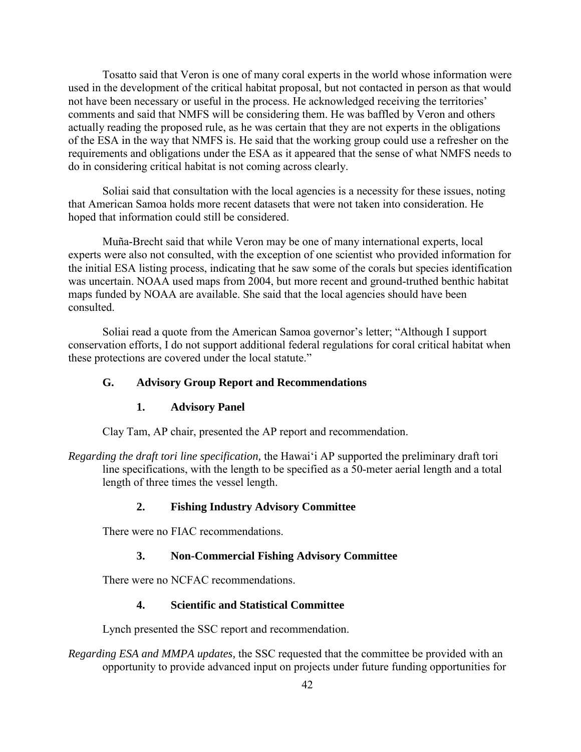Tosatto said that Veron is one of many coral experts in the world whose information were used in the development of the critical habitat proposal, but not contacted in person as that would not have been necessary or useful in the process. He acknowledged receiving the territories' comments and said that NMFS will be considering them. He was baffled by Veron and others actually reading the proposed rule, as he was certain that they are not experts in the obligations of the ESA in the way that NMFS is. He said that the working group could use a refresher on the requirements and obligations under the ESA as it appeared that the sense of what NMFS needs to do in considering critical habitat is not coming across clearly.

Soliai said that consultation with the local agencies is a necessity for these issues, noting that American Samoa holds more recent datasets that were not taken into consideration. He hoped that information could still be considered.

Muña-Brecht said that while Veron may be one of many international experts, local experts were also not consulted, with the exception of one scientist who provided information for the initial ESA listing process, indicating that he saw some of the corals but species identification was uncertain. NOAA used maps from 2004, but more recent and ground-truthed benthic habitat maps funded by NOAA are available. She said that the local agencies should have been consulted.

Soliai read a quote from the American Samoa governor's letter; "Although I support conservation efforts, I do not support additional federal regulations for coral critical habitat when these protections are covered under the local statute."

### G. Advisory Group Report and Recommendations

#### 1. Advisory Panel

Clay Tam, AP chair, presented the AP report and recommendation.

*Regarding the draft tori line specification,* the Hawai'i AP supported the preliminary draft tori line specifications, with the length to be specified as a 50-meter aerial length and a total length of three times the vessel length.

#### 2. Fishing Industry Advisory Committee

There were no FIAC recommendations.

#### 3. Non-Commercial Fishing Advisory Committee

There were no NCFAC recommendations.

#### 4. Scientific and Statistical Committee

Lynch presented the SSC report and recommendation.

*Regarding ESA and MMPA updates,* the SSC requested that the committee be provided with an opportunity to provide advanced input on projects under future funding opportunities for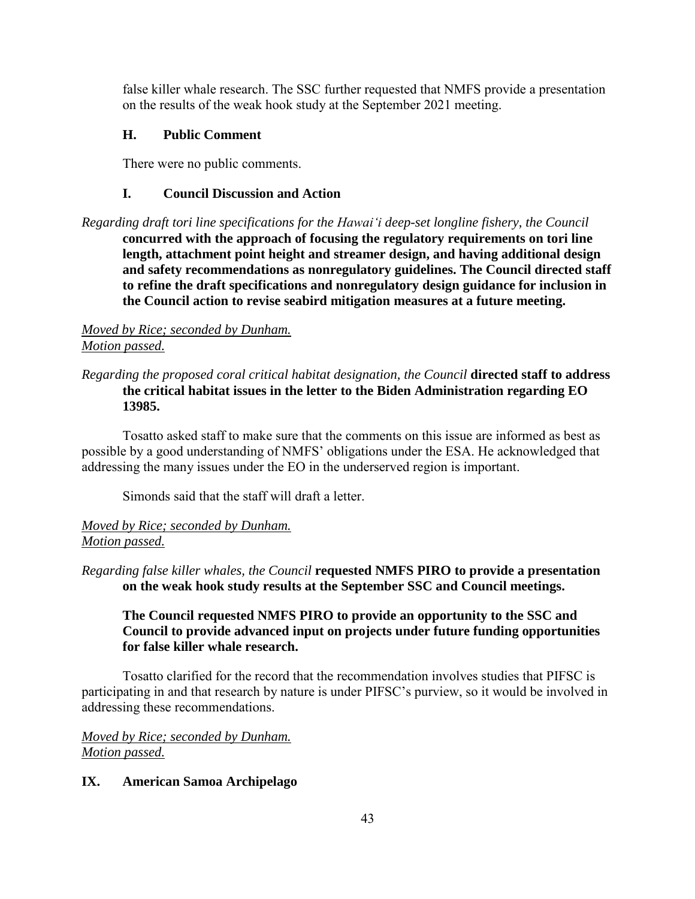false killer whale research. The SSC further requested that NMFS provide a presentation on the results of the weak hook study at the September 2021 meeting.

### H. Public Comment

There were no public comments.

### I. Council Discussion and Action

*Regarding draft tori line specifications for the Hawai'i deep-set longline fishery, the Council* **concurred with the approach of focusing the regulatory requirements on tori line length, attachment point height and streamer design, and having additional design and safety recommendations as nonregulatory guidelines. The Council directed staff to refine the draft specifications and nonregulatory design guidance for inclusion in the Council action to revise seabird mitigation measures at a future meeting.**

*Moved by Rice; seconded by Dunham.*
*Motion passed.*

*Regarding the proposed coral critical habitat designation, the Council* **directed staff to address the critical habitat issues in the letter to the Biden Administration regarding EO 13985.**

Tosatto asked staff to make sure that the comments on this issue are informed as best as possible by a good understanding of NMFS' obligations under the ESA. He acknowledged that addressing the many issues under the EO in the underserved region is important.

Simonds said that the staff will draft a letter.

*Moved by Rice; seconded by Dunham.*
*Motion passed.*

*Regarding false killer whales, the Council* **requested NMFS PIRO to provide a presentation on the weak hook study results at the September SSC and Council meetings.**

**The Council requested NMFS PIRO to provide an opportunity to the SSC and Council to provide advanced input on projects under future funding opportunities for false killer whale research.**

Tosatto clarified for the record that the recommendation involves studies that PIFSC is participating in and that research by nature is under PIFSC's purview, so it would be involved in addressing these recommendations.

*Moved by Rice; seconded by Dunham.*
*Motion passed.*

## IX. American Samoa Archipelago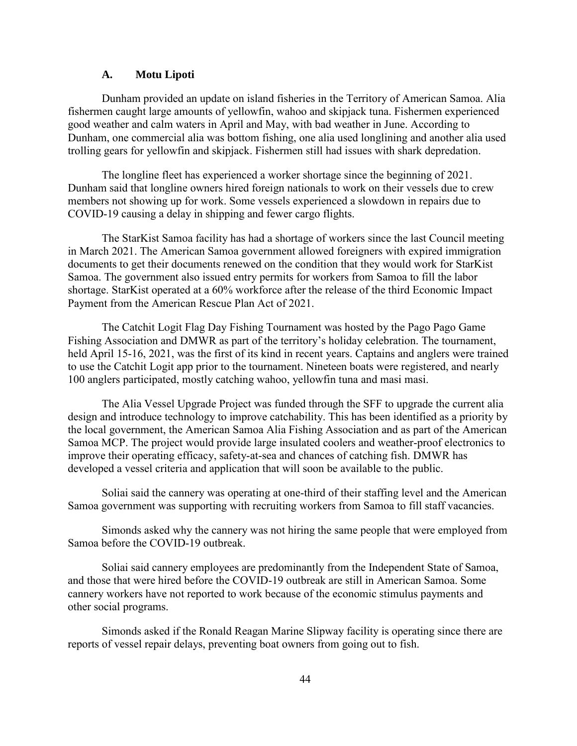### A. Motu Lipoti

Dunham provided an update on island fisheries in the Territory of American Samoa. Alia fishermen caught large amounts of yellowfin, wahoo and skipjack tuna. Fishermen experienced good weather and calm waters in April and May, with bad weather in June. According to Dunham, one commercial alia was bottom fishing, one alia used longlining and another alia used trolling gears for yellowfin and skipjack. Fishermen still had issues with shark depredation.

The longline fleet has experienced a worker shortage since the beginning of 2021. Dunham said that longline owners hired foreign nationals to work on their vessels due to crew members not showing up for work. Some vessels experienced a slowdown in repairs due to COVID-19 causing a delay in shipping and fewer cargo flights.

The StarKist Samoa facility has had a shortage of workers since the last Council meeting in March 2021. The American Samoa government allowed foreigners with expired immigration documents to get their documents renewed on the condition that they would work for StarKist Samoa. The government also issued entry permits for workers from Samoa to fill the labor shortage. StarKist operated at a 60% workforce after the release of the third Economic Impact Payment from the American Rescue Plan Act of 2021.

The Catchit Logit Flag Day Fishing Tournament was hosted by the Pago Pago Game Fishing Association and DMWR as part of the territory's holiday celebration. The tournament, held April 15-16, 2021, was the first of its kind in recent years. Captains and anglers were trained to use the Catchit Logit app prior to the tournament. Nineteen boats were registered, and nearly 100 anglers participated, mostly catching wahoo, yellowfin tuna and masi masi.

The Alia Vessel Upgrade Project was funded through the SFF to upgrade the current alia design and introduce technology to improve catchability. This has been identified as a priority by the local government, the American Samoa Alia Fishing Association and as part of the American Samoa MCP. The project would provide large insulated coolers and weather-proof electronics to improve their operating efficacy, safety-at-sea and chances of catching fish. DMWR has developed a vessel criteria and application that will soon be available to the public.

Soliai said the cannery was operating at one-third of their staffing level and the American Samoa government was supporting with recruiting workers from Samoa to fill staff vacancies.

Simonds asked why the cannery was not hiring the same people that were employed from Samoa before the COVID-19 outbreak.

Soliai said cannery employees are predominantly from the Independent State of Samoa, and those that were hired before the COVID-19 outbreak are still in American Samoa. Some cannery workers have not reported to work because of the economic stimulus payments and other social programs.

Simonds asked if the Ronald Reagan Marine Slipway facility is operating since there are reports of vessel repair delays, preventing boat owners from going out to fish.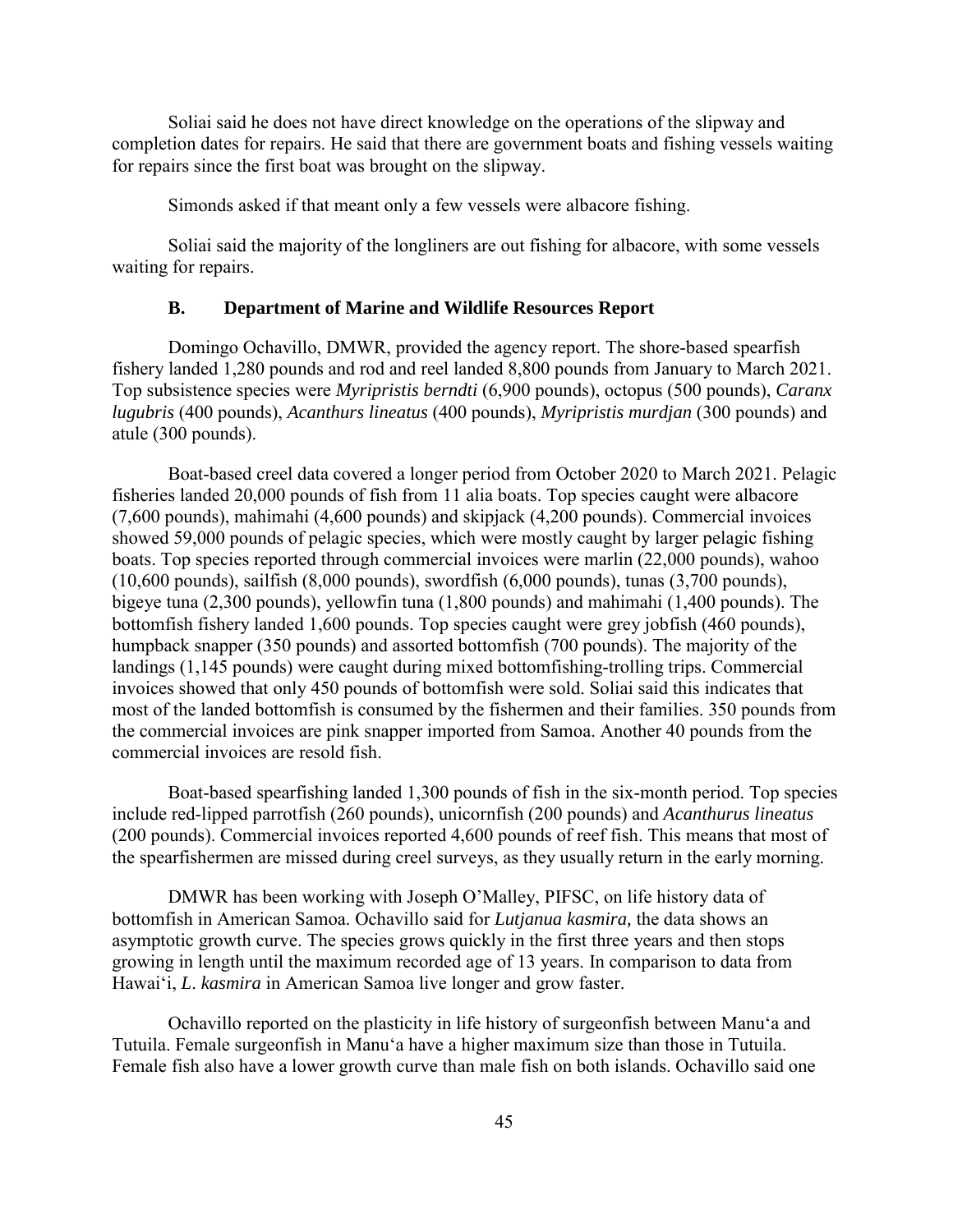Soliai said he does not have direct knowledge on the operations of the slipway and completion dates for repairs. He said that there are government boats and fishing vessels waiting for repairs since the first boat was brought on the slipway.

Simonds asked if that meant only a few vessels were albacore fishing.

Soliai said the majority of the longliners are out fishing for albacore, with some vessels waiting for repairs.

### B. Department of Marine and Wildlife Resources Report

Domingo Ochavillo, DMWR, provided the agency report. The shore-based spearfish fishery landed 1,280 pounds and rod and reel landed 8,800 pounds from January to March 2021. Top subsistence species were *Myripristis berndti* (6,900 pounds), octopus (500 pounds), *Caranx lugubris* (400 pounds), *Acanthurs lineatus* (400 pounds), *Myripristis murdjan* (300 pounds) and atule (300 pounds).

Boat-based creel data covered a longer period from October 2020 to March 2021. Pelagic fisheries landed 20,000 pounds of fish from 11 alia boats. Top species caught were albacore (7,600 pounds), mahimahi (4,600 pounds) and skipjack (4,200 pounds). Commercial invoices showed 59,000 pounds of pelagic species, which were mostly caught by larger pelagic fishing boats. Top species reported through commercial invoices were marlin (22,000 pounds), wahoo (10,600 pounds), sailfish (8,000 pounds), swordfish (6,000 pounds), tunas (3,700 pounds), bigeye tuna (2,300 pounds), yellowfin tuna (1,800 pounds) and mahimahi (1,400 pounds). The bottomfish fishery landed 1,600 pounds. Top species caught were grey jobfish (460 pounds), humpback snapper (350 pounds) and assorted bottomfish (700 pounds). The majority of the landings (1,145 pounds) were caught during mixed bottomfishing-trolling trips. Commercial invoices showed that only 450 pounds of bottomfish were sold. Soliai said this indicates that most of the landed bottomfish is consumed by the fishermen and their families. 350 pounds from the commercial invoices are pink snapper imported from Samoa. Another 40 pounds from the commercial invoices are resold fish.

Boat-based spearfishing landed 1,300 pounds of fish in the six-month period. Top species include red-lipped parrotfish (260 pounds), unicornfish (200 pounds) and *Acanthurus lineatus* (200 pounds). Commercial invoices reported 4,600 pounds of reef fish. This means that most of the spearfishermen are missed during creel surveys, as they usually return in the early morning.

DMWR has been working with Joseph O'Malley, PIFSC, on life history data of bottomfish in American Samoa. Ochavillo said for *Lutjanua kasmira,* the data shows an asymptotic growth curve. The species grows quickly in the first three years and then stops growing in length until the maximum recorded age of 13 years. In comparison to data from Hawai'i, *L. kasmira* in American Samoa live longer and grow faster.

Ochavillo reported on the plasticity in life history of surgeonfish between Manu'a and Tutuila. Female surgeonfish in Manu'a have a higher maximum size than those in Tutuila. Female fish also have a lower growth curve than male fish on both islands. Ochavillo said one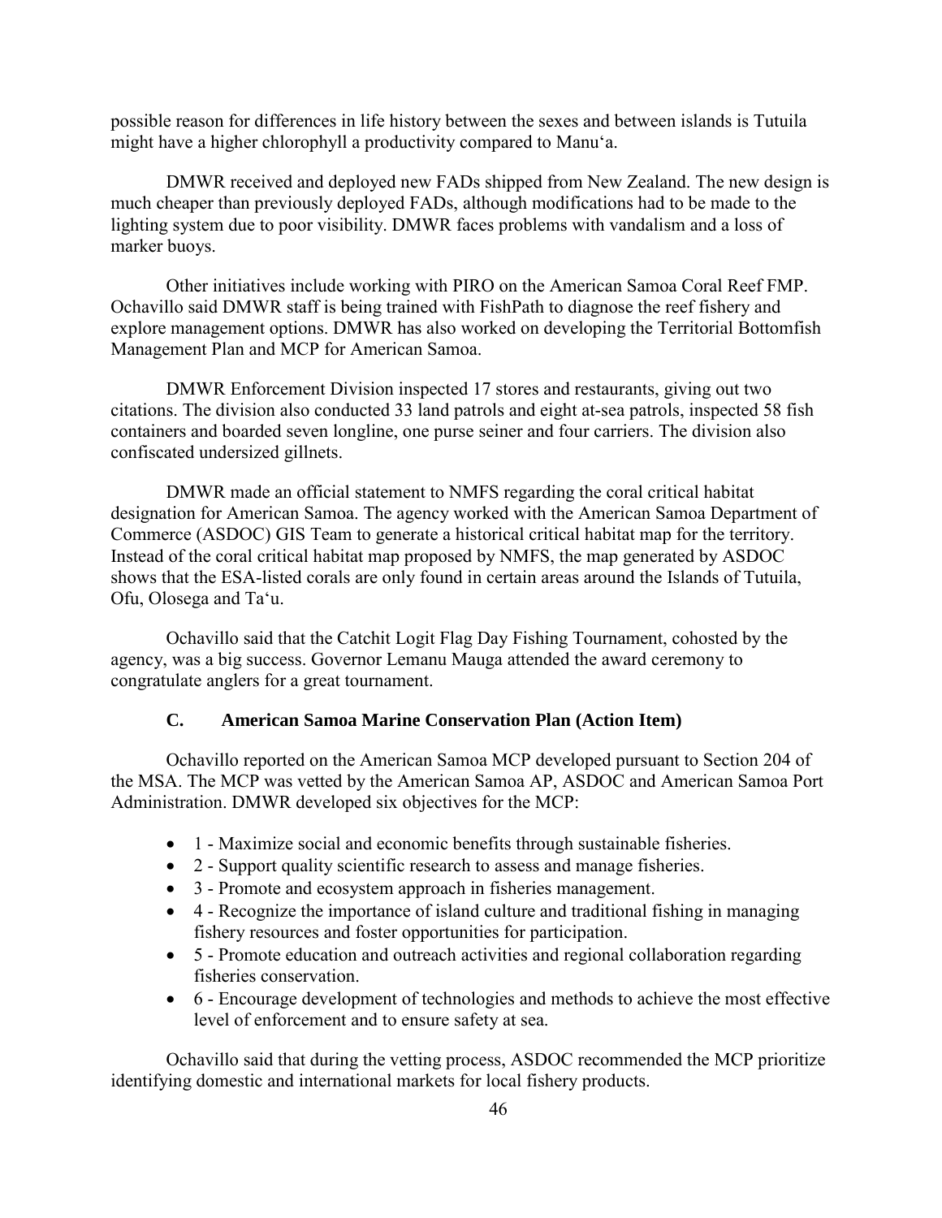possible reason for differences in life history between the sexes and between islands is Tutuila might have a higher chlorophyll a productivity compared to Manu‘a.

DMWR received and deployed new FADs shipped from New Zealand. The new design is much cheaper than previously deployed FADs, although modifications had to be made to the lighting system due to poor visibility. DMWR faces problems with vandalism and a loss of marker buoys.

Other initiatives include working with PIRO on the American Samoa Coral Reef FMP. Ochavillo said DMWR staff is being trained with FishPath to diagnose the reef fishery and explore management options. DMWR has also worked on developing the Territorial Bottomfish Management Plan and MCP for American Samoa.

DMWR Enforcement Division inspected 17 stores and restaurants, giving out two citations. The division also conducted 33 land patrols and eight at-sea patrols, inspected 58 fish containers and boarded seven longline, one purse seiner and four carriers. The division also confiscated undersized gillnets.

DMWR made an official statement to NMFS regarding the coral critical habitat designation for American Samoa. The agency worked with the American Samoa Department of Commerce (ASDOC) GIS Team to generate a historical critical habitat map for the territory. Instead of the coral critical habitat map proposed by NMFS, the map generated by ASDOC shows that the ESA-listed corals are only found in certain areas around the Islands of Tutuila, Ofu, Olosega and Ta‘u.

Ochavillo said that the Catchit Logit Flag Day Fishing Tournament, cohosted by the agency, was a big success. Governor Lemanu Mauga attended the award ceremony to congratulate anglers for a great tournament.

### C. American Samoa Marine Conservation Plan (Action Item)

Ochavillo reported on the American Samoa MCP developed pursuant to Section 204 of the MSA. The MCP was vetted by the American Samoa AP, ASDOC and American Samoa Port Administration. DMWR developed six objectives for the MCP:

- 1 - Maximize social and economic benefits through sustainable fisheries.
- 2 - Support quality scientific research to assess and manage fisheries.
- 3 - Promote and ecosystem approach in fisheries management.
- 4 - Recognize the importance of island culture and traditional fishing in managing fishery resources and foster opportunities for participation.
- 5 - Promote education and outreach activities and regional collaboration regarding fisheries conservation.
- 6 - Encourage development of technologies and methods to achieve the most effective level of enforcement and to ensure safety at sea.

Ochavillo said that during the vetting process, ASDOC recommended the MCP prioritize identifying domestic and international markets for local fishery products.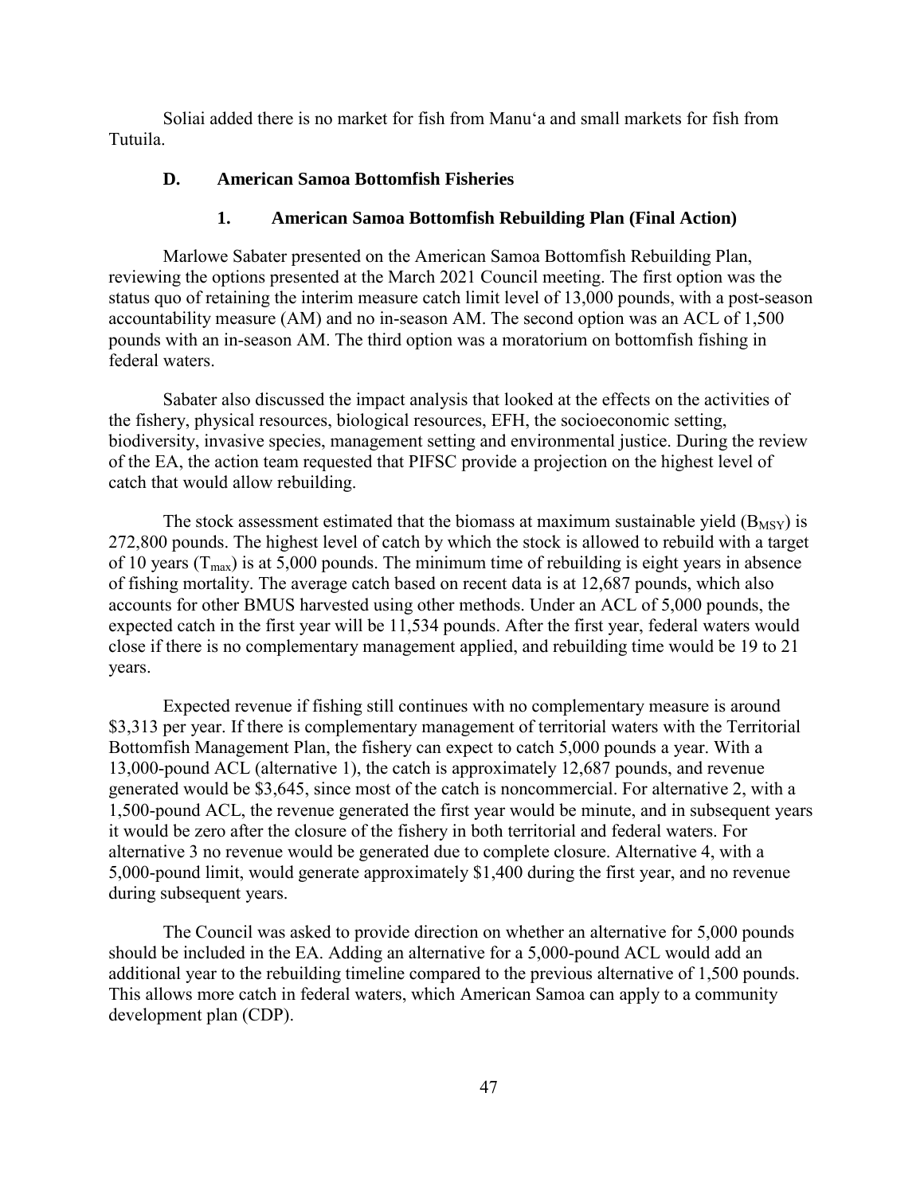Soliai added there is no market for fish from Manu‘a and small markets for fish from Tutuila.

### D. American Samoa Bottomfish Fisheries

#### 1. American Samoa Bottomfish Rebuilding Plan (Final Action)

Marlowe Sabater presented on the American Samoa Bottomfish Rebuilding Plan, reviewing the options presented at the March 2021 Council meeting. The first option was the status quo of retaining the interim measure catch limit level of 13,000 pounds, with a post-season accountability measure (AM) and no in-season AM. The second option was an ACL of 1,500 pounds with an in-season AM. The third option was a moratorium on bottomfish fishing in federal waters.

Sabater also discussed the impact analysis that looked at the effects on the activities of the fishery, physical resources, biological resources, EFH, the socioeconomic setting, biodiversity, invasive species, management setting and environmental justice. During the review of the EA, the action team requested that PIFSC provide a projection on the highest level of catch that would allow rebuilding.

The stock assessment estimated that the biomass at maximum sustainable yield ($B_{MSY}$) is 272,800 pounds. The highest level of catch by which the stock is allowed to rebuild with a target of 10 years ($T_{max}$) is at 5,000 pounds. The minimum time of rebuilding is eight years in absence of fishing mortality. The average catch based on recent data is at 12,687 pounds, which also accounts for other BMUS harvested using other methods. Under an ACL of 5,000 pounds, the expected catch in the first year will be 11,534 pounds. After the first year, federal waters would close if there is no complementary management applied, and rebuilding time would be 19 to 21 years.

Expected revenue if fishing still continues with no complementary measure is around $3,313 per year. If there is complementary management of territorial waters with the Territorial Bottomfish Management Plan, the fishery can expect to catch 5,000 pounds a year. With a 13,000-pound ACL (alternative 1), the catch is approximately 12,687 pounds, and revenue generated would be $3,645, since most of the catch is noncommercial. For alternative 2, with a 1,500-pound ACL, the revenue generated the first year would be minute, and in subsequent years it would be zero after the closure of the fishery in both territorial and federal waters. For alternative 3 no revenue would be generated due to complete closure. Alternative 4, with a 5,000-pound limit, would generate approximately $1,400 during the first year, and no revenue during subsequent years.

The Council was asked to provide direction on whether an alternative for 5,000 pounds should be included in the EA. Adding an alternative for a 5,000-pound ACL would add an additional year to the rebuilding timeline compared to the previous alternative of 1,500 pounds. This allows more catch in federal waters, which American Samoa can apply to a community development plan (CDP).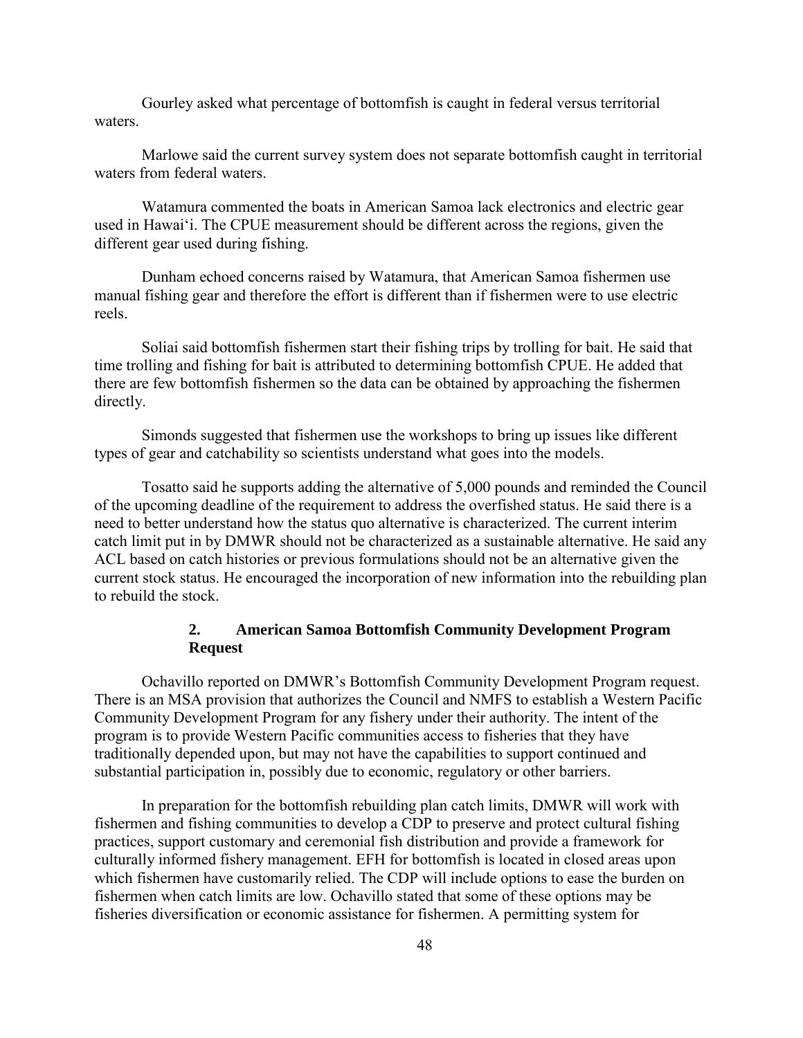Gourley asked what percentage of bottomfish is caught in federal versus territorial waters.

Marlowe said the current survey system does not separate bottomfish caught in territorial waters from federal waters.

Watamura commented the boats in American Samoa lack electronics and electric gear used in Hawai‘i. The CPUE measurement should be different across the regions, given the different gear used during fishing.

Dunham echoed concerns raised by Watamura, that American Samoa fishermen use manual fishing gear and therefore the effort is different than if fishermen were to use electric reels.

Soliai said bottomfish fishermen start their fishing trips by trolling for bait. He said that time trolling and fishing for bait is attributed to determining bottomfish CPUE. He added that there are few bottomfish fishermen so the data can be obtained by approaching the fishermen directly.

Simonds suggested that fishermen use the workshops to bring up issues like different types of gear and catchability so scientists understand what goes into the models.

Tosatto said he supports adding the alternative of 5,000 pounds and reminded the Council of the upcoming deadline of the requirement to address the overfished status. He said there is a need to better understand how the status quo alternative is characterized. The current interim catch limit put in by DMWR should not be characterized as a sustainable alternative. He said any ACL based on catch histories or previous formulations should not be an alternative given the current stock status. He encouraged the incorporation of new information into the rebuilding plan to rebuild the stock.

### 2. American Samoa Bottomfish Community Development Program Request

Ochavillo reported on DMWR’s Bottomfish Community Development Program request. There is an MSA provision that authorizes the Council and NMFS to establish a Western Pacific Community Development Program for any fishery under their authority. The intent of the program is to provide Western Pacific communities access to fisheries that they have traditionally depended upon, but may not have the capabilities to support continued and substantial participation in, possibly due to economic, regulatory or other barriers.

In preparation for the bottomfish rebuilding plan catch limits, DMWR will work with fishermen and fishing communities to develop a CDP to preserve and protect cultural fishing practices, support customary and ceremonial fish distribution and provide a framework for culturally informed fishery management. EFH for bottomfish is located in closed areas upon which fishermen have customarily relied. The CDP will include options to ease the burden on fishermen when catch limits are low. Ochavillo stated that some of these options may be fisheries diversification or economic assistance for fishermen. A permitting system for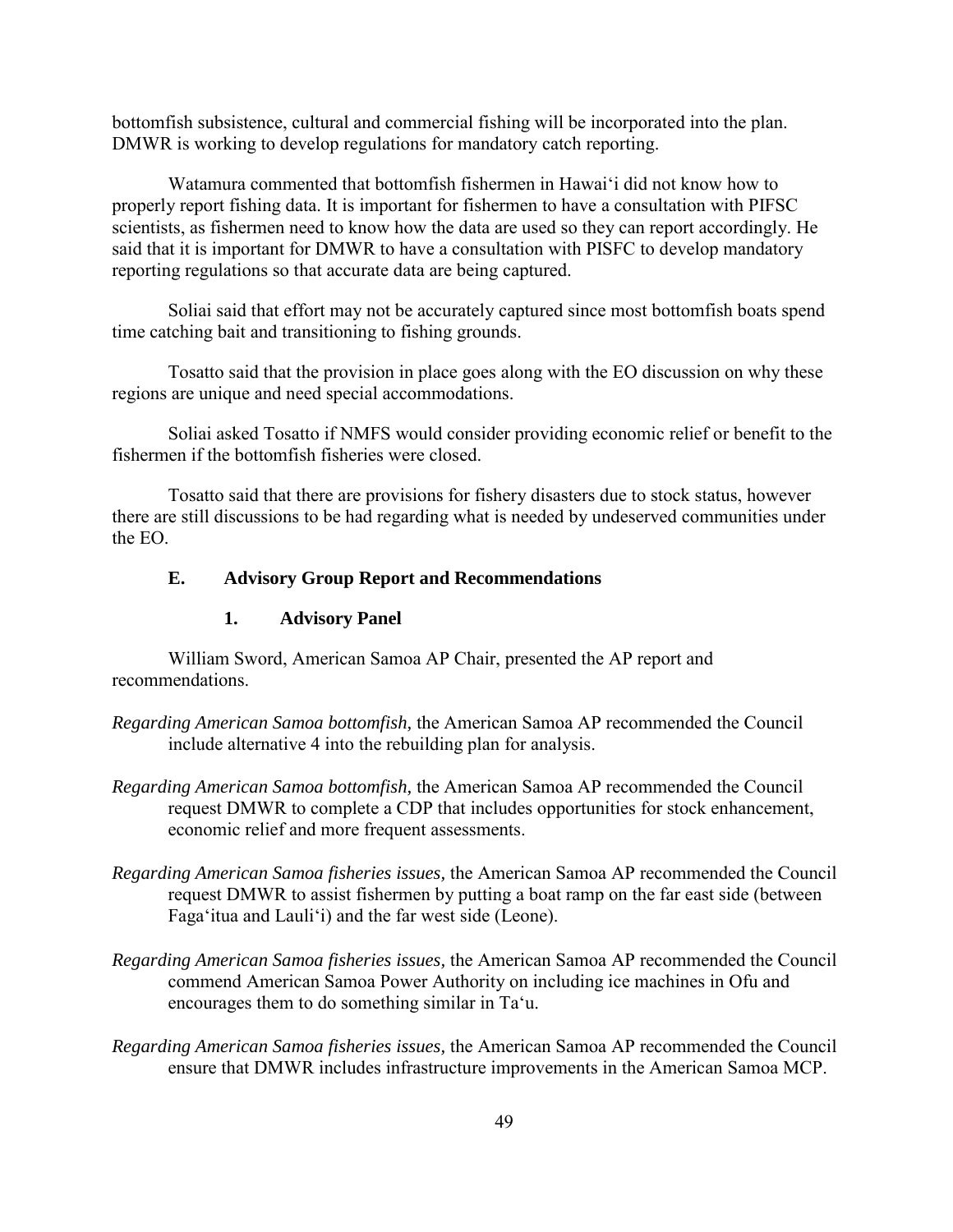bottomfish subsistence, cultural and commercial fishing will be incorporated into the plan. DMWR is working to develop regulations for mandatory catch reporting.

Watamura commented that bottomfish fishermen in Hawaiʻi did not know how to properly report fishing data. It is important for fishermen to have a consultation with PIFSC scientists, as fishermen need to know how the data are used so they can report accordingly. He said that it is important for DMWR to have a consultation with PISFC to develop mandatory reporting regulations so that accurate data are being captured.

Soliai said that effort may not be accurately captured since most bottomfish boats spend time catching bait and transitioning to fishing grounds.

Tosatto said that the provision in place goes along with the EO discussion on why these regions are unique and need special accommodations.

Soliai asked Tosatto if NMFS would consider providing economic relief or benefit to the fishermen if the bottomfish fisheries were closed.

Tosatto said that there are provisions for fishery disasters due to stock status, however there are still discussions to be had regarding what is needed by undeserved communities under the EO.

### E. Advisory Group Report and Recommendations

#### 1. Advisory Panel

William Sword, American Samoa AP Chair, presented the AP report and recommendations.

*Regarding American Samoa bottomfish,* the American Samoa AP recommended the Council include alternative 4 into the rebuilding plan for analysis.

*Regarding American Samoa bottomfish,* the American Samoa AP recommended the Council request DMWR to complete a CDP that includes opportunities for stock enhancement, economic relief and more frequent assessments.

*Regarding American Samoa fisheries issues,* the American Samoa AP recommended the Council request DMWR to assist fishermen by putting a boat ramp on the far east side (between Fagaʻitua and Lauliʻi) and the far west side (Leone).

*Regarding American Samoa fisheries issues,* the American Samoa AP recommended the Council commend American Samoa Power Authority on including ice machines in Ofu and encourages them to do something similar in Taʻu.

*Regarding American Samoa fisheries issues,* the American Samoa AP recommended the Council ensure that DMWR includes infrastructure improvements in the American Samoa MCP.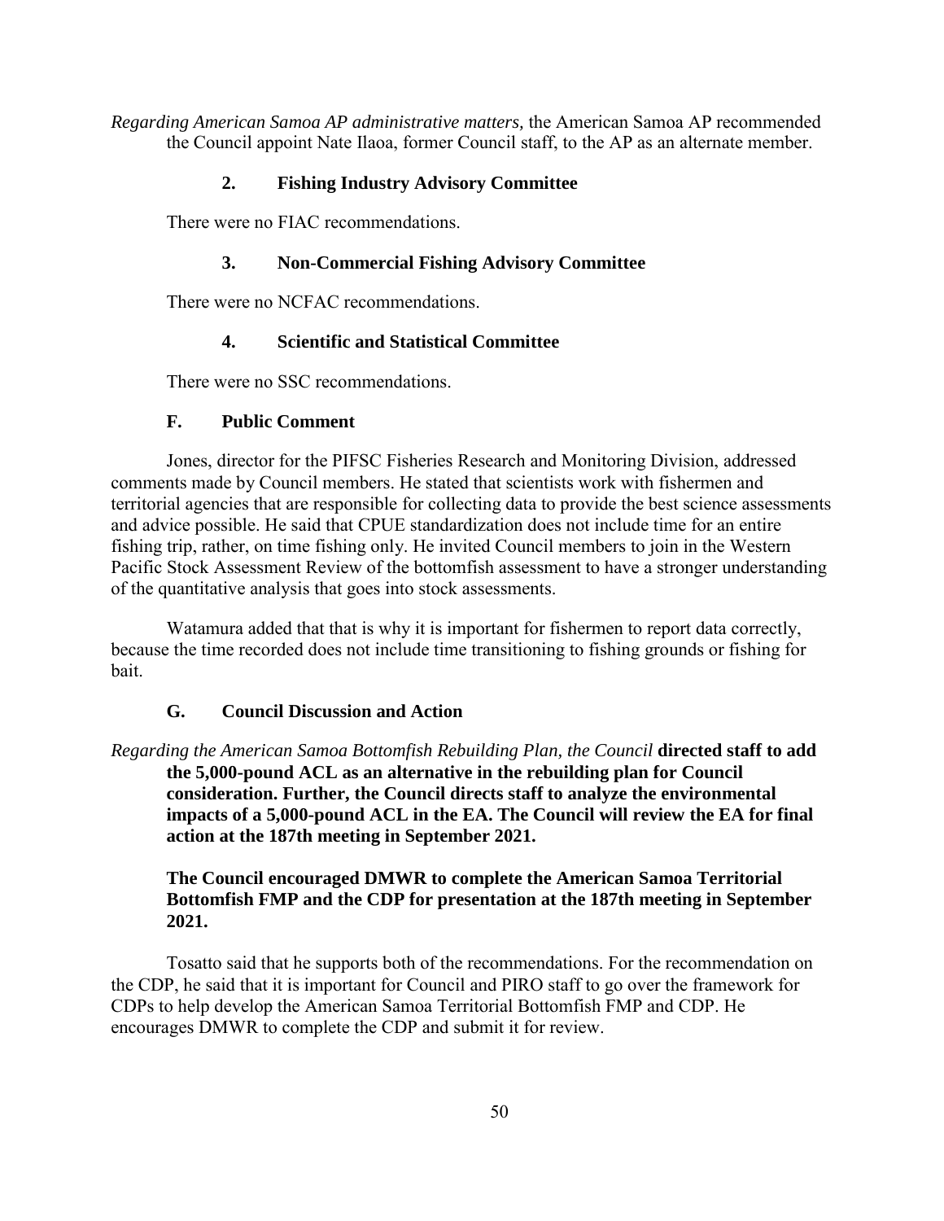*Regarding American Samoa AP administrative matters,* the American Samoa AP recommended the Council appoint Nate Ilaoa, former Council staff, to the AP as an alternate member.

### 2. Fishing Industry Advisory Committee

There were no FIAC recommendations.

### 3. Non-Commercial Fishing Advisory Committee

There were no NCFAC recommendations.

### 4. Scientific and Statistical Committee

There were no SSC recommendations.

## F. Public Comment

Jones, director for the PIFSC Fisheries Research and Monitoring Division, addressed comments made by Council members. He stated that scientists work with fishermen and territorial agencies that are responsible for collecting data to provide the best science assessments and advice possible. He said that CPUE standardization does not include time for an entire fishing trip, rather, on time fishing only. He invited Council members to join in the Western Pacific Stock Assessment Review of the bottomfish assessment to have a stronger understanding of the quantitative analysis that goes into stock assessments.

Watamura added that that is why it is important for fishermen to report data correctly, because the time recorded does not include time transitioning to fishing grounds or fishing for bait.

## G. Council Discussion and Action

*Regarding the American Samoa Bottomfish Rebuilding Plan, the Council* **directed staff to add the 5,000-pound ACL as an alternative in the rebuilding plan for Council consideration. Further, the Council directs staff to analyze the environmental impacts of a 5,000-pound ACL in the EA. The Council will review the EA for final action at the 187th meeting in September 2021.**

**The Council encouraged DMWR to complete the American Samoa Territorial Bottomfish FMP and the CDP for presentation at the 187th meeting in September 2021.**

Tosatto said that he supports both of the recommendations. For the recommendation on the CDP, he said that it is important for Council and PIRO staff to go over the framework for CDPs to help develop the American Samoa Territorial Bottomfish FMP and CDP. He encourages DMWR to complete the CDP and submit it for review.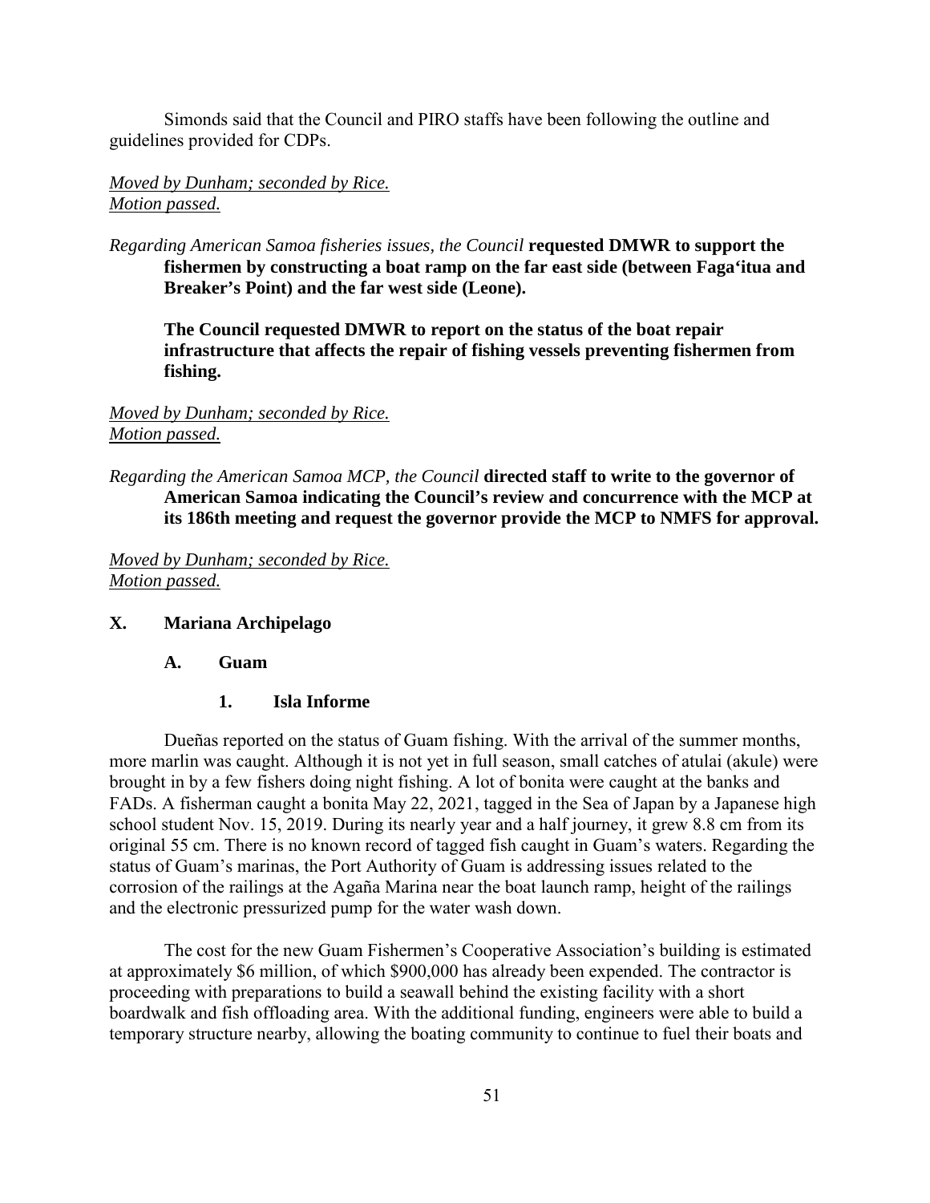Simonds said that the Council and PIRO staffs have been following the outline and guidelines provided for CDPs.

*Moved by Dunham; seconded by Rice.*
*Motion passed.*

*Regarding American Samoa fisheries issues, the Council* **requested DMWR to support the fishermen by constructing a boat ramp on the far east side (between Faga'itua and Breaker's Point) and the far west side (Leone).**

**The Council requested DMWR to report on the status of the boat repair infrastructure that affects the repair of fishing vessels preventing fishermen from fishing.**

*Moved by Dunham; seconded by Rice.*
*Motion passed.*

*Regarding the American Samoa MCP, the Council* **directed staff to write to the governor of American Samoa indicating the Council's review and concurrence with the MCP at its 186th meeting and request the governor provide the MCP to NMFS for approval.**

*Moved by Dunham; seconded by Rice.*
*Motion passed.*

## X. Mariana Archipelago

### A. Guam

#### 1. Isla Informe

Dueñas reported on the status of Guam fishing. With the arrival of the summer months, more marlin was caught. Although it is not yet in full season, small catches of atulai (akule) were brought in by a few fishers doing night fishing. A lot of bonita were caught at the banks and FADs. A fisherman caught a bonita May 22, 2021, tagged in the Sea of Japan by a Japanese high school student Nov. 15, 2019. During its nearly year and a half journey, it grew 8.8 cm from its original 55 cm. There is no known record of tagged fish caught in Guam's waters. Regarding the status of Guam's marinas, the Port Authority of Guam is addressing issues related to the corrosion of the railings at the Agaña Marina near the boat launch ramp, height of the railings and the electronic pressurized pump for the water wash down.

The cost for the new Guam Fishermen's Cooperative Association's building is estimated at approximately $6 million, of which $900,000 has already been expended. The contractor is proceeding with preparations to build a seawall behind the existing facility with a short boardwalk and fish offloading area. With the additional funding, engineers were able to build a temporary structure nearby, allowing the boating community to continue to fuel their boats and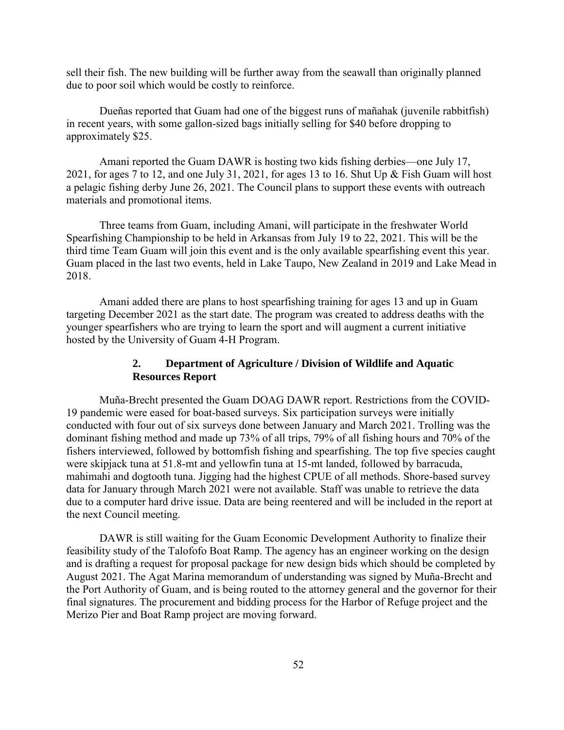sell their fish. The new building will be further away from the seawall than originally planned due to poor soil which would be costly to reinforce.

Dueñas reported that Guam had one of the biggest runs of mañahak (juvenile rabbitfish) in recent years, with some gallon-sized bags initially selling for $40 before dropping to approximately $25.

Amani reported the Guam DAWR is hosting two kids fishing derbies—one July 17, 2021, for ages 7 to 12, and one July 31, 2021, for ages 13 to 16. Shut Up & Fish Guam will host a pelagic fishing derby June 26, 2021. The Council plans to support these events with outreach materials and promotional items.

Three teams from Guam, including Amani, will participate in the freshwater World Spearfishing Championship to be held in Arkansas from July 19 to 22, 2021. This will be the third time Team Guam will join this event and is the only available spearfishing event this year. Guam placed in the last two events, held in Lake Taupo, New Zealand in 2019 and Lake Mead in 2018.

Amani added there are plans to host spearfishing training for ages 13 and up in Guam targeting December 2021 as the start date. The program was created to address deaths with the younger spearfishers who are trying to learn the sport and will augment a current initiative hosted by the University of Guam 4-H Program.

### 2. Department of Agriculture / Division of Wildlife and Aquatic Resources Report

Muña-Brecht presented the Guam DOAG DAWR report. Restrictions from the COVID-19 pandemic were eased for boat-based surveys. Six participation surveys were initially conducted with four out of six surveys done between January and March 2021. Trolling was the dominant fishing method and made up 73% of all trips, 79% of all fishing hours and 70% of the fishers interviewed, followed by bottomfish fishing and spearfishing. The top five species caught were skipjack tuna at 51.8-mt and yellowfin tuna at 15-mt landed, followed by barracuda, mahimahi and dogtooth tuna. Jigging had the highest CPUE of all methods. Shore-based survey data for January through March 2021 were not available. Staff was unable to retrieve the data due to a computer hard drive issue. Data are being reentered and will be included in the report at the next Council meeting.

DAWR is still waiting for the Guam Economic Development Authority to finalize their feasibility study of the Talofofo Boat Ramp. The agency has an engineer working on the design and is drafting a request for proposal package for new design bids which should be completed by August 2021. The Agat Marina memorandum of understanding was signed by Muña-Brecht and the Port Authority of Guam, and is being routed to the attorney general and the governor for their final signatures. The procurement and bidding process for the Harbor of Refuge project and the Merizo Pier and Boat Ramp project are moving forward.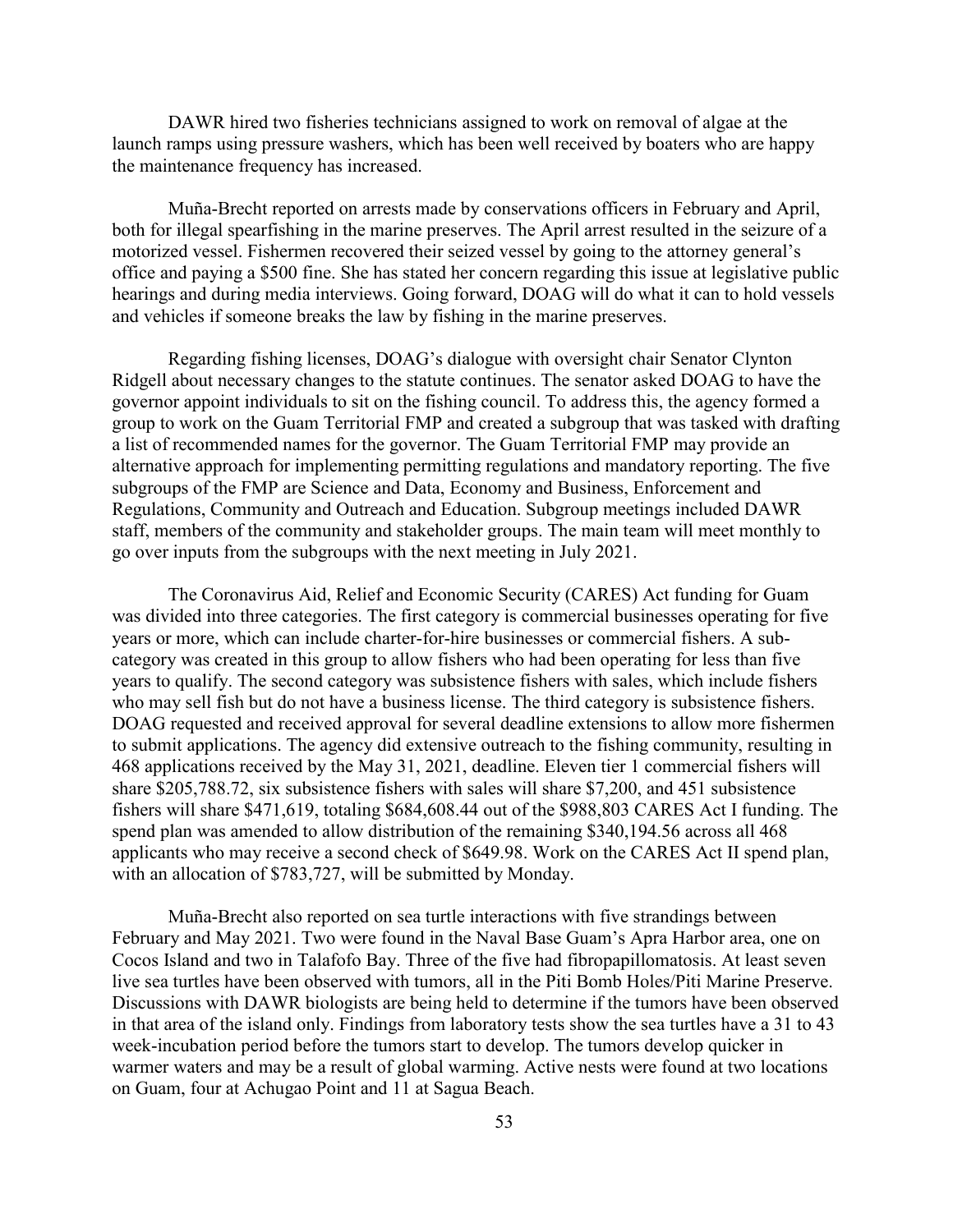DAWR hired two fisheries technicians assigned to work on removal of algae at the launch ramps using pressure washers, which has been well received by boaters who are happy the maintenance frequency has increased.

Muña-Brecht reported on arrests made by conservations officers in February and April, both for illegal spearfishing in the marine preserves. The April arrest resulted in the seizure of a motorized vessel. Fishermen recovered their seized vessel by going to the attorney general's office and paying a $500 fine. She has stated her concern regarding this issue at legislative public hearings and during media interviews. Going forward, DOAG will do what it can to hold vessels and vehicles if someone breaks the law by fishing in the marine preserves.

Regarding fishing licenses, DOAG's dialogue with oversight chair Senator Clynton Ridgell about necessary changes to the statute continues. The senator asked DOAG to have the governor appoint individuals to sit on the fishing council. To address this, the agency formed a group to work on the Guam Territorial FMP and created a subgroup that was tasked with drafting a list of recommended names for the governor. The Guam Territorial FMP may provide an alternative approach for implementing permitting regulations and mandatory reporting. The five subgroups of the FMP are Science and Data, Economy and Business, Enforcement and Regulations, Community and Outreach and Education. Subgroup meetings included DAWR staff, members of the community and stakeholder groups. The main team will meet monthly to go over inputs from the subgroups with the next meeting in July 2021.

The Coronavirus Aid, Relief and Economic Security (CARES) Act funding for Guam was divided into three categories. The first category is commercial businesses operating for five years or more, which can include charter-for-hire businesses or commercial fishers. A sub-category was created in this group to allow fishers who had been operating for less than five years to qualify. The second category was subsistence fishers with sales, which include fishers who may sell fish but do not have a business license. The third category is subsistence fishers. DOAG requested and received approval for several deadline extensions to allow more fishermen to submit applications. The agency did extensive outreach to the fishing community, resulting in 468 applications received by the May 31, 2021, deadline. Eleven tier 1 commercial fishers will share $205,788.72, six subsistence fishers with sales will share $7,200, and 451 subsistence fishers will share $471,619, totaling $684,608.44 out of the $988,803 CARES Act I funding. The spend plan was amended to allow distribution of the remaining $340,194.56 across all 468 applicants who may receive a second check of $649.98. Work on the CARES Act II spend plan, with an allocation of $783,727, will be submitted by Monday.

Muña-Brecht also reported on sea turtle interactions with five strandings between February and May 2021. Two were found in the Naval Base Guam's Apra Harbor area, one on Cocos Island and two in Talafofo Bay. Three of the five had fibropapillomatosis. At least seven live sea turtles have been observed with tumors, all in the Piti Bomb Holes/Piti Marine Preserve. Discussions with DAWR biologists are being held to determine if the tumors have been observed in that area of the island only. Findings from laboratory tests show the sea turtles have a 31 to 43 week-incubation period before the tumors start to develop. The tumors develop quicker in warmer waters and may be a result of global warming. Active nests were found at two locations on Guam, four at Achugao Point and 11 at Sagua Beach.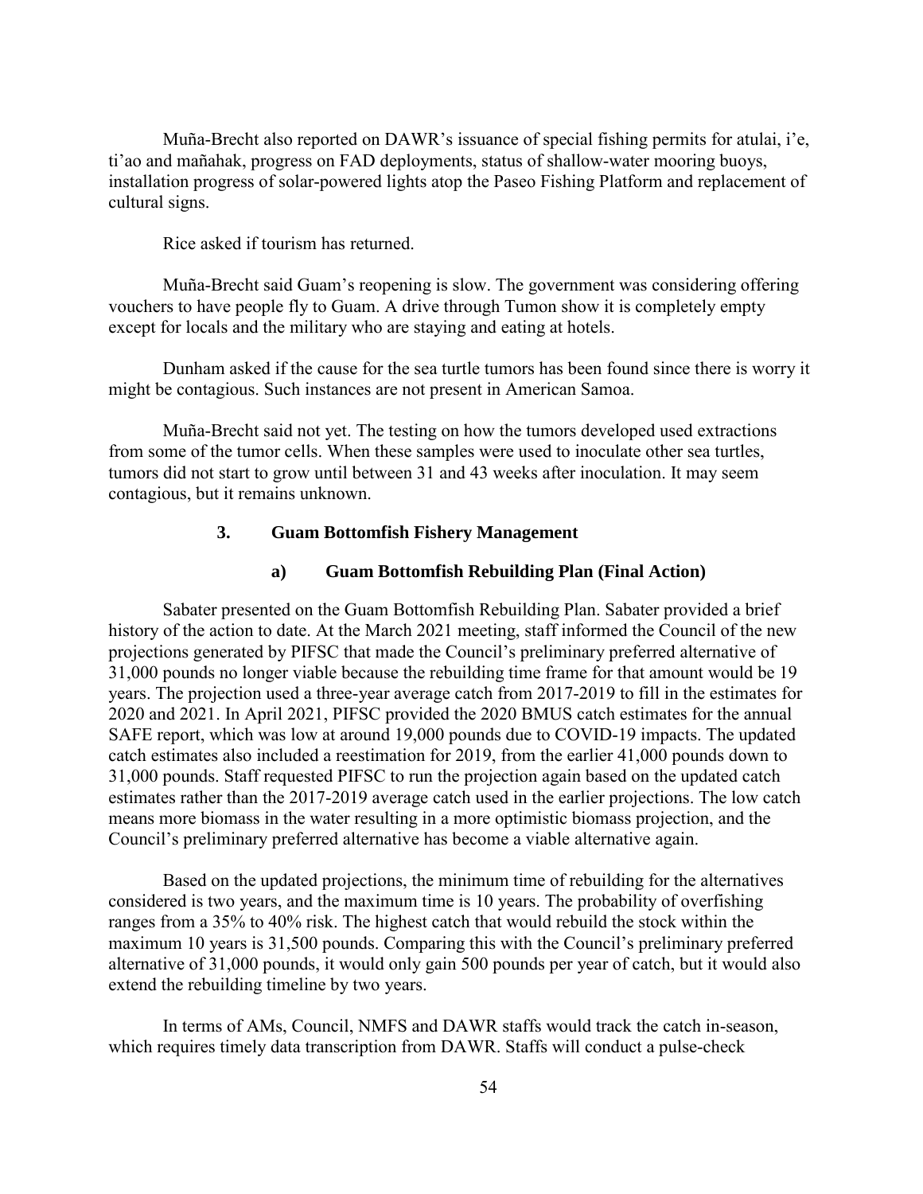Muña-Brecht also reported on DAWR's issuance of special fishing permits for atulai, i'e, ti'ao and mañahak, progress on FAD deployments, status of shallow-water mooring buoys, installation progress of solar-powered lights atop the Paseo Fishing Platform and replacement of cultural signs.

Rice asked if tourism has returned.

Muña-Brecht said Guam's reopening is slow. The government was considering offering vouchers to have people fly to Guam. A drive through Tumon show it is completely empty except for locals and the military who are staying and eating at hotels.

Dunham asked if the cause for the sea turtle tumors has been found since there is worry it might be contagious. Such instances are not present in American Samoa.

Muña-Brecht said not yet. The testing on how the tumors developed used extractions from some of the tumor cells. When these samples were used to inoculate other sea turtles, tumors did not start to grow until between 31 and 43 weeks after inoculation. It may seem contagious, but it remains unknown.

### 3. Guam Bottomfish Fishery Management

#### a) Guam Bottomfish Rebuilding Plan (Final Action)

Sabater presented on the Guam Bottomfish Rebuilding Plan. Sabater provided a brief history of the action to date. At the March 2021 meeting, staff informed the Council of the new projections generated by PIFSC that made the Council's preliminary preferred alternative of 31,000 pounds no longer viable because the rebuilding time frame for that amount would be 19 years. The projection used a three-year average catch from 2017-2019 to fill in the estimates for 2020 and 2021. In April 2021, PIFSC provided the 2020 BMUS catch estimates for the annual SAFE report, which was low at around 19,000 pounds due to COVID-19 impacts. The updated catch estimates also included a reestimation for 2019, from the earlier 41,000 pounds down to 31,000 pounds. Staff requested PIFSC to run the projection again based on the updated catch estimates rather than the 2017-2019 average catch used in the earlier projections. The low catch means more biomass in the water resulting in a more optimistic biomass projection, and the Council's preliminary preferred alternative has become a viable alternative again.

Based on the updated projections, the minimum time of rebuilding for the alternatives considered is two years, and the maximum time is 10 years. The probability of overfishing ranges from a 35% to 40% risk. The highest catch that would rebuild the stock within the maximum 10 years is 31,500 pounds. Comparing this with the Council's preliminary preferred alternative of 31,000 pounds, it would only gain 500 pounds per year of catch, but it would also extend the rebuilding timeline by two years.

In terms of AMs, Council, NMFS and DAWR staffs would track the catch in-season, which requires timely data transcription from DAWR. Staffs will conduct a pulse-check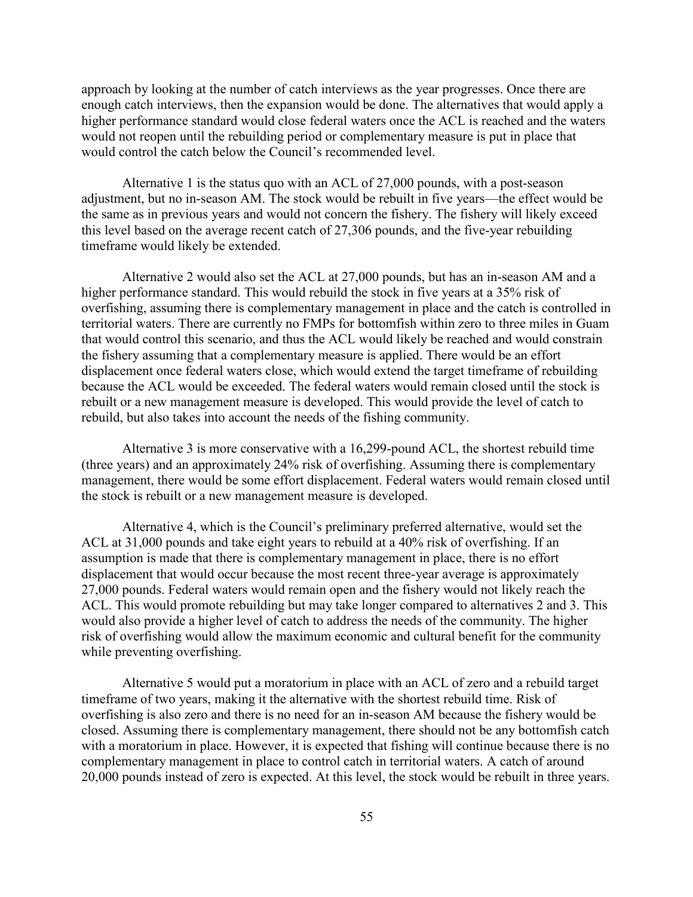approach by looking at the number of catch interviews as the year progresses. Once there are enough catch interviews, then the expansion would be done. The alternatives that would apply a higher performance standard would close federal waters once the ACL is reached and the waters would not reopen until the rebuilding period or complementary measure is put in place that would control the catch below the Council's recommended level.

Alternative 1 is the status quo with an ACL of 27,000 pounds, with a post-season adjustment, but no in-season AM. The stock would be rebuilt in five years—the effect would be the same as in previous years and would not concern the fishery. The fishery will likely exceed this level based on the average recent catch of 27,306 pounds, and the five-year rebuilding timeframe would likely be extended.

Alternative 2 would also set the ACL at 27,000 pounds, but has an in-season AM and a higher performance standard. This would rebuild the stock in five years at a 35% risk of overfishing, assuming there is complementary management in place and the catch is controlled in territorial waters. There are currently no FMPs for bottomfish within zero to three miles in Guam that would control this scenario, and thus the ACL would likely be reached and would constrain the fishery assuming that a complementary measure is applied. There would be an effort displacement once federal waters close, which would extend the target timeframe of rebuilding because the ACL would be exceeded. The federal waters would remain closed until the stock is rebuilt or a new management measure is developed. This would provide the level of catch to rebuild, but also takes into account the needs of the fishing community.

Alternative 3 is more conservative with a 16,299-pound ACL, the shortest rebuild time (three years) and an approximately 24% risk of overfishing. Assuming there is complementary management, there would be some effort displacement. Federal waters would remain closed until the stock is rebuilt or a new management measure is developed.

Alternative 4, which is the Council's preliminary preferred alternative, would set the ACL at 31,000 pounds and take eight years to rebuild at a 40% risk of overfishing. If an assumption is made that there is complementary management in place, there is no effort displacement that would occur because the most recent three-year average is approximately 27,000 pounds. Federal waters would remain open and the fishery would not likely reach the ACL. This would promote rebuilding but may take longer compared to alternatives 2 and 3. This would also provide a higher level of catch to address the needs of the community. The higher risk of overfishing would allow the maximum economic and cultural benefit for the community while preventing overfishing.

Alternative 5 would put a moratorium in place with an ACL of zero and a rebuild target timeframe of two years, making it the alternative with the shortest rebuild time. Risk of overfishing is also zero and there is no need for an in-season AM because the fishery would be closed. Assuming there is complementary management, there should not be any bottomfish catch with a moratorium in place. However, it is expected that fishing will continue because there is no complementary management in place to control catch in territorial waters. A catch of around 20,000 pounds instead of zero is expected. At this level, the stock would be rebuilt in three years.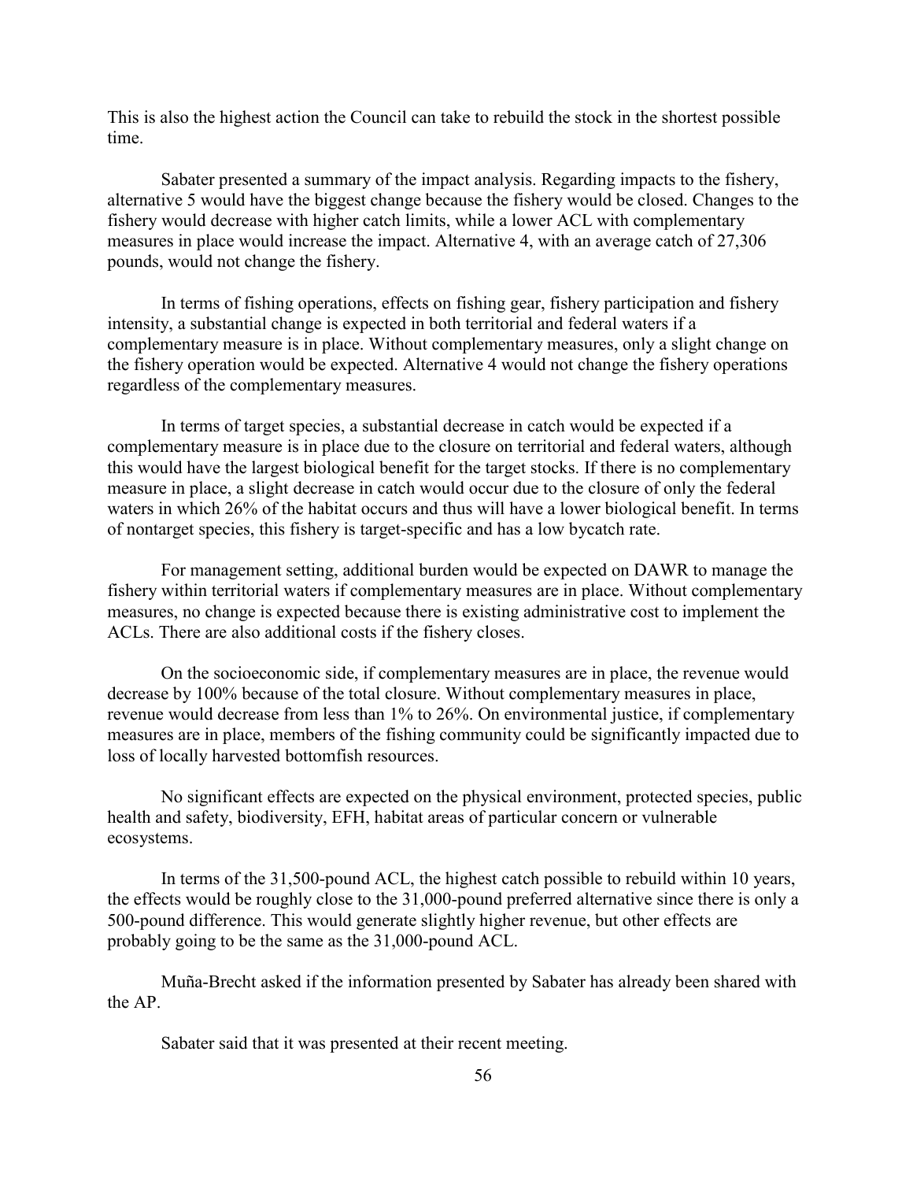This is also the highest action the Council can take to rebuild the stock in the shortest possible time.

Sabater presented a summary of the impact analysis. Regarding impacts to the fishery, alternative 5 would have the biggest change because the fishery would be closed. Changes to the fishery would decrease with higher catch limits, while a lower ACL with complementary measures in place would increase the impact. Alternative 4, with an average catch of 27,306 pounds, would not change the fishery.

In terms of fishing operations, effects on fishing gear, fishery participation and fishery intensity, a substantial change is expected in both territorial and federal waters if a complementary measure is in place. Without complementary measures, only a slight change on the fishery operation would be expected. Alternative 4 would not change the fishery operations regardless of the complementary measures.

In terms of target species, a substantial decrease in catch would be expected if a complementary measure is in place due to the closure on territorial and federal waters, although this would have the largest biological benefit for the target stocks. If there is no complementary measure in place, a slight decrease in catch would occur due to the closure of only the federal waters in which 26% of the habitat occurs and thus will have a lower biological benefit. In terms of nontarget species, this fishery is target-specific and has a low bycatch rate.

For management setting, additional burden would be expected on DAWR to manage the fishery within territorial waters if complementary measures are in place. Without complementary measures, no change is expected because there is existing administrative cost to implement the ACLs. There are also additional costs if the fishery closes.

On the socioeconomic side, if complementary measures are in place, the revenue would decrease by 100% because of the total closure. Without complementary measures in place, revenue would decrease from less than 1% to 26%. On environmental justice, if complementary measures are in place, members of the fishing community could be significantly impacted due to loss of locally harvested bottomfish resources.

No significant effects are expected on the physical environment, protected species, public health and safety, biodiversity, EFH, habitat areas of particular concern or vulnerable ecosystems.

In terms of the 31,500-pound ACL, the highest catch possible to rebuild within 10 years, the effects would be roughly close to the 31,000-pound preferred alternative since there is only a 500-pound difference. This would generate slightly higher revenue, but other effects are probably going to be the same as the 31,000-pound ACL.

Muña-Brecht asked if the information presented by Sabater has already been shared with the AP.

Sabater said that it was presented at their recent meeting.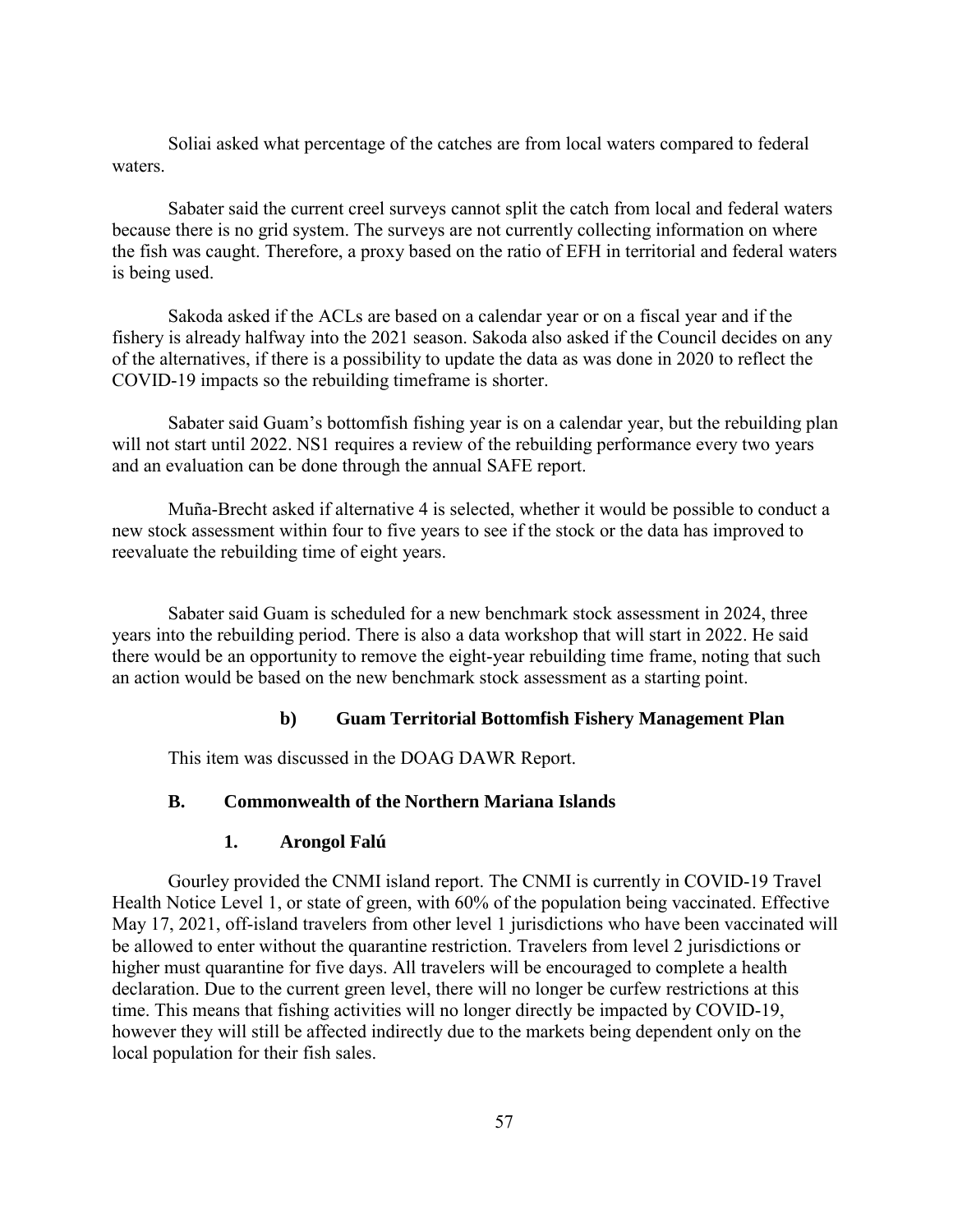Soliai asked what percentage of the catches are from local waters compared to federal waters.

Sabater said the current creel surveys cannot split the catch from local and federal waters because there is no grid system. The surveys are not currently collecting information on where the fish was caught. Therefore, a proxy based on the ratio of EFH in territorial and federal waters is being used.

Sakoda asked if the ACLs are based on a calendar year or on a fiscal year and if the fishery is already halfway into the 2021 season. Sakoda also asked if the Council decides on any of the alternatives, if there is a possibility to update the data as was done in 2020 to reflect the COVID-19 impacts so the rebuilding timeframe is shorter.

Sabater said Guam's bottomfish fishing year is on a calendar year, but the rebuilding plan will not start until 2022. NS1 requires a review of the rebuilding performance every two years and an evaluation can be done through the annual SAFE report.

Muña-Brecht asked if alternative 4 is selected, whether it would be possible to conduct a new stock assessment within four to five years to see if the stock or the data has improved to reevaluate the rebuilding time of eight years.

Sabater said Guam is scheduled for a new benchmark stock assessment in 2024, three years into the rebuilding period. There is also a data workshop that will start in 2022. He said there would be an opportunity to remove the eight-year rebuilding time frame, noting that such an action would be based on the new benchmark stock assessment as a starting point.

#### b) Guam Territorial Bottomfish Fishery Management Plan

This item was discussed in the DOAG DAWR Report.

### B. Commonwealth of the Northern Mariana Islands

#### 1. Arongol Falú

Gourley provided the CNMI island report. The CNMI is currently in COVID-19 Travel Health Notice Level 1, or state of green, with 60% of the population being vaccinated. Effective May 17, 2021, off-island travelers from other level 1 jurisdictions who have been vaccinated will be allowed to enter without the quarantine restriction. Travelers from level 2 jurisdictions or higher must quarantine for five days. All travelers will be encouraged to complete a health declaration. Due to the current green level, there will no longer be curfew restrictions at this time. This means that fishing activities will no longer directly be impacted by COVID-19, however they will still be affected indirectly due to the markets being dependent only on the local population for their fish sales.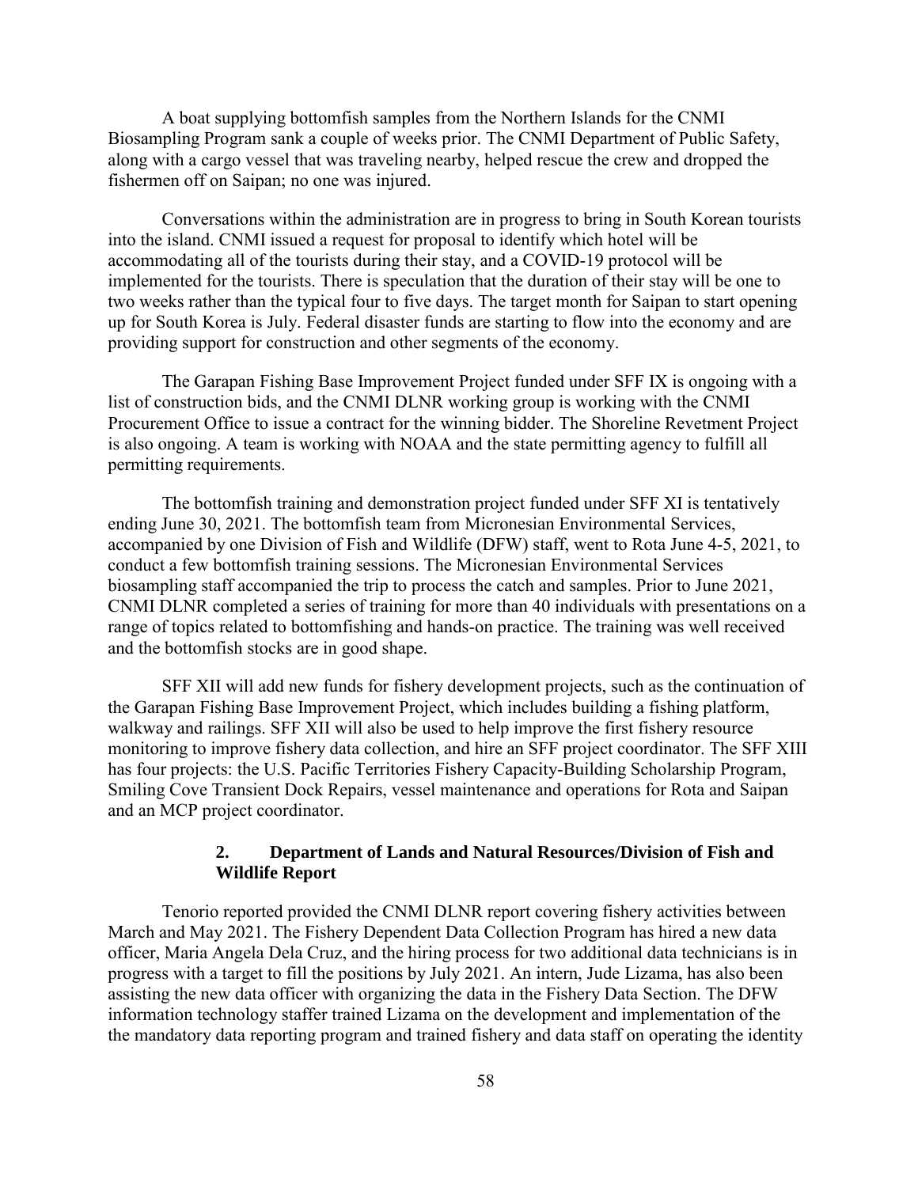A boat supplying bottomfish samples from the Northern Islands for the CNMI Biosampling Program sank a couple of weeks prior. The CNMI Department of Public Safety, along with a cargo vessel that was traveling nearby, helped rescue the crew and dropped the fishermen off on Saipan; no one was injured.

Conversations within the administration are in progress to bring in South Korean tourists into the island. CNMI issued a request for proposal to identify which hotel will be accommodating all of the tourists during their stay, and a COVID-19 protocol will be implemented for the tourists. There is speculation that the duration of their stay will be one to two weeks rather than the typical four to five days. The target month for Saipan to start opening up for South Korea is July. Federal disaster funds are starting to flow into the economy and are providing support for construction and other segments of the economy.

The Garapan Fishing Base Improvement Project funded under SFF IX is ongoing with a list of construction bids, and the CNMI DLNR working group is working with the CNMI Procurement Office to issue a contract for the winning bidder. The Shoreline Revetment Project is also ongoing. A team is working with NOAA and the state permitting agency to fulfill all permitting requirements.

The bottomfish training and demonstration project funded under SFF XI is tentatively ending June 30, 2021. The bottomfish team from Micronesian Environmental Services, accompanied by one Division of Fish and Wildlife (DFW) staff, went to Rota June 4-5, 2021, to conduct a few bottomfish training sessions. The Micronesian Environmental Services biosampling staff accompanied the trip to process the catch and samples. Prior to June 2021, CNMI DLNR completed a series of training for more than 40 individuals with presentations on a range of topics related to bottomfishing and hands-on practice. The training was well received and the bottomfish stocks are in good shape.

SFF XII will add new funds for fishery development projects, such as the continuation of the Garapan Fishing Base Improvement Project, which includes building a fishing platform, walkway and railings. SFF XII will also be used to help improve the first fishery resource monitoring to improve fishery data collection, and hire an SFF project coordinator. The SFF XIII has four projects: the U.S. Pacific Territories Fishery Capacity-Building Scholarship Program, Smiling Cove Transient Dock Repairs, vessel maintenance and operations for Rota and Saipan and an MCP project coordinator.

### 2. Department of Lands and Natural Resources/Division of Fish and Wildlife Report

Tenorio reported provided the CNMI DLNR report covering fishery activities between March and May 2021. The Fishery Dependent Data Collection Program has hired a new data officer, Maria Angela Dela Cruz, and the hiring process for two additional data technicians is in progress with a target to fill the positions by July 2021. An intern, Jude Lizama, has also been assisting the new data officer with organizing the data in the Fishery Data Section. The DFW information technology staffer trained Lizama on the development and implementation of the the mandatory data reporting program and trained fishery and data staff on operating the identity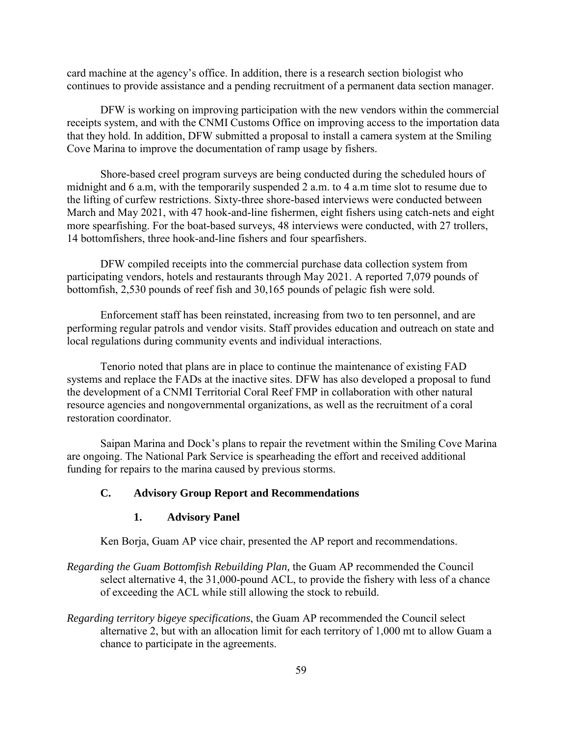card machine at the agency's office. In addition, there is a research section biologist who continues to provide assistance and a pending recruitment of a permanent data section manager.

DFW is working on improving participation with the new vendors within the commercial receipts system, and with the CNMI Customs Office on improving access to the importation data that they hold. In addition, DFW submitted a proposal to install a camera system at the Smiling Cove Marina to improve the documentation of ramp usage by fishers.

Shore-based creel program surveys are being conducted during the scheduled hours of midnight and 6 a.m, with the temporarily suspended 2 a.m. to 4 a.m time slot to resume due to the lifting of curfew restrictions. Sixty-three shore-based interviews were conducted between March and May 2021, with 47 hook-and-line fishermen, eight fishers using catch-nets and eight more spearfishing. For the boat-based surveys, 48 interviews were conducted, with 27 trollers, 14 bottomfishers, three hook-and-line fishers and four spearfishers.

DFW compiled receipts into the commercial purchase data collection system from participating vendors, hotels and restaurants through May 2021. A reported 7,079 pounds of bottomfish, 2,530 pounds of reef fish and 30,165 pounds of pelagic fish were sold.

Enforcement staff has been reinstated, increasing from two to ten personnel, and are performing regular patrols and vendor visits. Staff provides education and outreach on state and local regulations during community events and individual interactions.

Tenorio noted that plans are in place to continue the maintenance of existing FAD systems and replace the FADs at the inactive sites. DFW has also developed a proposal to fund the development of a CNMI Territorial Coral Reef FMP in collaboration with other natural resource agencies and nongovernmental organizations, as well as the recruitment of a coral restoration coordinator.

Saipan Marina and Dock's plans to repair the revetment within the Smiling Cove Marina are ongoing. The National Park Service is spearheading the effort and received additional funding for repairs to the marina caused by previous storms.

### C. Advisory Group Report and Recommendations

#### 1. Advisory Panel

Ken Borja, Guam AP vice chair, presented the AP report and recommendations.

*Regarding the Guam Bottomfish Rebuilding Plan,* the Guam AP recommended the Council select alternative 4, the 31,000-pound ACL, to provide the fishery with less of a chance of exceeding the ACL while still allowing the stock to rebuild.

*Regarding territory bigeye specifications*, the Guam AP recommended the Council select alternative 2, but with an allocation limit for each territory of 1,000 mt to allow Guam a chance to participate in the agreements.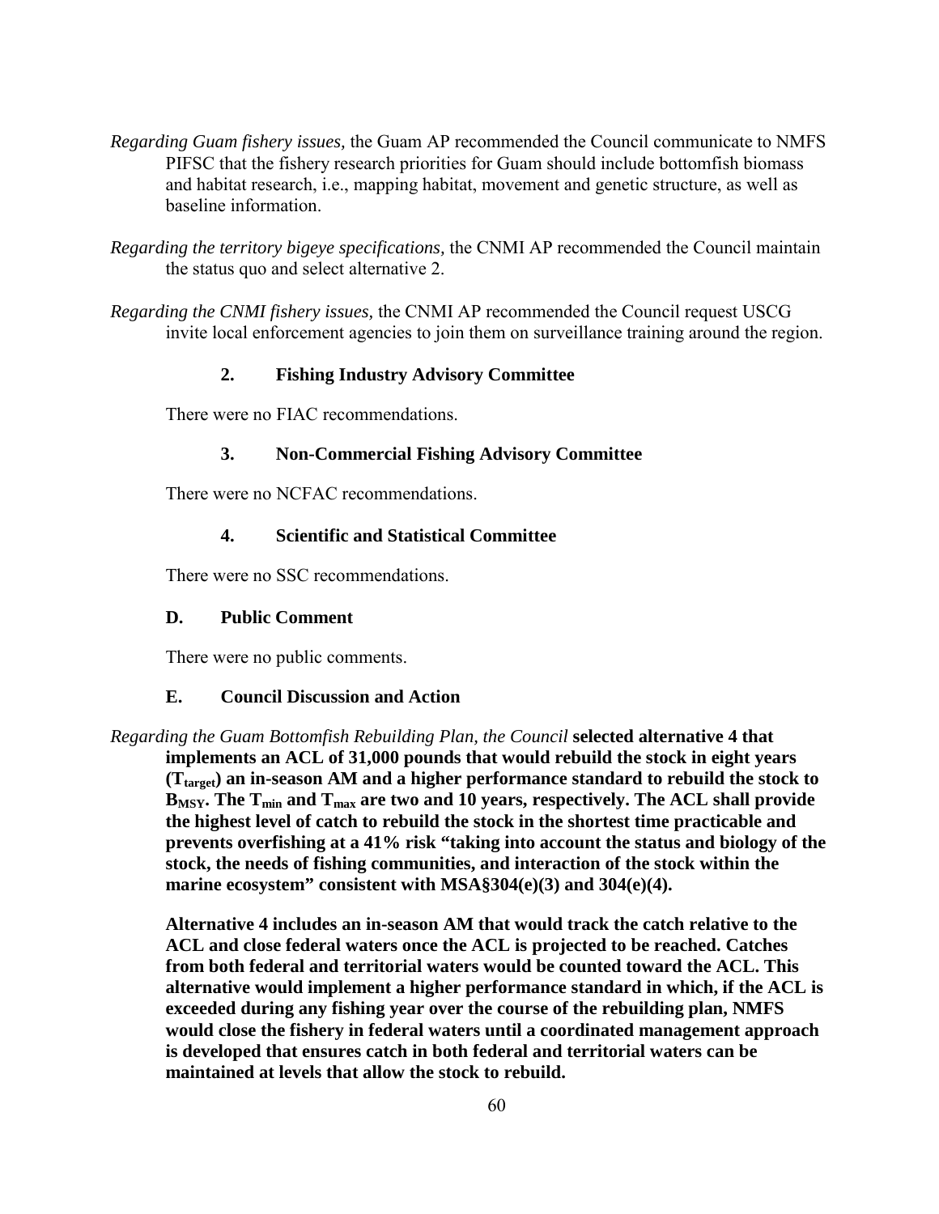*Regarding Guam fishery issues,* the Guam AP recommended the Council communicate to NMFS PIFSC that the fishery research priorities for Guam should include bottomfish biomass and habitat research, i.e., mapping habitat, movement and genetic structure, as well as baseline information.

*Regarding the territory bigeye specifications,* the CNMI AP recommended the Council maintain the status quo and select alternative 2.

*Regarding the CNMI fishery issues,* the CNMI AP recommended the Council request USCG invite local enforcement agencies to join them on surveillance training around the region.

### 2. Fishing Industry Advisory Committee

There were no FIAC recommendations.

### 3. Non-Commercial Fishing Advisory Committee

There were no NCFAC recommendations.

### 4. Scientific and Statistical Committee

There were no SSC recommendations.

## D. Public Comment

There were no public comments.

## E. Council Discussion and Action

*Regarding the Guam Bottomfish Rebuilding Plan, the Council* **selected alternative 4 that implements an ACL of 31,000 pounds that would rebuild the stock in eight years ($T_{target}$) an in-season AM and a higher performance standard to rebuild the stock to $B_{MSY}$. The $T_{min}$ and $T_{max}$ are two and 10 years, respectively. The ACL shall provide the highest level of catch to rebuild the stock in the shortest time practicable and prevents overfishing at a 41% risk "taking into account the status and biology of the stock, the needs of fishing communities, and interaction of the stock within the marine ecosystem" consistent with MSA§304(e)(3) and 304(e)(4).**

**Alternative 4 includes an in-season AM that would track the catch relative to the ACL and close federal waters once the ACL is projected to be reached. Catches from both federal and territorial waters would be counted toward the ACL. This alternative would implement a higher performance standard in which, if the ACL is exceeded during any fishing year over the course of the rebuilding plan, NMFS would close the fishery in federal waters until a coordinated management approach is developed that ensures catch in both federal and territorial waters can be maintained at levels that allow the stock to rebuild.**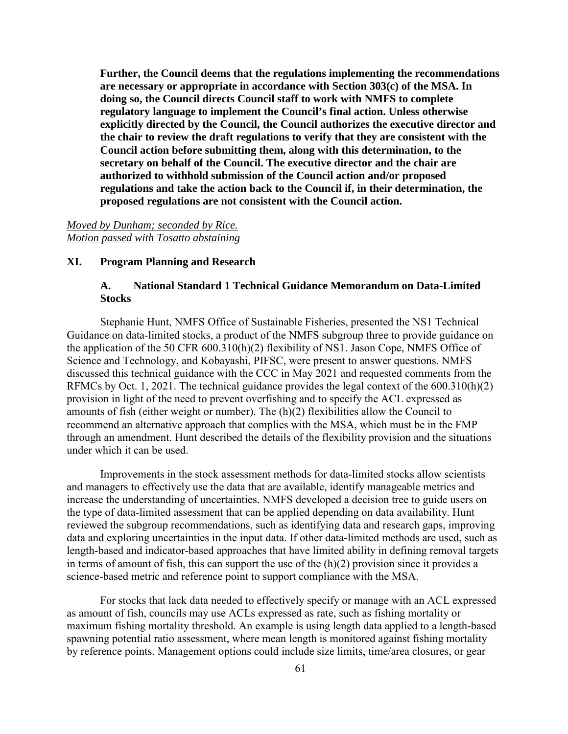**Further, the Council deems that the regulations implementing the recommendations are necessary or appropriate in accordance with Section 303(c) of the MSA. In doing so, the Council directs Council staff to work with NMFS to complete regulatory language to implement the Council's final action. Unless otherwise explicitly directed by the Council, the Council authorizes the executive director and the chair to review the draft regulations to verify that they are consistent with the Council action before submitting them, along with this determination, to the secretary on behalf of the Council. The executive director and the chair are authorized to withhold submission of the Council action and/or proposed regulations and take the action back to the Council if, in their determination, the proposed regulations are not consistent with the Council action.**

*Moved by Dunham; seconded by Rice.*
*Motion passed with Tosatto abstaining*

## XI. Program Planning and Research

### A. National Standard 1 Technical Guidance Memorandum on Data-Limited Stocks

Stephanie Hunt, NMFS Office of Sustainable Fisheries, presented the NS1 Technical Guidance on data-limited stocks, a product of the NMFS subgroup three to provide guidance on the application of the 50 CFR 600.310(h)(2) flexibility of NS1. Jason Cope, NMFS Office of Science and Technology, and Kobayashi, PIFSC, were present to answer questions. NMFS discussed this technical guidance with the CCC in May 2021 and requested comments from the RFMCs by Oct. 1, 2021. The technical guidance provides the legal context of the 600.310(h)(2) provision in light of the need to prevent overfishing and to specify the ACL expressed as amounts of fish (either weight or number). The (h)(2) flexibilities allow the Council to recommend an alternative approach that complies with the MSA, which must be in the FMP through an amendment. Hunt described the details of the flexibility provision and the situations under which it can be used.

Improvements in the stock assessment methods for data-limited stocks allow scientists and managers to effectively use the data that are available, identify manageable metrics and increase the understanding of uncertainties. NMFS developed a decision tree to guide users on the type of data-limited assessment that can be applied depending on data availability. Hunt reviewed the subgroup recommendations, such as identifying data and research gaps, improving data and exploring uncertainties in the input data. If other data-limited methods are used, such as length-based and indicator-based approaches that have limited ability in defining removal targets in terms of amount of fish, this can support the use of the (h)(2) provision since it provides a science-based metric and reference point to support compliance with the MSA.

For stocks that lack data needed to effectively specify or manage with an ACL expressed as amount of fish, councils may use ACLs expressed as rate, such as fishing mortality or maximum fishing mortality threshold. An example is using length data applied to a length-based spawning potential ratio assessment, where mean length is monitored against fishing mortality by reference points. Management options could include size limits, time/area closures, or gear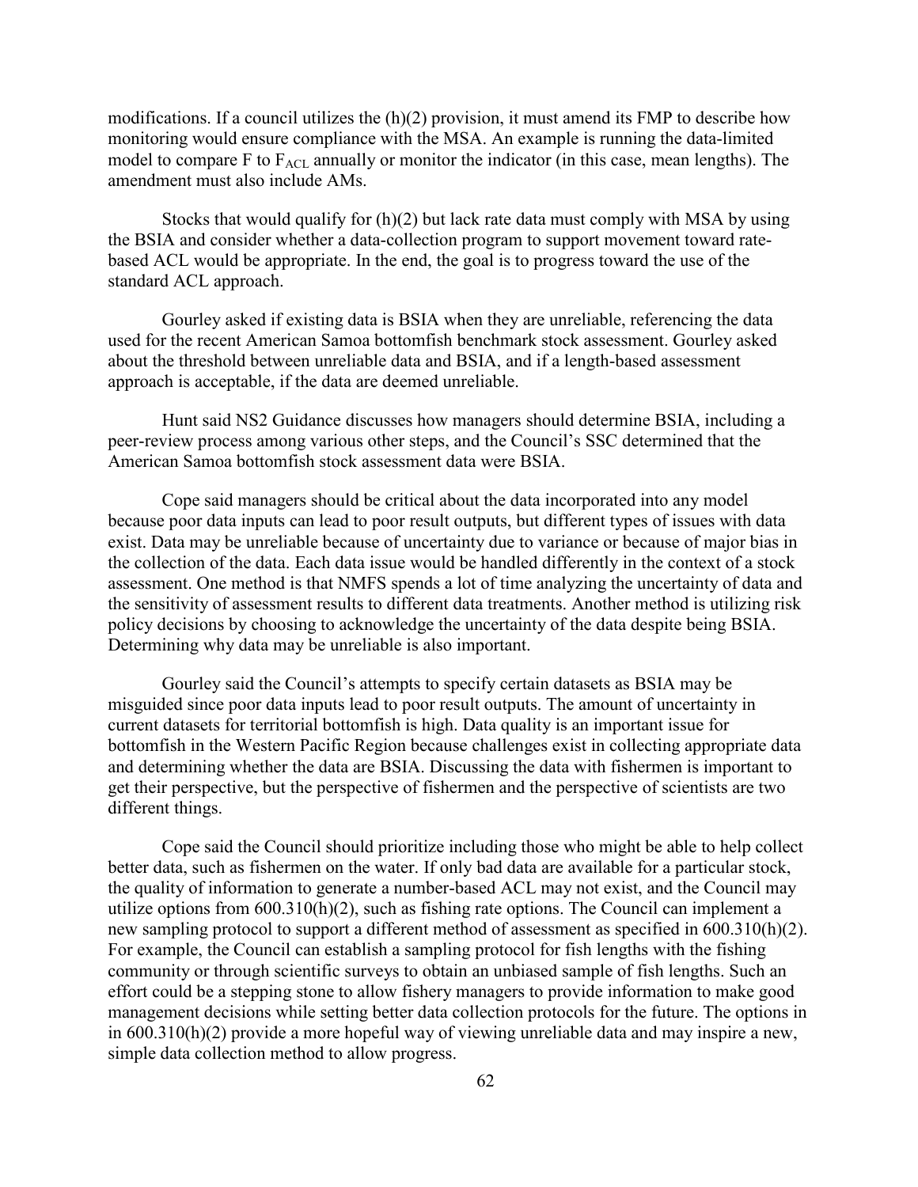modifications. If a council utilizes the (h)(2) provision, it must amend its FMP to describe how monitoring would ensure compliance with the MSA. An example is running the data-limited model to compare F to $F_{ACL}$ annually or monitor the indicator (in this case, mean lengths). The amendment must also include AMs.

Stocks that would qualify for (h)(2) but lack rate data must comply with MSA by using the BSIA and consider whether a data-collection program to support movement toward rate-based ACL would be appropriate. In the end, the goal is to progress toward the use of the standard ACL approach.

Gourley asked if existing data is BSIA when they are unreliable, referencing the data used for the recent American Samoa bottomfish benchmark stock assessment. Gourley asked about the threshold between unreliable data and BSIA, and if a length-based assessment approach is acceptable, if the data are deemed unreliable.

Hunt said NS2 Guidance discusses how managers should determine BSIA, including a peer-review process among various other steps, and the Council's SSC determined that the American Samoa bottomfish stock assessment data were BSIA.

Cope said managers should be critical about the data incorporated into any model because poor data inputs can lead to poor result outputs, but different types of issues with data exist. Data may be unreliable because of uncertainty due to variance or because of major bias in the collection of the data. Each data issue would be handled differently in the context of a stock assessment. One method is that NMFS spends a lot of time analyzing the uncertainty of data and the sensitivity of assessment results to different data treatments. Another method is utilizing risk policy decisions by choosing to acknowledge the uncertainty of the data despite being BSIA. Determining why data may be unreliable is also important.

Gourley said the Council's attempts to specify certain datasets as BSIA may be misguided since poor data inputs lead to poor result outputs. The amount of uncertainty in current datasets for territorial bottomfish is high. Data quality is an important issue for bottomfish in the Western Pacific Region because challenges exist in collecting appropriate data and determining whether the data are BSIA. Discussing the data with fishermen is important to get their perspective, but the perspective of fishermen and the perspective of scientists are two different things.

Cope said the Council should prioritize including those who might be able to help collect better data, such as fishermen on the water. If only bad data are available for a particular stock, the quality of information to generate a number-based ACL may not exist, and the Council may utilize options from 600.310(h)(2), such as fishing rate options. The Council can implement a new sampling protocol to support a different method of assessment as specified in 600.310(h)(2). For example, the Council can establish a sampling protocol for fish lengths with the fishing community or through scientific surveys to obtain an unbiased sample of fish lengths. Such an effort could be a stepping stone to allow fishery managers to provide information to make good management decisions while setting better data collection protocols for the future. The options in in 600.310(h)(2) provide a more hopeful way of viewing unreliable data and may inspire a new, simple data collection method to allow progress.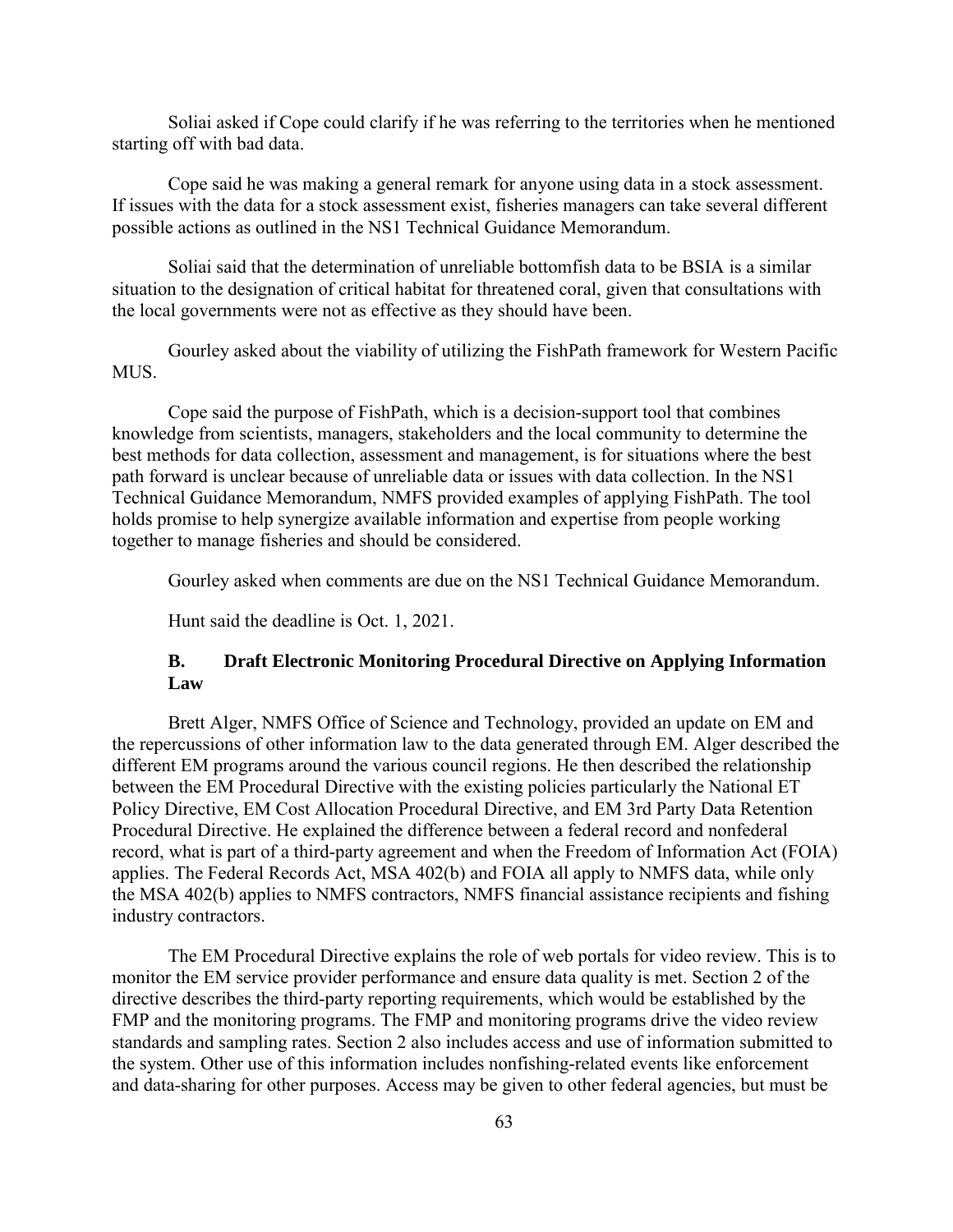Soliai asked if Cope could clarify if he was referring to the territories when he mentioned starting off with bad data.

Cope said he was making a general remark for anyone using data in a stock assessment. If issues with the data for a stock assessment exist, fisheries managers can take several different possible actions as outlined in the NS1 Technical Guidance Memorandum.

Soliai said that the determination of unreliable bottomfish data to be BSIA is a similar situation to the designation of critical habitat for threatened coral, given that consultations with the local governments were not as effective as they should have been.

Gourley asked about the viability of utilizing the FishPath framework for Western Pacific MUS.

Cope said the purpose of FishPath, which is a decision-support tool that combines knowledge from scientists, managers, stakeholders and the local community to determine the best methods for data collection, assessment and management, is for situations where the best path forward is unclear because of unreliable data or issues with data collection. In the NS1 Technical Guidance Memorandum, NMFS provided examples of applying FishPath. The tool holds promise to help synergize available information and expertise from people working together to manage fisheries and should be considered.

Gourley asked when comments are due on the NS1 Technical Guidance Memorandum.

Hunt said the deadline is Oct. 1, 2021.

### B. Draft Electronic Monitoring Procedural Directive on Applying Information Law

Brett Alger, NMFS Office of Science and Technology, provided an update on EM and the repercussions of other information law to the data generated through EM. Alger described the different EM programs around the various council regions. He then described the relationship between the EM Procedural Directive with the existing policies particularly the National ET Policy Directive, EM Cost Allocation Procedural Directive, and EM 3rd Party Data Retention Procedural Directive. He explained the difference between a federal record and nonfederal record, what is part of a third-party agreement and when the Freedom of Information Act (FOIA) applies. The Federal Records Act, MSA 402(b) and FOIA all apply to NMFS data, while only the MSA 402(b) applies to NMFS contractors, NMFS financial assistance recipients and fishing industry contractors.

The EM Procedural Directive explains the role of web portals for video review. This is to monitor the EM service provider performance and ensure data quality is met. Section 2 of the directive describes the third-party reporting requirements, which would be established by the FMP and the monitoring programs. The FMP and monitoring programs drive the video review standards and sampling rates. Section 2 also includes access and use of information submitted to the system. Other use of this information includes nonfishing-related events like enforcement and data-sharing for other purposes. Access may be given to other federal agencies, but must be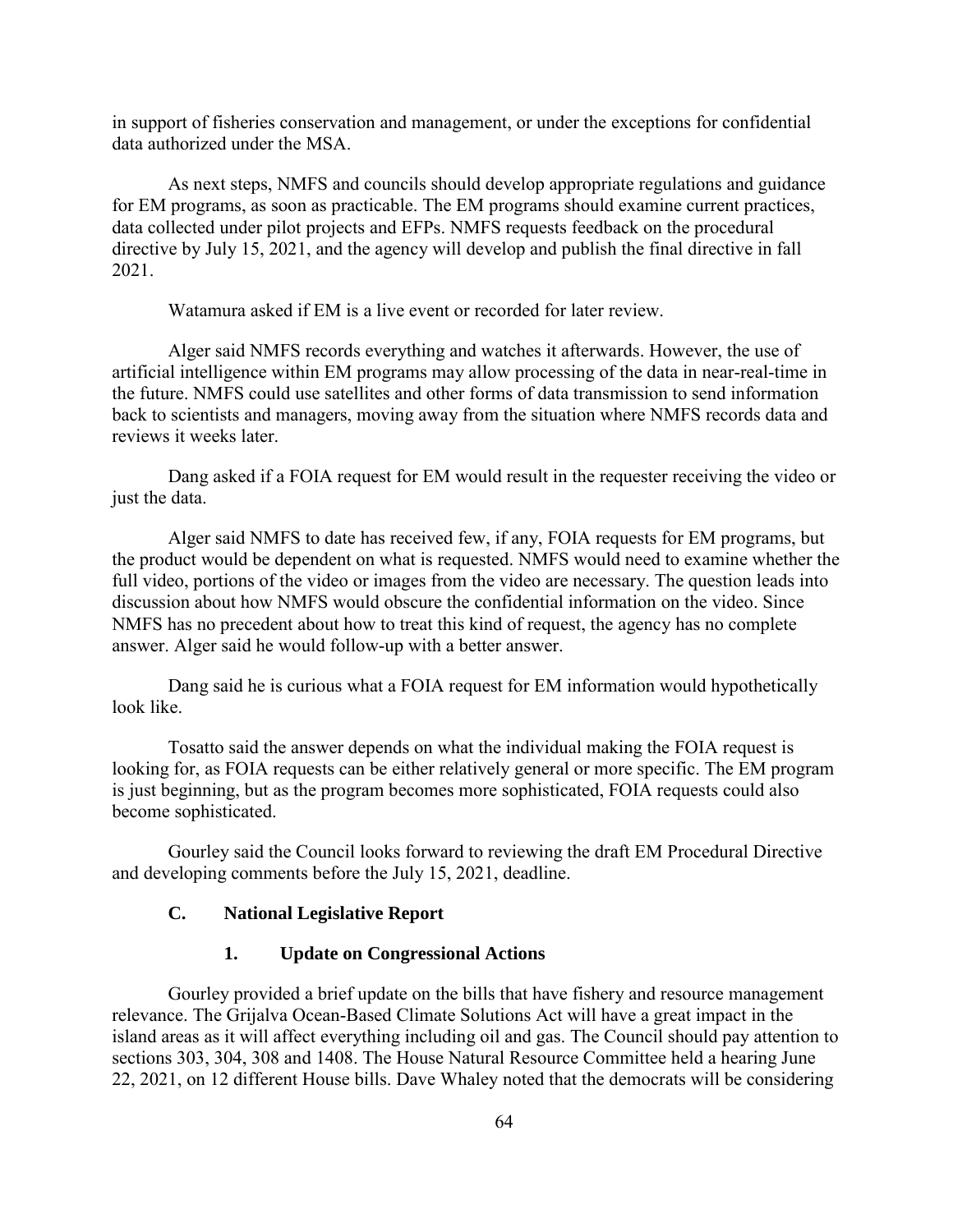in support of fisheries conservation and management, or under the exceptions for confidential data authorized under the MSA.

As next steps, NMFS and councils should develop appropriate regulations and guidance for EM programs, as soon as practicable. The EM programs should examine current practices, data collected under pilot projects and EFPs. NMFS requests feedback on the procedural directive by July 15, 2021, and the agency will develop and publish the final directive in fall 2021.

Watamura asked if EM is a live event or recorded for later review.

Alger said NMFS records everything and watches it afterwards. However, the use of artificial intelligence within EM programs may allow processing of the data in near-real-time in the future. NMFS could use satellites and other forms of data transmission to send information back to scientists and managers, moving away from the situation where NMFS records data and reviews it weeks later.

Dang asked if a FOIA request for EM would result in the requester receiving the video or just the data.

Alger said NMFS to date has received few, if any, FOIA requests for EM programs, but the product would be dependent on what is requested. NMFS would need to examine whether the full video, portions of the video or images from the video are necessary. The question leads into discussion about how NMFS would obscure the confidential information on the video. Since NMFS has no precedent about how to treat this kind of request, the agency has no complete answer. Alger said he would follow-up with a better answer.

Dang said he is curious what a FOIA request for EM information would hypothetically look like.

Tosatto said the answer depends on what the individual making the FOIA request is looking for, as FOIA requests can be either relatively general or more specific. The EM program is just beginning, but as the program becomes more sophisticated, FOIA requests could also become sophisticated.

Gourley said the Council looks forward to reviewing the draft EM Procedural Directive and developing comments before the July 15, 2021, deadline.

### C. National Legislative Report

#### 1. Update on Congressional Actions

Gourley provided a brief update on the bills that have fishery and resource management relevance. The Grijalva Ocean-Based Climate Solutions Act will have a great impact in the island areas as it will affect everything including oil and gas. The Council should pay attention to sections 303, 304, 308 and 1408. The House Natural Resource Committee held a hearing June 22, 2021, on 12 different House bills. Dave Whaley noted that the democrats will be considering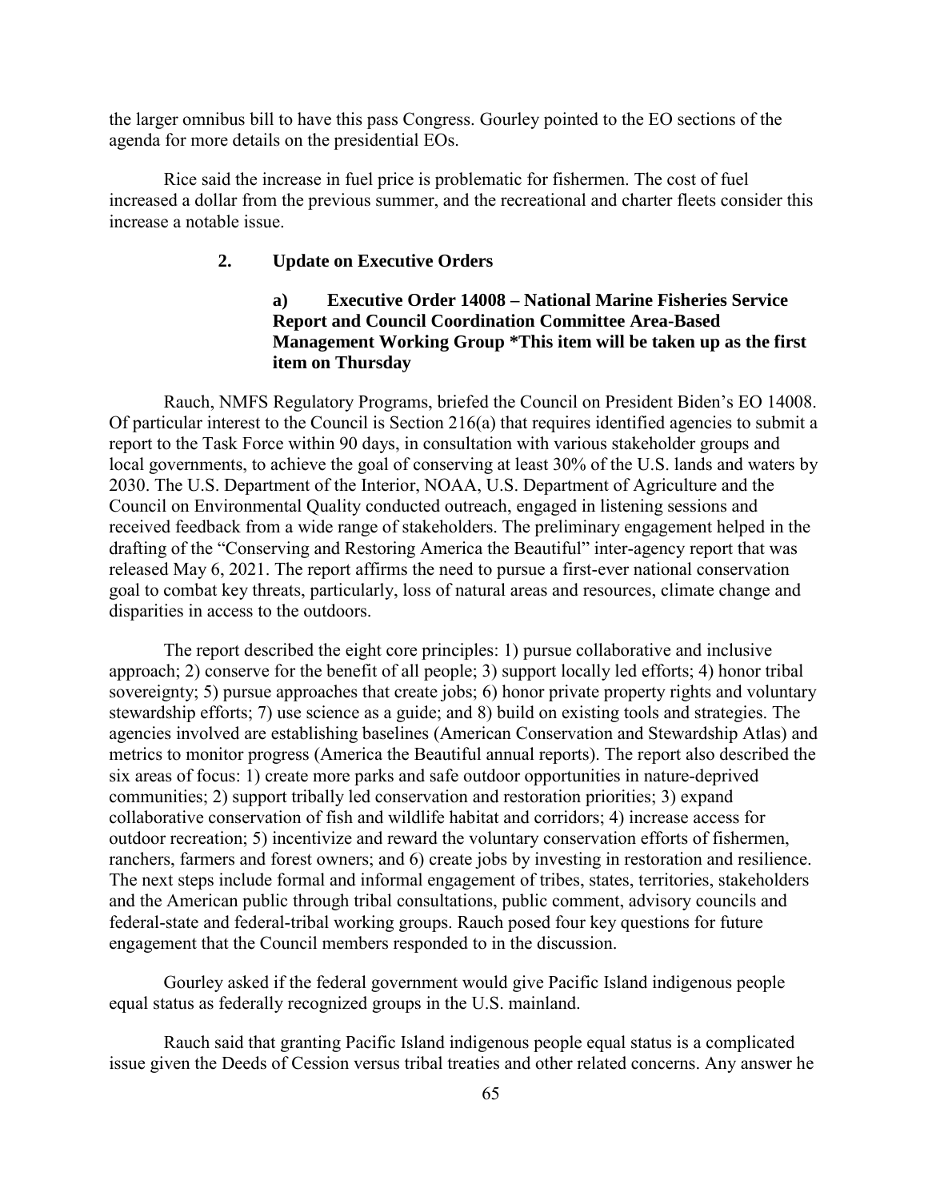the larger omnibus bill to have this pass Congress. Gourley pointed to the EO sections of the agenda for more details on the presidential EOs.

Rice said the increase in fuel price is problematic for fishermen. The cost of fuel increased a dollar from the previous summer, and the recreational and charter fleets consider this increase a notable issue.

### 2. Update on Executive Orders

#### a) Executive Order 14008 – National Marine Fisheries Service Report and Council Coordination Committee Area-Based Management Working Group *This item will be taken up as the first item on Thursday

Rauch, NMFS Regulatory Programs, briefed the Council on President Biden's EO 14008. Of particular interest to the Council is Section 216(a) that requires identified agencies to submit a report to the Task Force within 90 days, in consultation with various stakeholder groups and local governments, to achieve the goal of conserving at least 30% of the U.S. lands and waters by 2030. The U.S. Department of the Interior, NOAA, U.S. Department of Agriculture and the Council on Environmental Quality conducted outreach, engaged in listening sessions and received feedback from a wide range of stakeholders. The preliminary engagement helped in the drafting of the "Conserving and Restoring America the Beautiful" inter-agency report that was released May 6, 2021. The report affirms the need to pursue a first-ever national conservation goal to combat key threats, particularly, loss of natural areas and resources, climate change and disparities in access to the outdoors.

The report described the eight core principles: 1) pursue collaborative and inclusive approach; 2) conserve for the benefit of all people; 3) support locally led efforts; 4) honor tribal sovereignty; 5) pursue approaches that create jobs; 6) honor private property rights and voluntary stewardship efforts; 7) use science as a guide; and 8) build on existing tools and strategies. The agencies involved are establishing baselines (American Conservation and Stewardship Atlas) and metrics to monitor progress (America the Beautiful annual reports). The report also described the six areas of focus: 1) create more parks and safe outdoor opportunities in nature-deprived communities; 2) support tribally led conservation and restoration priorities; 3) expand collaborative conservation of fish and wildlife habitat and corridors; 4) increase access for outdoor recreation; 5) incentivize and reward the voluntary conservation efforts of fishermen, ranchers, farmers and forest owners; and 6) create jobs by investing in restoration and resilience. The next steps include formal and informal engagement of tribes, states, territories, stakeholders and the American public through tribal consultations, public comment, advisory councils and federal-state and federal-tribal working groups. Rauch posed four key questions for future engagement that the Council members responded to in the discussion.

Gourley asked if the federal government would give Pacific Island indigenous people equal status as federally recognized groups in the U.S. mainland.

Rauch said that granting Pacific Island indigenous people equal status is a complicated issue given the Deeds of Cession versus tribal treaties and other related concerns. Any answer he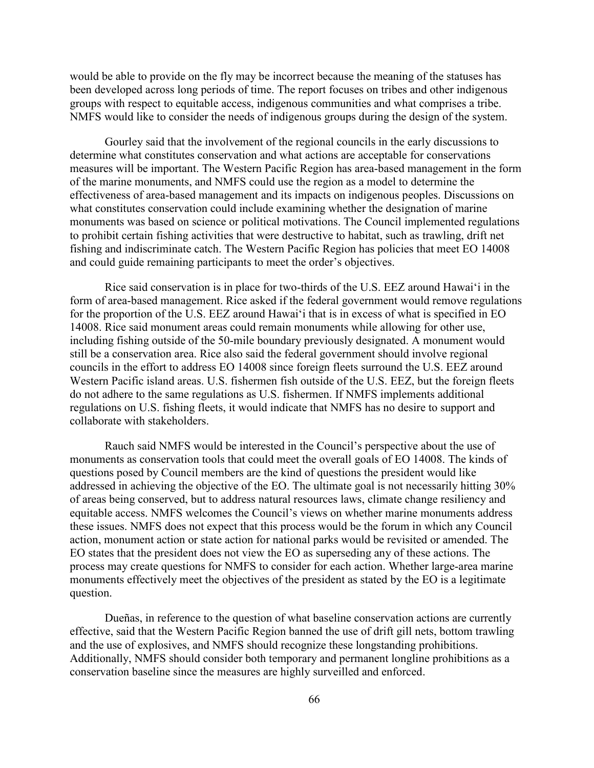would be able to provide on the fly may be incorrect because the meaning of the statuses has been developed across long periods of time. The report focuses on tribes and other indigenous groups with respect to equitable access, indigenous communities and what comprises a tribe. NMFS would like to consider the needs of indigenous groups during the design of the system.

Gourley said that the involvement of the regional councils in the early discussions to determine what constitutes conservation and what actions are acceptable for conservations measures will be important. The Western Pacific Region has area-based management in the form of the marine monuments, and NMFS could use the region as a model to determine the effectiveness of area-based management and its impacts on indigenous peoples. Discussions on what constitutes conservation could include examining whether the designation of marine monuments was based on science or political motivations. The Council implemented regulations to prohibit certain fishing activities that were destructive to habitat, such as trawling, drift net fishing and indiscriminate catch. The Western Pacific Region has policies that meet EO 14008 and could guide remaining participants to meet the order's objectives.

Rice said conservation is in place for two-thirds of the U.S. EEZ around Hawai‘i in the form of area-based management. Rice asked if the federal government would remove regulations for the proportion of the U.S. EEZ around Hawai‘i that is in excess of what is specified in EO 14008. Rice said monument areas could remain monuments while allowing for other use, including fishing outside of the 50-mile boundary previously designated. A monument would still be a conservation area. Rice also said the federal government should involve regional councils in the effort to address EO 14008 since foreign fleets surround the U.S. EEZ around Western Pacific island areas. U.S. fishermen fish outside of the U.S. EEZ, but the foreign fleets do not adhere to the same regulations as U.S. fishermen. If NMFS implements additional regulations on U.S. fishing fleets, it would indicate that NMFS has no desire to support and collaborate with stakeholders.

Rauch said NMFS would be interested in the Council's perspective about the use of monuments as conservation tools that could meet the overall goals of EO 14008. The kinds of questions posed by Council members are the kind of questions the president would like addressed in achieving the objective of the EO. The ultimate goal is not necessarily hitting 30% of areas being conserved, but to address natural resources laws, climate change resiliency and equitable access. NMFS welcomes the Council's views on whether marine monuments address these issues. NMFS does not expect that this process would be the forum in which any Council action, monument action or state action for national parks would be revisited or amended. The EO states that the president does not view the EO as superseding any of these actions. The process may create questions for NMFS to consider for each action. Whether large-area marine monuments effectively meet the objectives of the president as stated by the EO is a legitimate question.

Dueñas, in reference to the question of what baseline conservation actions are currently effective, said that the Western Pacific Region banned the use of drift gill nets, bottom trawling and the use of explosives, and NMFS should recognize these longstanding prohibitions. Additionally, NMFS should consider both temporary and permanent longline prohibitions as a conservation baseline since the measures are highly surveilled and enforced.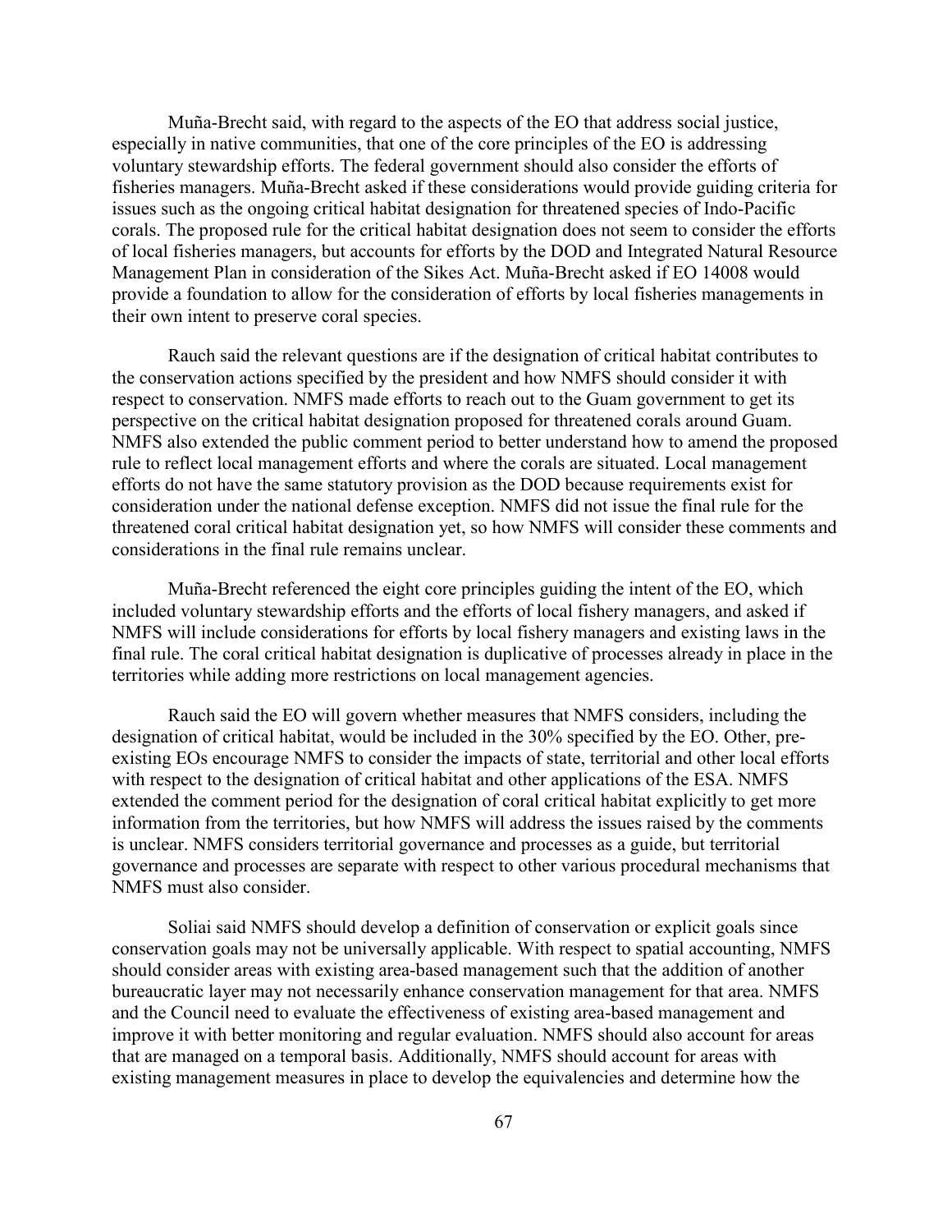Muña-Brecht said, with regard to the aspects of the EO that address social justice, especially in native communities, that one of the core principles of the EO is addressing voluntary stewardship efforts. The federal government should also consider the efforts of fisheries managers. Muña-Brecht asked if these considerations would provide guiding criteria for issues such as the ongoing critical habitat designation for threatened species of Indo-Pacific corals. The proposed rule for the critical habitat designation does not seem to consider the efforts of local fisheries managers, but accounts for efforts by the DOD and Integrated Natural Resource Management Plan in consideration of the Sikes Act. Muña-Brecht asked if EO 14008 would provide a foundation to allow for the consideration of efforts by local fisheries managements in their own intent to preserve coral species.

Rauch said the relevant questions are if the designation of critical habitat contributes to the conservation actions specified by the president and how NMFS should consider it with respect to conservation. NMFS made efforts to reach out to the Guam government to get its perspective on the critical habitat designation proposed for threatened corals around Guam. NMFS also extended the public comment period to better understand how to amend the proposed rule to reflect local management efforts and where the corals are situated. Local management efforts do not have the same statutory provision as the DOD because requirements exist for consideration under the national defense exception. NMFS did not issue the final rule for the threatened coral critical habitat designation yet, so how NMFS will consider these comments and considerations in the final rule remains unclear.

Muña-Brecht referenced the eight core principles guiding the intent of the EO, which included voluntary stewardship efforts and the efforts of local fishery managers, and asked if NMFS will include considerations for efforts by local fishery managers and existing laws in the final rule. The coral critical habitat designation is duplicative of processes already in place in the territories while adding more restrictions on local management agencies.

Rauch said the EO will govern whether measures that NMFS considers, including the designation of critical habitat, would be included in the 30% specified by the EO. Other, pre-existing EOs encourage NMFS to consider the impacts of state, territorial and other local efforts with respect to the designation of critical habitat and other applications of the ESA. NMFS extended the comment period for the designation of coral critical habitat explicitly to get more information from the territories, but how NMFS will address the issues raised by the comments is unclear. NMFS considers territorial governance and processes as a guide, but territorial governance and processes are separate with respect to other various procedural mechanisms that NMFS must also consider.

Soliai said NMFS should develop a definition of conservation or explicit goals since conservation goals may not be universally applicable. With respect to spatial accounting, NMFS should consider areas with existing area-based management such that the addition of another bureaucratic layer may not necessarily enhance conservation management for that area. NMFS and the Council need to evaluate the effectiveness of existing area-based management and improve it with better monitoring and regular evaluation. NMFS should also account for areas that are managed on a temporal basis. Additionally, NMFS should account for areas with existing management measures in place to develop the equivalencies and determine how the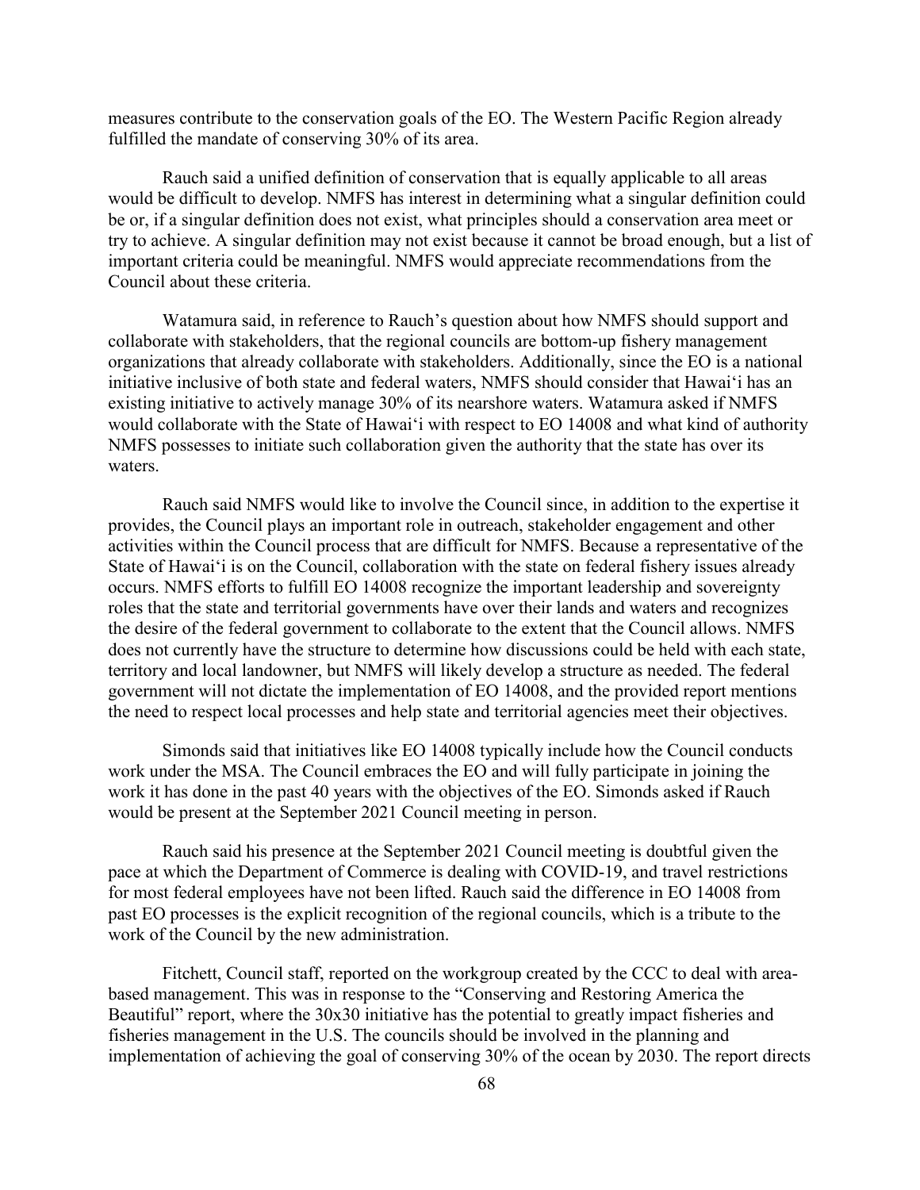measures contribute to the conservation goals of the EO. The Western Pacific Region already fulfilled the mandate of conserving 30% of its area.

Rauch said a unified definition of conservation that is equally applicable to all areas would be difficult to develop. NMFS has interest in determining what a singular definition could be or, if a singular definition does not exist, what principles should a conservation area meet or try to achieve. A singular definition may not exist because it cannot be broad enough, but a list of important criteria could be meaningful. NMFS would appreciate recommendations from the Council about these criteria.

Watamura said, in reference to Rauch's question about how NMFS should support and collaborate with stakeholders, that the regional councils are bottom-up fishery management organizations that already collaborate with stakeholders. Additionally, since the EO is a national initiative inclusive of both state and federal waters, NMFS should consider that Hawaiʻi has an existing initiative to actively manage 30% of its nearshore waters. Watamura asked if NMFS would collaborate with the State of Hawaiʻi with respect to EO 14008 and what kind of authority NMFS possesses to initiate such collaboration given the authority that the state has over its waters.

Rauch said NMFS would like to involve the Council since, in addition to the expertise it provides, the Council plays an important role in outreach, stakeholder engagement and other activities within the Council process that are difficult for NMFS. Because a representative of the State of Hawaiʻi is on the Council, collaboration with the state on federal fishery issues already occurs. NMFS efforts to fulfill EO 14008 recognize the important leadership and sovereignty roles that the state and territorial governments have over their lands and waters and recognizes the desire of the federal government to collaborate to the extent that the Council allows. NMFS does not currently have the structure to determine how discussions could be held with each state, territory and local landowner, but NMFS will likely develop a structure as needed. The federal government will not dictate the implementation of EO 14008, and the provided report mentions the need to respect local processes and help state and territorial agencies meet their objectives.

Simonds said that initiatives like EO 14008 typically include how the Council conducts work under the MSA. The Council embraces the EO and will fully participate in joining the work it has done in the past 40 years with the objectives of the EO. Simonds asked if Rauch would be present at the September 2021 Council meeting in person.

Rauch said his presence at the September 2021 Council meeting is doubtful given the pace at which the Department of Commerce is dealing with COVID-19, and travel restrictions for most federal employees have not been lifted. Rauch said the difference in EO 14008 from past EO processes is the explicit recognition of the regional councils, which is a tribute to the work of the Council by the new administration.

Fitchett, Council staff, reported on the workgroup created by the CCC to deal with area-based management. This was in response to the "Conserving and Restoring America the Beautiful" report, where the 30x30 initiative has the potential to greatly impact fisheries and fisheries management in the U.S. The councils should be involved in the planning and implementation of achieving the goal of conserving 30% of the ocean by 2030. The report directs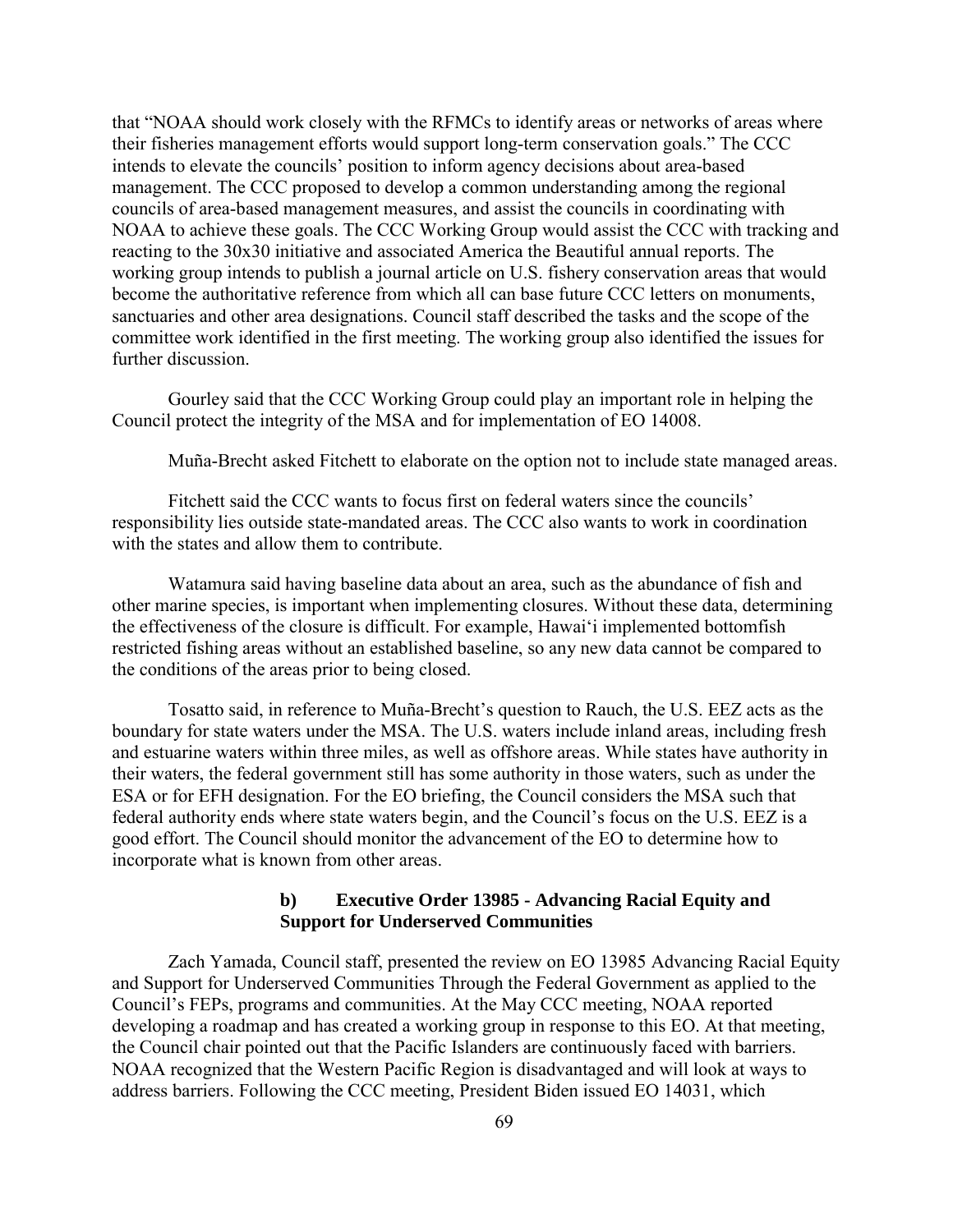that "NOAA should work closely with the RFMCs to identify areas or networks of areas where their fisheries management efforts would support long-term conservation goals." The CCC intends to elevate the councils' position to inform agency decisions about area-based management. The CCC proposed to develop a common understanding among the regional councils of area-based management measures, and assist the councils in coordinating with NOAA to achieve these goals. The CCC Working Group would assist the CCC with tracking and reacting to the 30x30 initiative and associated America the Beautiful annual reports. The working group intends to publish a journal article on U.S. fishery conservation areas that would become the authoritative reference from which all can base future CCC letters on monuments, sanctuaries and other area designations. Council staff described the tasks and the scope of the committee work identified in the first meeting. The working group also identified the issues for further discussion.

Gourley said that the CCC Working Group could play an important role in helping the Council protect the integrity of the MSA and for implementation of EO 14008.

Muña-Brecht asked Fitchett to elaborate on the option not to include state managed areas.

Fitchett said the CCC wants to focus first on federal waters since the councils' responsibility lies outside state-mandated areas. The CCC also wants to work in coordination with the states and allow them to contribute.

Watamura said having baseline data about an area, such as the abundance of fish and other marine species, is important when implementing closures. Without these data, determining the effectiveness of the closure is difficult. For example, Hawai'i implemented bottomfish restricted fishing areas without an established baseline, so any new data cannot be compared to the conditions of the areas prior to being closed.

Tosatto said, in reference to Muña-Brecht's question to Rauch, the U.S. EEZ acts as the boundary for state waters under the MSA. The U.S. waters include inland areas, including fresh and estuarine waters within three miles, as well as offshore areas. While states have authority in their waters, the federal government still has some authority in those waters, such as under the ESA or for EFH designation. For the EO briefing, the Council considers the MSA such that federal authority ends where state waters begin, and the Council's focus on the U.S. EEZ is a good effort. The Council should monitor the advancement of the EO to determine how to incorporate what is known from other areas.

### b) Executive Order 13985 - Advancing Racial Equity and Support for Underserved Communities

Zach Yamada, Council staff, presented the review on EO 13985 Advancing Racial Equity and Support for Underserved Communities Through the Federal Government as applied to the Council's FEPs, programs and communities. At the May CCC meeting, NOAA reported developing a roadmap and has created a working group in response to this EO. At that meeting, the Council chair pointed out that the Pacific Islanders are continuously faced with barriers. NOAA recognized that the Western Pacific Region is disadvantaged and will look at ways to address barriers. Following the CCC meeting, President Biden issued EO 14031, which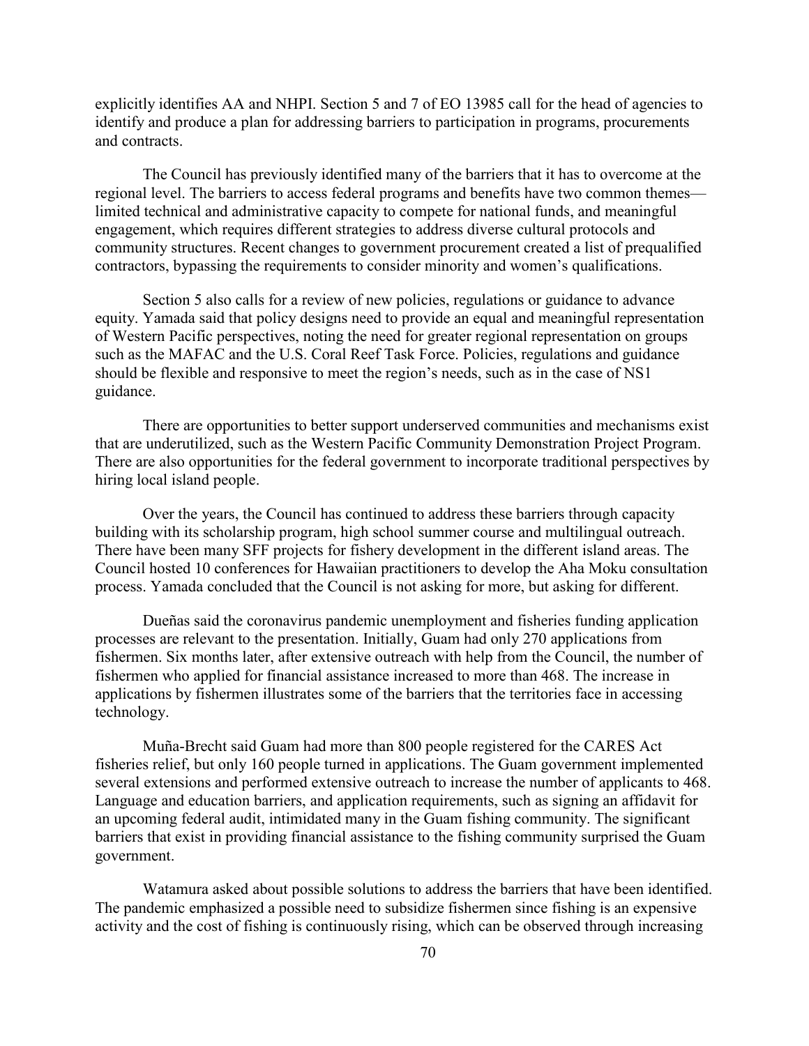explicitly identifies AA and NHPI. Section 5 and 7 of EO 13985 call for the head of agencies to identify and produce a plan for addressing barriers to participation in programs, procurements and contracts.

The Council has previously identified many of the barriers that it has to overcome at the regional level. The barriers to access federal programs and benefits have two common themes—limited technical and administrative capacity to compete for national funds, and meaningful engagement, which requires different strategies to address diverse cultural protocols and community structures. Recent changes to government procurement created a list of prequalified contractors, bypassing the requirements to consider minority and women's qualifications.

Section 5 also calls for a review of new policies, regulations or guidance to advance equity. Yamada said that policy designs need to provide an equal and meaningful representation of Western Pacific perspectives, noting the need for greater regional representation on groups such as the MAFAC and the U.S. Coral Reef Task Force. Policies, regulations and guidance should be flexible and responsive to meet the region's needs, such as in the case of NS1 guidance.

There are opportunities to better support underserved communities and mechanisms exist that are underutilized, such as the Western Pacific Community Demonstration Project Program. There are also opportunities for the federal government to incorporate traditional perspectives by hiring local island people.

Over the years, the Council has continued to address these barriers through capacity building with its scholarship program, high school summer course and multilingual outreach. There have been many SFF projects for fishery development in the different island areas. The Council hosted 10 conferences for Hawaiian practitioners to develop the Aha Moku consultation process. Yamada concluded that the Council is not asking for more, but asking for different.

Dueñas said the coronavirus pandemic unemployment and fisheries funding application processes are relevant to the presentation. Initially, Guam had only 270 applications from fishermen. Six months later, after extensive outreach with help from the Council, the number of fishermen who applied for financial assistance increased to more than 468. The increase in applications by fishermen illustrates some of the barriers that the territories face in accessing technology.

Muña-Brecht said Guam had more than 800 people registered for the CARES Act fisheries relief, but only 160 people turned in applications. The Guam government implemented several extensions and performed extensive outreach to increase the number of applicants to 468. Language and education barriers, and application requirements, such as signing an affidavit for an upcoming federal audit, intimidated many in the Guam fishing community. The significant barriers that exist in providing financial assistance to the fishing community surprised the Guam government.

Watamura asked about possible solutions to address the barriers that have been identified. The pandemic emphasized a possible need to subsidize fishermen since fishing is an expensive activity and the cost of fishing is continuously rising, which can be observed through increasing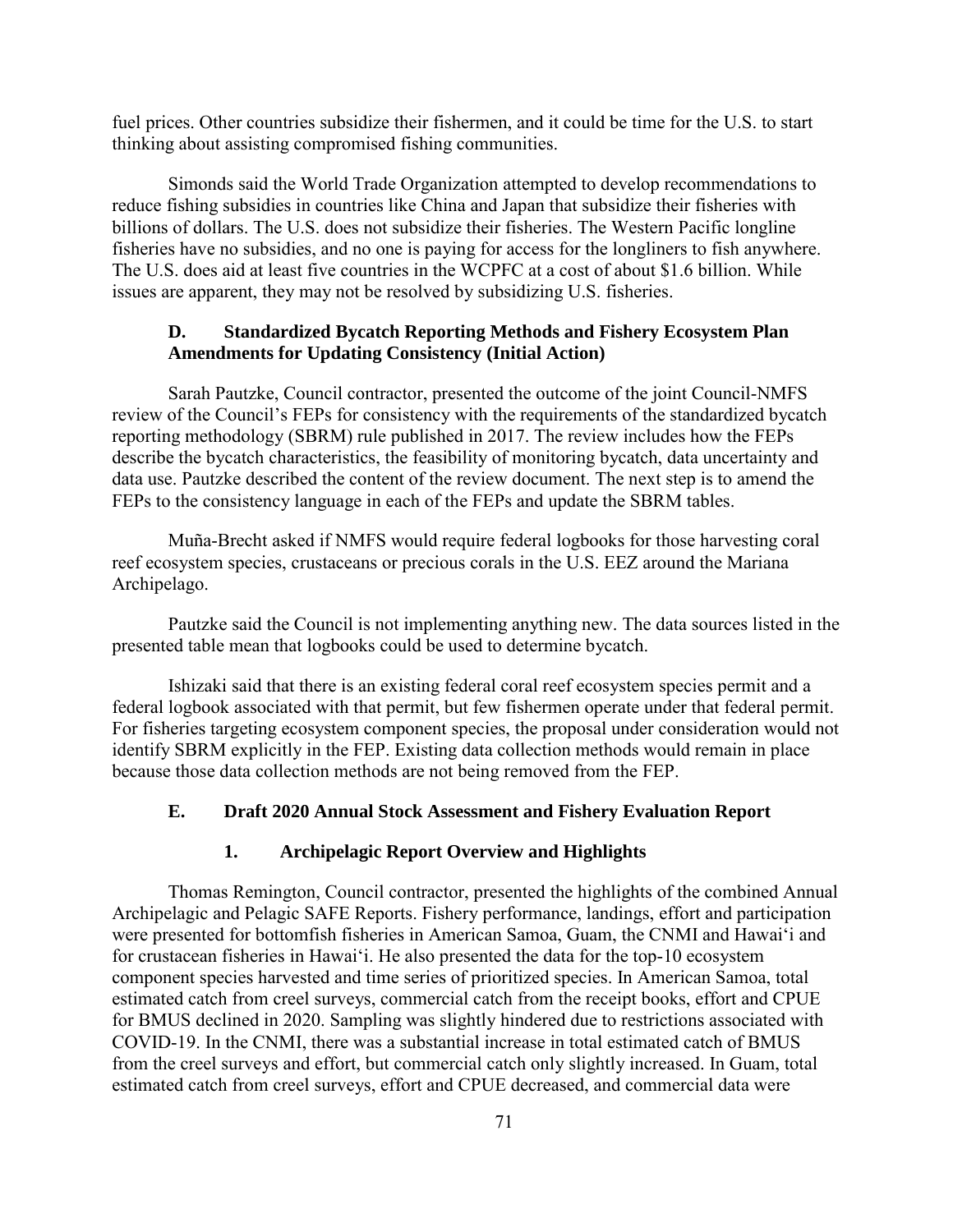fuel prices. Other countries subsidize their fishermen, and it could be time for the U.S. to start thinking about assisting compromised fishing communities.

Simonds said the World Trade Organization attempted to develop recommendations to reduce fishing subsidies in countries like China and Japan that subsidize their fisheries with billions of dollars. The U.S. does not subsidize their fisheries. The Western Pacific longline fisheries have no subsidies, and no one is paying for access for the longliners to fish anywhere. The U.S. does aid at least five countries in the WCPFC at a cost of about $1.6 billion. While issues are apparent, they may not be resolved by subsidizing U.S. fisheries.

### D. Standardized Bycatch Reporting Methods and Fishery Ecosystem Plan Amendments for Updating Consistency (Initial Action)

Sarah Pautzke, Council contractor, presented the outcome of the joint Council-NMFS review of the Council's FEPs for consistency with the requirements of the standardized bycatch reporting methodology (SBRM) rule published in 2017. The review includes how the FEPs describe the bycatch characteristics, the feasibility of monitoring bycatch, data uncertainty and data use. Pautzke described the content of the review document. The next step is to amend the FEPs to the consistency language in each of the FEPs and update the SBRM tables.

Muña-Brecht asked if NMFS would require federal logbooks for those harvesting coral reef ecosystem species, crustaceans or precious corals in the U.S. EEZ around the Mariana Archipelago.

Pautzke said the Council is not implementing anything new. The data sources listed in the presented table mean that logbooks could be used to determine bycatch.

Ishizaki said that there is an existing federal coral reef ecosystem species permit and a federal logbook associated with that permit, but few fishermen operate under that federal permit. For fisheries targeting ecosystem component species, the proposal under consideration would not identify SBRM explicitly in the FEP. Existing data collection methods would remain in place because those data collection methods are not being removed from the FEP.

### E. Draft 2020 Annual Stock Assessment and Fishery Evaluation Report

#### 1. Archipelagic Report Overview and Highlights

Thomas Remington, Council contractor, presented the highlights of the combined Annual Archipelagic and Pelagic SAFE Reports. Fishery performance, landings, effort and participation were presented for bottomfish fisheries in American Samoa, Guam, the CNMI and Hawai'i and for crustacean fisheries in Hawai'i. He also presented the data for the top-10 ecosystem component species harvested and time series of prioritized species. In American Samoa, total estimated catch from creel surveys, commercial catch from the receipt books, effort and CPUE for BMUS declined in 2020. Sampling was slightly hindered due to restrictions associated with COVID-19. In the CNMI, there was a substantial increase in total estimated catch of BMUS from the creel surveys and effort, but commercial catch only slightly increased. In Guam, total estimated catch from creel surveys, effort and CPUE decreased, and commercial data were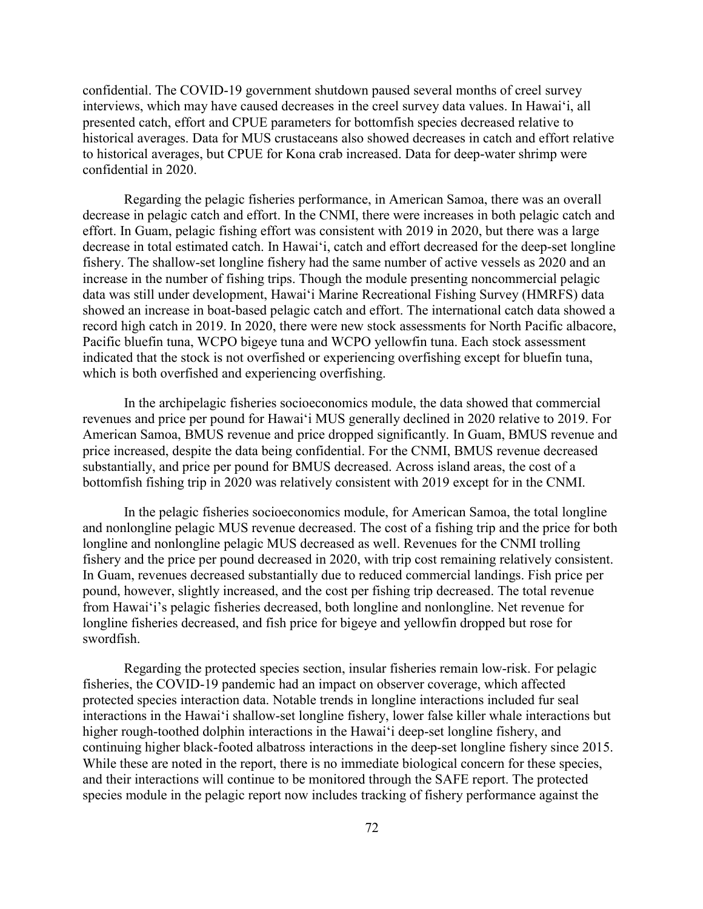confidential. The COVID-19 government shutdown paused several months of creel survey interviews, which may have caused decreases in the creel survey data values. In Hawaiʻi, all presented catch, effort and CPUE parameters for bottomfish species decreased relative to historical averages. Data for MUS crustaceans also showed decreases in catch and effort relative to historical averages, but CPUE for Kona crab increased. Data for deep-water shrimp were confidential in 2020.

Regarding the pelagic fisheries performance, in American Samoa, there was an overall decrease in pelagic catch and effort. In the CNMI, there were increases in both pelagic catch and effort. In Guam, pelagic fishing effort was consistent with 2019 in 2020, but there was a large decrease in total estimated catch. In Hawaiʻi, catch and effort decreased for the deep-set longline fishery. The shallow-set longline fishery had the same number of active vessels as 2020 and an increase in the number of fishing trips. Though the module presenting noncommercial pelagic data was still under development, Hawaiʻi Marine Recreational Fishing Survey (HMRFS) data showed an increase in boat-based pelagic catch and effort. The international catch data showed a record high catch in 2019. In 2020, there were new stock assessments for North Pacific albacore, Pacific bluefin tuna, WCPO bigeye tuna and WCPO yellowfin tuna. Each stock assessment indicated that the stock is not overfished or experiencing overfishing except for bluefin tuna, which is both overfished and experiencing overfishing.

In the archipelagic fisheries socioeconomics module, the data showed that commercial revenues and price per pound for Hawaiʻi MUS generally declined in 2020 relative to 2019. For American Samoa, BMUS revenue and price dropped significantly. In Guam, BMUS revenue and price increased, despite the data being confidential. For the CNMI, BMUS revenue decreased substantially, and price per pound for BMUS decreased. Across island areas, the cost of a bottomfish fishing trip in 2020 was relatively consistent with 2019 except for in the CNMI.

In the pelagic fisheries socioeconomics module, for American Samoa, the total longline and nonlongline pelagic MUS revenue decreased. The cost of a fishing trip and the price for both longline and nonlongline pelagic MUS decreased as well. Revenues for the CNMI trolling fishery and the price per pound decreased in 2020, with trip cost remaining relatively consistent. In Guam, revenues decreased substantially due to reduced commercial landings. Fish price per pound, however, slightly increased, and the cost per fishing trip decreased. The total revenue from Hawaiʻi's pelagic fisheries decreased, both longline and nonlongline. Net revenue for longline fisheries decreased, and fish price for bigeye and yellowfin dropped but rose for swordfish.

Regarding the protected species section, insular fisheries remain low-risk. For pelagic fisheries, the COVID-19 pandemic had an impact on observer coverage, which affected protected species interaction data. Notable trends in longline interactions included fur seal interactions in the Hawaiʻi shallow-set longline fishery, lower false killer whale interactions but higher rough-toothed dolphin interactions in the Hawaiʻi deep-set longline fishery, and continuing higher black-footed albatross interactions in the deep-set longline fishery since 2015. While these are noted in the report, there is no immediate biological concern for these species, and their interactions will continue to be monitored through the SAFE report. The protected species module in the pelagic report now includes tracking of fishery performance against the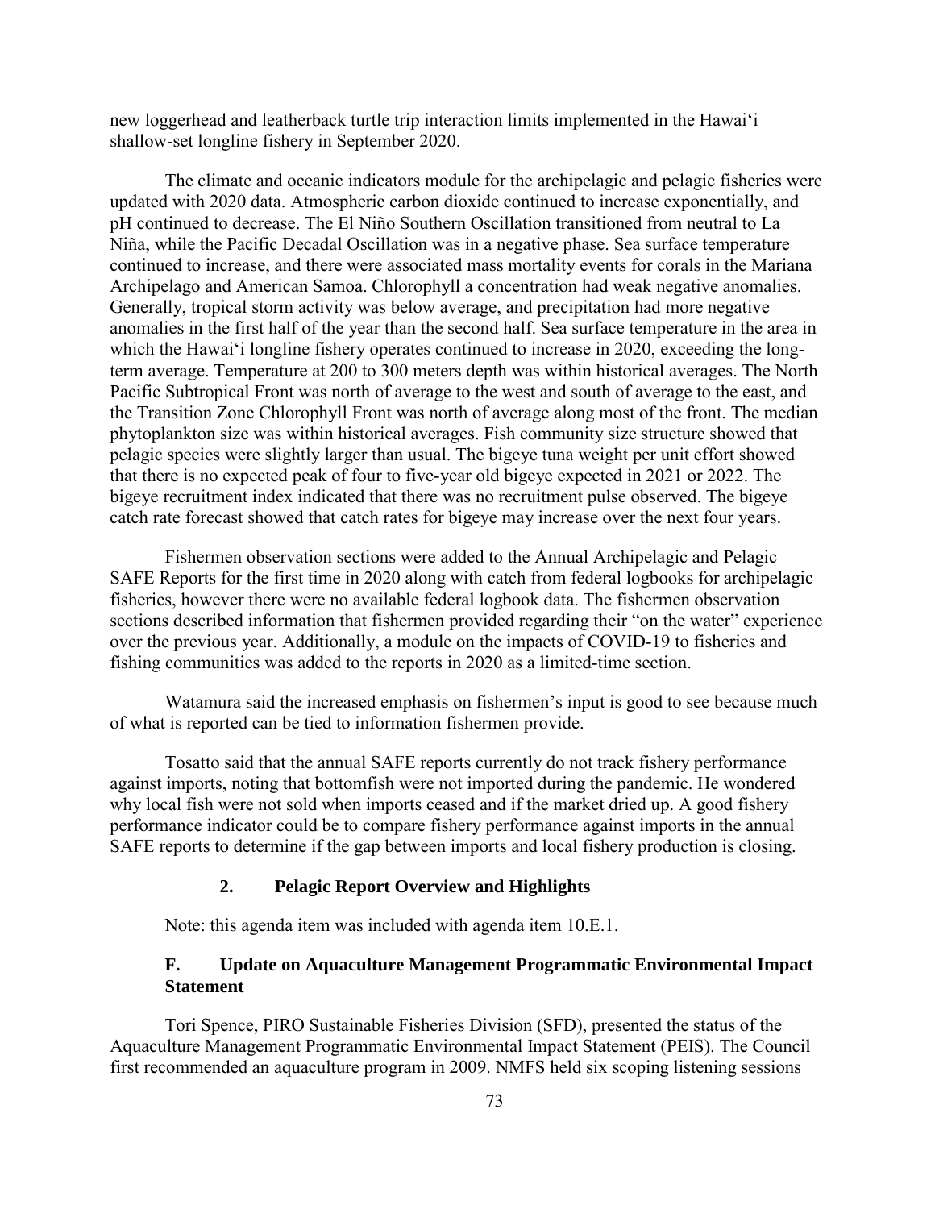new loggerhead and leatherback turtle trip interaction limits implemented in the Hawaiʻi shallow-set longline fishery in September 2020.

The climate and oceanic indicators module for the archipelagic and pelagic fisheries were updated with 2020 data. Atmospheric carbon dioxide continued to increase exponentially, and pH continued to decrease. The El Niño Southern Oscillation transitioned from neutral to La Niña, while the Pacific Decadal Oscillation was in a negative phase. Sea surface temperature continued to increase, and there were associated mass mortality events for corals in the Mariana Archipelago and American Samoa. Chlorophyll a concentration had weak negative anomalies. Generally, tropical storm activity was below average, and precipitation had more negative anomalies in the first half of the year than the second half. Sea surface temperature in the area in which the Hawaiʻi longline fishery operates continued to increase in 2020, exceeding the long-term average. Temperature at 200 to 300 meters depth was within historical averages. The North Pacific Subtropical Front was north of average to the west and south of average to the east, and the Transition Zone Chlorophyll Front was north of average along most of the front. The median phytoplankton size was within historical averages. Fish community size structure showed that pelagic species were slightly larger than usual. The bigeye tuna weight per unit effort showed that there is no expected peak of four to five-year old bigeye expected in 2021 or 2022. The bigeye recruitment index indicated that there was no recruitment pulse observed. The bigeye catch rate forecast showed that catch rates for bigeye may increase over the next four years.

Fishermen observation sections were added to the Annual Archipelagic and Pelagic SAFE Reports for the first time in 2020 along with catch from federal logbooks for archipelagic fisheries, however there were no available federal logbook data. The fishermen observation sections described information that fishermen provided regarding their "on the water" experience over the previous year. Additionally, a module on the impacts of COVID-19 to fisheries and fishing communities was added to the reports in 2020 as a limited-time section.

Watamura said the increased emphasis on fishermen's input is good to see because much of what is reported can be tied to information fishermen provide.

Tosatto said that the annual SAFE reports currently do not track fishery performance against imports, noting that bottomfish were not imported during the pandemic. He wondered why local fish were not sold when imports ceased and if the market dried up. A good fishery performance indicator could be to compare fishery performance against imports in the annual SAFE reports to determine if the gap between imports and local fishery production is closing.

### 2. Pelagic Report Overview and Highlights

Note: this agenda item was included with agenda item 10.E.1.

### F. Update on Aquaculture Management Programmatic Environmental Impact Statement

Tori Spence, PIRO Sustainable Fisheries Division (SFD), presented the status of the Aquaculture Management Programmatic Environmental Impact Statement (PEIS). The Council first recommended an aquaculture program in 2009. NMFS held six scoping listening sessions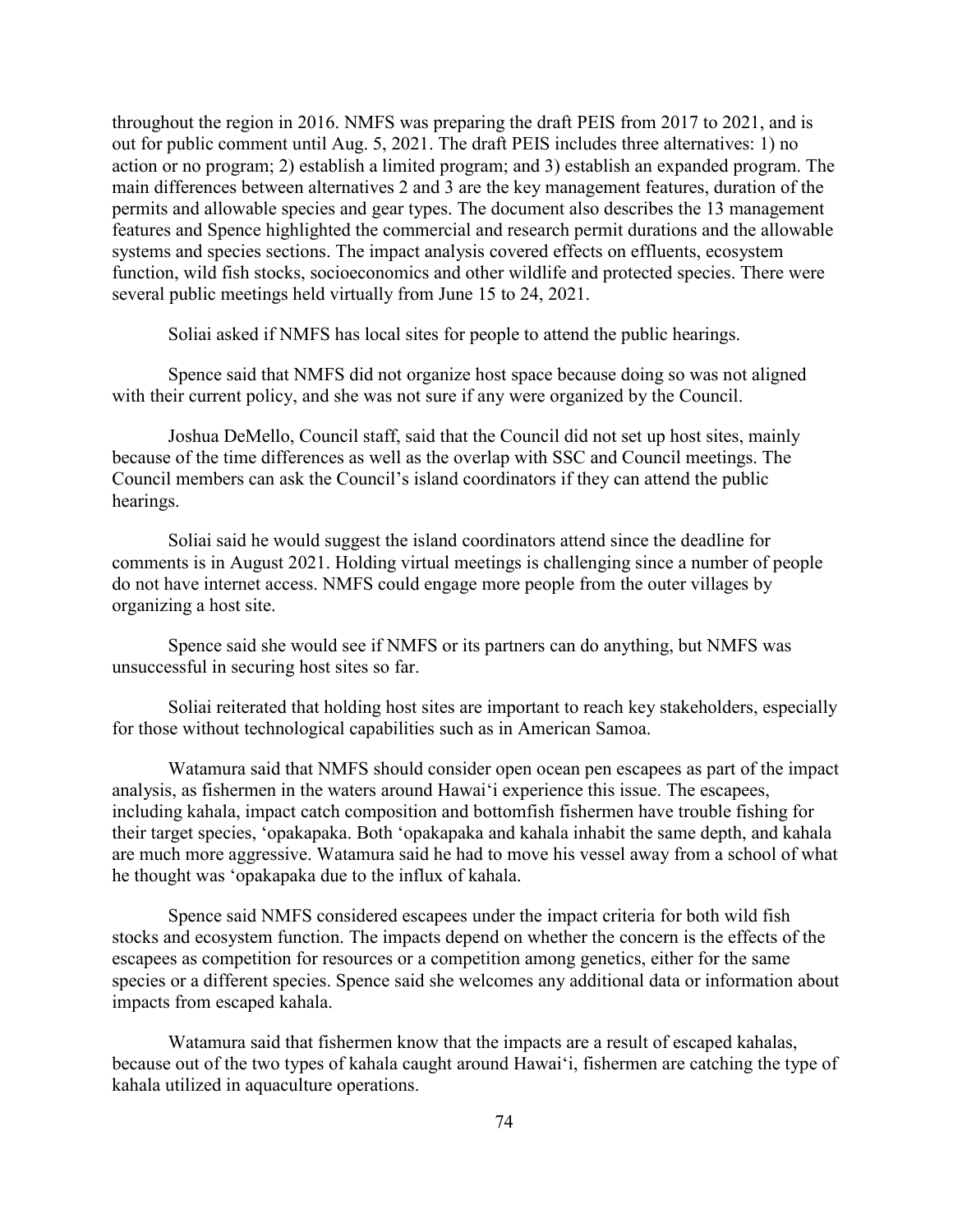throughout the region in 2016. NMFS was preparing the draft PEIS from 2017 to 2021, and is out for public comment until Aug. 5, 2021. The draft PEIS includes three alternatives: 1) no action or no program; 2) establish a limited program; and 3) establish an expanded program. The main differences between alternatives 2 and 3 are the key management features, duration of the permits and allowable species and gear types. The document also describes the 13 management features and Spence highlighted the commercial and research permit durations and the allowable systems and species sections. The impact analysis covered effects on effluents, ecosystem function, wild fish stocks, socioeconomics and other wildlife and protected species. There were several public meetings held virtually from June 15 to 24, 2021.

Soliai asked if NMFS has local sites for people to attend the public hearings.

Spence said that NMFS did not organize host space because doing so was not aligned with their current policy, and she was not sure if any were organized by the Council.

Joshua DeMello, Council staff, said that the Council did not set up host sites, mainly because of the time differences as well as the overlap with SSC and Council meetings. The Council members can ask the Council's island coordinators if they can attend the public hearings.

Soliai said he would suggest the island coordinators attend since the deadline for comments is in August 2021. Holding virtual meetings is challenging since a number of people do not have internet access. NMFS could engage more people from the outer villages by organizing a host site.

Spence said she would see if NMFS or its partners can do anything, but NMFS was unsuccessful in securing host sites so far.

Soliai reiterated that holding host sites are important to reach key stakeholders, especially for those without technological capabilities such as in American Samoa.

Watamura said that NMFS should consider open ocean pen escapees as part of the impact analysis, as fishermen in the waters around Hawai'i experience this issue. The escapees, including kahala, impact catch composition and bottomfish fishermen have trouble fishing for their target species, 'opakapaka. Both 'opakapaka and kahala inhabit the same depth, and kahala are much more aggressive. Watamura said he had to move his vessel away from a school of what he thought was 'opakapaka due to the influx of kahala.

Spence said NMFS considered escapees under the impact criteria for both wild fish stocks and ecosystem function. The impacts depend on whether the concern is the effects of the escapees as competition for resources or a competition among genetics, either for the same species or a different species. Spence said she welcomes any additional data or information about impacts from escaped kahala.

Watamura said that fishermen know that the impacts are a result of escaped kahalas, because out of the two types of kahala caught around Hawai'i, fishermen are catching the type of kahala utilized in aquaculture operations.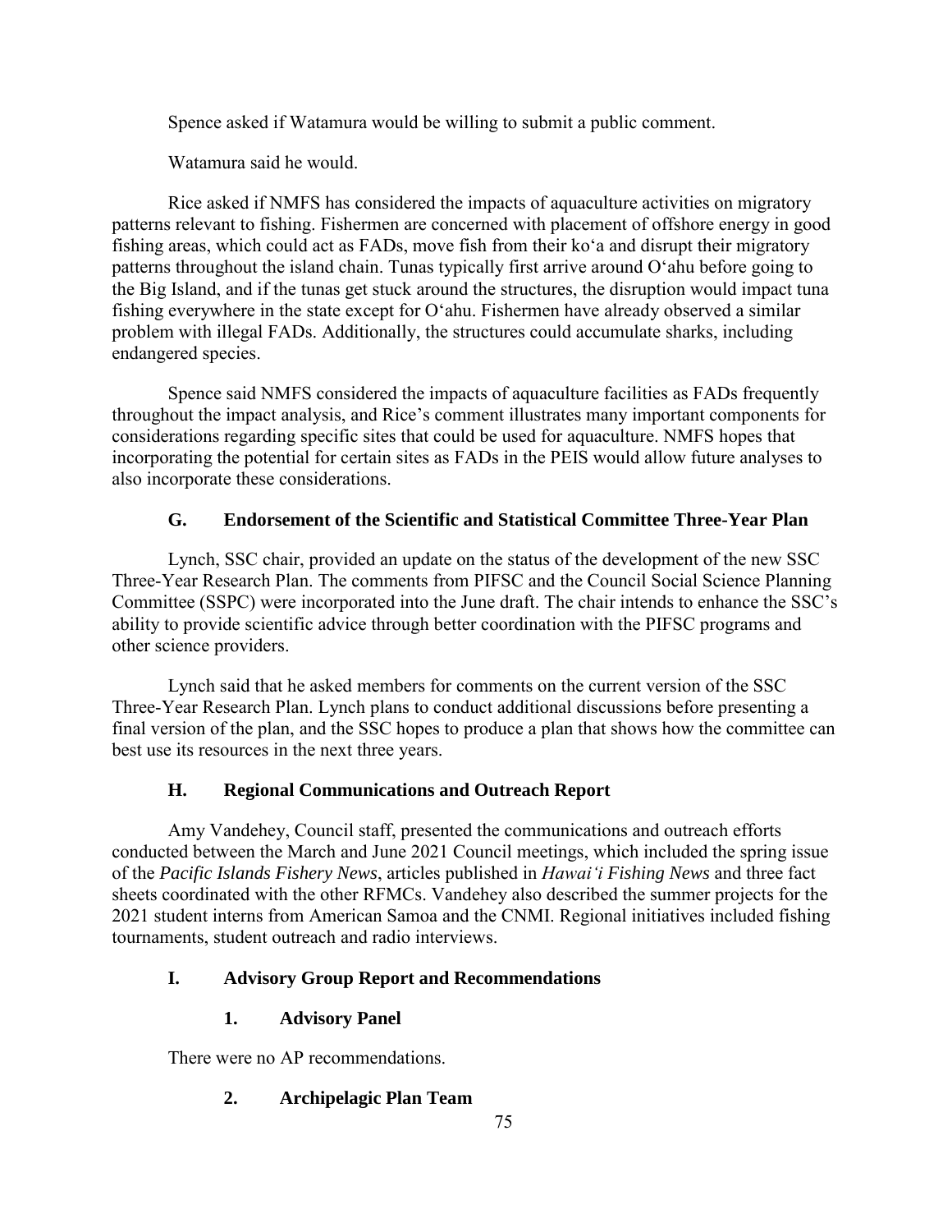Spence asked if Watamura would be willing to submit a public comment.

Watamura said he would.

Rice asked if NMFS has considered the impacts of aquaculture activities on migratory patterns relevant to fishing. Fishermen are concerned with placement of offshore energy in good fishing areas, which could act as FADs, move fish from their koʻa and disrupt their migratory patterns throughout the island chain. Tunas typically first arrive around Oʻahu before going to the Big Island, and if the tunas get stuck around the structures, the disruption would impact tuna fishing everywhere in the state except for Oʻahu. Fishermen have already observed a similar problem with illegal FADs. Additionally, the structures could accumulate sharks, including endangered species.

Spence said NMFS considered the impacts of aquaculture facilities as FADs frequently throughout the impact analysis, and Rice's comment illustrates many important components for considerations regarding specific sites that could be used for aquaculture. NMFS hopes that incorporating the potential for certain sites as FADs in the PEIS would allow future analyses to also incorporate these considerations.

### G. Endorsement of the Scientific and Statistical Committee Three-Year Plan

Lynch, SSC chair, provided an update on the status of the development of the new SSC Three-Year Research Plan. The comments from PIFSC and the Council Social Science Planning Committee (SSPC) were incorporated into the June draft. The chair intends to enhance the SSC's ability to provide scientific advice through better coordination with the PIFSC programs and other science providers.

Lynch said that he asked members for comments on the current version of the SSC Three-Year Research Plan. Lynch plans to conduct additional discussions before presenting a final version of the plan, and the SSC hopes to produce a plan that shows how the committee can best use its resources in the next three years.

### H. Regional Communications and Outreach Report

Amy Vandehey, Council staff, presented the communications and outreach efforts conducted between the March and June 2021 Council meetings, which included the spring issue of the *Pacific Islands Fishery News*, articles published in *Hawaiʻi Fishing News* and three fact sheets coordinated with the other RFMCs. Vandehey also described the summer projects for the 2021 student interns from American Samoa and the CNMI. Regional initiatives included fishing tournaments, student outreach and radio interviews.

### I. Advisory Group Report and Recommendations

#### 1. Advisory Panel

There were no AP recommendations.

#### 2. Archipelagic Plan Team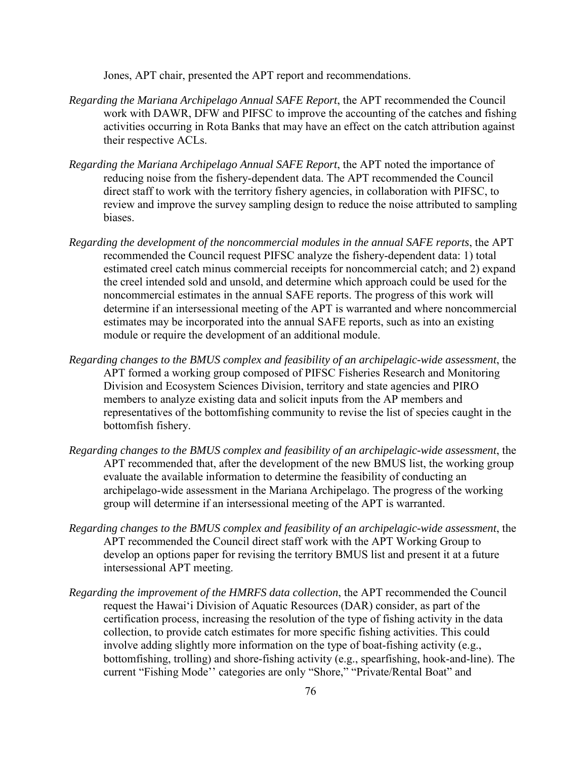Jones, APT chair, presented the APT report and recommendations.

*Regarding the Mariana Archipelago Annual SAFE Report*, the APT recommended the Council work with DAWR, DFW and PIFSC to improve the accounting of the catches and fishing activities occurring in Rota Banks that may have an effect on the catch attribution against their respective ACLs.

*Regarding the Mariana Archipelago Annual SAFE Report*, the APT noted the importance of reducing noise from the fishery-dependent data. The APT recommended the Council direct staff to work with the territory fishery agencies, in collaboration with PIFSC, to review and improve the survey sampling design to reduce the noise attributed to sampling biases.

*Regarding the development of the noncommercial modules in the annual SAFE reports*, the APT recommended the Council request PIFSC analyze the fishery-dependent data: 1) total estimated creel catch minus commercial receipts for noncommercial catch; and 2) expand the creel intended sold and unsold, and determine which approach could be used for the noncommercial estimates in the annual SAFE reports. The progress of this work will determine if an intersessional meeting of the APT is warranted and where noncommercial estimates may be incorporated into the annual SAFE reports, such as into an existing module or require the development of an additional module.

*Regarding changes to the BMUS complex and feasibility of an archipelagic-wide assessment*, the APT formed a working group composed of PIFSC Fisheries Research and Monitoring Division and Ecosystem Sciences Division, territory and state agencies and PIRO members to analyze existing data and solicit inputs from the AP members and representatives of the bottomfishing community to revise the list of species caught in the bottomfish fishery.

*Regarding changes to the BMUS complex and feasibility of an archipelagic-wide assessment*, the APT recommended that, after the development of the new BMUS list, the working group evaluate the available information to determine the feasibility of conducting an archipelago-wide assessment in the Mariana Archipelago. The progress of the working group will determine if an intersessional meeting of the APT is warranted.

*Regarding changes to the BMUS complex and feasibility of an archipelagic-wide assessment*, the APT recommended the Council direct staff work with the APT Working Group to develop an options paper for revising the territory BMUS list and present it at a future intersessional APT meeting.

*Regarding the improvement of the HMRFS data collection*, the APT recommended the Council request the Hawai'i Division of Aquatic Resources (DAR) consider, as part of the certification process, increasing the resolution of the type of fishing activity in the data collection, to provide catch estimates for more specific fishing activities. This could involve adding slightly more information on the type of boat-fishing activity (e.g., bottomfishing, trolling) and shore-fishing activity (e.g., spearfishing, hook-and-line). The current "Fishing Mode'' categories are only "Shore," "Private/Rental Boat" and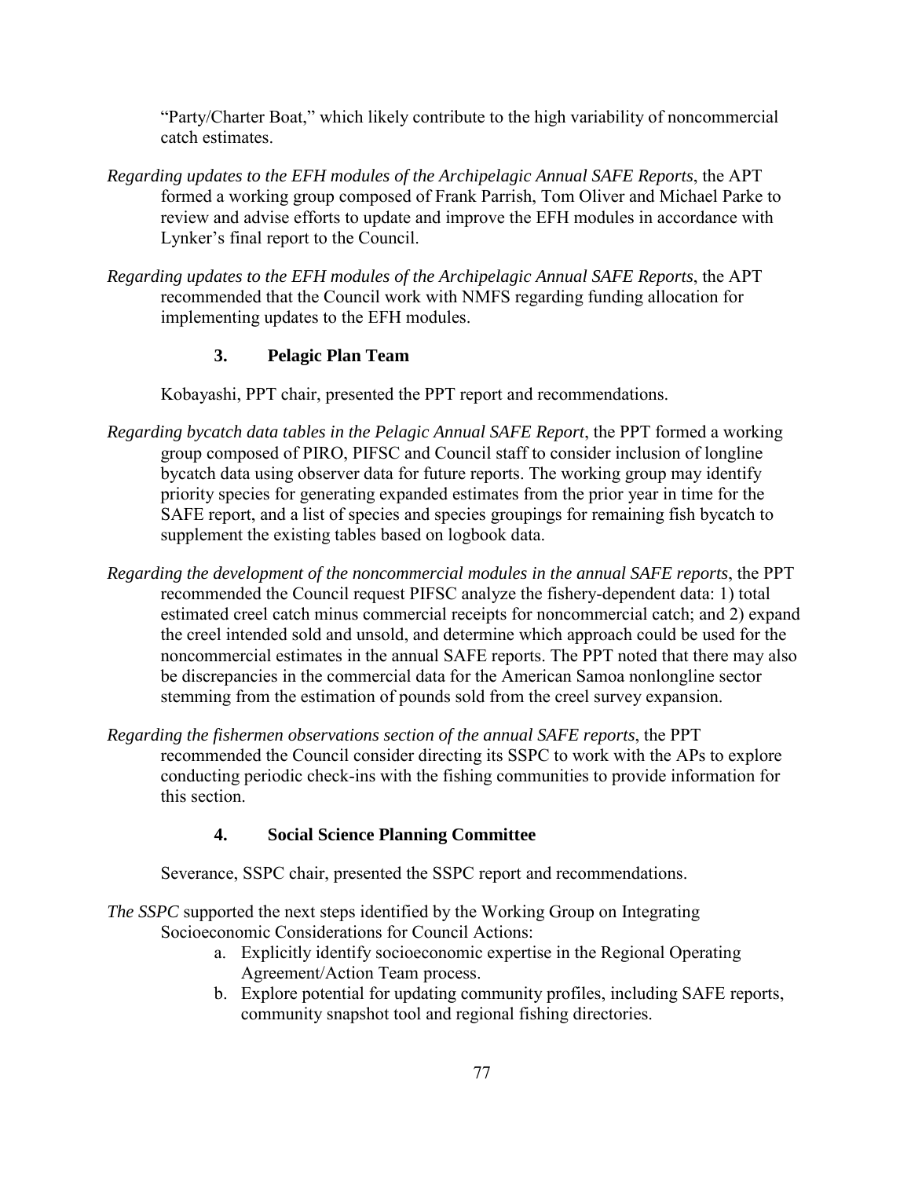"Party/Charter Boat," which likely contribute to the high variability of noncommercial catch estimates.

*Regarding updates to the EFH modules of the Archipelagic Annual SAFE Reports*, the APT formed a working group composed of Frank Parrish, Tom Oliver and Michael Parke to review and advise efforts to update and improve the EFH modules in accordance with Lynker's final report to the Council.

*Regarding updates to the EFH modules of the Archipelagic Annual SAFE Reports*, the APT recommended that the Council work with NMFS regarding funding allocation for implementing updates to the EFH modules.

### 3. Pelagic Plan Team

Kobayashi, PPT chair, presented the PPT report and recommendations.

*Regarding bycatch data tables in the Pelagic Annual SAFE Report*, the PPT formed a working group composed of PIRO, PIFSC and Council staff to consider inclusion of longline bycatch data using observer data for future reports. The working group may identify priority species for generating expanded estimates from the prior year in time for the SAFE report, and a list of species and species groupings for remaining fish bycatch to supplement the existing tables based on logbook data.

*Regarding the development of the noncommercial modules in the annual SAFE reports*, the PPT recommended the Council request PIFSC analyze the fishery-dependent data: 1) total estimated creel catch minus commercial receipts for noncommercial catch; and 2) expand the creel intended sold and unsold, and determine which approach could be used for the noncommercial estimates in the annual SAFE reports. The PPT noted that there may also be discrepancies in the commercial data for the American Samoa nonlongline sector stemming from the estimation of pounds sold from the creel survey expansion.

*Regarding the fishermen observations section of the annual SAFE reports*, the PPT recommended the Council consider directing its SSPC to work with the APs to explore conducting periodic check-ins with the fishing communities to provide information for this section.

### 4. Social Science Planning Committee

Severance, SSPC chair, presented the SSPC report and recommendations.

*The SSPC* supported the next steps identified by the Working Group on Integrating Socioeconomic Considerations for Council Actions:

a. Explicitly identify socioeconomic expertise in the Regional Operating Agreement/Action Team process.
b. Explore potential for updating community profiles, including SAFE reports, community snapshot tool and regional fishing directories.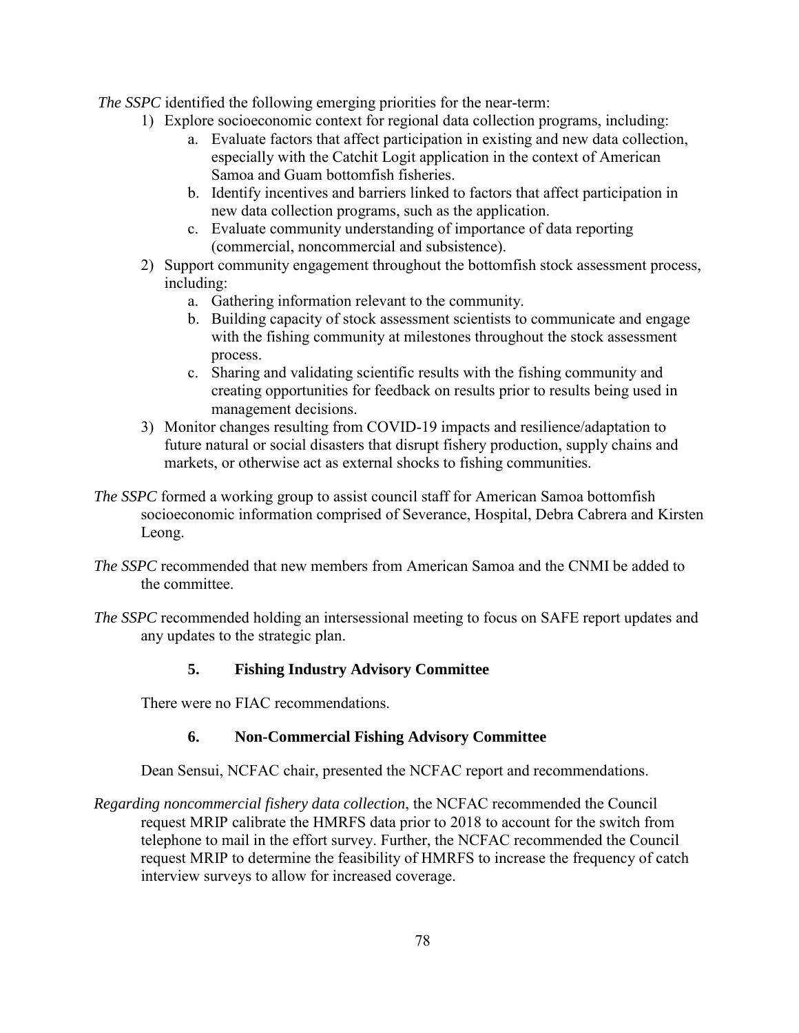*The SSPC* identified the following emerging priorities for the near-term:

1) Explore socioeconomic context for regional data collection programs, including:
   a. Evaluate factors that affect participation in existing and new data collection, especially with the Catchit Logit application in the context of American Samoa and Guam bottomfish fisheries.
   b. Identify incentives and barriers linked to factors that affect participation in new data collection programs, such as the application.
   c. Evaluate community understanding of importance of data reporting (commercial, noncommercial and subsistence).
2) Support community engagement throughout the bottomfish stock assessment process, including:
   a. Gathering information relevant to the community.
   b. Building capacity of stock assessment scientists to communicate and engage with the fishing community at milestones throughout the stock assessment process.
   c. Sharing and validating scientific results with the fishing community and creating opportunities for feedback on results prior to results being used in management decisions.
3) Monitor changes resulting from COVID-19 impacts and resilience/adaptation to future natural or social disasters that disrupt fishery production, supply chains and markets, or otherwise act as external shocks to fishing communities.

*The SSPC* formed a working group to assist council staff for American Samoa bottomfish socioeconomic information comprised of Severance, Hospital, Debra Cabrera and Kirsten Leong.

*The SSPC* recommended that new members from American Samoa and the CNMI be added to the committee.

*The SSPC* recommended holding an intersessional meeting to focus on SAFE report updates and any updates to the strategic plan.

### 5. Fishing Industry Advisory Committee

There were no FIAC recommendations.

### 6. Non-Commercial Fishing Advisory Committee

Dean Sensui, NCFAC chair, presented the NCFAC report and recommendations.

*Regarding noncommercial fishery data collection*, the NCFAC recommended the Council request MRIP calibrate the HMRFS data prior to 2018 to account for the switch from telephone to mail in the effort survey. Further, the NCFAC recommended the Council request MRIP to determine the feasibility of HMRFS to increase the frequency of catch interview surveys to allow for increased coverage.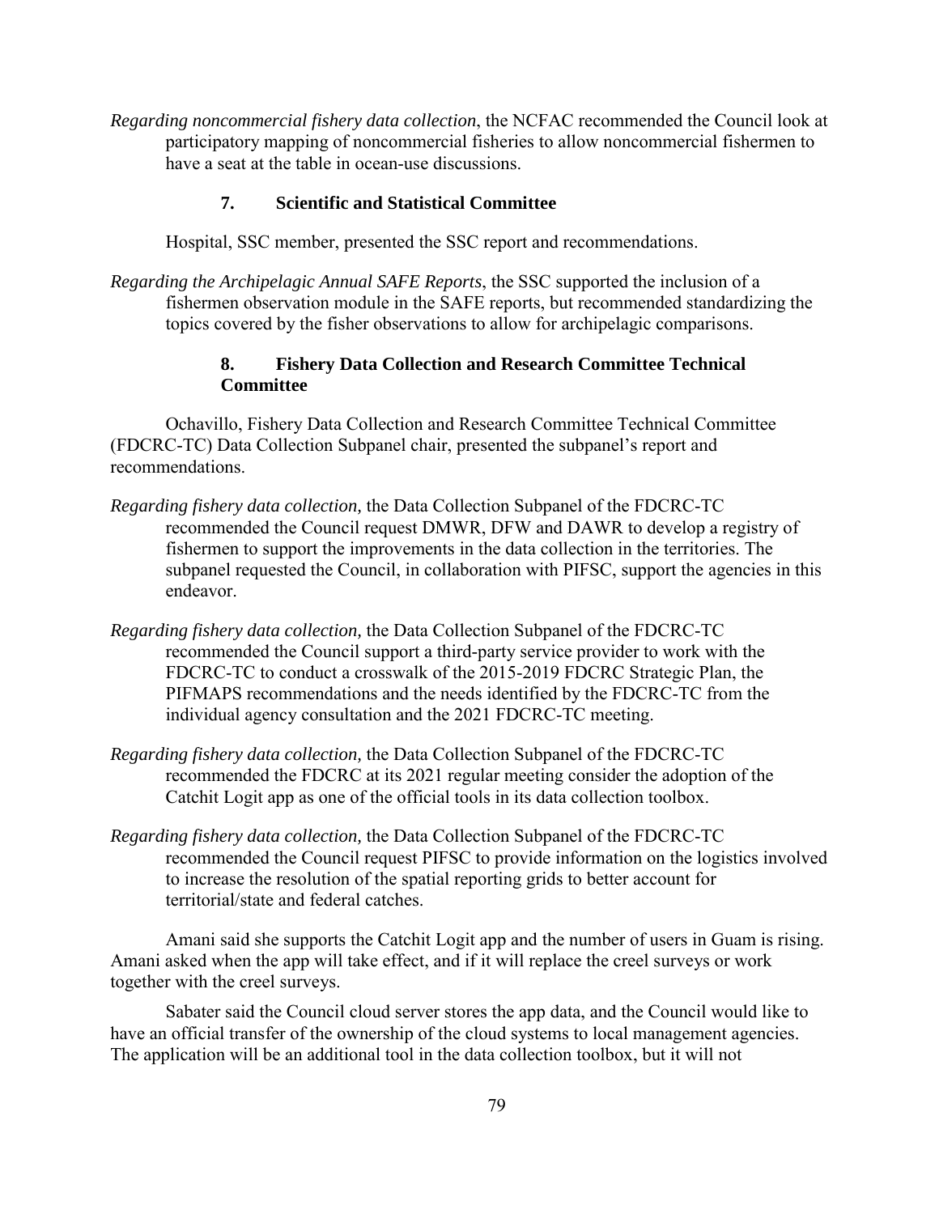*Regarding noncommercial fishery data collection*, the NCFAC recommended the Council look at participatory mapping of noncommercial fisheries to allow noncommercial fishermen to have a seat at the table in ocean-use discussions.

### 7. Scientific and Statistical Committee

Hospital, SSC member, presented the SSC report and recommendations.

*Regarding the Archipelagic Annual SAFE Reports*, the SSC supported the inclusion of a fishermen observation module in the SAFE reports, but recommended standardizing the topics covered by the fisher observations to allow for archipelagic comparisons.

### 8. Fishery Data Collection and Research Committee Technical Committee

Ochavillo, Fishery Data Collection and Research Committee Technical Committee (FDCRC-TC) Data Collection Subpanel chair, presented the subpanel's report and recommendations.

*Regarding fishery data collection,* the Data Collection Subpanel of the FDCRC-TC recommended the Council request DMWR, DFW and DAWR to develop a registry of fishermen to support the improvements in the data collection in the territories. The subpanel requested the Council, in collaboration with PIFSC, support the agencies in this endeavor.

*Regarding fishery data collection,* the Data Collection Subpanel of the FDCRC-TC recommended the Council support a third-party service provider to work with the FDCRC-TC to conduct a crosswalk of the 2015-2019 FDCRC Strategic Plan, the PIFMAPS recommendations and the needs identified by the FDCRC-TC from the individual agency consultation and the 2021 FDCRC-TC meeting.

*Regarding fishery data collection,* the Data Collection Subpanel of the FDCRC-TC recommended the FDCRC at its 2021 regular meeting consider the adoption of the Catchit Logit app as one of the official tools in its data collection toolbox.

*Regarding fishery data collection,* the Data Collection Subpanel of the FDCRC-TC recommended the Council request PIFSC to provide information on the logistics involved to increase the resolution of the spatial reporting grids to better account for territorial/state and federal catches.

Amani said she supports the Catchit Logit app and the number of users in Guam is rising. Amani asked when the app will take effect, and if it will replace the creel surveys or work together with the creel surveys.

Sabater said the Council cloud server stores the app data, and the Council would like to have an official transfer of the ownership of the cloud systems to local management agencies. The application will be an additional tool in the data collection toolbox, but it will not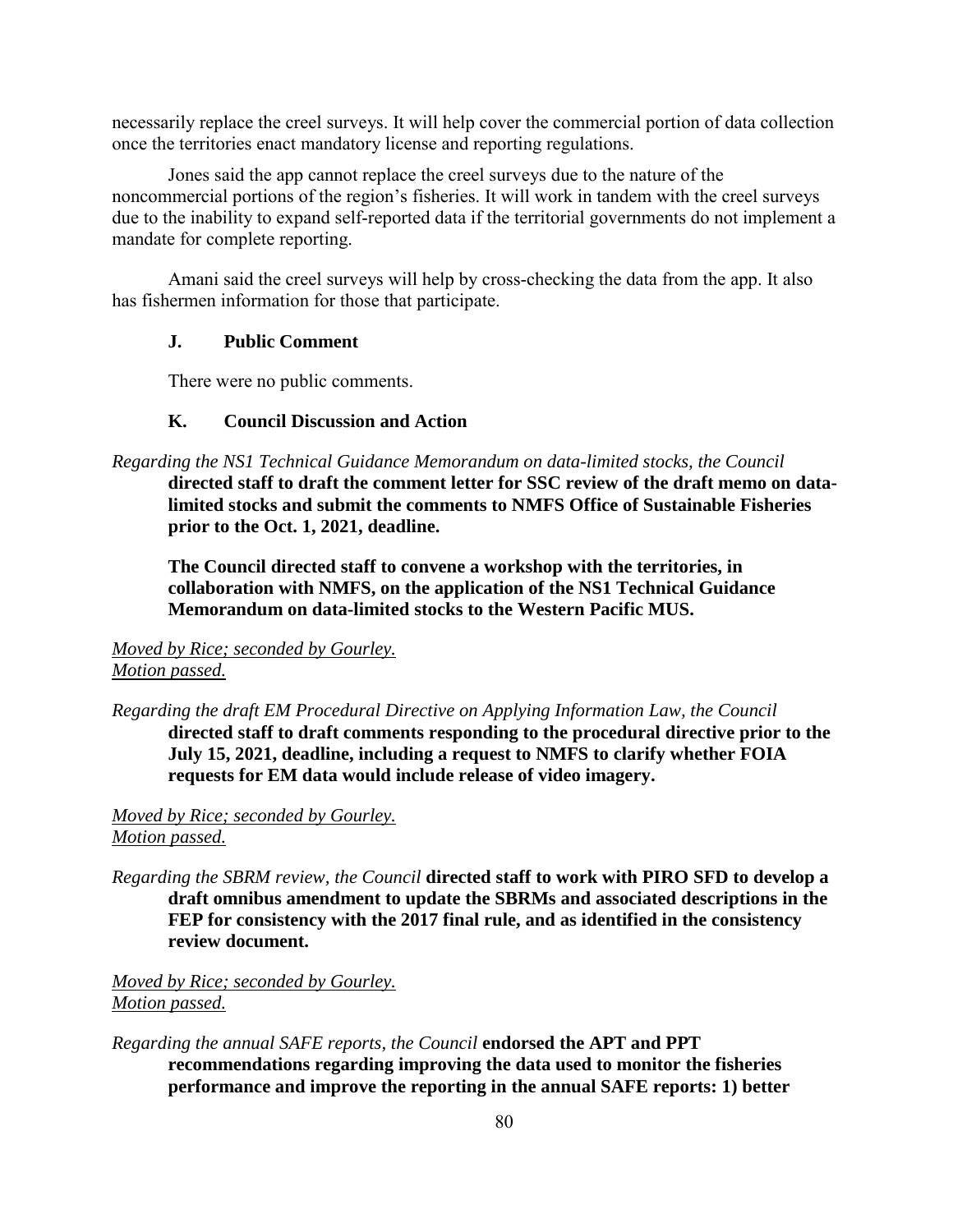necessarily replace the creel surveys. It will help cover the commercial portion of data collection once the territories enact mandatory license and reporting regulations.

Jones said the app cannot replace the creel surveys due to the nature of the noncommercial portions of the region's fisheries. It will work in tandem with the creel surveys due to the inability to expand self-reported data if the territorial governments do not implement a mandate for complete reporting.

Amani said the creel surveys will help by cross-checking the data from the app. It also has fishermen information for those that participate.

### J. Public Comment

There were no public comments.

### K. Council Discussion and Action

*Regarding the NS1 Technical Guidance Memorandum on data-limited stocks, the Council* **directed staff to draft the comment letter for SSC review of the draft memo on data-limited stocks and submit the comments to NMFS Office of Sustainable Fisheries prior to the Oct. 1, 2021, deadline.**

**The Council directed staff to convene a workshop with the territories, in collaboration with NMFS, on the application of the NS1 Technical Guidance Memorandum on data-limited stocks to the Western Pacific MUS.**

*Moved by Rice; seconded by Gourley.*
*Motion passed.*

*Regarding the draft EM Procedural Directive on Applying Information Law, the Council* **directed staff to draft comments responding to the procedural directive prior to the July 15, 2021, deadline, including a request to NMFS to clarify whether FOIA requests for EM data would include release of video imagery.**

*Moved by Rice; seconded by Gourley.*
*Motion passed.*

*Regarding the SBRM review, the Council* **directed staff to work with PIRO SFD to develop a draft omnibus amendment to update the SBRMs and associated descriptions in the FEP for consistency with the 2017 final rule, and as identified in the consistency review document.**

*Moved by Rice; seconded by Gourley.*
*Motion passed.*

*Regarding the annual SAFE reports, the Council* **endorsed the APT and PPT recommendations regarding improving the data used to monitor the fisheries performance and improve the reporting in the annual SAFE reports: 1) better**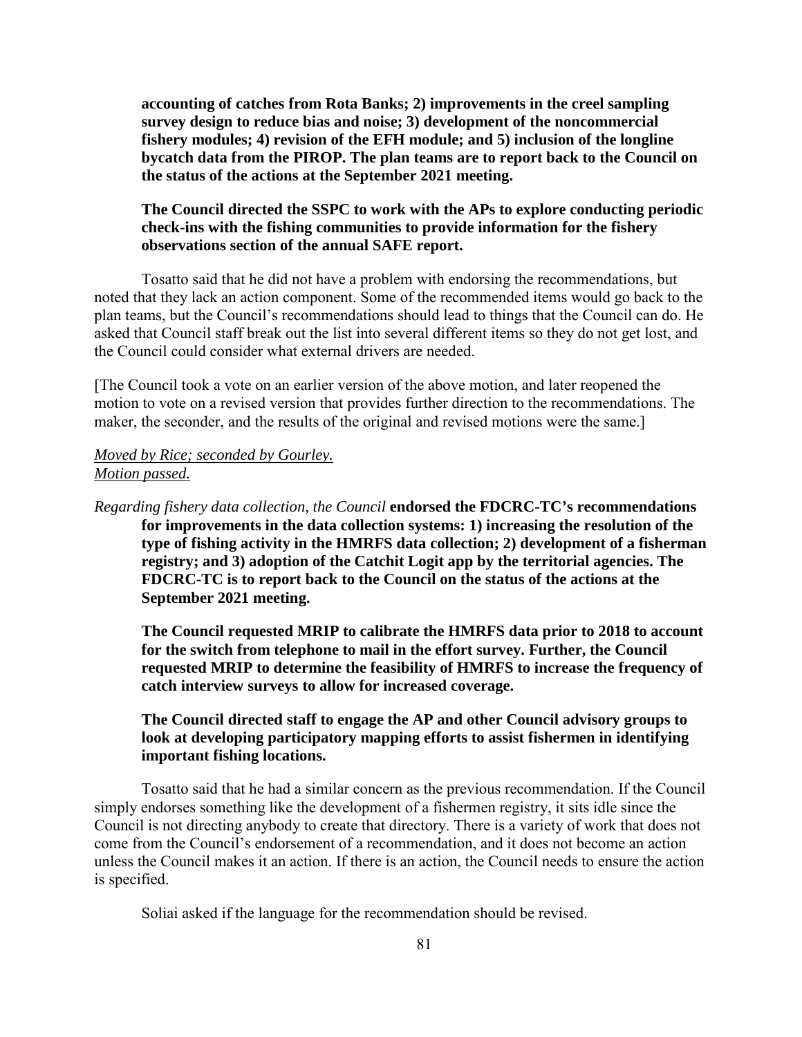**accounting of catches from Rota Banks; 2) improvements in the creel sampling survey design to reduce bias and noise; 3) development of the noncommercial fishery modules; 4) revision of the EFH module; and 5) inclusion of the longline bycatch data from the PIROP. The plan teams are to report back to the Council on the status of the actions at the September 2021 meeting.**

**The Council directed the SSPC to work with the APs to explore conducting periodic check-ins with the fishing communities to provide information for the fishery observations section of the annual SAFE report.**

Tosatto said that he did not have a problem with endorsing the recommendations, but noted that they lack an action component. Some of the recommended items would go back to the plan teams, but the Council's recommendations should lead to things that the Council can do. He asked that Council staff break out the list into several different items so they do not get lost, and the Council could consider what external drivers are needed.

[The Council took a vote on an earlier version of the above motion, and later reopened the motion to vote on a revised version that provides further direction to the recommendations. The maker, the seconder, and the results of the original and revised motions were the same.]

*Moved by Rice; seconded by Gourley.*
*Motion passed.*

*Regarding fishery data collection, the Council* **endorsed the FDCRC-TC's recommendations for improvements in the data collection systems: 1) increasing the resolution of the type of fishing activity in the HMRFS data collection; 2) development of a fisherman registry; and 3) adoption of the Catchit Logit app by the territorial agencies. The FDCRC-TC is to report back to the Council on the status of the actions at the September 2021 meeting.**

**The Council requested MRIP to calibrate the HMRFS data prior to 2018 to account for the switch from telephone to mail in the effort survey. Further, the Council requested MRIP to determine the feasibility of HMRFS to increase the frequency of catch interview surveys to allow for increased coverage.**

**The Council directed staff to engage the AP and other Council advisory groups to look at developing participatory mapping efforts to assist fishermen in identifying important fishing locations.**

Tosatto said that he had a similar concern as the previous recommendation. If the Council simply endorses something like the development of a fishermen registry, it sits idle since the Council is not directing anybody to create that directory. There is a variety of work that does not come from the Council's endorsement of a recommendation, and it does not become an action unless the Council makes it an action. If there is an action, the Council needs to ensure the action is specified.

Soliai asked if the language for the recommendation should be revised.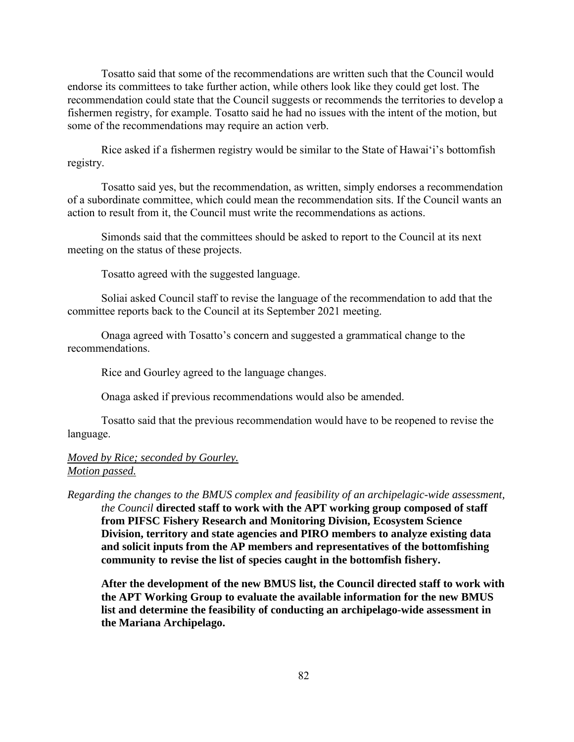Tosatto said that some of the recommendations are written such that the Council would endorse its committees to take further action, while others look like they could get lost. The recommendation could state that the Council suggests or recommends the territories to develop a fishermen registry, for example. Tosatto said he had no issues with the intent of the motion, but some of the recommendations may require an action verb.

Rice asked if a fishermen registry would be similar to the State of Hawai'i's bottomfish registry.

Tosatto said yes, but the recommendation, as written, simply endorses a recommendation of a subordinate committee, which could mean the recommendation sits. If the Council wants an action to result from it, the Council must write the recommendations as actions.

Simonds said that the committees should be asked to report to the Council at its next meeting on the status of these projects.

Tosatto agreed with the suggested language.

Soliai asked Council staff to revise the language of the recommendation to add that the committee reports back to the Council at its September 2021 meeting.

Onaga agreed with Tosatto's concern and suggested a grammatical change to the recommendations.

Rice and Gourley agreed to the language changes.

Onaga asked if previous recommendations would also be amended.

Tosatto said that the previous recommendation would have to be reopened to revise the language.

*Moved by Rice; seconded by Gourley.*
*Motion passed.*

*Regarding the changes to the BMUS complex and feasibility of an archipelagic-wide assessment, the Council* **directed staff to work with the APT working group composed of staff from PIFSC Fishery Research and Monitoring Division, Ecosystem Science Division, territory and state agencies and PIRO members to analyze existing data and solicit inputs from the AP members and representatives of the bottomfishing community to revise the list of species caught in the bottomfish fishery.**

**After the development of the new BMUS list, the Council directed staff to work with the APT Working Group to evaluate the available information for the new BMUS list and determine the feasibility of conducting an archipelago-wide assessment in the Mariana Archipelago.**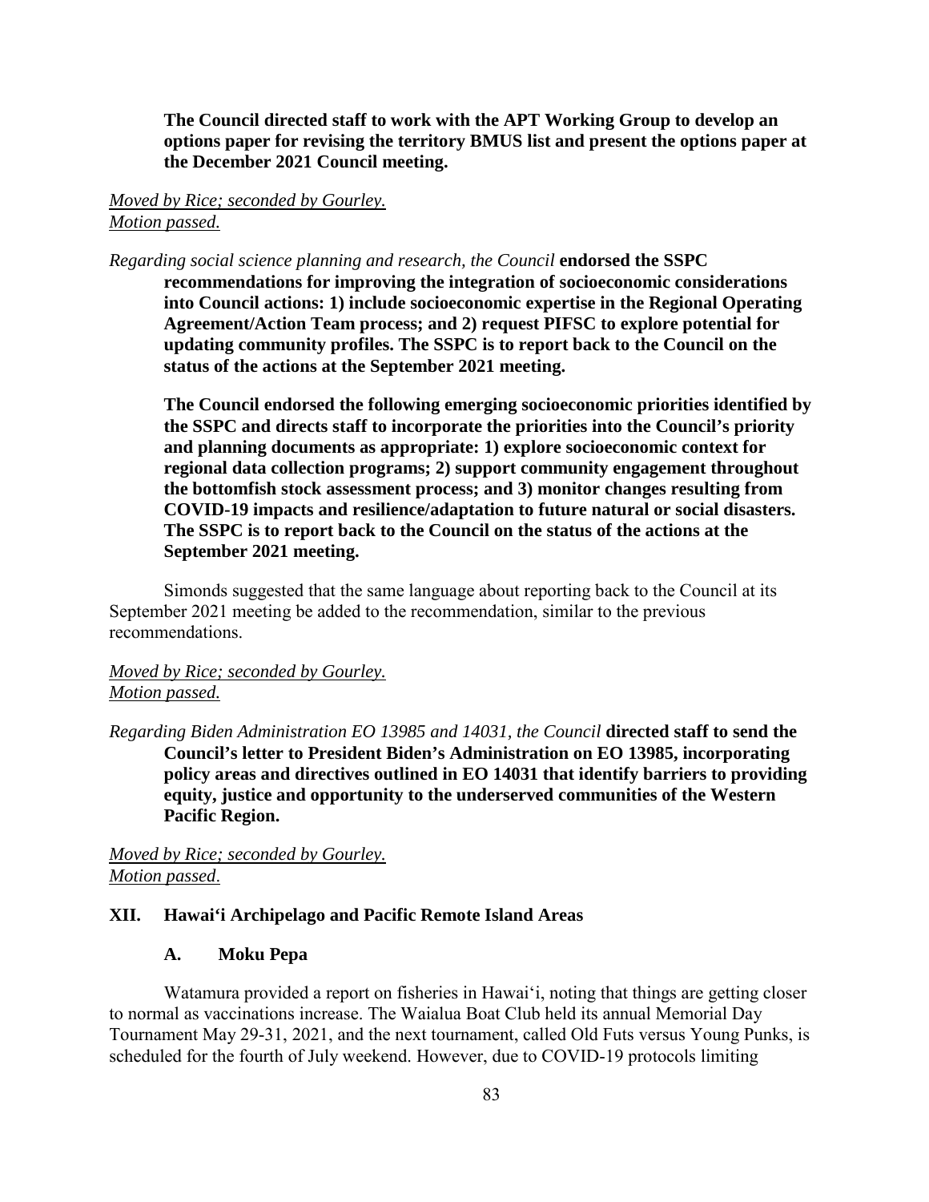**The Council directed staff to work with the APT Working Group to develop an options paper for revising the territory BMUS list and present the options paper at the December 2021 Council meeting.**

*Moved by Rice; seconded by Gourley.*
*Motion passed.*

*Regarding social science planning and research, the Council* **endorsed the SSPC recommendations for improving the integration of socioeconomic considerations into Council actions: 1) include socioeconomic expertise in the Regional Operating Agreement/Action Team process; and 2) request PIFSC to explore potential for updating community profiles. The SSPC is to report back to the Council on the status of the actions at the September 2021 meeting.**

**The Council endorsed the following emerging socioeconomic priorities identified by the SSPC and directs staff to incorporate the priorities into the Council's priority and planning documents as appropriate: 1) explore socioeconomic context for regional data collection programs; 2) support community engagement throughout the bottomfish stock assessment process; and 3) monitor changes resulting from COVID-19 impacts and resilience/adaptation to future natural or social disasters. The SSPC is to report back to the Council on the status of the actions at the September 2021 meeting.**

Simonds suggested that the same language about reporting back to the Council at its September 2021 meeting be added to the recommendation, similar to the previous recommendations.

*Moved by Rice; seconded by Gourley.*
*Motion passed.*

*Regarding Biden Administration EO 13985 and 14031, the Council* **directed staff to send the Council's letter to President Biden's Administration on EO 13985, incorporating policy areas and directives outlined in EO 14031 that identify barriers to providing equity, justice and opportunity to the underserved communities of the Western Pacific Region.**

*Moved by Rice; seconded by Gourley.*
*Motion passed.*

## XII. Hawai'i Archipelago and Pacific Remote Island Areas

### A. Moku Pepa

Watamura provided a report on fisheries in Hawai'i, noting that things are getting closer to normal as vaccinations increase. The Waialua Boat Club held its annual Memorial Day Tournament May 29-31, 2021, and the next tournament, called Old Futs versus Young Punks, is scheduled for the fourth of July weekend. However, due to COVID-19 protocols limiting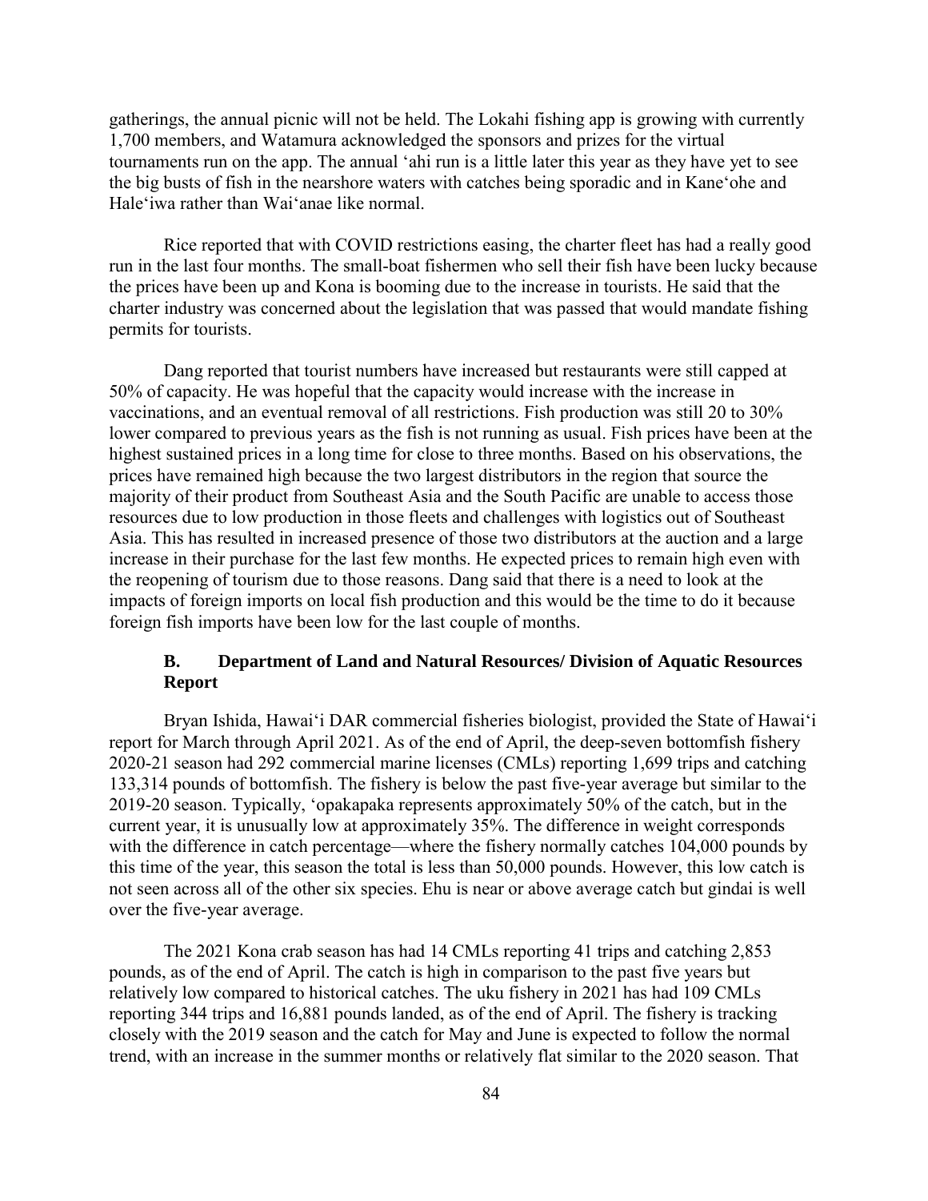gatherings, the annual picnic will not be held. The Lokahi fishing app is growing with currently 1,700 members, and Watamura acknowledged the sponsors and prizes for the virtual tournaments run on the app. The annual ʻahi run is a little later this year as they have yet to see the big busts of fish in the nearshore waters with catches being sporadic and in Kaneʻohe and Haleʻiwa rather than Waiʻanae like normal.

Rice reported that with COVID restrictions easing, the charter fleet has had a really good run in the last four months. The small-boat fishermen who sell their fish have been lucky because the prices have been up and Kona is booming due to the increase in tourists. He said that the charter industry was concerned about the legislation that was passed that would mandate fishing permits for tourists.

Dang reported that tourist numbers have increased but restaurants were still capped at 50% of capacity. He was hopeful that the capacity would increase with the increase in vaccinations, and an eventual removal of all restrictions. Fish production was still 20 to 30% lower compared to previous years as the fish is not running as usual. Fish prices have been at the highest sustained prices in a long time for close to three months. Based on his observations, the prices have remained high because the two largest distributors in the region that source the majority of their product from Southeast Asia and the South Pacific are unable to access those resources due to low production in those fleets and challenges with logistics out of Southeast Asia. This has resulted in increased presence of those two distributors at the auction and a large increase in their purchase for the last few months. He expected prices to remain high even with the reopening of tourism due to those reasons. Dang said that there is a need to look at the impacts of foreign imports on local fish production and this would be the time to do it because foreign fish imports have been low for the last couple of months.

### B. Department of Land and Natural Resources/ Division of Aquatic Resources Report

Bryan Ishida, Hawaiʻi DAR commercial fisheries biologist, provided the State of Hawaiʻi report for March through April 2021. As of the end of April, the deep-seven bottomfish fishery 2020-21 season had 292 commercial marine licenses (CMLs) reporting 1,699 trips and catching 133,314 pounds of bottomfish. The fishery is below the past five-year average but similar to the 2019-20 season. Typically, ʻopakapaka represents approximately 50% of the catch, but in the current year, it is unusually low at approximately 35%. The difference in weight corresponds with the difference in catch percentage—where the fishery normally catches 104,000 pounds by this time of the year, this season the total is less than 50,000 pounds. However, this low catch is not seen across all of the other six species. Ehu is near or above average catch but gindai is well over the five-year average.

The 2021 Kona crab season has had 14 CMLs reporting 41 trips and catching 2,853 pounds, as of the end of April. The catch is high in comparison to the past five years but relatively low compared to historical catches. The uku fishery in 2021 has had 109 CMLs reporting 344 trips and 16,881 pounds landed, as of the end of April. The fishery is tracking closely with the 2019 season and the catch for May and June is expected to follow the normal trend, with an increase in the summer months or relatively flat similar to the 2020 season. That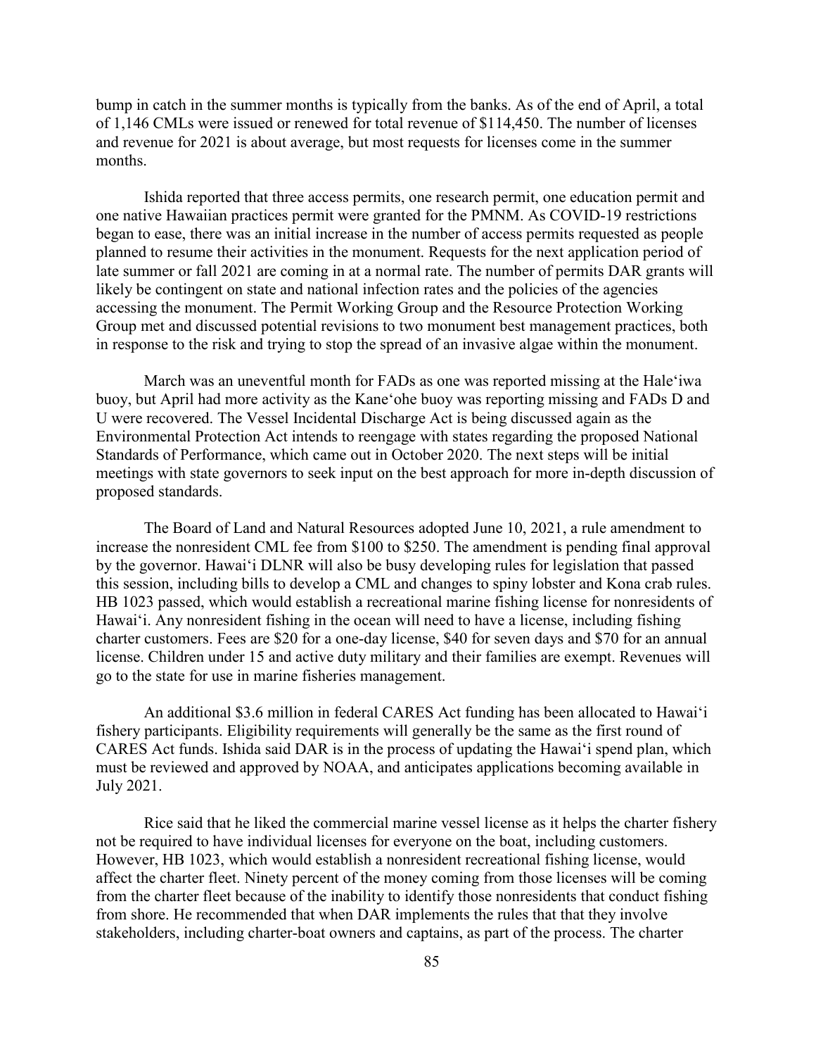bump in catch in the summer months is typically from the banks. As of the end of April, a total of 1,146 CMLs were issued or renewed for total revenue of $114,450. The number of licenses and revenue for 2021 is about average, but most requests for licenses come in the summer months.

Ishida reported that three access permits, one research permit, one education permit and one native Hawaiian practices permit were granted for the PMNM. As COVID-19 restrictions began to ease, there was an initial increase in the number of access permits requested as people planned to resume their activities in the monument. Requests for the next application period of late summer or fall 2021 are coming in at a normal rate. The number of permits DAR grants will likely be contingent on state and national infection rates and the policies of the agencies accessing the monument. The Permit Working Group and the Resource Protection Working Group met and discussed potential revisions to two monument best management practices, both in response to the risk and trying to stop the spread of an invasive algae within the monument.

March was an uneventful month for FADs as one was reported missing at the Hale'iwa buoy, but April had more activity as the Kane'ohe buoy was reporting missing and FADs D and U were recovered. The Vessel Incidental Discharge Act is being discussed again as the Environmental Protection Act intends to reengage with states regarding the proposed National Standards of Performance, which came out in October 2020. The next steps will be initial meetings with state governors to seek input on the best approach for more in-depth discussion of proposed standards.

The Board of Land and Natural Resources adopted June 10, 2021, a rule amendment to increase the nonresident CML fee from $100 to $250. The amendment is pending final approval by the governor. Hawai'i DLNR will also be busy developing rules for legislation that passed this session, including bills to develop a CML and changes to spiny lobster and Kona crab rules. HB 1023 passed, which would establish a recreational marine fishing license for nonresidents of Hawai'i. Any nonresident fishing in the ocean will need to have a license, including fishing charter customers. Fees are $20 for a one-day license, $40 for seven days and $70 for an annual license. Children under 15 and active duty military and their families are exempt. Revenues will go to the state for use in marine fisheries management.

An additional $3.6 million in federal CARES Act funding has been allocated to Hawai'i fishery participants. Eligibility requirements will generally be the same as the first round of CARES Act funds. Ishida said DAR is in the process of updating the Hawai'i spend plan, which must be reviewed and approved by NOAA, and anticipates applications becoming available in July 2021.

Rice said that he liked the commercial marine vessel license as it helps the charter fishery not be required to have individual licenses for everyone on the boat, including customers. However, HB 1023, which would establish a nonresident recreational fishing license, would affect the charter fleet. Ninety percent of the money coming from those licenses will be coming from the charter fleet because of the inability to identify those nonresidents that conduct fishing from shore. He recommended that when DAR implements the rules that that they involve stakeholders, including charter-boat owners and captains, as part of the process. The charter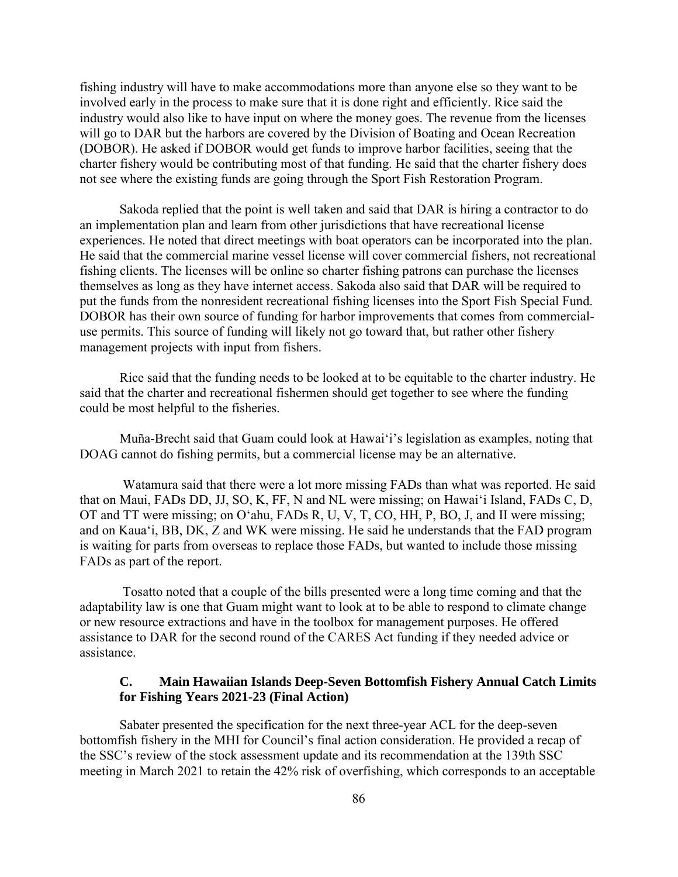fishing industry will have to make accommodations more than anyone else so they want to be involved early in the process to make sure that it is done right and efficiently. Rice said the industry would also like to have input on where the money goes. The revenue from the licenses will go to DAR but the harbors are covered by the Division of Boating and Ocean Recreation (DOBOR). He asked if DOBOR would get funds to improve harbor facilities, seeing that the charter fishery would be contributing most of that funding. He said that the charter fishery does not see where the existing funds are going through the Sport Fish Restoration Program.

Sakoda replied that the point is well taken and said that DAR is hiring a contractor to do an implementation plan and learn from other jurisdictions that have recreational license experiences. He noted that direct meetings with boat operators can be incorporated into the plan. He said that the commercial marine vessel license will cover commercial fishers, not recreational fishing clients. The licenses will be online so charter fishing patrons can purchase the licenses themselves as long as they have internet access. Sakoda also said that DAR will be required to put the funds from the nonresident recreational fishing licenses into the Sport Fish Special Fund. DOBOR has their own source of funding for harbor improvements that comes from commercial-use permits. This source of funding will likely not go toward that, but rather other fishery management projects with input from fishers.

Rice said that the funding needs to be looked at to be equitable to the charter industry. He said that the charter and recreational fishermen should get together to see where the funding could be most helpful to the fisheries.

Muña-Brecht said that Guam could look at Hawai‘i's legislation as examples, noting that DOAG cannot do fishing permits, but a commercial license may be an alternative.

Watamura said that there were a lot more missing FADs than what was reported. He said that on Maui, FADs DD, JJ, SO, K, FF, N and NL were missing; on Hawai‘i Island, FADs C, D, OT and TT were missing; on O‘ahu, FADs R, U, V, T, CO, HH, P, BO, J, and II were missing; and on Kaua‘i, BB, DK, Z and WK were missing. He said he understands that the FAD program is waiting for parts from overseas to replace those FADs, but wanted to include those missing FADs as part of the report.

Tosatto noted that a couple of the bills presented were a long time coming and that the adaptability law is one that Guam might want to look at to be able to respond to climate change or new resource extractions and have in the toolbox for management purposes. He offered assistance to DAR for the second round of the CARES Act funding if they needed advice or assistance.

### C. Main Hawaiian Islands Deep-Seven Bottomfish Fishery Annual Catch Limits for Fishing Years 2021-23 (Final Action)

Sabater presented the specification for the next three-year ACL for the deep-seven bottomfish fishery in the MHI for Council's final action consideration. He provided a recap of the SSC's review of the stock assessment update and its recommendation at the 139th SSC meeting in March 2021 to retain the 42% risk of overfishing, which corresponds to an acceptable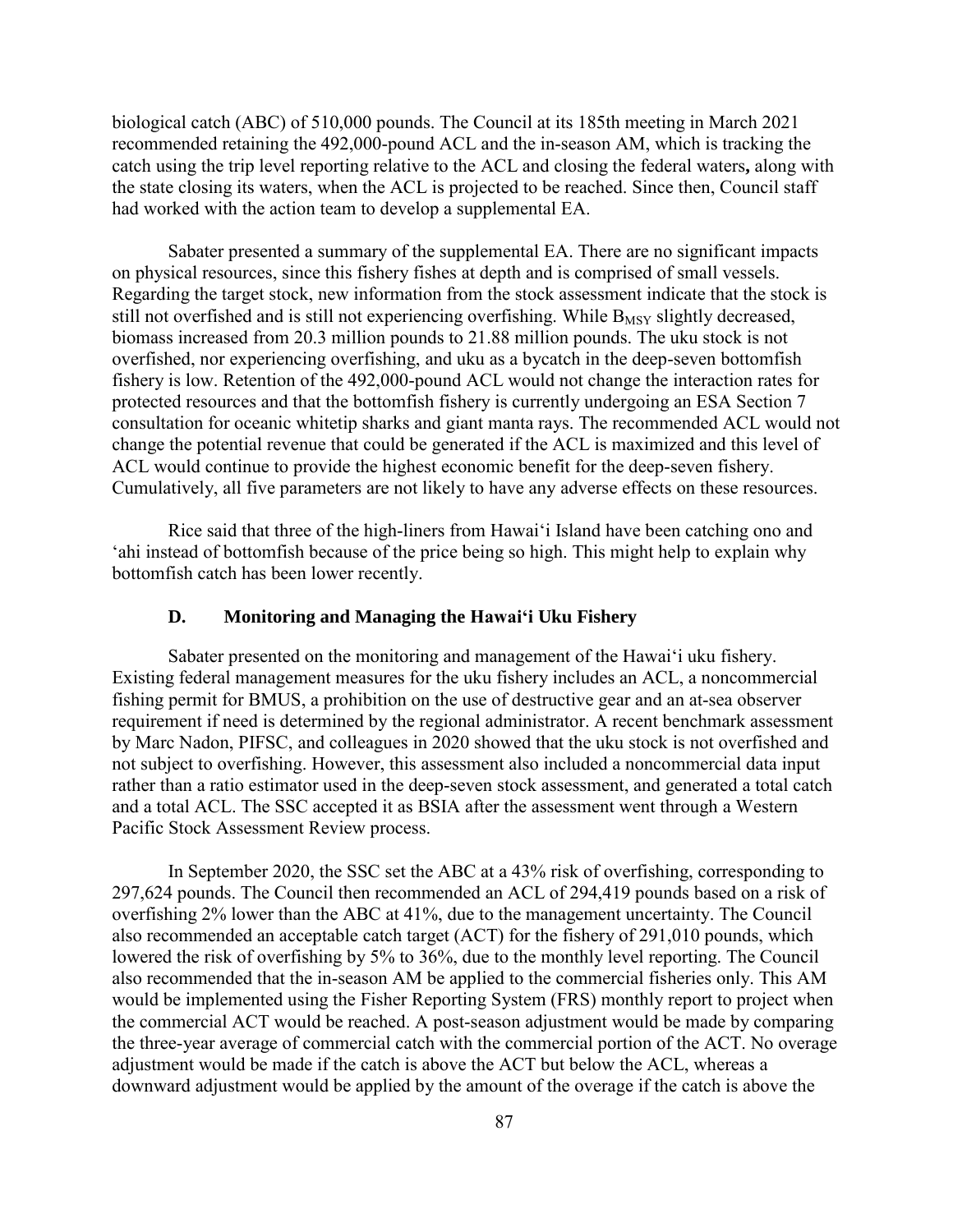biological catch (ABC) of 510,000 pounds. The Council at its 185th meeting in March 2021 recommended retaining the 492,000-pound ACL and the in-season AM, which is tracking the catch using the trip level reporting relative to the ACL and closing the federal waters**,** along with the state closing its waters, when the ACL is projected to be reached. Since then, Council staff had worked with the action team to develop a supplemental EA.

Sabater presented a summary of the supplemental EA. There are no significant impacts on physical resources, since this fishery fishes at depth and is comprised of small vessels. Regarding the target stock, new information from the stock assessment indicate that the stock is still not overfished and is still not experiencing overfishing. While $B_{MSY}$ slightly decreased, biomass increased from 20.3 million pounds to 21.88 million pounds. The uku stock is not overfished, nor experiencing overfishing, and uku as a bycatch in the deep-seven bottomfish fishery is low. Retention of the 492,000-pound ACL would not change the interaction rates for protected resources and that the bottomfish fishery is currently undergoing an ESA Section 7 consultation for oceanic whitetip sharks and giant manta rays. The recommended ACL would not change the potential revenue that could be generated if the ACL is maximized and this level of ACL would continue to provide the highest economic benefit for the deep-seven fishery. Cumulatively, all five parameters are not likely to have any adverse effects on these resources.

Rice said that three of the high-liners from Hawai‘i Island have been catching ono and ‘ahi instead of bottomfish because of the price being so high. This might help to explain why bottomfish catch has been lower recently.

### D. Monitoring and Managing the Hawai‘i Uku Fishery

Sabater presented on the monitoring and management of the Hawai‘i uku fishery. Existing federal management measures for the uku fishery includes an ACL, a noncommercial fishing permit for BMUS, a prohibition on the use of destructive gear and an at-sea observer requirement if need is determined by the regional administrator. A recent benchmark assessment by Marc Nadon, PIFSC, and colleagues in 2020 showed that the uku stock is not overfished and not subject to overfishing. However, this assessment also included a noncommercial data input rather than a ratio estimator used in the deep-seven stock assessment, and generated a total catch and a total ACL. The SSC accepted it as BSIA after the assessment went through a Western Pacific Stock Assessment Review process.

In September 2020, the SSC set the ABC at a 43% risk of overfishing, corresponding to 297,624 pounds. The Council then recommended an ACL of 294,419 pounds based on a risk of overfishing 2% lower than the ABC at 41%, due to the management uncertainty. The Council also recommended an acceptable catch target (ACT) for the fishery of 291,010 pounds, which lowered the risk of overfishing by 5% to 36%, due to the monthly level reporting. The Council also recommended that the in-season AM be applied to the commercial fisheries only. This AM would be implemented using the Fisher Reporting System (FRS) monthly report to project when the commercial ACT would be reached. A post-season adjustment would be made by comparing the three-year average of commercial catch with the commercial portion of the ACT. No overage adjustment would be made if the catch is above the ACT but below the ACL, whereas a downward adjustment would be applied by the amount of the overage if the catch is above the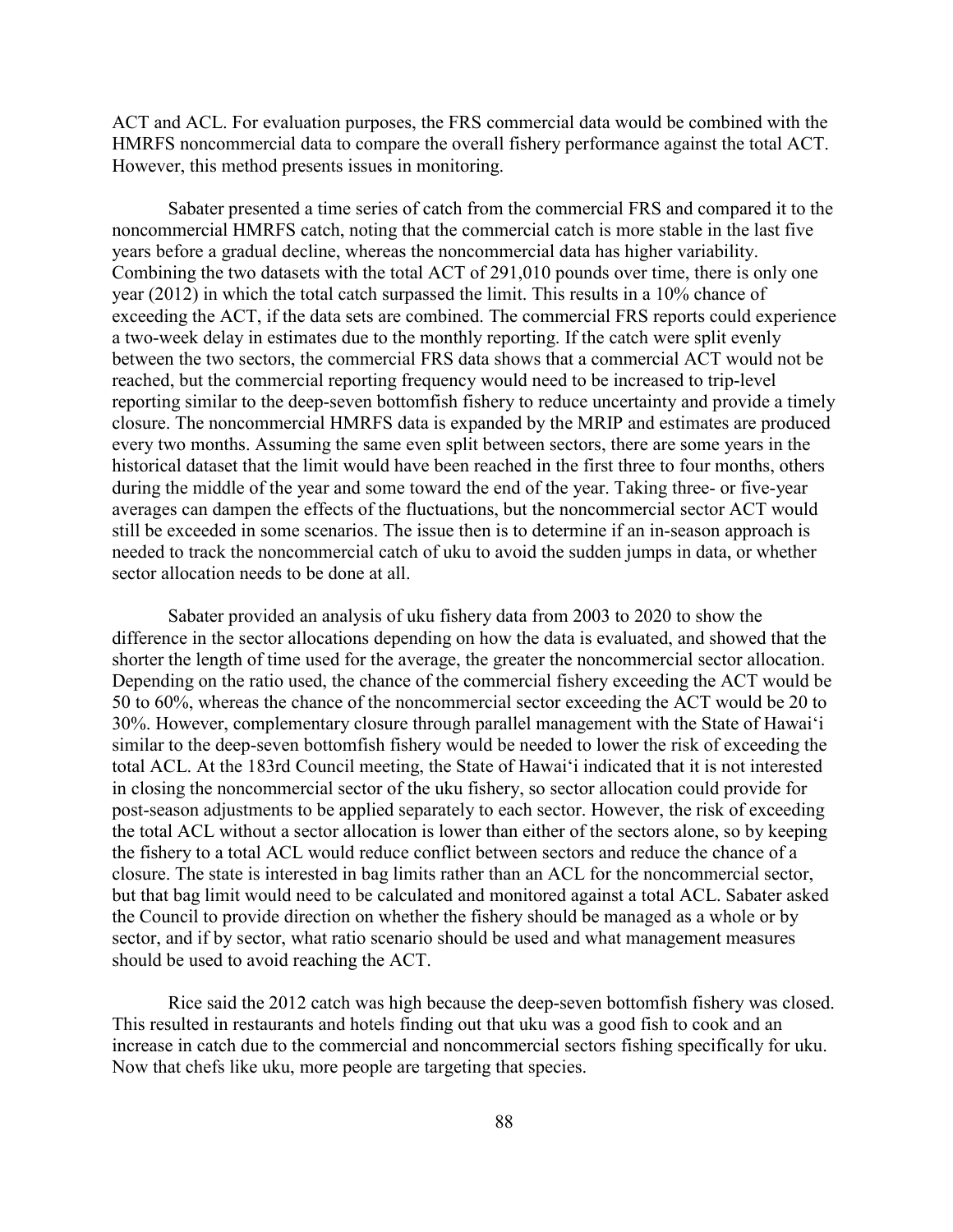ACT and ACL. For evaluation purposes, the FRS commercial data would be combined with the HMRFS noncommercial data to compare the overall fishery performance against the total ACT. However, this method presents issues in monitoring.

Sabater presented a time series of catch from the commercial FRS and compared it to the noncommercial HMRFS catch, noting that the commercial catch is more stable in the last five years before a gradual decline, whereas the noncommercial data has higher variability. Combining the two datasets with the total ACT of 291,010 pounds over time, there is only one year (2012) in which the total catch surpassed the limit. This results in a 10% chance of exceeding the ACT, if the data sets are combined. The commercial FRS reports could experience a two-week delay in estimates due to the monthly reporting. If the catch were split evenly between the two sectors, the commercial FRS data shows that a commercial ACT would not be reached, but the commercial reporting frequency would need to be increased to trip-level reporting similar to the deep-seven bottomfish fishery to reduce uncertainty and provide a timely closure. The noncommercial HMRFS data is expanded by the MRIP and estimates are produced every two months. Assuming the same even split between sectors, there are some years in the historical dataset that the limit would have been reached in the first three to four months, others during the middle of the year and some toward the end of the year. Taking three- or five-year averages can dampen the effects of the fluctuations, but the noncommercial sector ACT would still be exceeded in some scenarios. The issue then is to determine if an in-season approach is needed to track the noncommercial catch of uku to avoid the sudden jumps in data, or whether sector allocation needs to be done at all.

Sabater provided an analysis of uku fishery data from 2003 to 2020 to show the difference in the sector allocations depending on how the data is evaluated, and showed that the shorter the length of time used for the average, the greater the noncommercial sector allocation. Depending on the ratio used, the chance of the commercial fishery exceeding the ACT would be 50 to 60%, whereas the chance of the noncommercial sector exceeding the ACT would be 20 to 30%. However, complementary closure through parallel management with the State of Hawaiʻi similar to the deep-seven bottomfish fishery would be needed to lower the risk of exceeding the total ACL. At the 183rd Council meeting, the State of Hawaiʻi indicated that it is not interested in closing the noncommercial sector of the uku fishery, so sector allocation could provide for post-season adjustments to be applied separately to each sector. However, the risk of exceeding the total ACL without a sector allocation is lower than either of the sectors alone, so by keeping the fishery to a total ACL would reduce conflict between sectors and reduce the chance of a closure. The state is interested in bag limits rather than an ACL for the noncommercial sector, but that bag limit would need to be calculated and monitored against a total ACL. Sabater asked the Council to provide direction on whether the fishery should be managed as a whole or by sector, and if by sector, what ratio scenario should be used and what management measures should be used to avoid reaching the ACT.

Rice said the 2012 catch was high because the deep-seven bottomfish fishery was closed. This resulted in restaurants and hotels finding out that uku was a good fish to cook and an increase in catch due to the commercial and noncommercial sectors fishing specifically for uku. Now that chefs like uku, more people are targeting that species.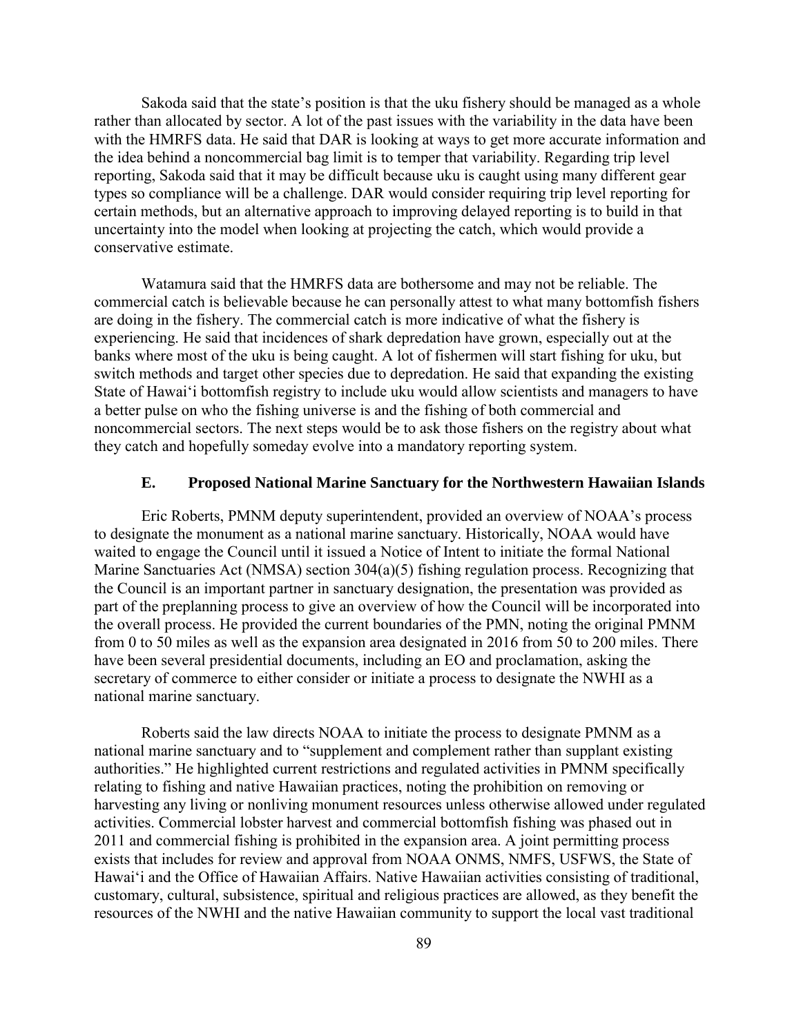Sakoda said that the state's position is that the uku fishery should be managed as a whole rather than allocated by sector. A lot of the past issues with the variability in the data have been with the HMRFS data. He said that DAR is looking at ways to get more accurate information and the idea behind a noncommercial bag limit is to temper that variability. Regarding trip level reporting, Sakoda said that it may be difficult because uku is caught using many different gear types so compliance will be a challenge. DAR would consider requiring trip level reporting for certain methods, but an alternative approach to improving delayed reporting is to build in that uncertainty into the model when looking at projecting the catch, which would provide a conservative estimate.

Watamura said that the HMRFS data are bothersome and may not be reliable. The commercial catch is believable because he can personally attest to what many bottomfish fishers are doing in the fishery. The commercial catch is more indicative of what the fishery is experiencing. He said that incidences of shark depredation have grown, especially out at the banks where most of the uku is being caught. A lot of fishermen will start fishing for uku, but switch methods and target other species due to depredation. He said that expanding the existing State of Hawaiʻi bottomfish registry to include uku would allow scientists and managers to have a better pulse on who the fishing universe is and the fishing of both commercial and noncommercial sectors. The next steps would be to ask those fishers on the registry about what they catch and hopefully someday evolve into a mandatory reporting system.

### E. Proposed National Marine Sanctuary for the Northwestern Hawaiian Islands

Eric Roberts, PMNM deputy superintendent, provided an overview of NOAA's process to designate the monument as a national marine sanctuary. Historically, NOAA would have waited to engage the Council until it issued a Notice of Intent to initiate the formal National Marine Sanctuaries Act (NMSA) section 304(a)(5) fishing regulation process. Recognizing that the Council is an important partner in sanctuary designation, the presentation was provided as part of the preplanning process to give an overview of how the Council will be incorporated into the overall process. He provided the current boundaries of the PMN, noting the original PMNM from 0 to 50 miles as well as the expansion area designated in 2016 from 50 to 200 miles. There have been several presidential documents, including an EO and proclamation, asking the secretary of commerce to either consider or initiate a process to designate the NWHI as a national marine sanctuary.

Roberts said the law directs NOAA to initiate the process to designate PMNM as a national marine sanctuary and to "supplement and complement rather than supplant existing authorities." He highlighted current restrictions and regulated activities in PMNM specifically relating to fishing and native Hawaiian practices, noting the prohibition on removing or harvesting any living or nonliving monument resources unless otherwise allowed under regulated activities. Commercial lobster harvest and commercial bottomfish fishing was phased out in 2011 and commercial fishing is prohibited in the expansion area. A joint permitting process exists that includes for review and approval from NOAA ONMS, NMFS, USFWS, the State of Hawaiʻi and the Office of Hawaiian Affairs. Native Hawaiian activities consisting of traditional, customary, cultural, subsistence, spiritual and religious practices are allowed, as they benefit the resources of the NWHI and the native Hawaiian community to support the local vast traditional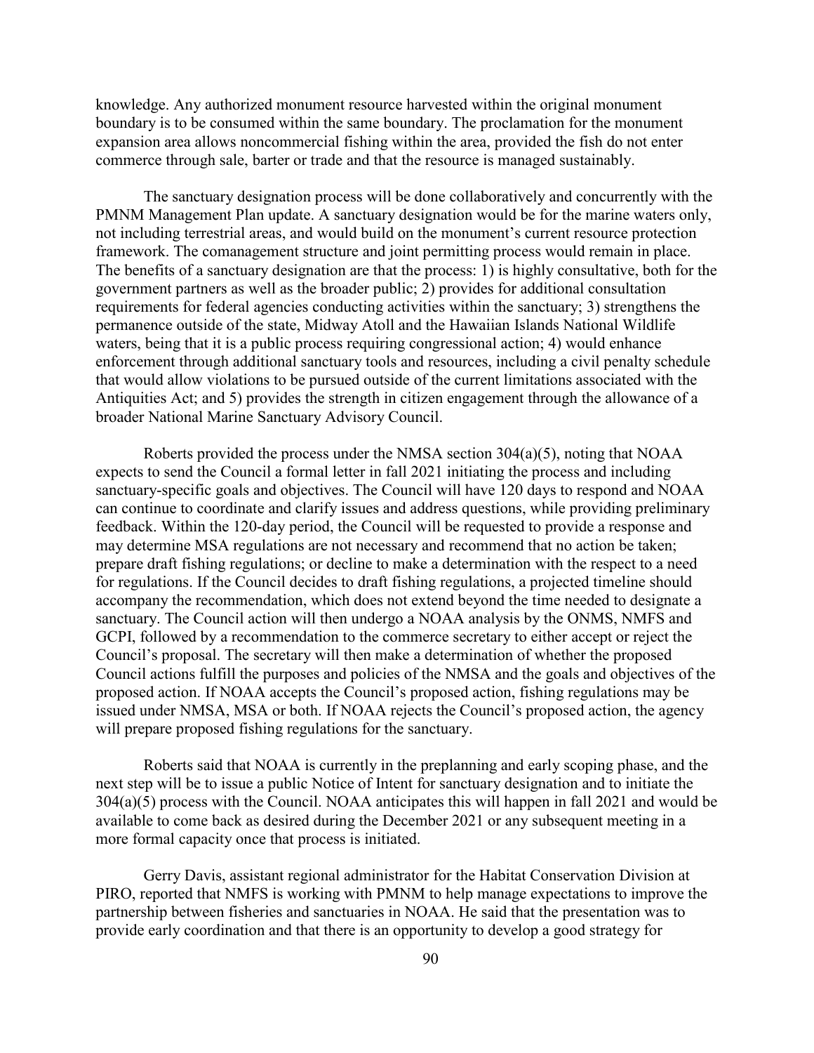knowledge. Any authorized monument resource harvested within the original monument boundary is to be consumed within the same boundary. The proclamation for the monument expansion area allows noncommercial fishing within the area, provided the fish do not enter commerce through sale, barter or trade and that the resource is managed sustainably.

The sanctuary designation process will be done collaboratively and concurrently with the PMNM Management Plan update. A sanctuary designation would be for the marine waters only, not including terrestrial areas, and would build on the monument's current resource protection framework. The comanagement structure and joint permitting process would remain in place. The benefits of a sanctuary designation are that the process: 1) is highly consultative, both for the government partners as well as the broader public; 2) provides for additional consultation requirements for federal agencies conducting activities within the sanctuary; 3) strengthens the permanence outside of the state, Midway Atoll and the Hawaiian Islands National Wildlife waters, being that it is a public process requiring congressional action; 4) would enhance enforcement through additional sanctuary tools and resources, including a civil penalty schedule that would allow violations to be pursued outside of the current limitations associated with the Antiquities Act; and 5) provides the strength in citizen engagement through the allowance of a broader National Marine Sanctuary Advisory Council.

Roberts provided the process under the NMSA section 304(a)(5), noting that NOAA expects to send the Council a formal letter in fall 2021 initiating the process and including sanctuary-specific goals and objectives. The Council will have 120 days to respond and NOAA can continue to coordinate and clarify issues and address questions, while providing preliminary feedback. Within the 120-day period, the Council will be requested to provide a response and may determine MSA regulations are not necessary and recommend that no action be taken; prepare draft fishing regulations; or decline to make a determination with the respect to a need for regulations. If the Council decides to draft fishing regulations, a projected timeline should accompany the recommendation, which does not extend beyond the time needed to designate a sanctuary. The Council action will then undergo a NOAA analysis by the ONMS, NMFS and GCPI, followed by a recommendation to the commerce secretary to either accept or reject the Council's proposal. The secretary will then make a determination of whether the proposed Council actions fulfill the purposes and policies of the NMSA and the goals and objectives of the proposed action. If NOAA accepts the Council's proposed action, fishing regulations may be issued under NMSA, MSA or both. If NOAA rejects the Council's proposed action, the agency will prepare proposed fishing regulations for the sanctuary.

Roberts said that NOAA is currently in the preplanning and early scoping phase, and the next step will be to issue a public Notice of Intent for sanctuary designation and to initiate the 304(a)(5) process with the Council. NOAA anticipates this will happen in fall 2021 and would be available to come back as desired during the December 2021 or any subsequent meeting in a more formal capacity once that process is initiated.

Gerry Davis, assistant regional administrator for the Habitat Conservation Division at PIRO, reported that NMFS is working with PMNM to help manage expectations to improve the partnership between fisheries and sanctuaries in NOAA. He said that the presentation was to provide early coordination and that there is an opportunity to develop a good strategy for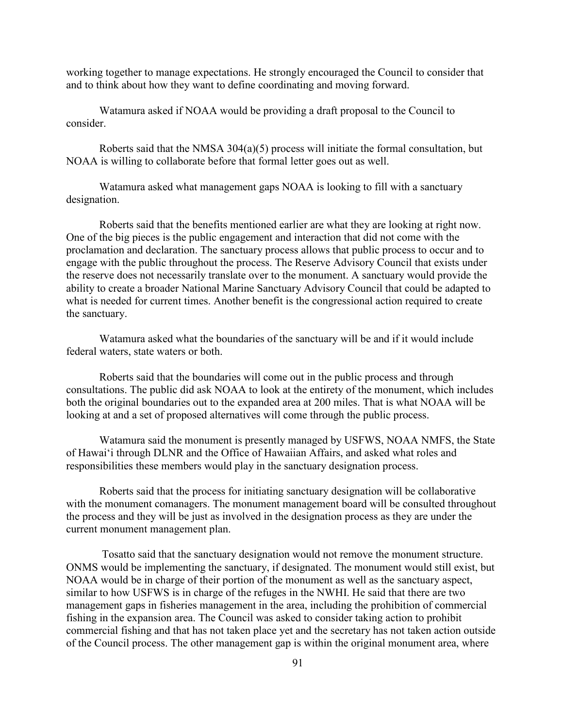working together to manage expectations. He strongly encouraged the Council to consider that and to think about how they want to define coordinating and moving forward.

Watamura asked if NOAA would be providing a draft proposal to the Council to consider.

Roberts said that the NMSA 304(a)(5) process will initiate the formal consultation, but NOAA is willing to collaborate before that formal letter goes out as well.

Watamura asked what management gaps NOAA is looking to fill with a sanctuary designation.

Roberts said that the benefits mentioned earlier are what they are looking at right now. One of the big pieces is the public engagement and interaction that did not come with the proclamation and declaration. The sanctuary process allows that public process to occur and to engage with the public throughout the process. The Reserve Advisory Council that exists under the reserve does not necessarily translate over to the monument. A sanctuary would provide the ability to create a broader National Marine Sanctuary Advisory Council that could be adapted to what is needed for current times. Another benefit is the congressional action required to create the sanctuary.

Watamura asked what the boundaries of the sanctuary will be and if it would include federal waters, state waters or both.

Roberts said that the boundaries will come out in the public process and through consultations. The public did ask NOAA to look at the entirety of the monument, which includes both the original boundaries out to the expanded area at 200 miles. That is what NOAA will be looking at and a set of proposed alternatives will come through the public process.

Watamura said the monument is presently managed by USFWS, NOAA NMFS, the State of Hawaiʻi through DLNR and the Office of Hawaiian Affairs, and asked what roles and responsibilities these members would play in the sanctuary designation process.

Roberts said that the process for initiating sanctuary designation will be collaborative with the monument comanagers. The monument management board will be consulted throughout the process and they will be just as involved in the designation process as they are under the current monument management plan.

Tosatto said that the sanctuary designation would not remove the monument structure. ONMS would be implementing the sanctuary, if designated. The monument would still exist, but NOAA would be in charge of their portion of the monument as well as the sanctuary aspect, similar to how USFWS is in charge of the refuges in the NWHI. He said that there are two management gaps in fisheries management in the area, including the prohibition of commercial fishing in the expansion area. The Council was asked to consider taking action to prohibit commercial fishing and that has not taken place yet and the secretary has not taken action outside of the Council process. The other management gap is within the original monument area, where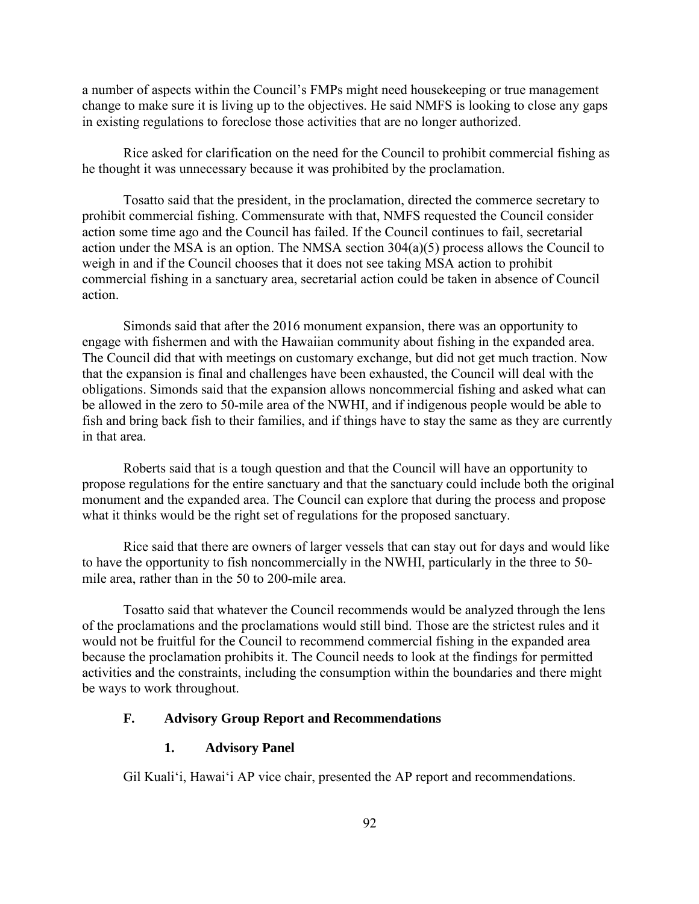a number of aspects within the Council's FMPs might need housekeeping or true management change to make sure it is living up to the objectives. He said NMFS is looking to close any gaps in existing regulations to foreclose those activities that are no longer authorized.

Rice asked for clarification on the need for the Council to prohibit commercial fishing as he thought it was unnecessary because it was prohibited by the proclamation.

Tosatto said that the president, in the proclamation, directed the commerce secretary to prohibit commercial fishing. Commensurate with that, NMFS requested the Council consider action some time ago and the Council has failed. If the Council continues to fail, secretarial action under the MSA is an option. The NMSA section 304(a)(5) process allows the Council to weigh in and if the Council chooses that it does not see taking MSA action to prohibit commercial fishing in a sanctuary area, secretarial action could be taken in absence of Council action.

Simonds said that after the 2016 monument expansion, there was an opportunity to engage with fishermen and with the Hawaiian community about fishing in the expanded area. The Council did that with meetings on customary exchange, but did not get much traction. Now that the expansion is final and challenges have been exhausted, the Council will deal with the obligations. Simonds said that the expansion allows noncommercial fishing and asked what can be allowed in the zero to 50-mile area of the NWHI, and if indigenous people would be able to fish and bring back fish to their families, and if things have to stay the same as they are currently in that area.

Roberts said that is a tough question and that the Council will have an opportunity to propose regulations for the entire sanctuary and that the sanctuary could include both the original monument and the expanded area. The Council can explore that during the process and propose what it thinks would be the right set of regulations for the proposed sanctuary.

Rice said that there are owners of larger vessels that can stay out for days and would like to have the opportunity to fish noncommercially in the NWHI, particularly in the three to 50-mile area, rather than in the 50 to 200-mile area.

Tosatto said that whatever the Council recommends would be analyzed through the lens of the proclamations and the proclamations would still bind. Those are the strictest rules and it would not be fruitful for the Council to recommend commercial fishing in the expanded area because the proclamation prohibits it. The Council needs to look at the findings for permitted activities and the constraints, including the consumption within the boundaries and there might be ways to work throughout.

### F. Advisory Group Report and Recommendations

#### 1. Advisory Panel

Gil Kuali'i, Hawai'i AP vice chair, presented the AP report and recommendations.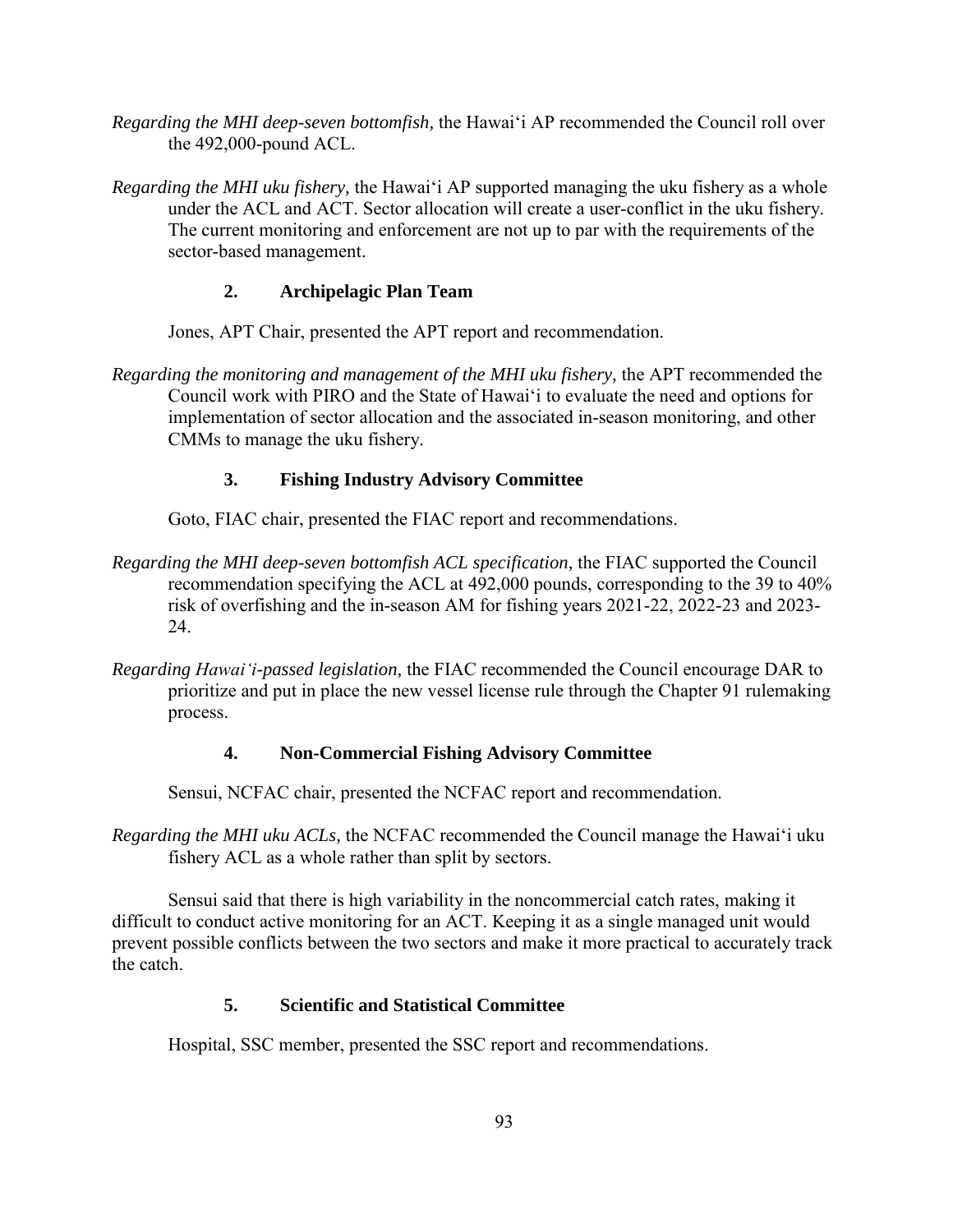*Regarding the MHI deep-seven bottomfish,* the Hawai'i AP recommended the Council roll over the 492,000-pound ACL.

*Regarding the MHI uku fishery,* the Hawai'i AP supported managing the uku fishery as a whole under the ACL and ACT. Sector allocation will create a user-conflict in the uku fishery. The current monitoring and enforcement are not up to par with the requirements of the sector-based management.

### 2. Archipelagic Plan Team

Jones, APT Chair, presented the APT report and recommendation.

*Regarding the monitoring and management of the MHI uku fishery,* the APT recommended the Council work with PIRO and the State of Hawai'i to evaluate the need and options for implementation of sector allocation and the associated in-season monitoring, and other CMMs to manage the uku fishery.

### 3. Fishing Industry Advisory Committee

Goto, FIAC chair, presented the FIAC report and recommendations.

*Regarding the MHI deep-seven bottomfish ACL specification,* the FIAC supported the Council recommendation specifying the ACL at 492,000 pounds, corresponding to the 39 to 40% risk of overfishing and the in-season AM for fishing years 2021-22, 2022-23 and 2023-24.

*Regarding Hawai'i-passed legislation,* the FIAC recommended the Council encourage DAR to prioritize and put in place the new vessel license rule through the Chapter 91 rulemaking process.

### 4. Non-Commercial Fishing Advisory Committee

Sensui, NCFAC chair, presented the NCFAC report and recommendation.

*Regarding the MHI uku ACLs,* the NCFAC recommended the Council manage the Hawai'i uku fishery ACL as a whole rather than split by sectors.

Sensui said that there is high variability in the noncommercial catch rates, making it difficult to conduct active monitoring for an ACT. Keeping it as a single managed unit would prevent possible conflicts between the two sectors and make it more practical to accurately track the catch.

### 5. Scientific and Statistical Committee

Hospital, SSC member, presented the SSC report and recommendations.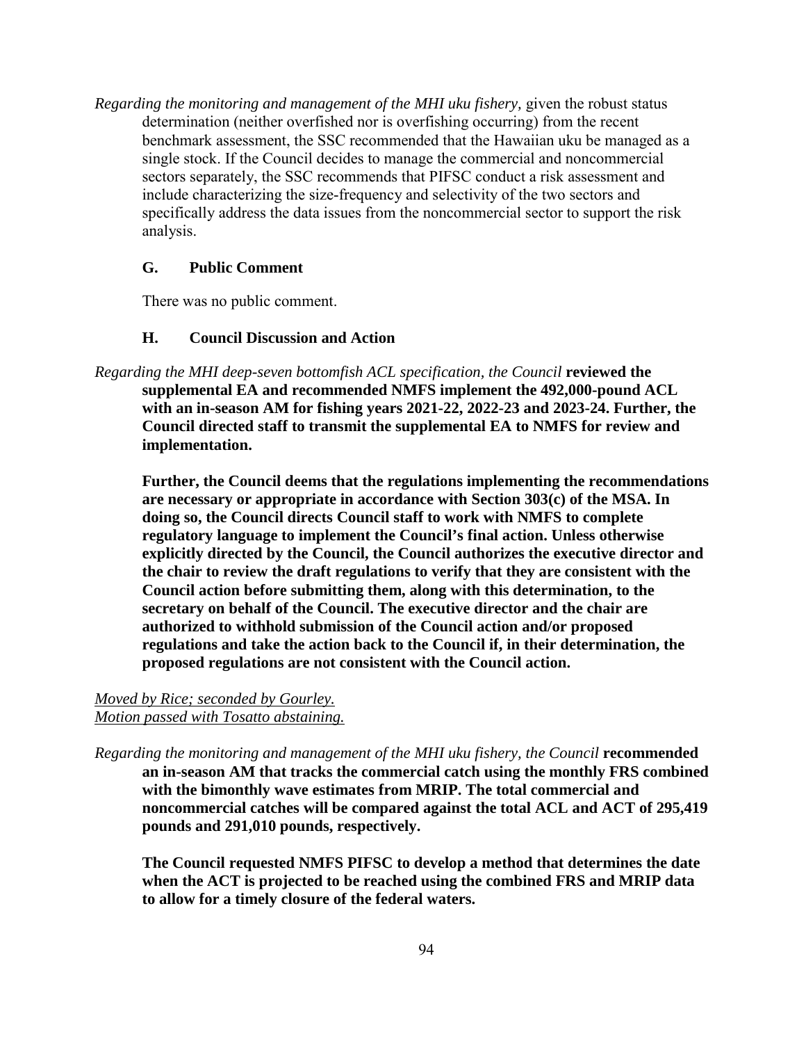*Regarding the monitoring and management of the MHI uku fishery,* given the robust status determination (neither overfished nor is overfishing occurring) from the recent benchmark assessment, the SSC recommended that the Hawaiian uku be managed as a single stock. If the Council decides to manage the commercial and noncommercial sectors separately, the SSC recommends that PIFSC conduct a risk assessment and include characterizing the size-frequency and selectivity of the two sectors and specifically address the data issues from the noncommercial sector to support the risk analysis.

### G. Public Comment

There was no public comment.

### H. Council Discussion and Action

*Regarding the MHI deep-seven bottomfish ACL specification, the Council* **reviewed the supplemental EA and recommended NMFS implement the 492,000-pound ACL with an in-season AM for fishing years 2021-22, 2022-23 and 2023-24. Further, the Council directed staff to transmit the supplemental EA to NMFS for review and implementation.**

**Further, the Council deems that the regulations implementing the recommendations are necessary or appropriate in accordance with Section 303(c) of the MSA. In doing so, the Council directs Council staff to work with NMFS to complete regulatory language to implement the Council's final action. Unless otherwise explicitly directed by the Council, the Council authorizes the executive director and the chair to review the draft regulations to verify that they are consistent with the Council action before submitting them, along with this determination, to the secretary on behalf of the Council. The executive director and the chair are authorized to withhold submission of the Council action and/or proposed regulations and take the action back to the Council if, in their determination, the proposed regulations are not consistent with the Council action.**

*Moved by Rice; seconded by Gourley.*
*Motion passed with Tosatto abstaining.*

*Regarding the monitoring and management of the MHI uku fishery, the Council* **recommended an in-season AM that tracks the commercial catch using the monthly FRS combined with the bimonthly wave estimates from MRIP. The total commercial and noncommercial catches will be compared against the total ACL and ACT of 295,419 pounds and 291,010 pounds, respectively.**

**The Council requested NMFS PIFSC to develop a method that determines the date when the ACT is projected to be reached using the combined FRS and MRIP data to allow for a timely closure of the federal waters.**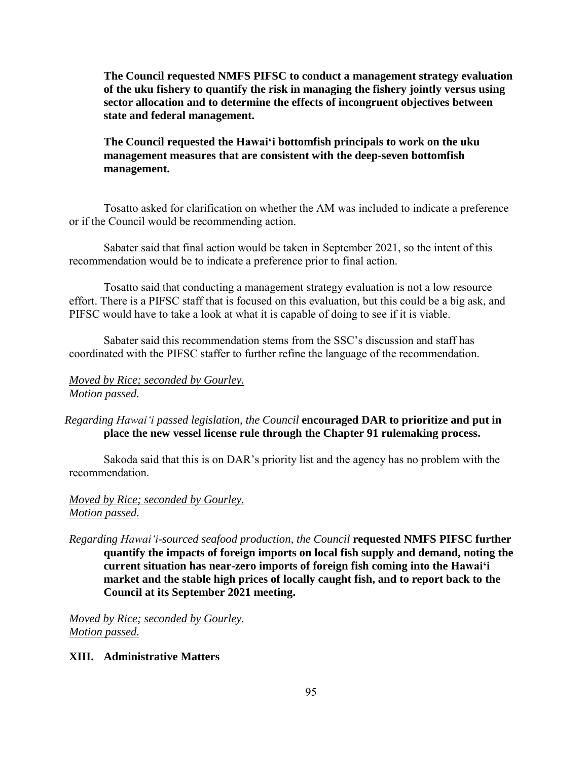**The Council requested NMFS PIFSC to conduct a management strategy evaluation of the uku fishery to quantify the risk in managing the fishery jointly versus using sector allocation and to determine the effects of incongruent objectives between state and federal management.**

**The Council requested the Hawai'i bottomfish principals to work on the uku management measures that are consistent with the deep-seven bottomfish management.**

Tosatto asked for clarification on whether the AM was included to indicate a preference or if the Council would be recommending action.

Sabater said that final action would be taken in September 2021, so the intent of this recommendation would be to indicate a preference prior to final action.

Tosatto said that conducting a management strategy evaluation is not a low resource effort. There is a PIFSC staff that is focused on this evaluation, but this could be a big ask, and PIFSC would have to take a look at what it is capable of doing to see if it is viable.

Sabater said this recommendation stems from the SSC's discussion and staff has coordinated with the PIFSC staffer to further refine the language of the recommendation.

*Moved by Rice; seconded by Gourley.*
*Motion passed.*

*Regarding Hawai'i passed legislation, the Council* **encouraged DAR to prioritize and put in place the new vessel license rule through the Chapter 91 rulemaking process.**

Sakoda said that this is on DAR's priority list and the agency has no problem with the recommendation.

*Moved by Rice; seconded by Gourley.*
*Motion passed.*

*Regarding Hawai'i-sourced seafood production, the Council* **requested NMFS PIFSC further quantify the impacts of foreign imports on local fish supply and demand, noting the current situation has near-zero imports of foreign fish coming into the Hawai'i market and the stable high prices of locally caught fish, and to report back to the Council at its September 2021 meeting.**

*Moved by Rice; seconded by Gourley.*
*Motion passed.*

## XIII. Administrative Matters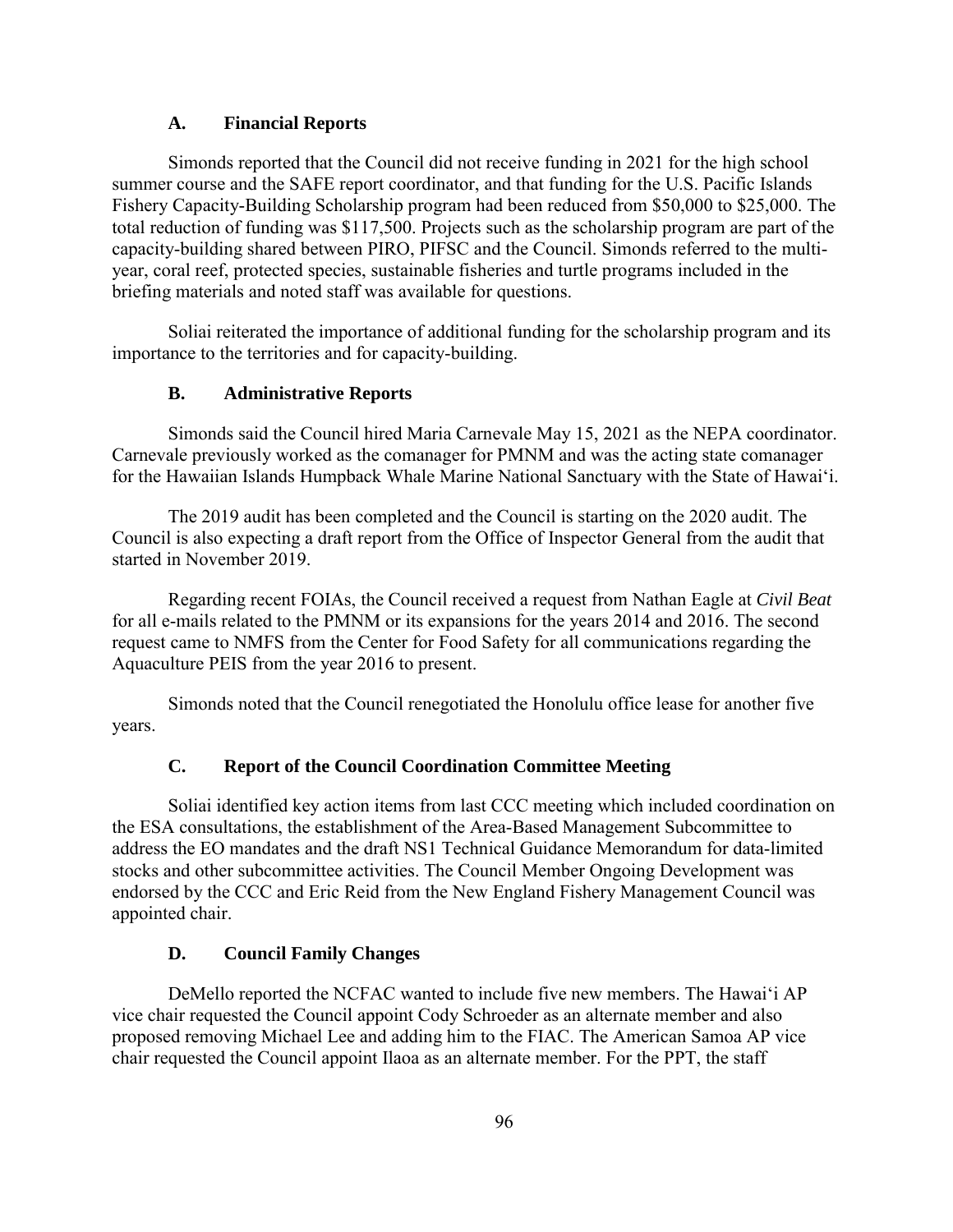### A. Financial Reports

Simonds reported that the Council did not receive funding in 2021 for the high school summer course and the SAFE report coordinator, and that funding for the U.S. Pacific Islands Fishery Capacity-Building Scholarship program had been reduced from $50,000 to $25,000. The total reduction of funding was $117,500. Projects such as the scholarship program are part of the capacity-building shared between PIRO, PIFSC and the Council. Simonds referred to the multi-year, coral reef, protected species, sustainable fisheries and turtle programs included in the briefing materials and noted staff was available for questions.

Soliai reiterated the importance of additional funding for the scholarship program and its importance to the territories and for capacity-building.

### B. Administrative Reports

Simonds said the Council hired Maria Carnevale May 15, 2021 as the NEPA coordinator. Carnevale previously worked as the comanager for PMNM and was the acting state comanager for the Hawaiian Islands Humpback Whale Marine National Sanctuary with the State of Hawai‘i.

The 2019 audit has been completed and the Council is starting on the 2020 audit. The Council is also expecting a draft report from the Office of Inspector General from the audit that started in November 2019.

Regarding recent FOIAs, the Council received a request from Nathan Eagle at *Civil Beat* for all e-mails related to the PMNM or its expansions for the years 2014 and 2016. The second request came to NMFS from the Center for Food Safety for all communications regarding the Aquaculture PEIS from the year 2016 to present.

Simonds noted that the Council renegotiated the Honolulu office lease for another five years.

### C. Report of the Council Coordination Committee Meeting

Soliai identified key action items from last CCC meeting which included coordination on the ESA consultations, the establishment of the Area-Based Management Subcommittee to address the EO mandates and the draft NS1 Technical Guidance Memorandum for data-limited stocks and other subcommittee activities. The Council Member Ongoing Development was endorsed by the CCC and Eric Reid from the New England Fishery Management Council was appointed chair.

### D. Council Family Changes

DeMello reported the NCFAC wanted to include five new members. The Hawai‘i AP vice chair requested the Council appoint Cody Schroeder as an alternate member and also proposed removing Michael Lee and adding him to the FIAC. The American Samoa AP vice chair requested the Council appoint Ilaoa as an alternate member. For the PPT, the staff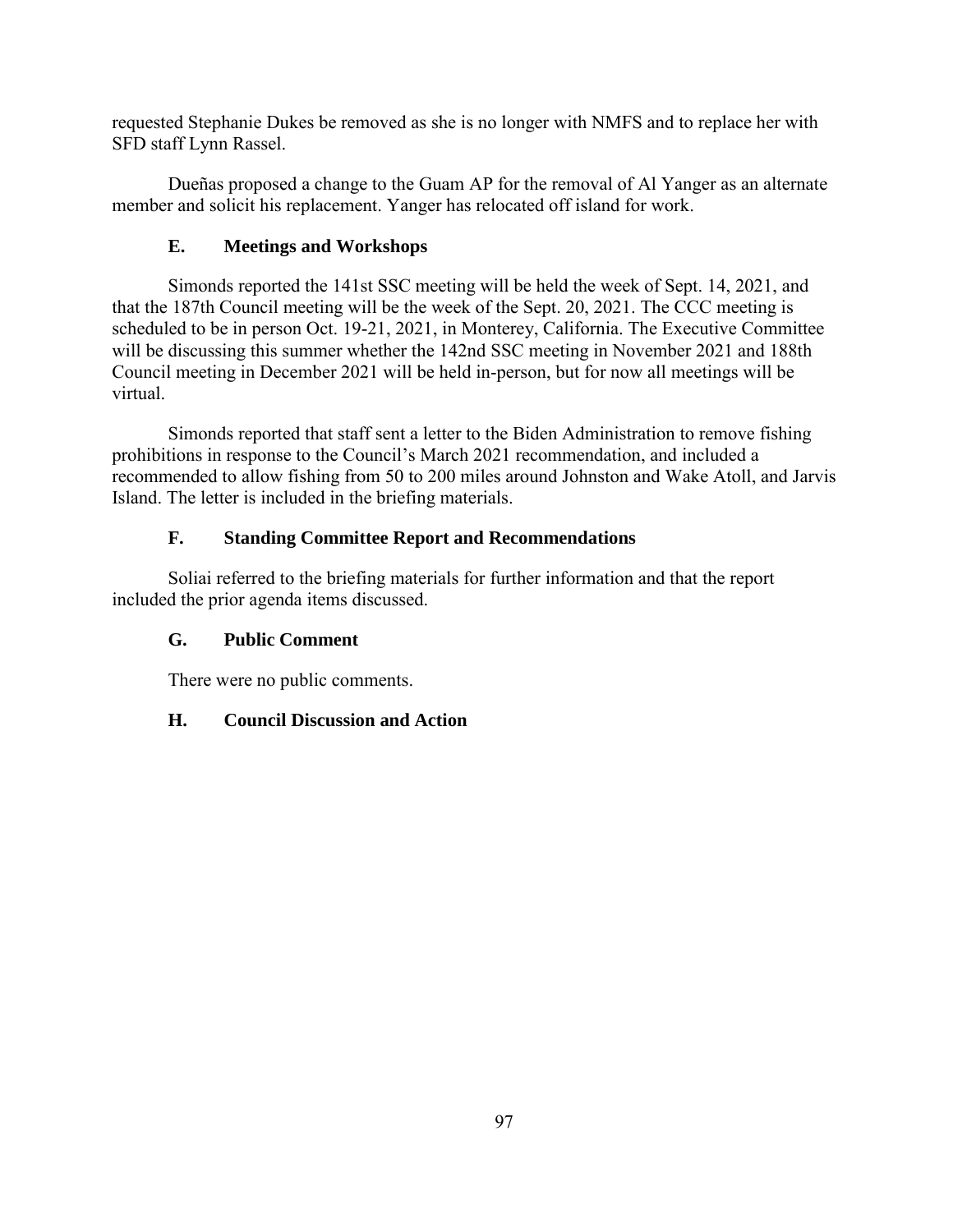requested Stephanie Dukes be removed as she is no longer with NMFS and to replace her with SFD staff Lynn Rassel.

Dueñas proposed a change to the Guam AP for the removal of Al Yanger as an alternate member and solicit his replacement. Yanger has relocated off island for work.

### E. Meetings and Workshops

Simonds reported the 141st SSC meeting will be held the week of Sept. 14, 2021, and that the 187th Council meeting will be the week of the Sept. 20, 2021. The CCC meeting is scheduled to be in person Oct. 19-21, 2021, in Monterey, California. The Executive Committee will be discussing this summer whether the 142nd SSC meeting in November 2021 and 188th Council meeting in December 2021 will be held in-person, but for now all meetings will be virtual.

Simonds reported that staff sent a letter to the Biden Administration to remove fishing prohibitions in response to the Council's March 2021 recommendation, and included a recommended to allow fishing from 50 to 200 miles around Johnston and Wake Atoll, and Jarvis Island. The letter is included in the briefing materials.

### F. Standing Committee Report and Recommendations

Soliai referred to the briefing materials for further information and that the report included the prior agenda items discussed.

### G. Public Comment

There were no public comments.

### H. Council Discussion and Action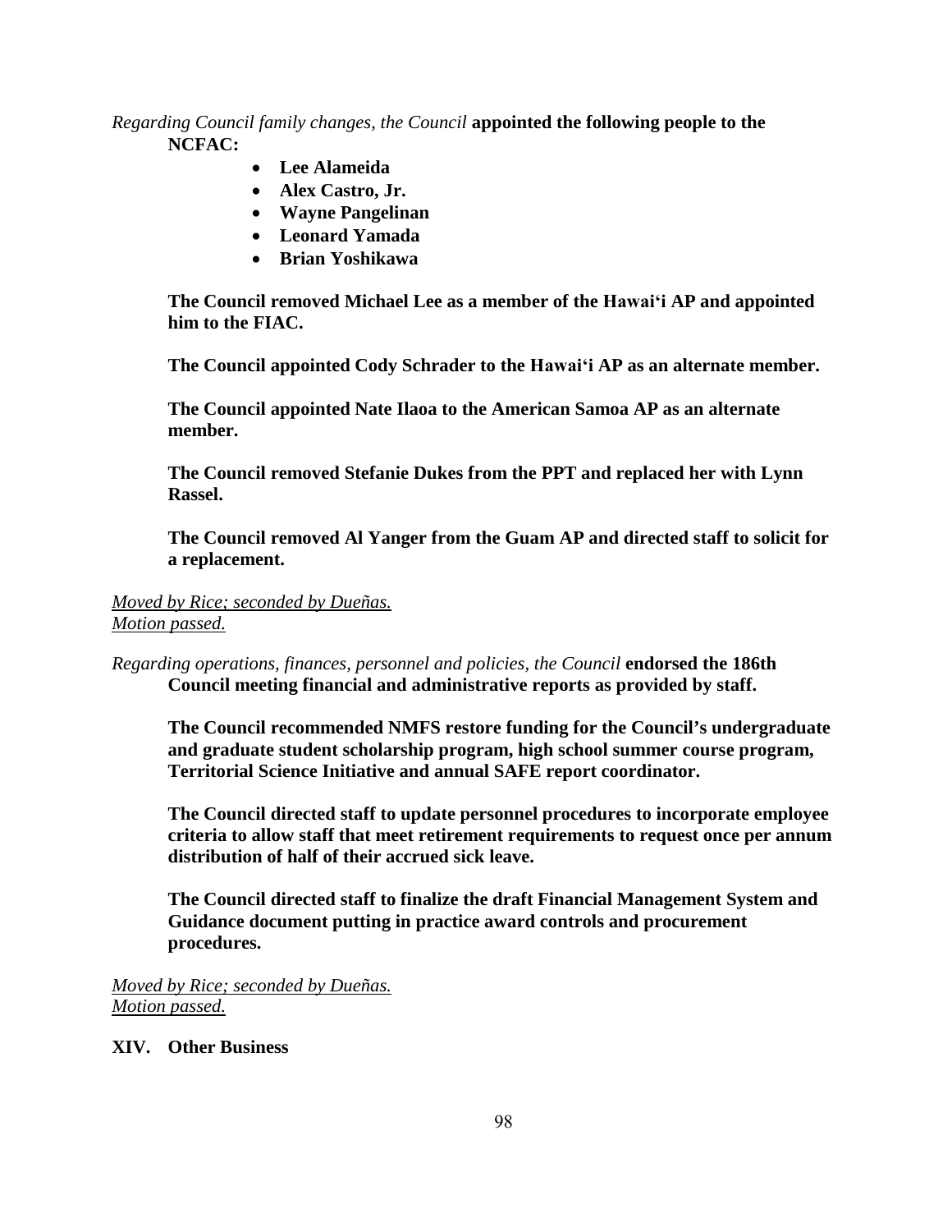*Regarding Council family changes, the Council* **appointed the following people to the NCFAC:**

- **Lee Alameida**
- **Alex Castro, Jr.**
- **Wayne Pangelinan**
- **Leonard Yamada**
- **Brian Yoshikawa**

**The Council removed Michael Lee as a member of the Hawai'i AP and appointed him to the FIAC.**

**The Council appointed Cody Schrader to the Hawai'i AP as an alternate member.**

**The Council appointed Nate Ilaoa to the American Samoa AP as an alternate member.**

**The Council removed Stefanie Dukes from the PPT and replaced her with Lynn Rassel.**

**The Council removed Al Yanger from the Guam AP and directed staff to solicit for a replacement.**

*Moved by Rice; seconded by Dueñas.*
*Motion passed.*

*Regarding operations, finances, personnel and policies, the Council* **endorsed the 186th Council meeting financial and administrative reports as provided by staff.**

**The Council recommended NMFS restore funding for the Council's undergraduate and graduate student scholarship program, high school summer course program, Territorial Science Initiative and annual SAFE report coordinator.**

**The Council directed staff to update personnel procedures to incorporate employee criteria to allow staff that meet retirement requirements to request once per annum distribution of half of their accrued sick leave.**

**The Council directed staff to finalize the draft Financial Management System and Guidance document putting in practice award controls and procurement procedures.**

*Moved by Rice; seconded by Dueñas.*
*Motion passed.*

## XIV. Other Business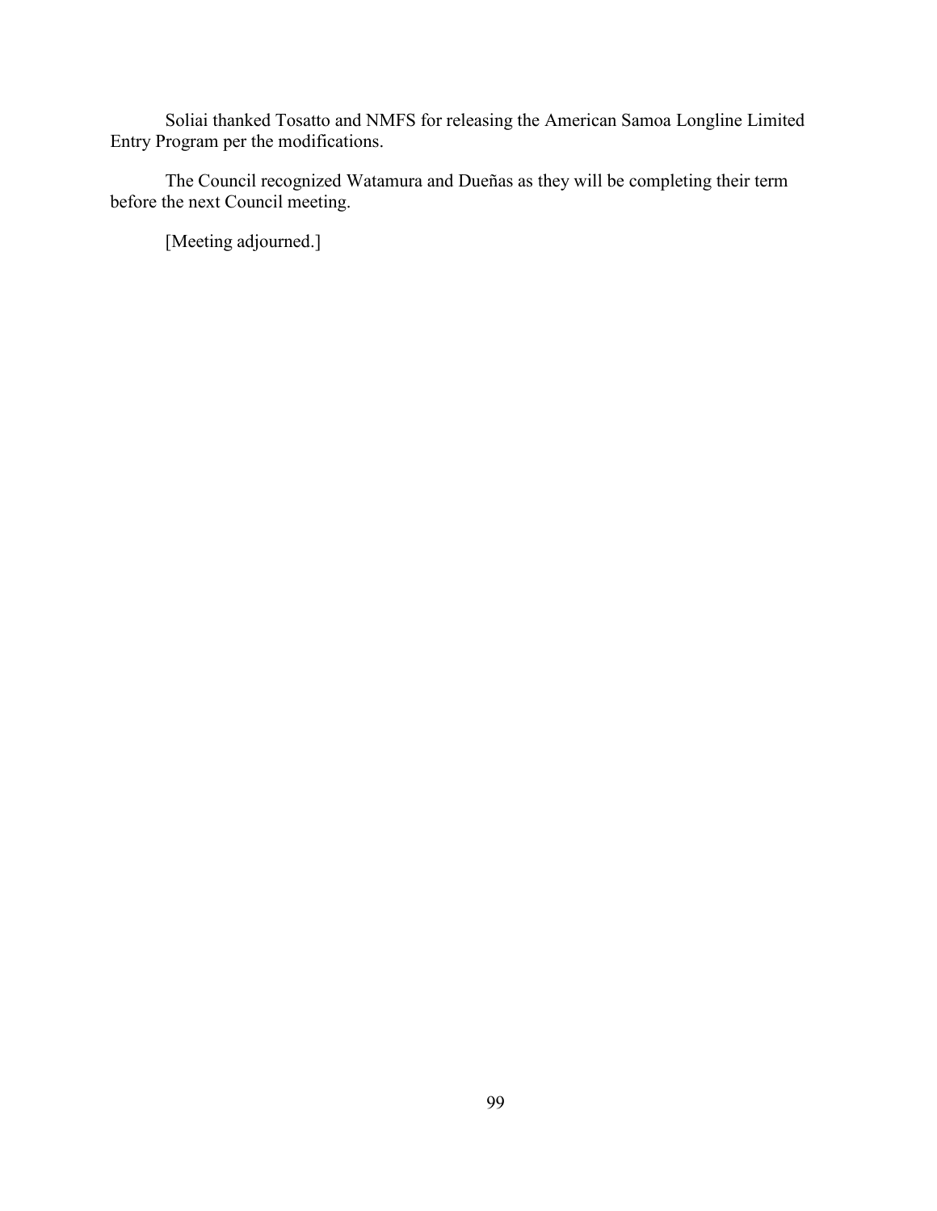Soliai thanked Tosatto and NMFS for releasing the American Samoa Longline Limited Entry Program per the modifications.

The Council recognized Watamura and Dueñas as they will be completing their term before the next Council meeting.

[Meeting adjourned.]